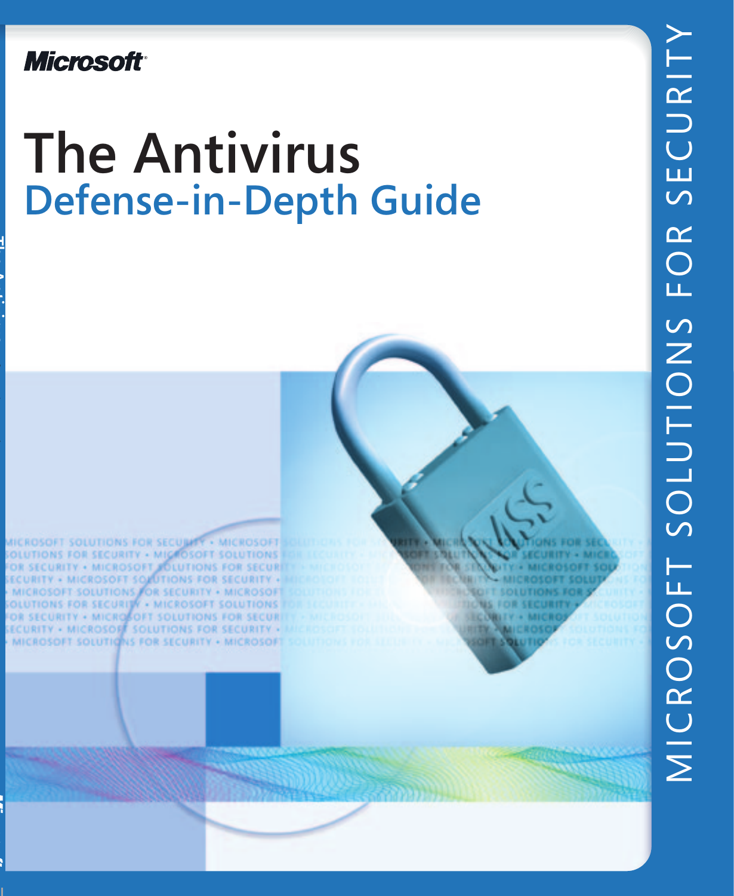Microsoft

# The Antivirus
## Defense-in-Depth Guide

MICROSOFT SOLUTIONS FOR SECURITY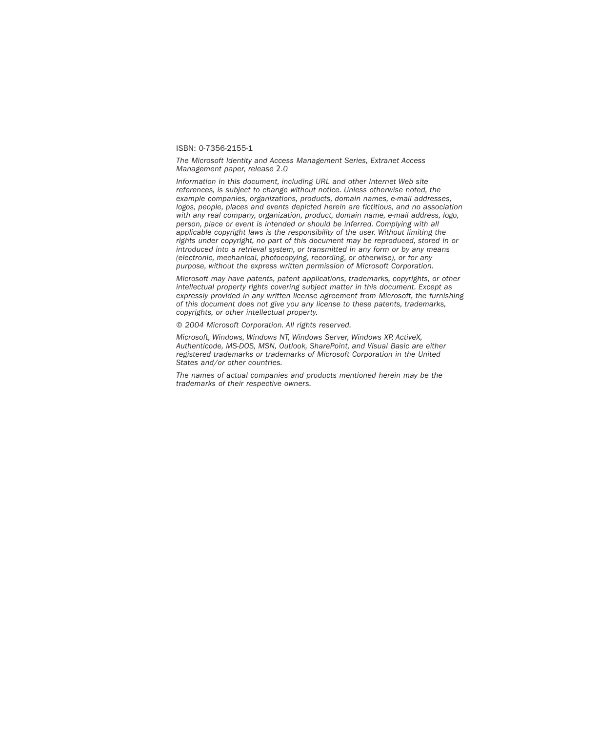ISBN: 0-7356-2155-1

*The Microsoft Identity and Access Management Series, Extranet Access Management paper, release 2.0*

*Information in this document, including URL and other Internet Web site references, is subject to change without notice. Unless otherwise noted, the example companies, organizations, products, domain names, e-mail addresses, logos, people, places and events depicted herein are fictitious, and no association with any real company, organization, product, domain name, e-mail address, logo, person, place or event is intended or should be inferred. Complying with all applicable copyright laws is the responsibility of the user. Without limiting the rights under copyright, no part of this document may be reproduced, stored in or introduced into a retrieval system, or transmitted in any form or by any means (electronic, mechanical, photocopying, recording, or otherwise), or for any purpose, without the express written permission of Microsoft Corporation.*

*Microsoft may have patents, patent applications, trademarks, copyrights, or other intellectual property rights covering subject matter in this document. Except as expressly provided in any written license agreement from Microsoft, the furnishing of this document does not give you any license to these patents, trademarks, copyrights, or other intellectual property.*

*© 2004 Microsoft Corporation. All rights reserved.*

*Microsoft, Windows, Windows NT, Windows Server, Windows XP, ActiveX, Authenticode, MS-DOS, MSN, Outlook, SharePoint, and Visual Basic are either registered trademarks or trademarks of Microsoft Corporation in the United States and/or other countries.*

*The names of actual companies and products mentioned herein may be the trademarks of their respective owners.*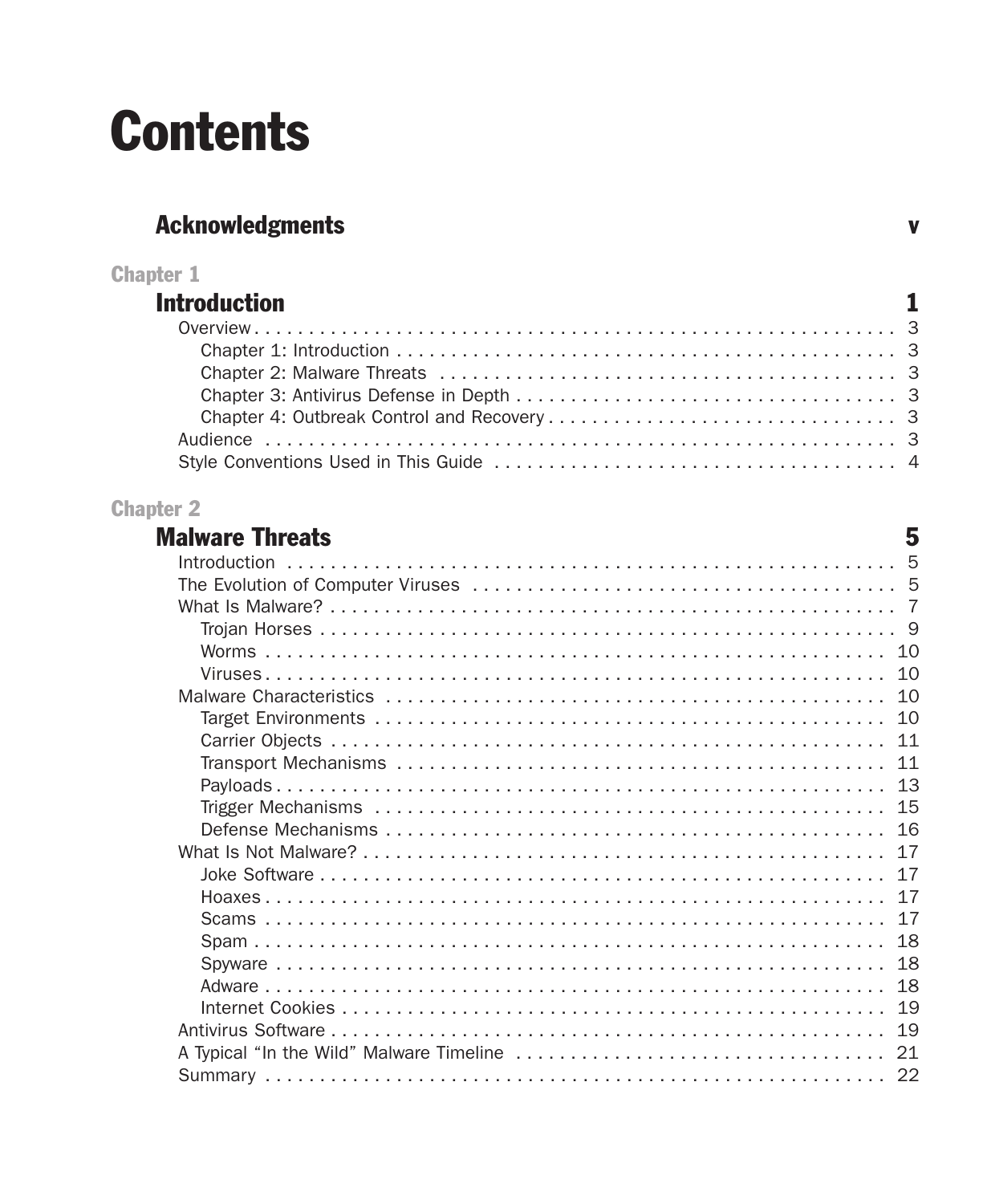# Contents

## Acknowledgments v

Chapter 1

## Introduction 1

- Overview 3
  - Chapter 1: Introduction 3
  - Chapter 2: Malware Threats 3
  - Chapter 3: Antivirus Defense in Depth 3
  - Chapter 4: Outbreak Control and Recovery 3
- Audience 3
- Style Conventions Used in This Guide 4

Chapter 2

## Malware Threats 5

- Introduction 5
- The Evolution of Computer Viruses 5
- What Is Malware? 7
  - Trojan Horses 9
  - Worms 10
  - Viruses 10
- Malware Characteristics 10
  - Target Environments 10
  - Carrier Objects 11
  - Transport Mechanisms 11
  - Payloads 13
  - Trigger Mechanisms 15
  - Defense Mechanisms 16
- What Is Not Malware? 17
  - Joke Software 17
  - Hoaxes 17
  - Scams 17
  - Spam 18
  - Spyware 18
  - Adware 18
  - Internet Cookies 19
- Antivirus Software 19
- A Typical "In the Wild" Malware Timeline 21
- Summary 22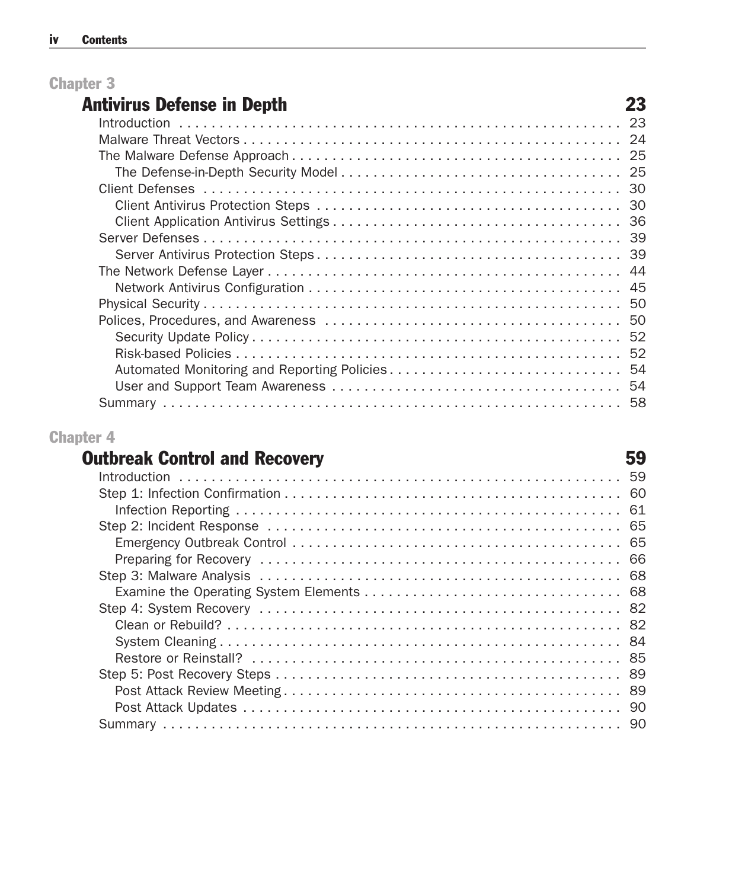## Chapter 3

## Antivirus Defense in Depth 23

- Introduction . . . 23
- Malware Threat Vectors . . . 24
- The Malware Defense Approach . . . 25
  - The Defense-in-Depth Security Model . . . 25
- Client Defenses . . . 30
  - Client Antivirus Protection Steps . . . 30
  - Client Application Antivirus Settings . . . 36
- Server Defenses . . . 39
  - Server Antivirus Protection Steps . . . 39
- The Network Defense Layer . . . 44
  - Network Antivirus Configuration . . . 45
- Physical Security . . . 50
- Polices, Procedures, and Awareness . . . 50
  - Security Update Policy . . . 52
  - Risk-based Policies . . . 52
  - Automated Monitoring and Reporting Policies . . . 54
  - User and Support Team Awareness . . . 54
- Summary . . . 58

## Chapter 4

## Outbreak Control and Recovery 59

- Introduction . . . 59
- Step 1: Infection Confirmation . . . 60
  - Infection Reporting . . . 61
- Step 2: Incident Response . . . 65
  - Emergency Outbreak Control . . . 65
  - Preparing for Recovery . . . 66
- Step 3: Malware Analysis . . . 68
  - Examine the Operating System Elements . . . 68
- Step 4: System Recovery . . . 82
  - Clean or Rebuild? . . . 82
  - System Cleaning . . . 84
  - Restore or Reinstall? . . . 85
- Step 5: Post Recovery Steps . . . 89
  - Post Attack Review Meeting . . . 89
  - Post Attack Updates . . . 90
- Summary . . . 90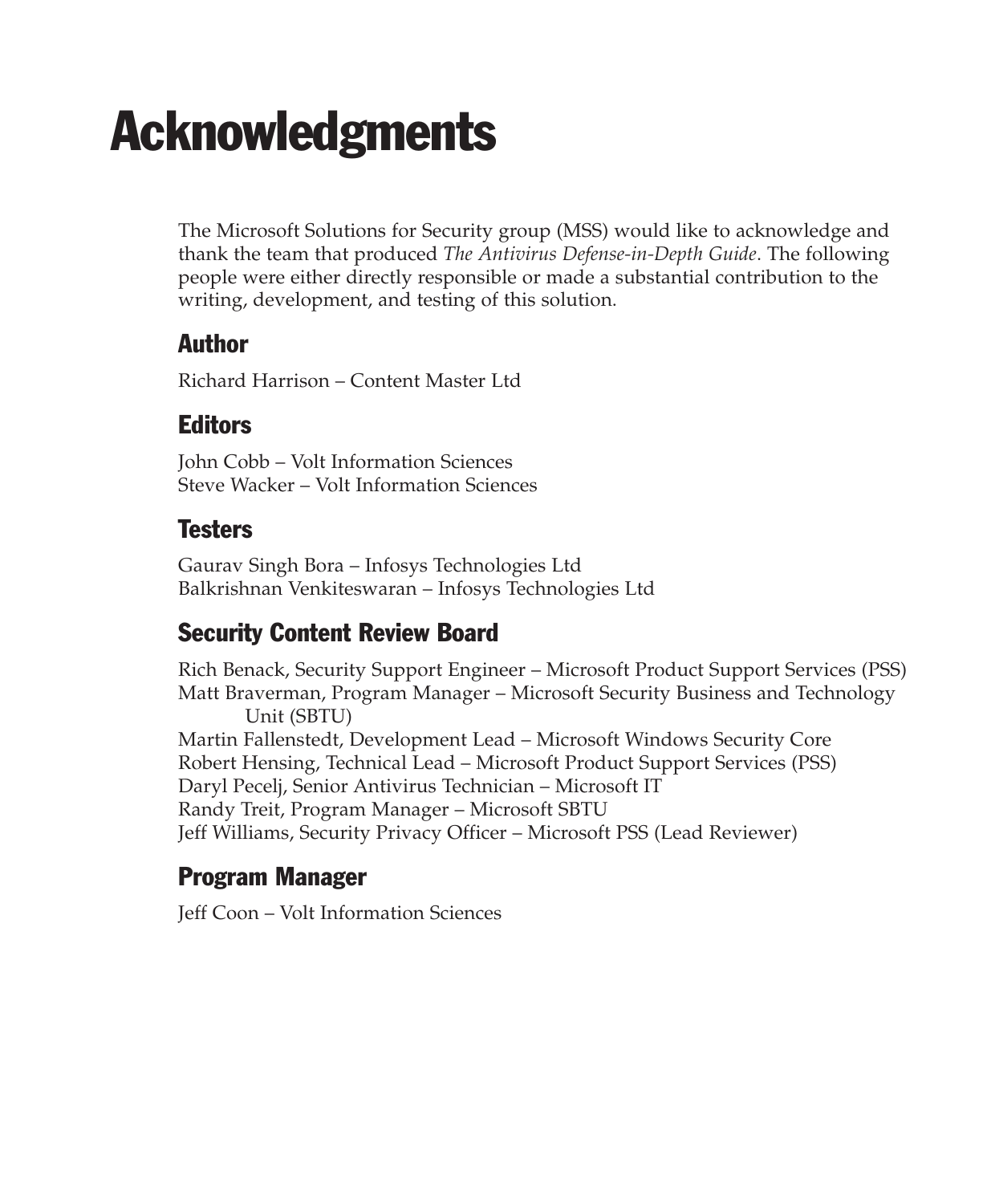# Acknowledgments

The Microsoft Solutions for Security group (MSS) would like to acknowledge and thank the team that produced *The Antivirus Defense-in-Depth Guide*. The following people were either directly responsible or made a substantial contribution to the writing, development, and testing of this solution.

## Author

Richard Harrison – Content Master Ltd

## Editors

John Cobb – Volt Information Sciences
Steve Wacker – Volt Information Sciences

## Testers

Gaurav Singh Bora – Infosys Technologies Ltd
Balkrishnan Venkiteswaran – Infosys Technologies Ltd

## Security Content Review Board

Rich Benack, Security Support Engineer – Microsoft Product Support Services (PSS)
Matt Braverman, Program Manager – Microsoft Security Business and Technology Unit (SBTU)
Martin Fallenstedt, Development Lead – Microsoft Windows Security Core
Robert Hensing, Technical Lead – Microsoft Product Support Services (PSS)
Daryl Pecelj, Senior Antivirus Technician – Microsoft IT
Randy Treit, Program Manager – Microsoft SBTU
Jeff Williams, Security Privacy Officer – Microsoft PSS (Lead Reviewer)

## Program Manager

Jeff Coon – Volt Information Sciences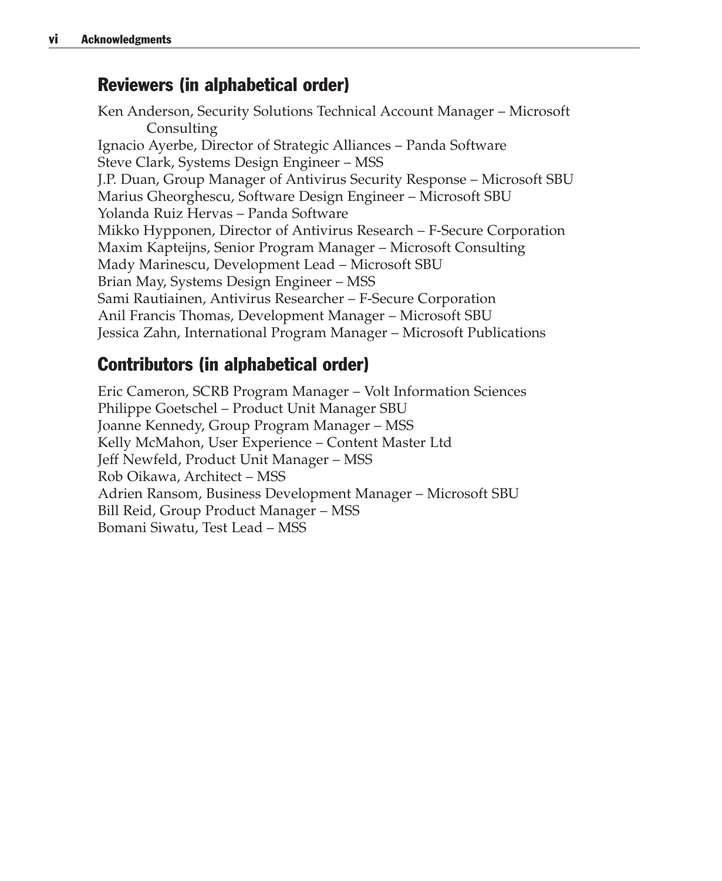## Reviewers (in alphabetical order)

Ken Anderson, Security Solutions Technical Account Manager – Microsoft Consulting
Ignacio Ayerbe, Director of Strategic Alliances – Panda Software
Steve Clark, Systems Design Engineer – MSS
J.P. Duan, Group Manager of Antivirus Security Response – Microsoft SBU
Marius Gheorghescu, Software Design Engineer – Microsoft SBU
Yolanda Ruiz Hervas – Panda Software
Mikko Hypponen, Director of Antivirus Research – F-Secure Corporation
Maxim Kapteijns, Senior Program Manager – Microsoft Consulting
Mady Marinescu, Development Lead – Microsoft SBU
Brian May, Systems Design Engineer – MSS
Sami Rautiainen, Antivirus Researcher – F-Secure Corporation
Anil Francis Thomas, Development Manager – Microsoft SBU
Jessica Zahn, International Program Manager – Microsoft Publications

## Contributors (in alphabetical order)

Eric Cameron, SCRB Program Manager – Volt Information Sciences
Philippe Goetschel – Product Unit Manager SBU
Joanne Kennedy, Group Program Manager – MSS
Kelly McMahon, User Experience – Content Master Ltd
Jeff Newfeld, Product Unit Manager – MSS
Rob Oikawa, Architect – MSS
Adrien Ransom, Business Development Manager – Microsoft SBU
Bill Reid, Group Product Manager – MSS
Bomani Siwatu, Test Lead – MSS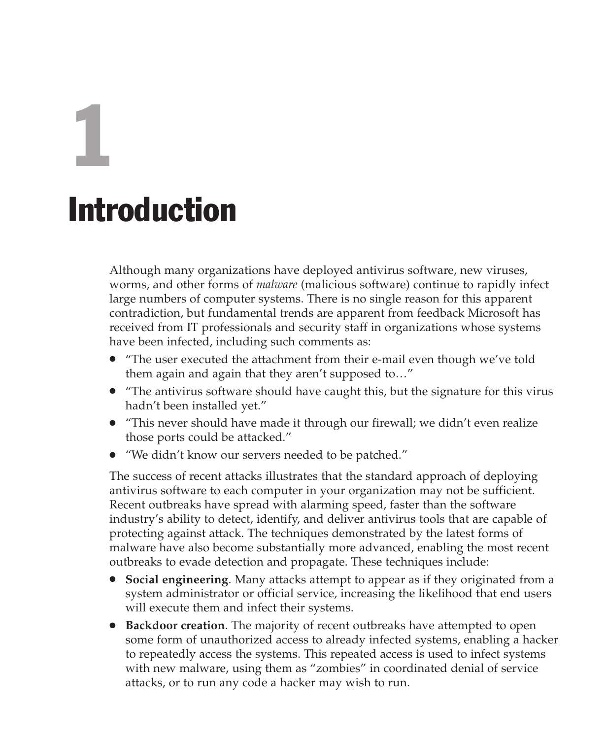# 1

# Introduction

Although many organizations have deployed antivirus software, new viruses, worms, and other forms of *malware* (malicious software) continue to rapidly infect large numbers of computer systems. There is no single reason for this apparent contradiction, but fundamental trends are apparent from feedback Microsoft has received from IT professionals and security staff in organizations whose systems have been infected, including such comments as:

- "The user executed the attachment from their e-mail even though we've told them again and again that they aren't supposed to…"
- "The antivirus software should have caught this, but the signature for this virus hadn't been installed yet."
- "This never should have made it through our firewall; we didn't even realize those ports could be attacked."
- "We didn't know our servers needed to be patched."

The success of recent attacks illustrates that the standard approach of deploying antivirus software to each computer in your organization may not be sufficient. Recent outbreaks have spread with alarming speed, faster than the software industry's ability to detect, identify, and deliver antivirus tools that are capable of protecting against attack. The techniques demonstrated by the latest forms of malware have also become substantially more advanced, enabling the most recent outbreaks to evade detection and propagate. These techniques include:

- **Social engineering**. Many attacks attempt to appear as if they originated from a system administrator or official service, increasing the likelihood that end users will execute them and infect their systems.
- **Backdoor creation**. The majority of recent outbreaks have attempted to open some form of unauthorized access to already infected systems, enabling a hacker to repeatedly access the systems. This repeated access is used to infect systems with new malware, using them as "zombies" in coordinated denial of service attacks, or to run any code a hacker may wish to run.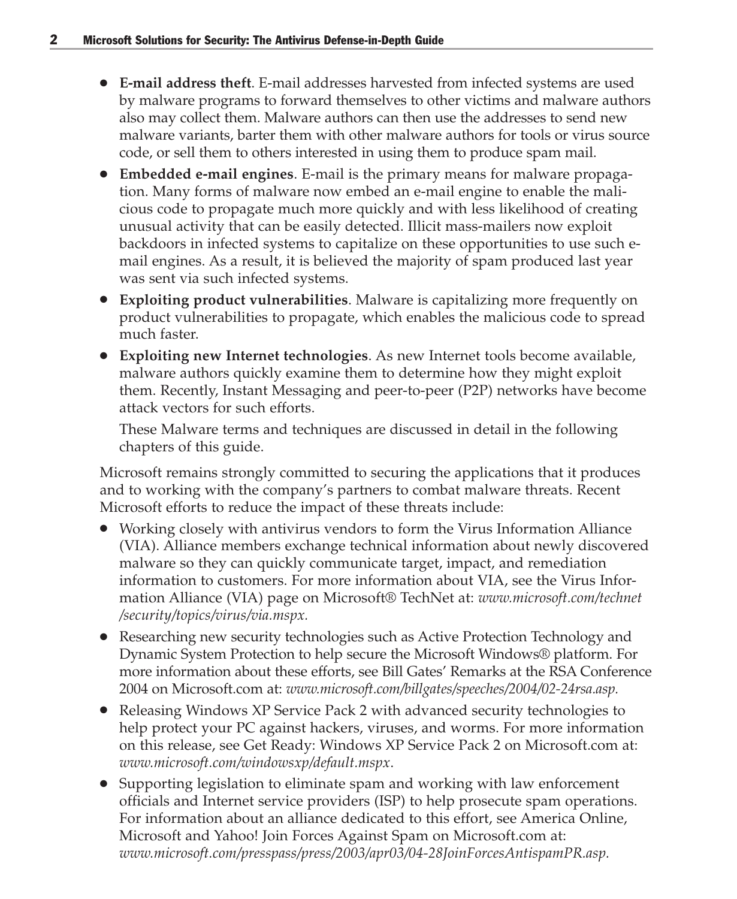- **E-mail address theft**. E-mail addresses harvested from infected systems are used by malware programs to forward themselves to other victims and malware authors also may collect them. Malware authors can then use the addresses to send new malware variants, barter them with other malware authors for tools or virus source code, or sell them to others interested in using them to produce spam mail.
- **Embedded e-mail engines**. E-mail is the primary means for malware propagation. Many forms of malware now embed an e-mail engine to enable the malicious code to propagate much more quickly and with less likelihood of creating unusual activity that can be easily detected. Illicit mass-mailers now exploit backdoors in infected systems to capitalize on these opportunities to use such e-mail engines. As a result, it is believed the majority of spam produced last year was sent via such infected systems.
- **Exploiting product vulnerabilities**. Malware is capitalizing more frequently on product vulnerabilities to propagate, which enables the malicious code to spread much faster.
- **Exploiting new Internet technologies**. As new Internet tools become available, malware authors quickly examine them to determine how they might exploit them. Recently, Instant Messaging and peer-to-peer (P2P) networks have become attack vectors for such efforts.

  These Malware terms and techniques are discussed in detail in the following chapters of this guide.

Microsoft remains strongly committed to securing the applications that it produces and to working with the company's partners to combat malware threats. Recent Microsoft efforts to reduce the impact of these threats include:

- Working closely with antivirus vendors to form the Virus Information Alliance (VIA). Alliance members exchange technical information about newly discovered malware so they can quickly communicate target, impact, and remediation information to customers. For more information about VIA, see the Virus Information Alliance (VIA) page on Microsoft® TechNet at: *www.microsoft.com/technet/security/topics/virus/via.mspx.*
- Researching new security technologies such as Active Protection Technology and Dynamic System Protection to help secure the Microsoft Windows® platform. For more information about these efforts, see Bill Gates' Remarks at the RSA Conference 2004 on Microsoft.com at: *www.microsoft.com/billgates/speeches/2004/02-24rsa.asp.*
- Releasing Windows XP Service Pack 2 with advanced security technologies to help protect your PC against hackers, viruses, and worms. For more information on this release, see Get Ready: Windows XP Service Pack 2 on Microsoft.com at: *www.microsoft.com/windowsxp/default.mspx*.
- Supporting legislation to eliminate spam and working with law enforcement officials and Internet service providers (ISP) to help prosecute spam operations. For information about an alliance dedicated to this effort, see America Online, Microsoft and Yahoo! Join Forces Against Spam on Microsoft.com at: *www.microsoft.com/presspass/press/2003/apr03/04-28JoinForcesAntispamPR.asp.*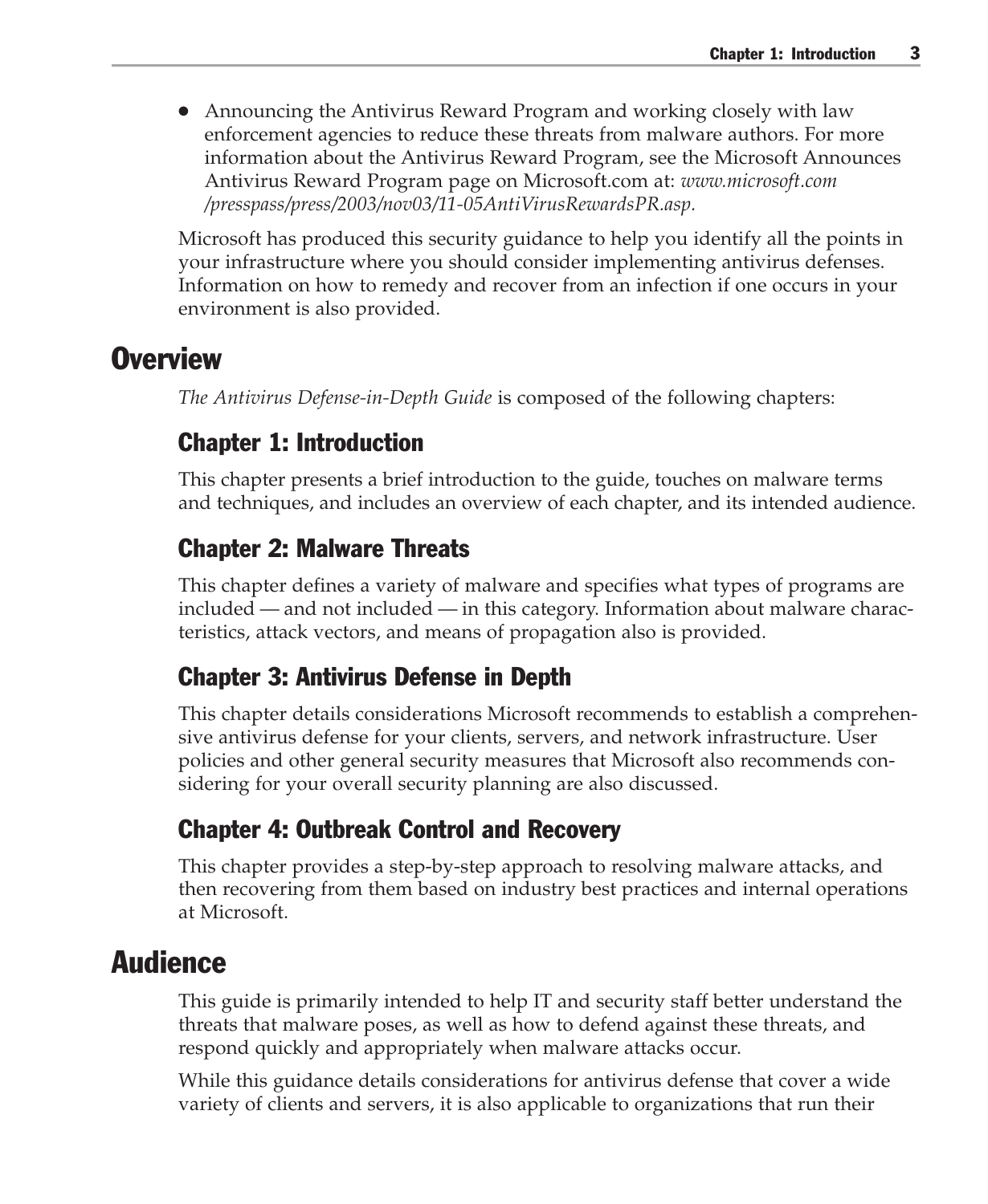- Announcing the Antivirus Reward Program and working closely with law enforcement agencies to reduce these threats from malware authors. For more information about the Antivirus Reward Program, see the Microsoft Announces Antivirus Reward Program page on Microsoft.com at: *www.microsoft.com/presspass/press/2003/nov03/11-05AntiVirusRewardsPR.asp.*

Microsoft has produced this security guidance to help you identify all the points in your infrastructure where you should consider implementing antivirus defenses. Information on how to remedy and recover from an infection if one occurs in your environment is also provided.

## Overview

*The Antivirus Defense-in-Depth Guide* is composed of the following chapters:

### Chapter 1: Introduction

This chapter presents a brief introduction to the guide, touches on malware terms and techniques, and includes an overview of each chapter, and its intended audience.

### Chapter 2: Malware Threats

This chapter defines a variety of malware and specifies what types of programs are included — and not included — in this category. Information about malware characteristics, attack vectors, and means of propagation also is provided.

### Chapter 3: Antivirus Defense in Depth

This chapter details considerations Microsoft recommends to establish a comprehensive antivirus defense for your clients, servers, and network infrastructure. User policies and other general security measures that Microsoft also recommends considering for your overall security planning are also discussed.

### Chapter 4: Outbreak Control and Recovery

This chapter provides a step-by-step approach to resolving malware attacks, and then recovering from them based on industry best practices and internal operations at Microsoft.

## Audience

This guide is primarily intended to help IT and security staff better understand the threats that malware poses, as well as how to defend against these threats, and respond quickly and appropriately when malware attacks occur.

While this guidance details considerations for antivirus defense that cover a wide variety of clients and servers, it is also applicable to organizations that run their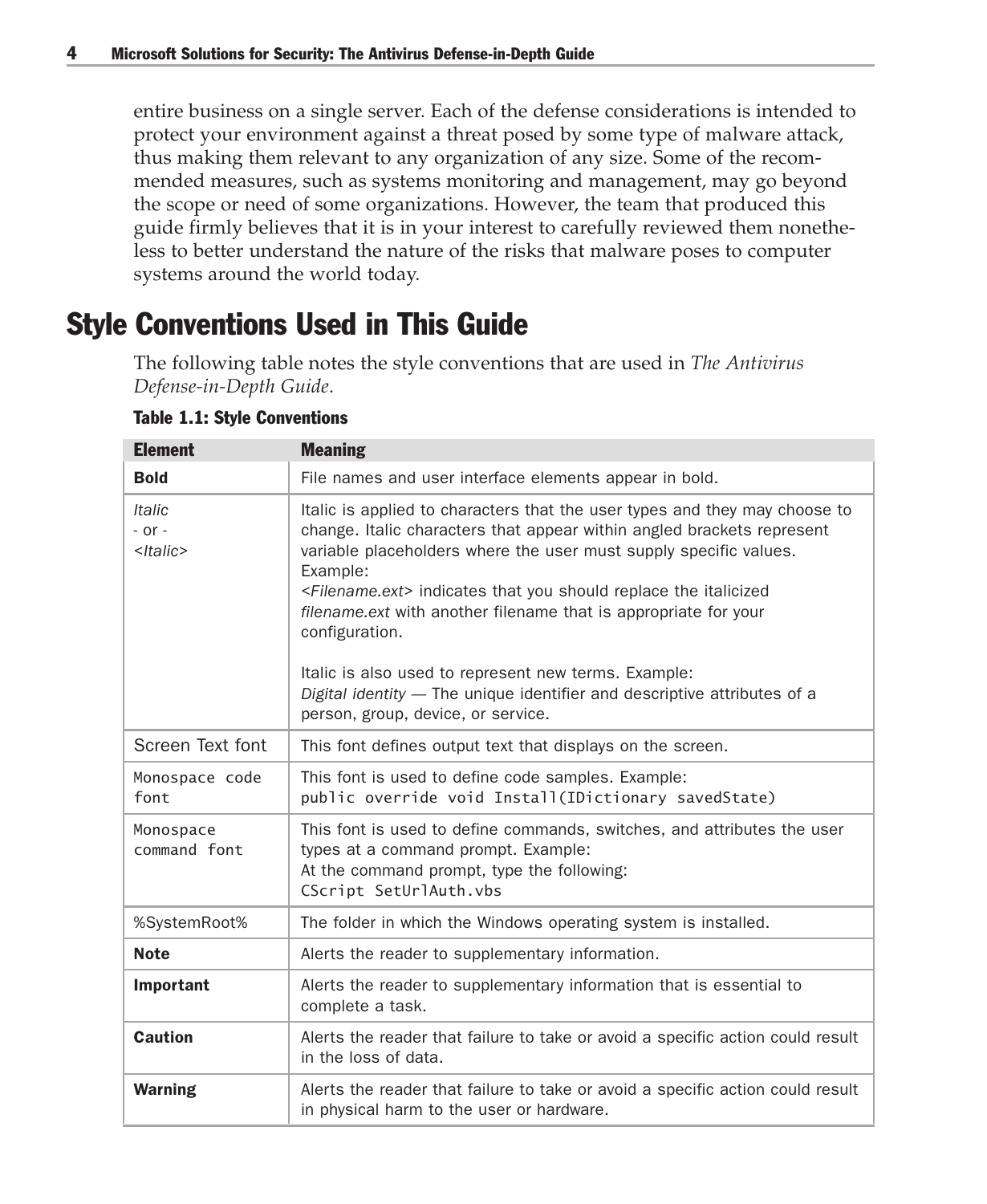entire business on a single server. Each of the defense considerations is intended to protect your environment against a threat posed by some type of malware attack, thus making them relevant to any organization of any size. Some of the recommended measures, such as systems monitoring and management, may go beyond the scope or need of some organizations. However, the team that produced this guide firmly believes that it is in your interest to carefully reviewed them nonetheless to better understand the nature of the risks that malware poses to computer systems around the world today.

## Style Conventions Used in This Guide

The following table notes the style conventions that are used in *The Antivirus Defense-in-Depth Guide*.

**Table 1.1: Style Conventions**

| Element | Meaning |
|---|---|
| **Bold** | File names and user interface elements appear in bold. |
| *Italic* - or - <*Italic*> | Italic is applied to characters that the user types and they may choose to change. Italic characters that appear within angled brackets represent variable placeholders where the user must supply specific values. Example: <*Filename.ext*> indicates that you should replace the italicized *filename.ext* with another filename that is appropriate for your configuration. Italic is also used to represent new terms. Example: *Digital identity* — The unique identifier and descriptive attributes of a person, group, device, or service. |
| Screen Text font | This font defines output text that displays on the screen. |
| `Monospace code font` | This font is used to define code samples. Example: `public override void Install(IDictionary savedState)` |
| `Monospace command font` | This font is used to define commands, switches, and attributes the user types at a command prompt. Example: At the command prompt, type the following: `CScript SetUrlAuth.vbs` |
| %SystemRoot% | The folder in which the Windows operating system is installed. |
| **Note** | Alerts the reader to supplementary information. |
| **Important** | Alerts the reader to supplementary information that is essential to complete a task. |
| **Caution** | Alerts the reader that failure to take or avoid a specific action could result in the loss of data. |
| **Warning** | Alerts the reader that failure to take or avoid a specific action could result in physical harm to the user or hardware. |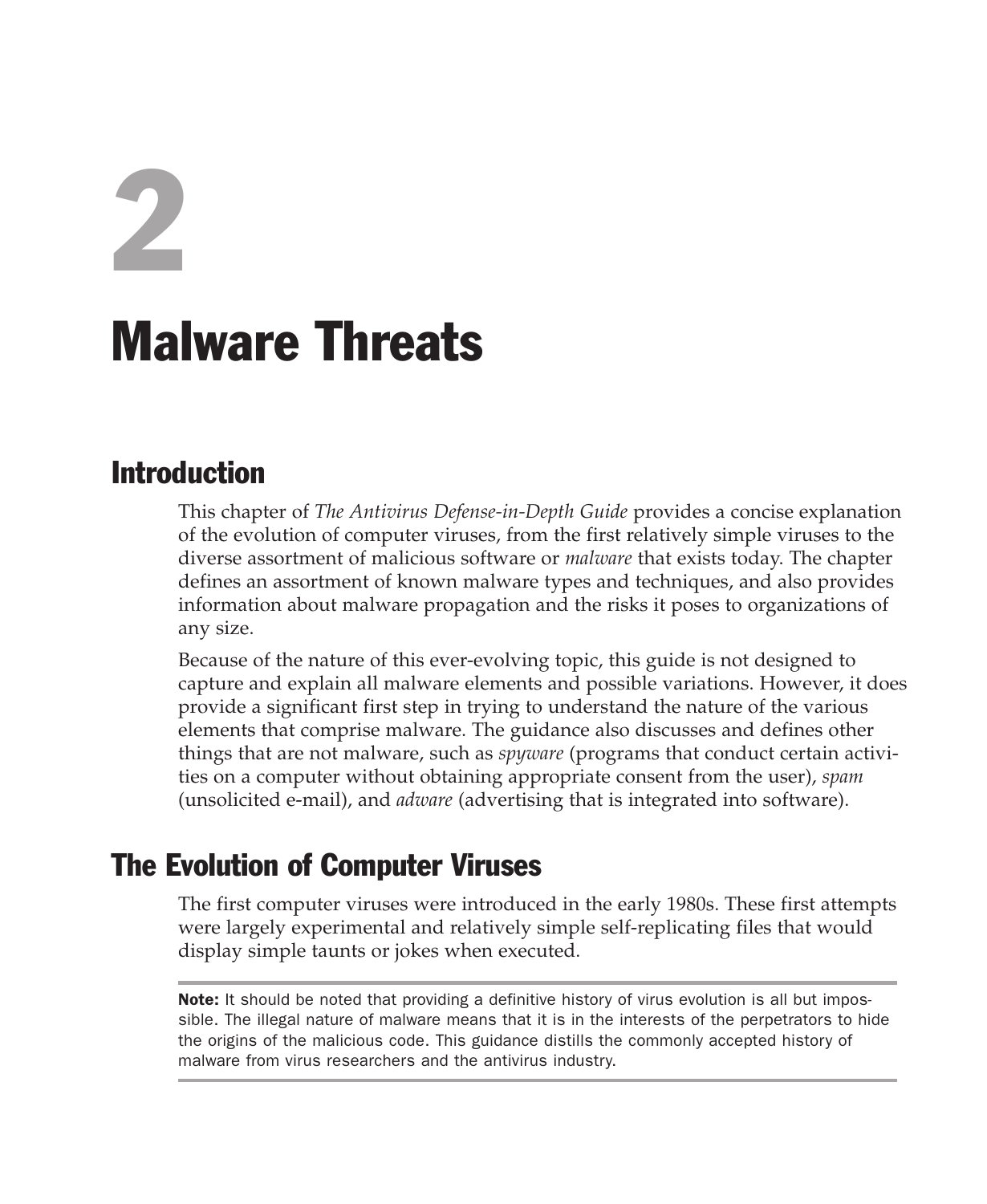# 2

# Malware Threats

## Introduction

This chapter of *The Antivirus Defense-in-Depth Guide* provides a concise explanation of the evolution of computer viruses, from the first relatively simple viruses to the diverse assortment of malicious software or *malware* that exists today. The chapter defines an assortment of known malware types and techniques, and also provides information about malware propagation and the risks it poses to organizations of any size.

Because of the nature of this ever-evolving topic, this guide is not designed to capture and explain all malware elements and possible variations. However, it does provide a significant first step in trying to understand the nature of the various elements that comprise malware. The guidance also discusses and defines other things that are not malware, such as *spyware* (programs that conduct certain activities on a computer without obtaining appropriate consent from the user), *spam* (unsolicited e-mail), and *adware* (advertising that is integrated into software).

## The Evolution of Computer Viruses

The first computer viruses were introduced in the early 1980s. These first attempts were largely experimental and relatively simple self-replicating files that would display simple taunts or jokes when executed.

**Note:** It should be noted that providing a definitive history of virus evolution is all but impossible. The illegal nature of malware means that it is in the interests of the perpetrators to hide the origins of the malicious code. This guidance distills the commonly accepted history of malware from virus researchers and the antivirus industry.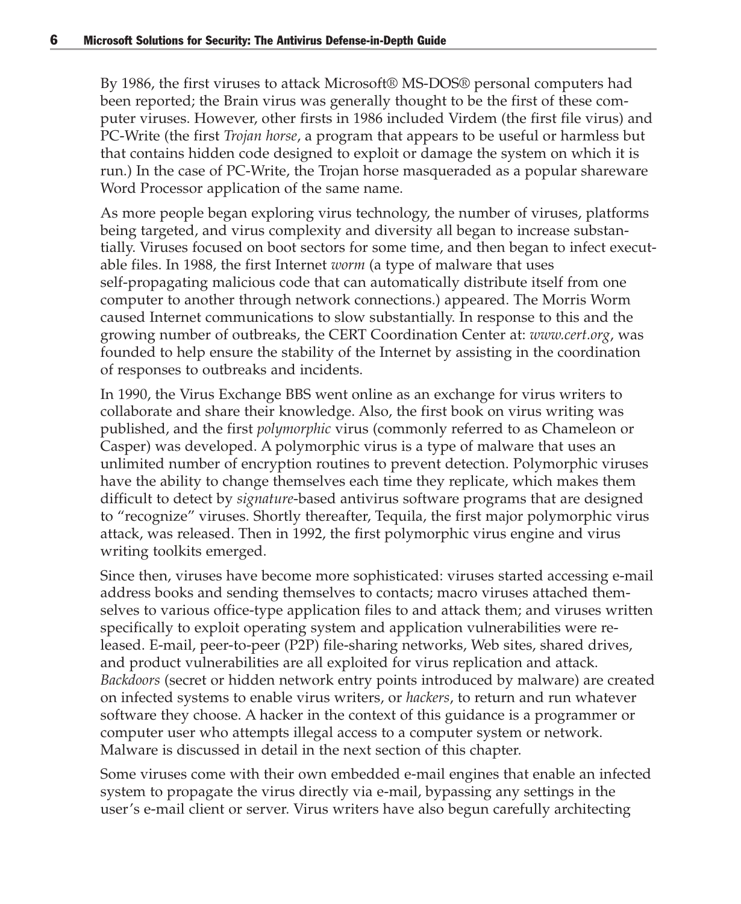By 1986, the first viruses to attack Microsoft® MS-DOS® personal computers had been reported; the Brain virus was generally thought to be the first of these computer viruses. However, other firsts in 1986 included Virdem (the first file virus) and PC-Write (the first *Trojan horse*, a program that appears to be useful or harmless but that contains hidden code designed to exploit or damage the system on which it is run.) In the case of PC-Write, the Trojan horse masqueraded as a popular shareware Word Processor application of the same name.

As more people began exploring virus technology, the number of viruses, platforms being targeted, and virus complexity and diversity all began to increase substantially. Viruses focused on boot sectors for some time, and then began to infect executable files. In 1988, the first Internet *worm* (a type of malware that uses self-propagating malicious code that can automatically distribute itself from one computer to another through network connections.) appeared. The Morris Worm caused Internet communications to slow substantially. In response to this and the growing number of outbreaks, the CERT Coordination Center at: *www.cert.org*, was founded to help ensure the stability of the Internet by assisting in the coordination of responses to outbreaks and incidents.

In 1990, the Virus Exchange BBS went online as an exchange for virus writers to collaborate and share their knowledge. Also, the first book on virus writing was published, and the first *polymorphic* virus (commonly referred to as Chameleon or Casper) was developed. A polymorphic virus is a type of malware that uses an unlimited number of encryption routines to prevent detection. Polymorphic viruses have the ability to change themselves each time they replicate, which makes them difficult to detect by *signature*-based antivirus software programs that are designed to "recognize" viruses. Shortly thereafter, Tequila, the first major polymorphic virus attack, was released. Then in 1992, the first polymorphic virus engine and virus writing toolkits emerged.

Since then, viruses have become more sophisticated: viruses started accessing e-mail address books and sending themselves to contacts; macro viruses attached themselves to various office-type application files to and attack them; and viruses written specifically to exploit operating system and application vulnerabilities were released. E-mail, peer-to-peer (P2P) file-sharing networks, Web sites, shared drives, and product vulnerabilities are all exploited for virus replication and attack. *Backdoors* (secret or hidden network entry points introduced by malware) are created on infected systems to enable virus writers, or *hackers*, to return and run whatever software they choose. A hacker in the context of this guidance is a programmer or computer user who attempts illegal access to a computer system or network. Malware is discussed in detail in the next section of this chapter.

Some viruses come with their own embedded e-mail engines that enable an infected system to propagate the virus directly via e-mail, bypassing any settings in the user's e-mail client or server. Virus writers have also begun carefully architecting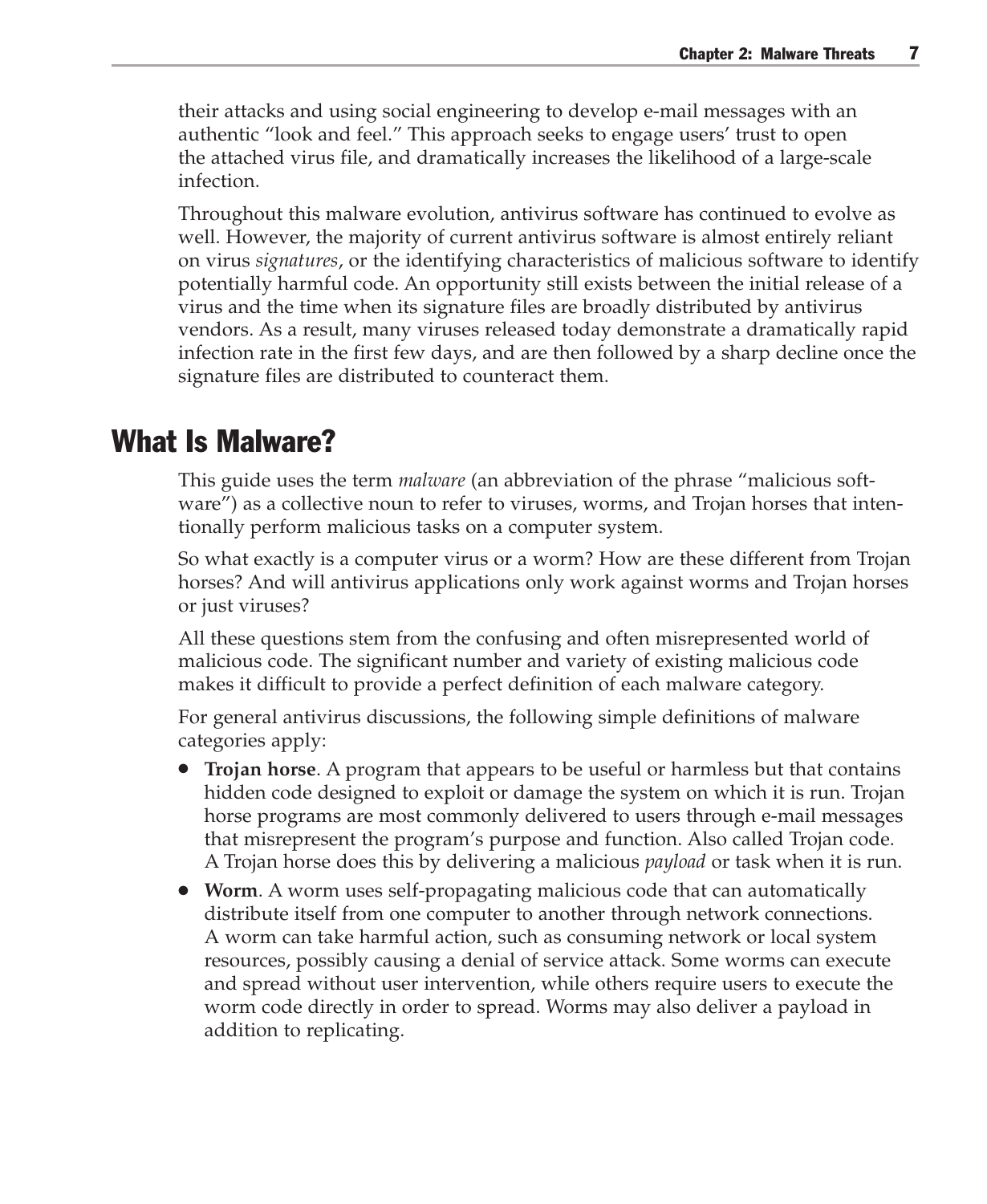their attacks and using social engineering to develop e-mail messages with an authentic "look and feel." This approach seeks to engage users' trust to open the attached virus file, and dramatically increases the likelihood of a large-scale infection.

Throughout this malware evolution, antivirus software has continued to evolve as well. However, the majority of current antivirus software is almost entirely reliant on virus *signatures*, or the identifying characteristics of malicious software to identify potentially harmful code. An opportunity still exists between the initial release of a virus and the time when its signature files are broadly distributed by antivirus vendors. As a result, many viruses released today demonstrate a dramatically rapid infection rate in the first few days, and are then followed by a sharp decline once the signature files are distributed to counteract them.

## What Is Malware?

This guide uses the term *malware* (an abbreviation of the phrase "malicious software") as a collective noun to refer to viruses, worms, and Trojan horses that intentionally perform malicious tasks on a computer system.

So what exactly is a computer virus or a worm? How are these different from Trojan horses? And will antivirus applications only work against worms and Trojan horses or just viruses?

All these questions stem from the confusing and often misrepresented world of malicious code. The significant number and variety of existing malicious code makes it difficult to provide a perfect definition of each malware category.

For general antivirus discussions, the following simple definitions of malware categories apply:

- **Trojan horse**. A program that appears to be useful or harmless but that contains hidden code designed to exploit or damage the system on which it is run. Trojan horse programs are most commonly delivered to users through e-mail messages that misrepresent the program's purpose and function. Also called Trojan code. A Trojan horse does this by delivering a malicious *payload* or task when it is run.
- **Worm**. A worm uses self-propagating malicious code that can automatically distribute itself from one computer to another through network connections. A worm can take harmful action, such as consuming network or local system resources, possibly causing a denial of service attack. Some worms can execute and spread without user intervention, while others require users to execute the worm code directly in order to spread. Worms may also deliver a payload in addition to replicating.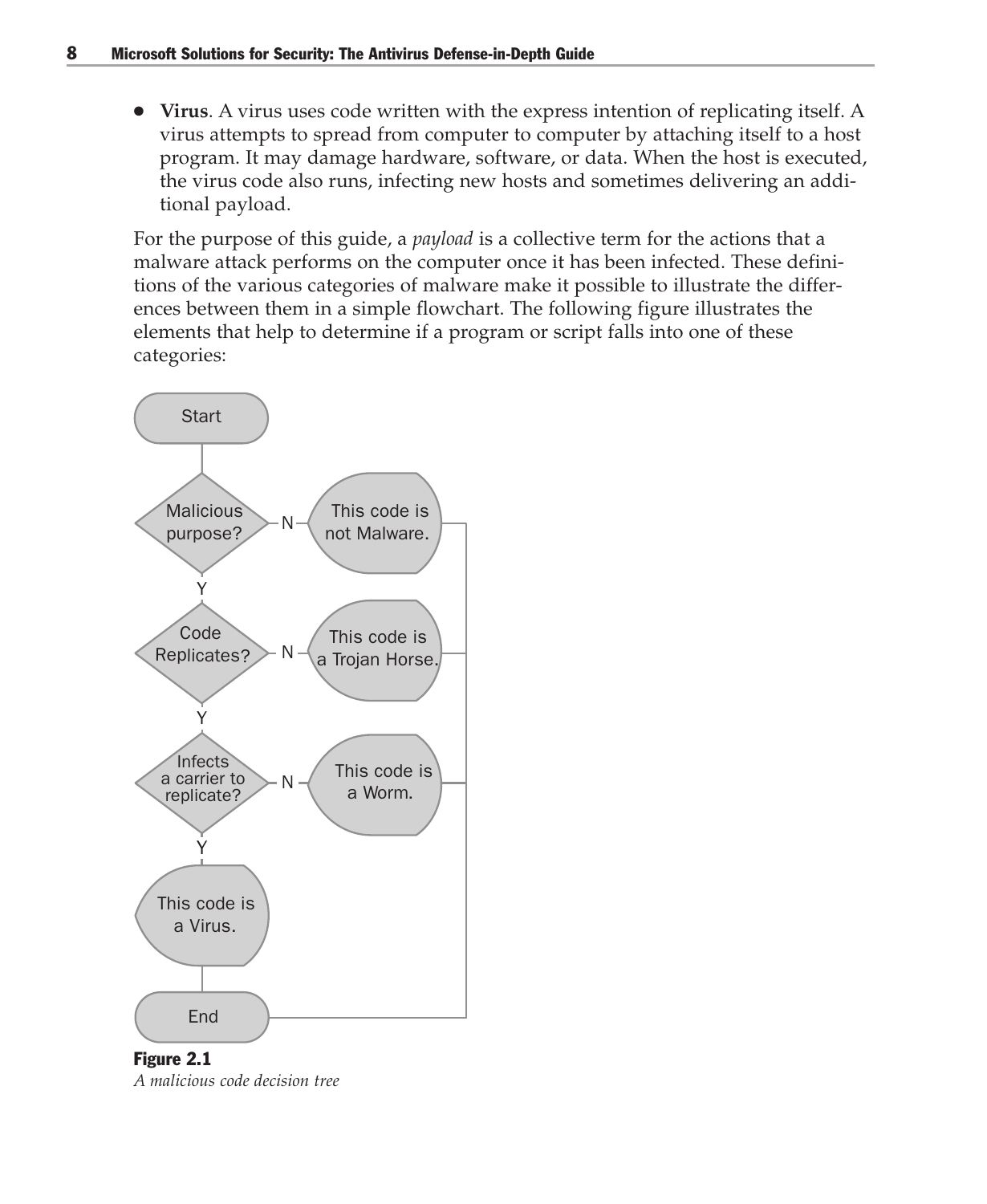- **Virus**. A virus uses code written with the express intention of replicating itself. A virus attempts to spread from computer to computer by attaching itself to a host program. It may damage hardware, software, or data. When the host is executed, the virus code also runs, infecting new hosts and sometimes delivering an additional payload.

For the purpose of this guide, a *payload* is a collective term for the actions that a malware attack performs on the computer once it has been infected. These definitions of the various categories of malware make it possible to illustrate the differences between them in a simple flowchart. The following figure illustrates the elements that help to determine if a program or script falls into one of these categories:

**Figure 2.1**
*A malicious code decision tree*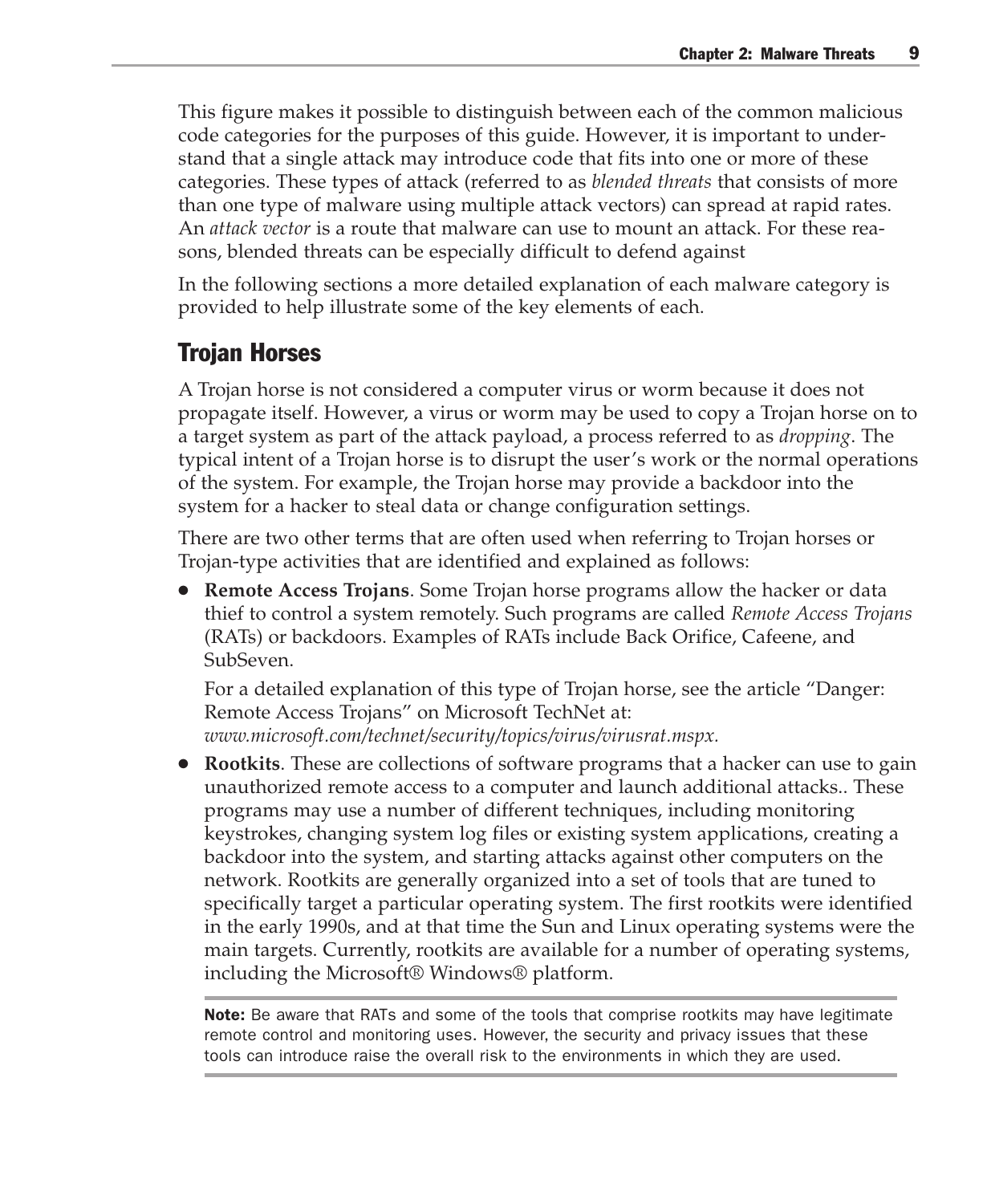This figure makes it possible to distinguish between each of the common malicious code categories for the purposes of this guide. However, it is important to understand that a single attack may introduce code that fits into one or more of these categories. These types of attack (referred to as *blended threats* that consists of more than one type of malware using multiple attack vectors) can spread at rapid rates. An *attack vector* is a route that malware can use to mount an attack. For these reasons, blended threats can be especially difficult to defend against

In the following sections a more detailed explanation of each malware category is provided to help illustrate some of the key elements of each.

## Trojan Horses

A Trojan horse is not considered a computer virus or worm because it does not propagate itself. However, a virus or worm may be used to copy a Trojan horse on to a target system as part of the attack payload, a process referred to as *dropping*. The typical intent of a Trojan horse is to disrupt the user's work or the normal operations of the system. For example, the Trojan horse may provide a backdoor into the system for a hacker to steal data or change configuration settings.

There are two other terms that are often used when referring to Trojan horses or Trojan-type activities that are identified and explained as follows:

- **Remote Access Trojans**. Some Trojan horse programs allow the hacker or data thief to control a system remotely. Such programs are called *Remote Access Trojans* (RATs) or backdoors. Examples of RATs include Back Orifice, Cafeene, and SubSeven.

  For a detailed explanation of this type of Trojan horse, see the article "Danger: Remote Access Trojans" on Microsoft TechNet at: *www.microsoft.com/technet/security/topics/virus/virusrat.mspx.*

- **Rootkits**. These are collections of software programs that a hacker can use to gain unauthorized remote access to a computer and launch additional attacks.. These programs may use a number of different techniques, including monitoring keystrokes, changing system log files or existing system applications, creating a backdoor into the system, and starting attacks against other computers on the network. Rootkits are generally organized into a set of tools that are tuned to specifically target a particular operating system. The first rootkits were identified in the early 1990s, and at that time the Sun and Linux operating systems were the main targets. Currently, rootkits are available for a number of operating systems, including the Microsoft® Windows® platform.

**Note:** Be aware that RATs and some of the tools that comprise rootkits may have legitimate remote control and monitoring uses. However, the security and privacy issues that these tools can introduce raise the overall risk to the environments in which they are used.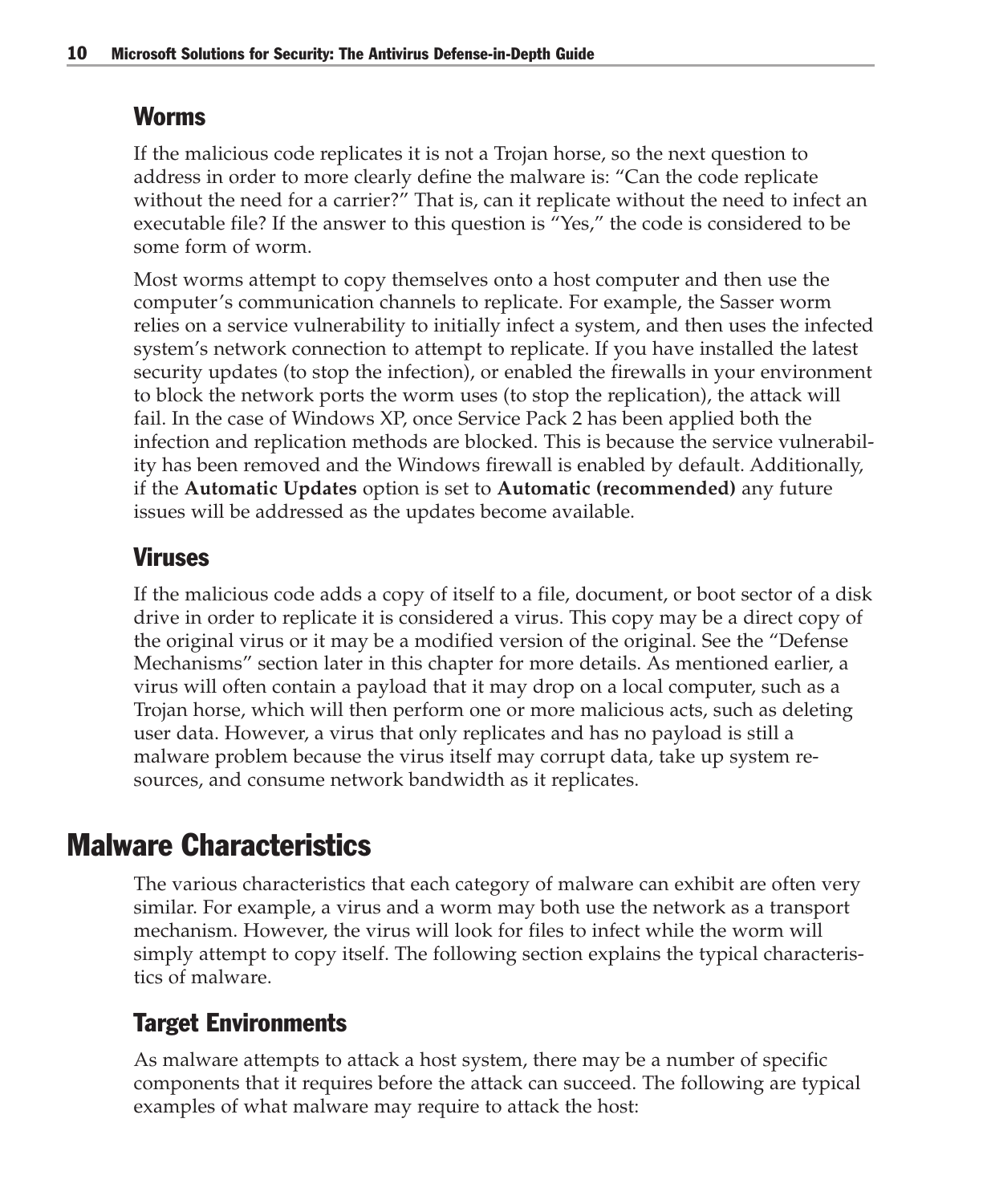### Worms

If the malicious code replicates it is not a Trojan horse, so the next question to address in order to more clearly define the malware is: "Can the code replicate without the need for a carrier?" That is, can it replicate without the need to infect an executable file? If the answer to this question is "Yes," the code is considered to be some form of worm.

Most worms attempt to copy themselves onto a host computer and then use the computer's communication channels to replicate. For example, the Sasser worm relies on a service vulnerability to initially infect a system, and then uses the infected system's network connection to attempt to replicate. If you have installed the latest security updates (to stop the infection), or enabled the firewalls in your environment to block the network ports the worm uses (to stop the replication), the attack will fail. In the case of Windows XP, once Service Pack 2 has been applied both the infection and replication methods are blocked. This is because the service vulnerability has been removed and the Windows firewall is enabled by default. Additionally, if the **Automatic Updates** option is set to **Automatic (recommended)** any future issues will be addressed as the updates become available.

### Viruses

If the malicious code adds a copy of itself to a file, document, or boot sector of a disk drive in order to replicate it is considered a virus. This copy may be a direct copy of the original virus or it may be a modified version of the original. See the "Defense Mechanisms" section later in this chapter for more details. As mentioned earlier, a virus will often contain a payload that it may drop on a local computer, such as a Trojan horse, which will then perform one or more malicious acts, such as deleting user data. However, a virus that only replicates and has no payload is still a malware problem because the virus itself may corrupt data, take up system resources, and consume network bandwidth as it replicates.

## Malware Characteristics

The various characteristics that each category of malware can exhibit are often very similar. For example, a virus and a worm may both use the network as a transport mechanism. However, the virus will look for files to infect while the worm will simply attempt to copy itself. The following section explains the typical characteristics of malware.

### Target Environments

As malware attempts to attack a host system, there may be a number of specific components that it requires before the attack can succeed. The following are typical examples of what malware may require to attack the host: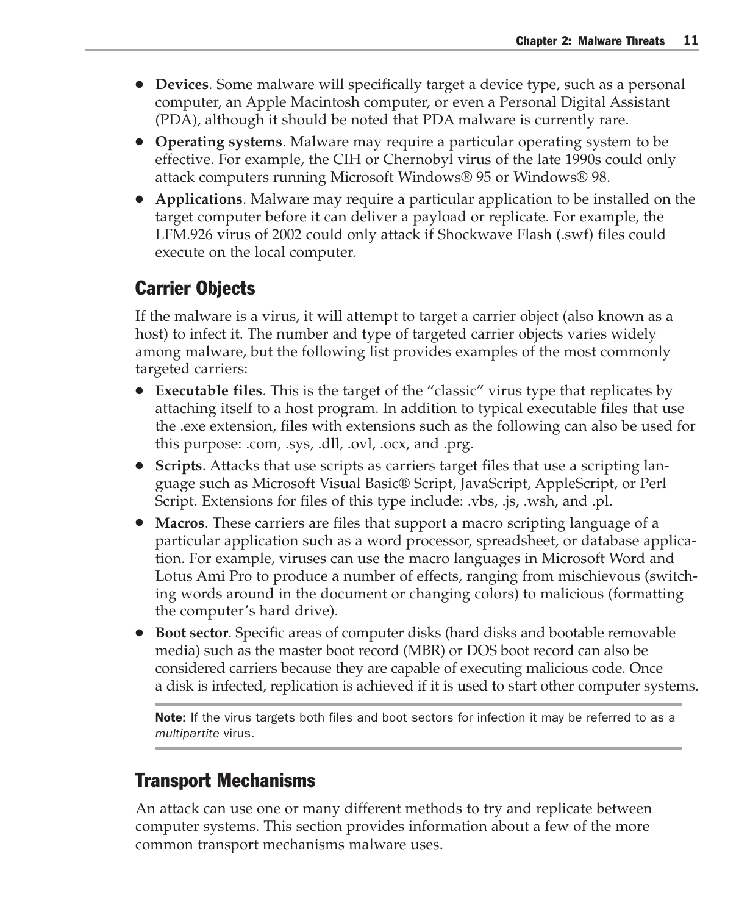- **Devices**. Some malware will specifically target a device type, such as a personal computer, an Apple Macintosh computer, or even a Personal Digital Assistant (PDA), although it should be noted that PDA malware is currently rare.
- **Operating systems**. Malware may require a particular operating system to be effective. For example, the CIH or Chernobyl virus of the late 1990s could only attack computers running Microsoft Windows® 95 or Windows® 98.
- **Applications**. Malware may require a particular application to be installed on the target computer before it can deliver a payload or replicate. For example, the LFM.926 virus of 2002 could only attack if Shockwave Flash (.swf) files could execute on the local computer.

## Carrier Objects

If the malware is a virus, it will attempt to target a carrier object (also known as a host) to infect it. The number and type of targeted carrier objects varies widely among malware, but the following list provides examples of the most commonly targeted carriers:

- **Executable files**. This is the target of the "classic" virus type that replicates by attaching itself to a host program. In addition to typical executable files that use the .exe extension, files with extensions such as the following can also be used for this purpose: .com, .sys, .dll, .ovl, .ocx, and .prg.
- **Scripts**. Attacks that use scripts as carriers target files that use a scripting language such as Microsoft Visual Basic® Script, JavaScript, AppleScript, or Perl Script. Extensions for files of this type include: .vbs, .js, .wsh, and .pl.
- **Macros**. These carriers are files that support a macro scripting language of a particular application such as a word processor, spreadsheet, or database application. For example, viruses can use the macro languages in Microsoft Word and Lotus Ami Pro to produce a number of effects, ranging from mischievous (switching words around in the document or changing colors) to malicious (formatting the computer's hard drive).
- **Boot sector**. Specific areas of computer disks (hard disks and bootable removable media) such as the master boot record (MBR) or DOS boot record can also be considered carriers because they are capable of executing malicious code. Once a disk is infected, replication is achieved if it is used to start other computer systems.

**Note:** If the virus targets both files and boot sectors for infection it may be referred to as a *multipartite* virus.

## Transport Mechanisms

An attack can use one or many different methods to try and replicate between computer systems. This section provides information about a few of the more common transport mechanisms malware uses.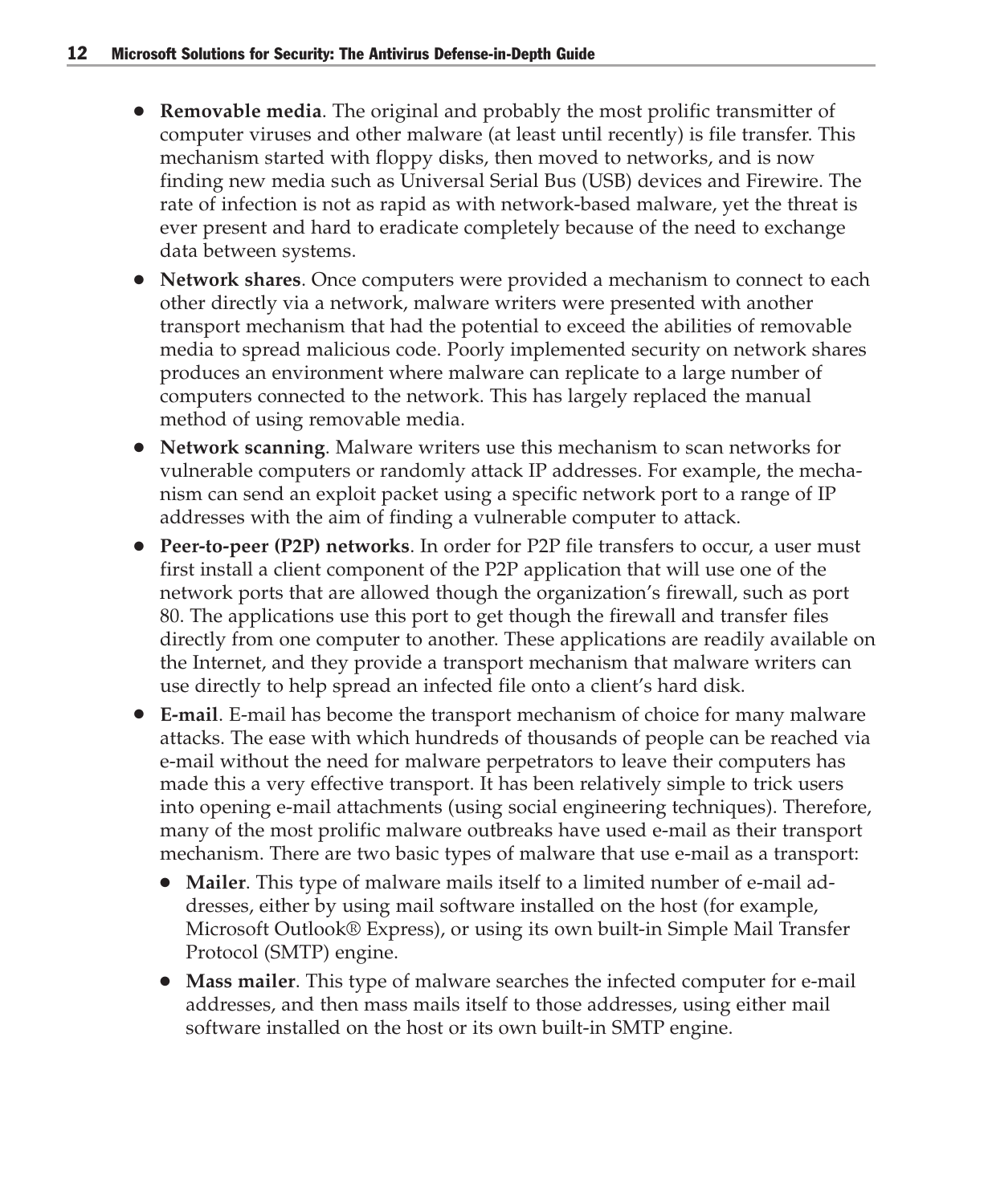- **Removable media**. The original and probably the most prolific transmitter of computer viruses and other malware (at least until recently) is file transfer. This mechanism started with floppy disks, then moved to networks, and is now finding new media such as Universal Serial Bus (USB) devices and Firewire. The rate of infection is not as rapid as with network-based malware, yet the threat is ever present and hard to eradicate completely because of the need to exchange data between systems.
- **Network shares**. Once computers were provided a mechanism to connect to each other directly via a network, malware writers were presented with another transport mechanism that had the potential to exceed the abilities of removable media to spread malicious code. Poorly implemented security on network shares produces an environment where malware can replicate to a large number of computers connected to the network. This has largely replaced the manual method of using removable media.
- **Network scanning**. Malware writers use this mechanism to scan networks for vulnerable computers or randomly attack IP addresses. For example, the mechanism can send an exploit packet using a specific network port to a range of IP addresses with the aim of finding a vulnerable computer to attack.
- **Peer-to-peer (P2P) networks**. In order for P2P file transfers to occur, a user must first install a client component of the P2P application that will use one of the network ports that are allowed though the organization's firewall, such as port 80. The applications use this port to get though the firewall and transfer files directly from one computer to another. These applications are readily available on the Internet, and they provide a transport mechanism that malware writers can use directly to help spread an infected file onto a client's hard disk.
- **E-mail**. E-mail has become the transport mechanism of choice for many malware attacks. The ease with which hundreds of thousands of people can be reached via e-mail without the need for malware perpetrators to leave their computers has made this a very effective transport. It has been relatively simple to trick users into opening e-mail attachments (using social engineering techniques). Therefore, many of the most prolific malware outbreaks have used e-mail as their transport mechanism. There are two basic types of malware that use e-mail as a transport:
  - **Mailer**. This type of malware mails itself to a limited number of e-mail addresses, either by using mail software installed on the host (for example, Microsoft Outlook® Express), or using its own built-in Simple Mail Transfer Protocol (SMTP) engine.
  - **Mass mailer**. This type of malware searches the infected computer for e-mail addresses, and then mass mails itself to those addresses, using either mail software installed on the host or its own built-in SMTP engine.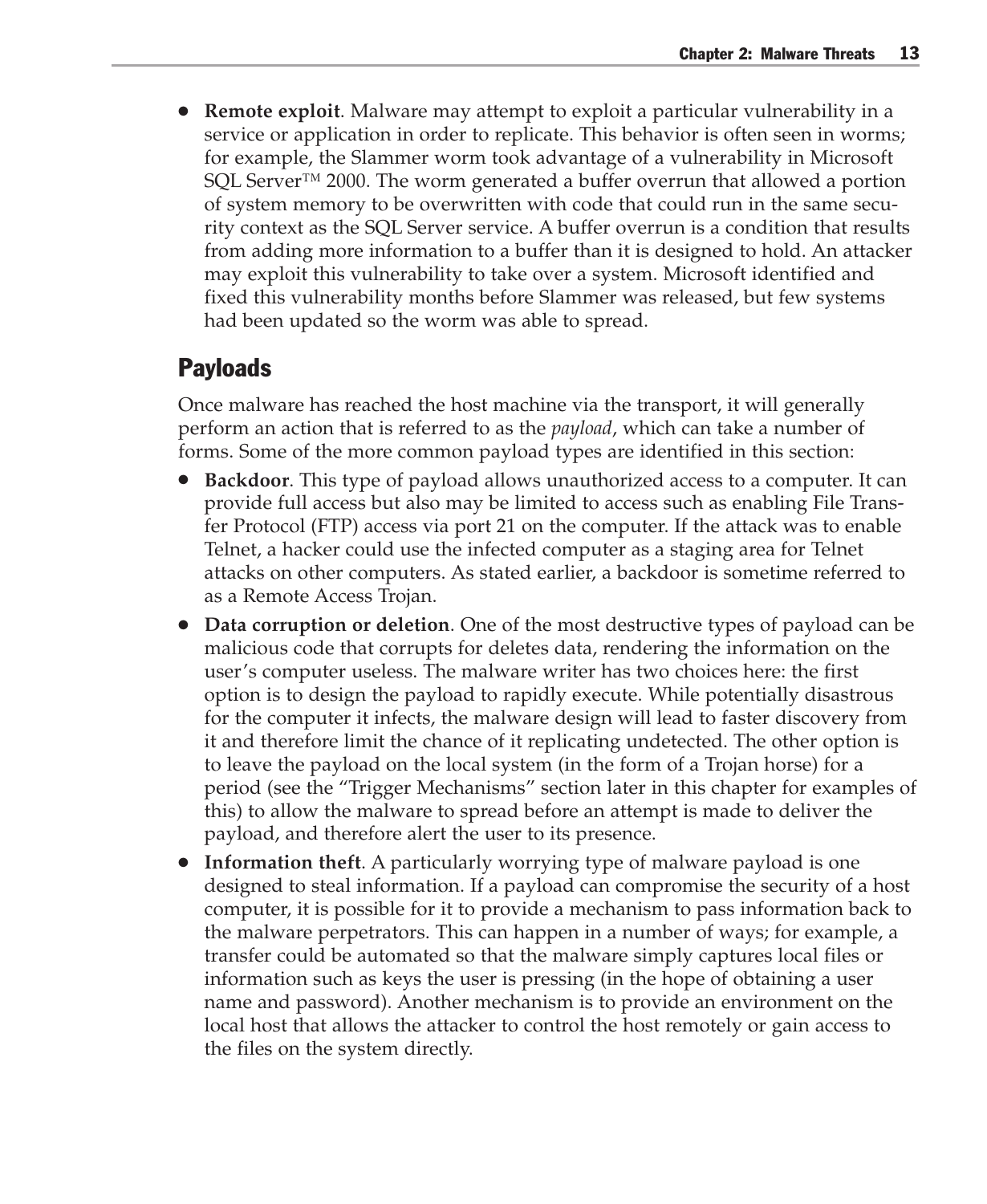- **Remote exploit**. Malware may attempt to exploit a particular vulnerability in a service or application in order to replicate. This behavior is often seen in worms; for example, the Slammer worm took advantage of a vulnerability in Microsoft SQL Server™ 2000. The worm generated a buffer overrun that allowed a portion of system memory to be overwritten with code that could run in the same security context as the SQL Server service. A buffer overrun is a condition that results from adding more information to a buffer than it is designed to hold. An attacker may exploit this vulnerability to take over a system. Microsoft identified and fixed this vulnerability months before Slammer was released, but few systems had been updated so the worm was able to spread.

## Payloads

Once malware has reached the host machine via the transport, it will generally perform an action that is referred to as the *payload*, which can take a number of forms. Some of the more common payload types are identified in this section:

- **Backdoor**. This type of payload allows unauthorized access to a computer. It can provide full access but also may be limited to access such as enabling File Transfer Protocol (FTP) access via port 21 on the computer. If the attack was to enable Telnet, a hacker could use the infected computer as a staging area for Telnet attacks on other computers. As stated earlier, a backdoor is sometime referred to as a Remote Access Trojan.
- **Data corruption or deletion**. One of the most destructive types of payload can be malicious code that corrupts for deletes data, rendering the information on the user's computer useless. The malware writer has two choices here: the first option is to design the payload to rapidly execute. While potentially disastrous for the computer it infects, the malware design will lead to faster discovery from it and therefore limit the chance of it replicating undetected. The other option is to leave the payload on the local system (in the form of a Trojan horse) for a period (see the "Trigger Mechanisms" section later in this chapter for examples of this) to allow the malware to spread before an attempt is made to deliver the payload, and therefore alert the user to its presence.
- **Information theft**. A particularly worrying type of malware payload is one designed to steal information. If a payload can compromise the security of a host computer, it is possible for it to provide a mechanism to pass information back to the malware perpetrators. This can happen in a number of ways; for example, a transfer could be automated so that the malware simply captures local files or information such as keys the user is pressing (in the hope of obtaining a user name and password). Another mechanism is to provide an environment on the local host that allows the attacker to control the host remotely or gain access to the files on the system directly.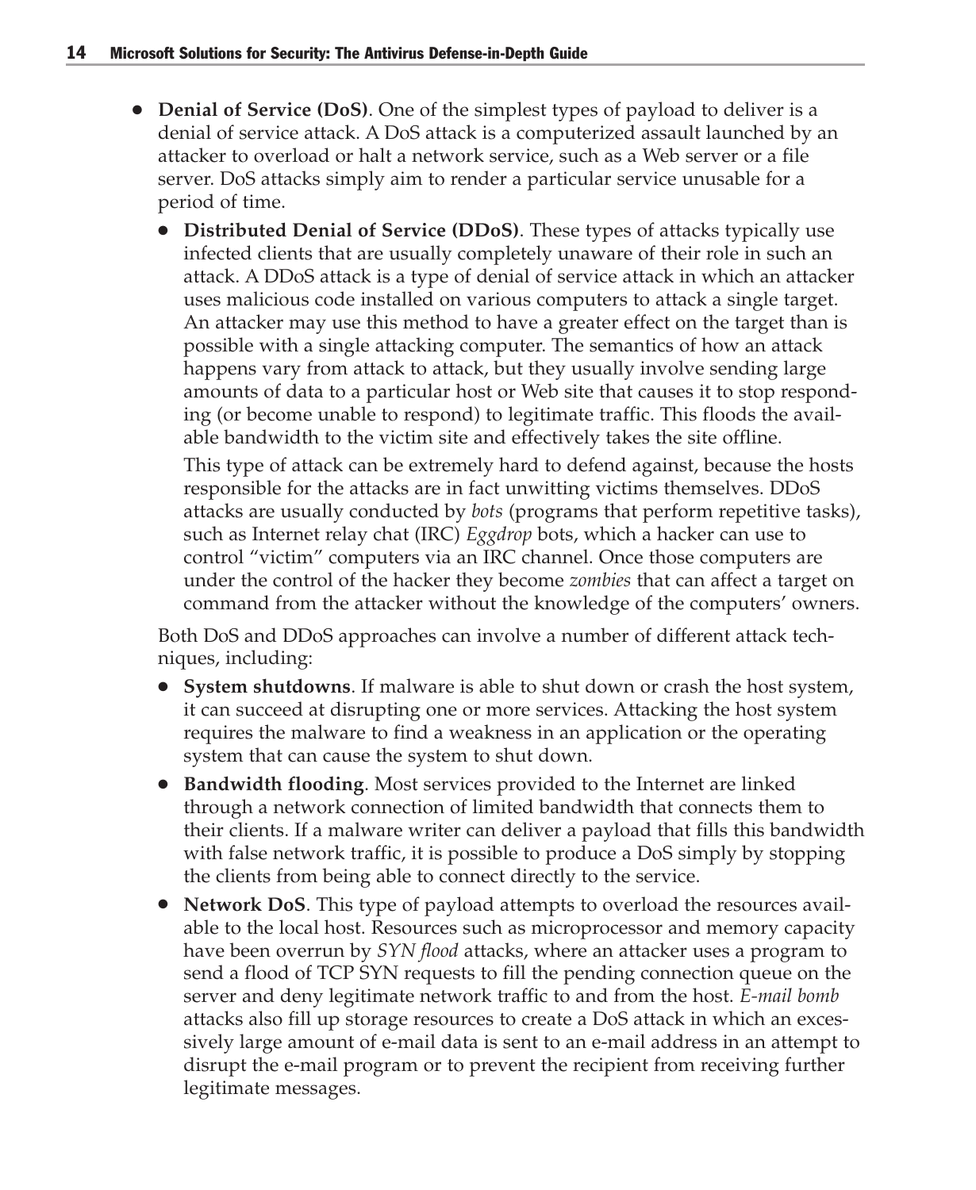- **Denial of Service (DoS)**. One of the simplest types of payload to deliver is a denial of service attack. A DoS attack is a computerized assault launched by an attacker to overload or halt a network service, such as a Web server or a file server. DoS attacks simply aim to render a particular service unusable for a period of time.
  - **Distributed Denial of Service (DDoS)**. These types of attacks typically use infected clients that are usually completely unaware of their role in such an attack. A DDoS attack is a type of denial of service attack in which an attacker uses malicious code installed on various computers to attack a single target. An attacker may use this method to have a greater effect on the target than is possible with a single attacking computer. The semantics of how an attack happens vary from attack to attack, but they usually involve sending large amounts of data to a particular host or Web site that causes it to stop responding (or become unable to respond) to legitimate traffic. This floods the available bandwidth to the victim site and effectively takes the site offline.

    This type of attack can be extremely hard to defend against, because the hosts responsible for the attacks are in fact unwitting victims themselves. DDoS attacks are usually conducted by *bots* (programs that perform repetitive tasks), such as Internet relay chat (IRC) *Eggdrop* bots, which a hacker can use to control "victim" computers via an IRC channel. Once those computers are under the control of the hacker they become *zombies* that can affect a target on command from the attacker without the knowledge of the computers' owners.

  Both DoS and DDoS approaches can involve a number of different attack techniques, including:

  - **System shutdowns**. If malware is able to shut down or crash the host system, it can succeed at disrupting one or more services. Attacking the host system requires the malware to find a weakness in an application or the operating system that can cause the system to shut down.
  - **Bandwidth flooding**. Most services provided to the Internet are linked through a network connection of limited bandwidth that connects them to their clients. If a malware writer can deliver a payload that fills this bandwidth with false network traffic, it is possible to produce a DoS simply by stopping the clients from being able to connect directly to the service.
  - **Network DoS**. This type of payload attempts to overload the resources available to the local host. Resources such as microprocessor and memory capacity have been overrun by *SYN flood* attacks, where an attacker uses a program to send a flood of TCP SYN requests to fill the pending connection queue on the server and deny legitimate network traffic to and from the host. *E-mail bomb* attacks also fill up storage resources to create a DoS attack in which an excessively large amount of e-mail data is sent to an e-mail address in an attempt to disrupt the e-mail program or to prevent the recipient from receiving further legitimate messages.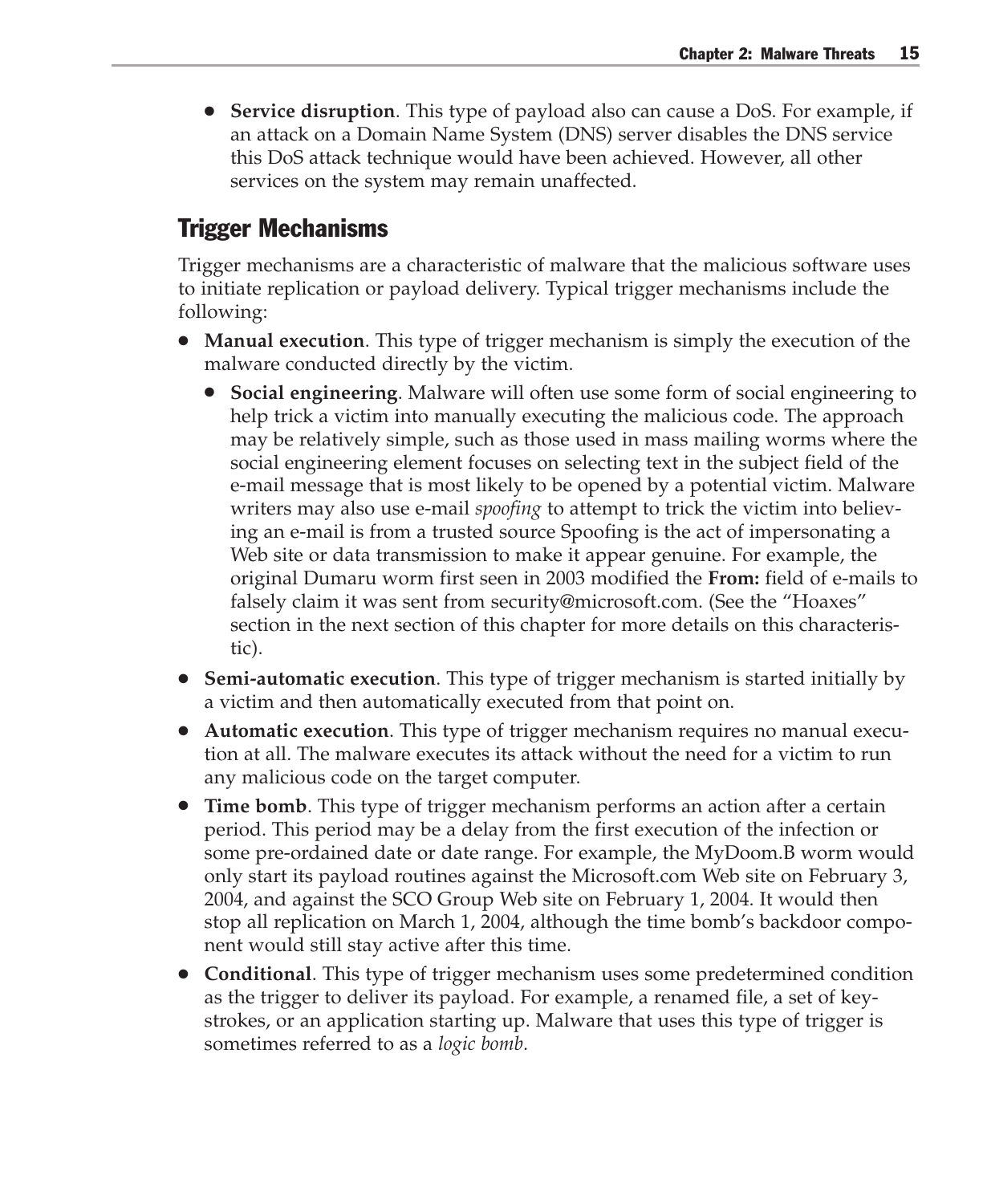- **Service disruption**. This type of payload also can cause a DoS. For example, if an attack on a Domain Name System (DNS) server disables the DNS service this DoS attack technique would have been achieved. However, all other services on the system may remain unaffected.

## Trigger Mechanisms

Trigger mechanisms are a characteristic of malware that the malicious software uses to initiate replication or payload delivery. Typical trigger mechanisms include the following:

- **Manual execution**. This type of trigger mechanism is simply the execution of the malware conducted directly by the victim.
  - **Social engineering**. Malware will often use some form of social engineering to help trick a victim into manually executing the malicious code. The approach may be relatively simple, such as those used in mass mailing worms where the social engineering element focuses on selecting text in the subject field of the e-mail message that is most likely to be opened by a potential victim. Malware writers may also use e-mail *spoofing* to attempt to trick the victim into believing an e-mail is from a trusted source Spoofing is the act of impersonating a Web site or data transmission to make it appear genuine. For example, the original Dumaru worm first seen in 2003 modified the **From:** field of e-mails to falsely claim it was sent from security@microsoft.com. (See the "Hoaxes" section in the next section of this chapter for more details on this characteristic).
- **Semi-automatic execution**. This type of trigger mechanism is started initially by a victim and then automatically executed from that point on.
- **Automatic execution**. This type of trigger mechanism requires no manual execution at all. The malware executes its attack without the need for a victim to run any malicious code on the target computer.
- **Time bomb**. This type of trigger mechanism performs an action after a certain period. This period may be a delay from the first execution of the infection or some pre-ordained date or date range. For example, the MyDoom.B worm would only start its payload routines against the Microsoft.com Web site on February 3, 2004, and against the SCO Group Web site on February 1, 2004. It would then stop all replication on March 1, 2004, although the time bomb's backdoor component would still stay active after this time.
- **Conditional**. This type of trigger mechanism uses some predetermined condition as the trigger to deliver its payload. For example, a renamed file, a set of keystrokes, or an application starting up. Malware that uses this type of trigger is sometimes referred to as a *logic bomb*.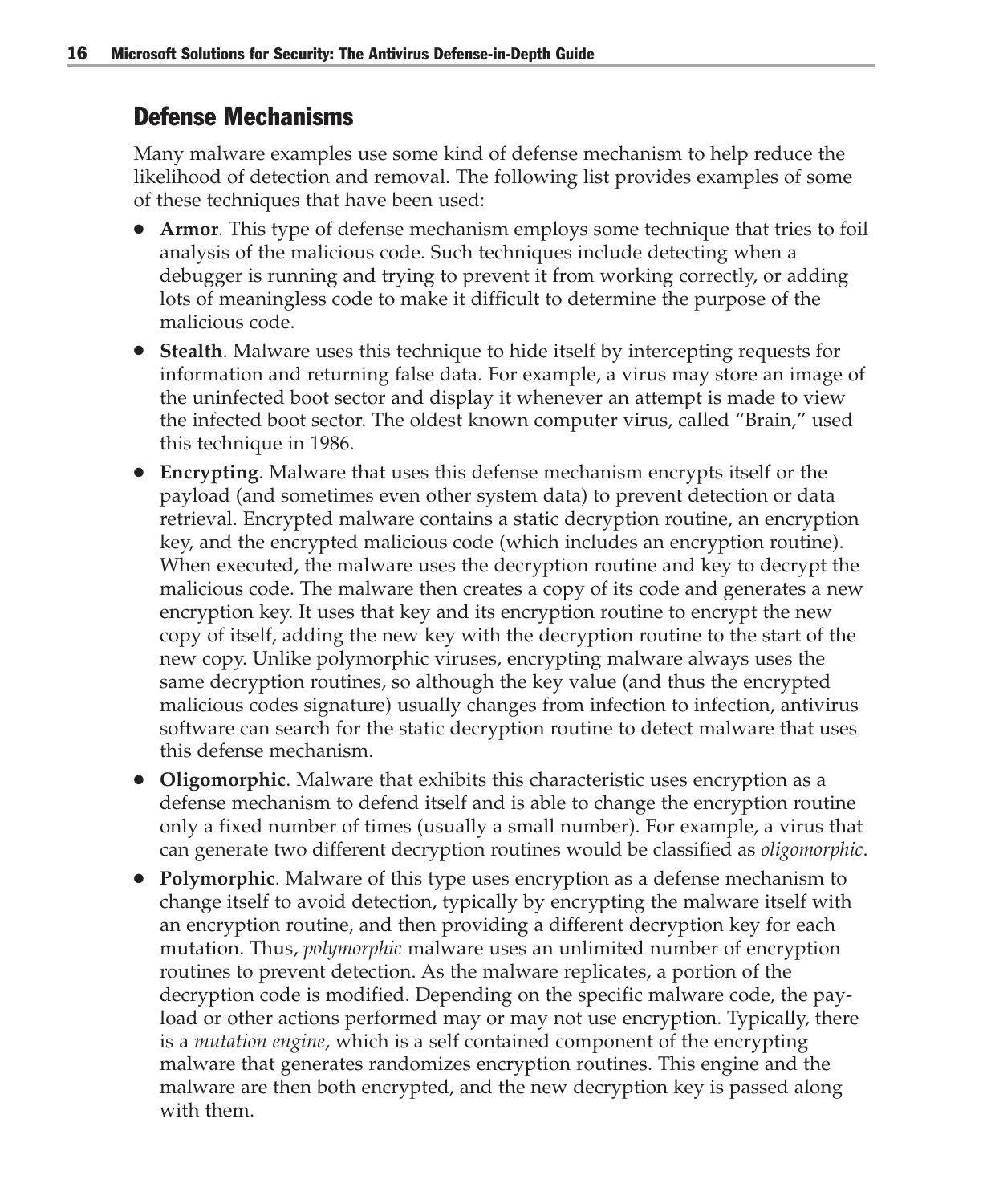## Defense Mechanisms

Many malware examples use some kind of defense mechanism to help reduce the likelihood of detection and removal. The following list provides examples of some of these techniques that have been used:

- **Armor**. This type of defense mechanism employs some technique that tries to foil analysis of the malicious code. Such techniques include detecting when a debugger is running and trying to prevent it from working correctly, or adding lots of meaningless code to make it difficult to determine the purpose of the malicious code.
- **Stealth**. Malware uses this technique to hide itself by intercepting requests for information and returning false data. For example, a virus may store an image of the uninfected boot sector and display it whenever an attempt is made to view the infected boot sector. The oldest known computer virus, called "Brain," used this technique in 1986.
- **Encrypting**. Malware that uses this defense mechanism encrypts itself or the payload (and sometimes even other system data) to prevent detection or data retrieval. Encrypted malware contains a static decryption routine, an encryption key, and the encrypted malicious code (which includes an encryption routine). When executed, the malware uses the decryption routine and key to decrypt the malicious code. The malware then creates a copy of its code and generates a new encryption key. It uses that key and its encryption routine to encrypt the new copy of itself, adding the new key with the decryption routine to the start of the new copy. Unlike polymorphic viruses, encrypting malware always uses the same decryption routines, so although the key value (and thus the encrypted malicious codes signature) usually changes from infection to infection, antivirus software can search for the static decryption routine to detect malware that uses this defense mechanism.
- **Oligomorphic**. Malware that exhibits this characteristic uses encryption as a defense mechanism to defend itself and is able to change the encryption routine only a fixed number of times (usually a small number). For example, a virus that can generate two different decryption routines would be classified as *oligomorphic*.
- **Polymorphic**. Malware of this type uses encryption as a defense mechanism to change itself to avoid detection, typically by encrypting the malware itself with an encryption routine, and then providing a different decryption key for each mutation. Thus, *polymorphic* malware uses an unlimited number of encryption routines to prevent detection. As the malware replicates, a portion of the decryption code is modified. Depending on the specific malware code, the payload or other actions performed may or may not use encryption. Typically, there is a *mutation engine*, which is a self contained component of the encrypting malware that generates randomizes encryption routines. This engine and the malware are then both encrypted, and the new decryption key is passed along with them.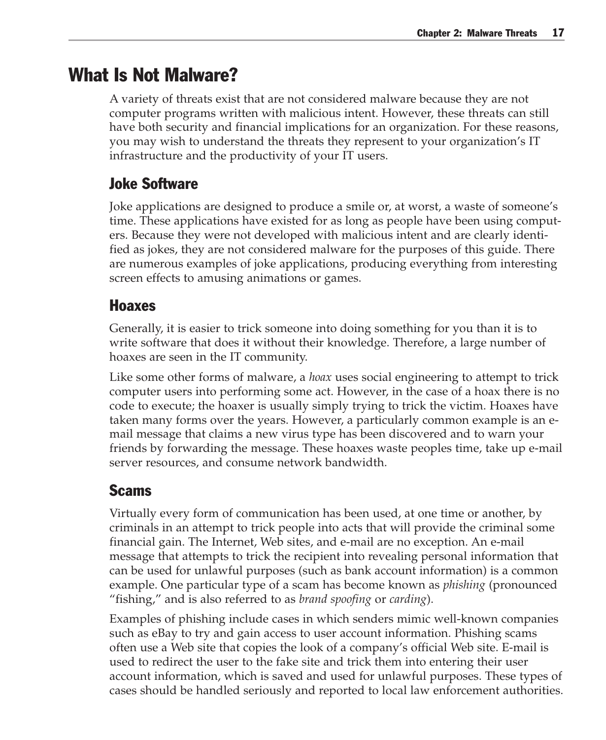# What Is Not Malware?

A variety of threats exist that are not considered malware because they are not computer programs written with malicious intent. However, these threats can still have both security and financial implications for an organization. For these reasons, you may wish to understand the threats they represent to your organization's IT infrastructure and the productivity of your IT users.

## Joke Software

Joke applications are designed to produce a smile or, at worst, a waste of someone's time. These applications have existed for as long as people have been using computers. Because they were not developed with malicious intent and are clearly identified as jokes, they are not considered malware for the purposes of this guide. There are numerous examples of joke applications, producing everything from interesting screen effects to amusing animations or games.

## Hoaxes

Generally, it is easier to trick someone into doing something for you than it is to write software that does it without their knowledge. Therefore, a large number of hoaxes are seen in the IT community.

Like some other forms of malware, a *hoax* uses social engineering to attempt to trick computer users into performing some act. However, in the case of a hoax there is no code to execute; the hoaxer is usually simply trying to trick the victim. Hoaxes have taken many forms over the years. However, a particularly common example is an e-mail message that claims a new virus type has been discovered and to warn your friends by forwarding the message. These hoaxes waste peoples time, take up e-mail server resources, and consume network bandwidth.

## Scams

Virtually every form of communication has been used, at one time or another, by criminals in an attempt to trick people into acts that will provide the criminal some financial gain. The Internet, Web sites, and e-mail are no exception. An e-mail message that attempts to trick the recipient into revealing personal information that can be used for unlawful purposes (such as bank account information) is a common example. One particular type of a scam has become known as *phishing* (pronounced "fishing," and is also referred to as *brand spoofing* or *carding*).

Examples of phishing include cases in which senders mimic well-known companies such as eBay to try and gain access to user account information. Phishing scams often use a Web site that copies the look of a company's official Web site. E-mail is used to redirect the user to the fake site and trick them into entering their user account information, which is saved and used for unlawful purposes. These types of cases should be handled seriously and reported to local law enforcement authorities.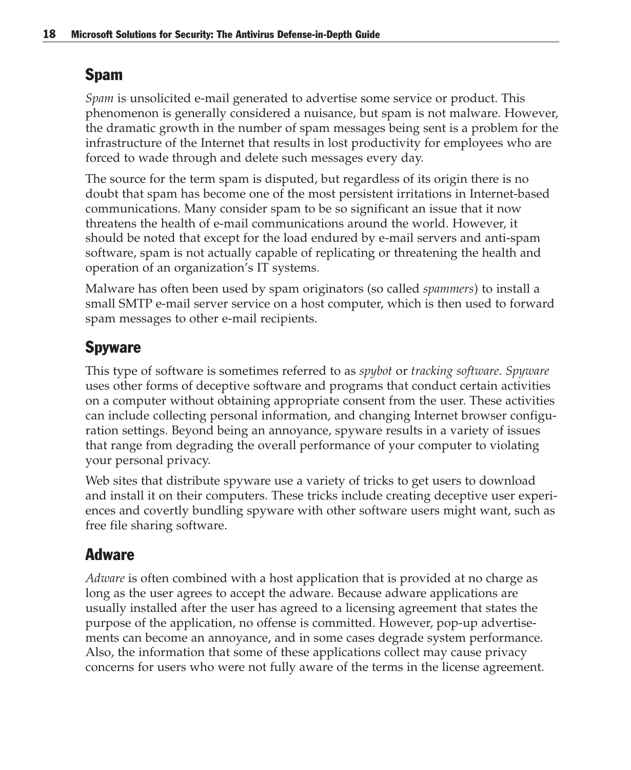## Spam

*Spam* is unsolicited e-mail generated to advertise some service or product. This phenomenon is generally considered a nuisance, but spam is not malware. However, the dramatic growth in the number of spam messages being sent is a problem for the infrastructure of the Internet that results in lost productivity for employees who are forced to wade through and delete such messages every day.

The source for the term spam is disputed, but regardless of its origin there is no doubt that spam has become one of the most persistent irritations in Internet-based communications. Many consider spam to be so significant an issue that it now threatens the health of e-mail communications around the world. However, it should be noted that except for the load endured by e-mail servers and anti-spam software, spam is not actually capable of replicating or threatening the health and operation of an organization's IT systems.

Malware has often been used by spam originators (so called *spammers*) to install a small SMTP e-mail server service on a host computer, which is then used to forward spam messages to other e-mail recipients.

## Spyware

This type of software is sometimes referred to as *spybot* or *tracking software*. *Spyware* uses other forms of deceptive software and programs that conduct certain activities on a computer without obtaining appropriate consent from the user. These activities can include collecting personal information, and changing Internet browser configuration settings. Beyond being an annoyance, spyware results in a variety of issues that range from degrading the overall performance of your computer to violating your personal privacy.

Web sites that distribute spyware use a variety of tricks to get users to download and install it on their computers. These tricks include creating deceptive user experiences and covertly bundling spyware with other software users might want, such as free file sharing software.

## Adware

*Adware* is often combined with a host application that is provided at no charge as long as the user agrees to accept the adware. Because adware applications are usually installed after the user has agreed to a licensing agreement that states the purpose of the application, no offense is committed. However, pop-up advertisements can become an annoyance, and in some cases degrade system performance. Also, the information that some of these applications collect may cause privacy concerns for users who were not fully aware of the terms in the license agreement.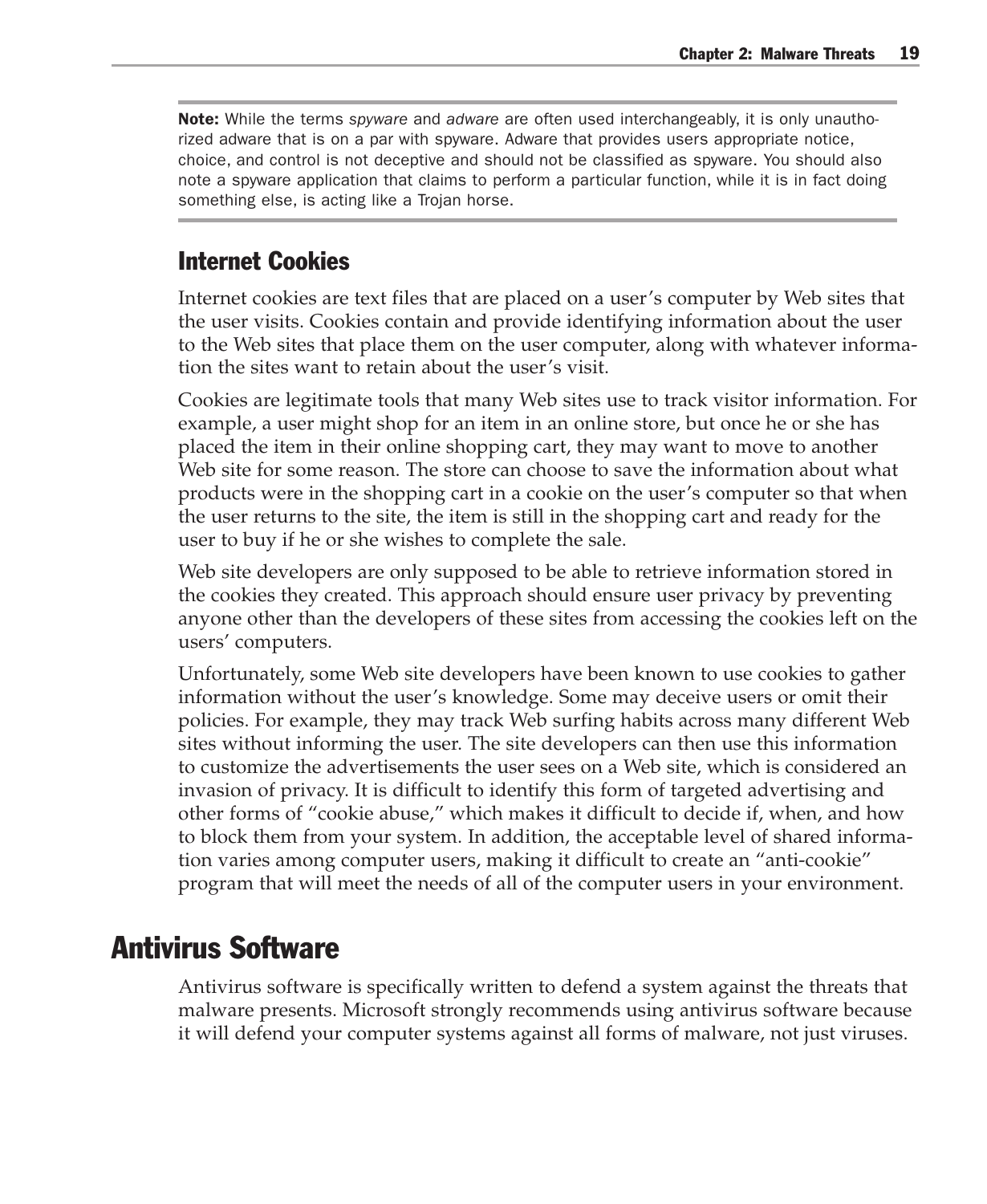**Note:** While the terms *spyware* and *adware* are often used interchangeably, it is only unauthorized adware that is on a par with spyware. Adware that provides users appropriate notice, choice, and control is not deceptive and should not be classified as spyware. You should also note a spyware application that claims to perform a particular function, while it is in fact doing something else, is acting like a Trojan horse.

### Internet Cookies

Internet cookies are text files that are placed on a user's computer by Web sites that the user visits. Cookies contain and provide identifying information about the user to the Web sites that place them on the user computer, along with whatever information the sites want to retain about the user's visit.

Cookies are legitimate tools that many Web sites use to track visitor information. For example, a user might shop for an item in an online store, but once he or she has placed the item in their online shopping cart, they may want to move to another Web site for some reason. The store can choose to save the information about what products were in the shopping cart in a cookie on the user's computer so that when the user returns to the site, the item is still in the shopping cart and ready for the user to buy if he or she wishes to complete the sale.

Web site developers are only supposed to be able to retrieve information stored in the cookies they created. This approach should ensure user privacy by preventing anyone other than the developers of these sites from accessing the cookies left on the users' computers.

Unfortunately, some Web site developers have been known to use cookies to gather information without the user's knowledge. Some may deceive users or omit their policies. For example, they may track Web surfing habits across many different Web sites without informing the user. The site developers can then use this information to customize the advertisements the user sees on a Web site, which is considered an invasion of privacy. It is difficult to identify this form of targeted advertising and other forms of "cookie abuse," which makes it difficult to decide if, when, and how to block them from your system. In addition, the acceptable level of shared information varies among computer users, making it difficult to create an "anti-cookie" program that will meet the needs of all of the computer users in your environment.

## Antivirus Software

Antivirus software is specifically written to defend a system against the threats that malware presents. Microsoft strongly recommends using antivirus software because it will defend your computer systems against all forms of malware, not just viruses.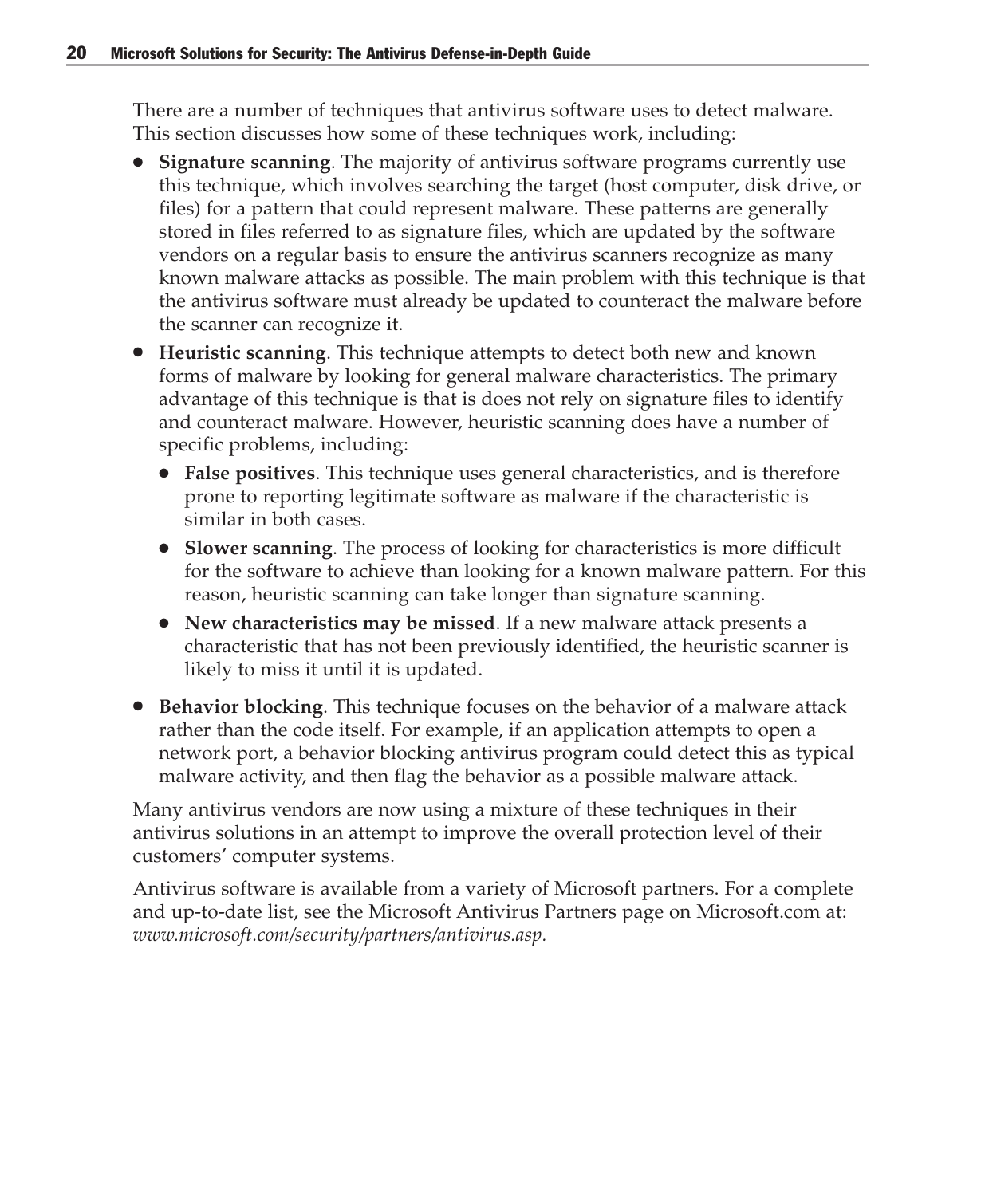There are a number of techniques that antivirus software uses to detect malware. This section discusses how some of these techniques work, including:

- **Signature scanning**. The majority of antivirus software programs currently use this technique, which involves searching the target (host computer, disk drive, or files) for a pattern that could represent malware. These patterns are generally stored in files referred to as signature files, which are updated by the software vendors on a regular basis to ensure the antivirus scanners recognize as many known malware attacks as possible. The main problem with this technique is that the antivirus software must already be updated to counteract the malware before the scanner can recognize it.
- **Heuristic scanning**. This technique attempts to detect both new and known forms of malware by looking for general malware characteristics. The primary advantage of this technique is that is does not rely on signature files to identify and counteract malware. However, heuristic scanning does have a number of specific problems, including:
  - **False positives**. This technique uses general characteristics, and is therefore prone to reporting legitimate software as malware if the characteristic is similar in both cases.
  - **Slower scanning**. The process of looking for characteristics is more difficult for the software to achieve than looking for a known malware pattern. For this reason, heuristic scanning can take longer than signature scanning.
  - **New characteristics may be missed**. If a new malware attack presents a characteristic that has not been previously identified, the heuristic scanner is likely to miss it until it is updated.
- **Behavior blocking**. This technique focuses on the behavior of a malware attack rather than the code itself. For example, if an application attempts to open a network port, a behavior blocking antivirus program could detect this as typical malware activity, and then flag the behavior as a possible malware attack.

Many antivirus vendors are now using a mixture of these techniques in their antivirus solutions in an attempt to improve the overall protection level of their customers' computer systems.

Antivirus software is available from a variety of Microsoft partners. For a complete and up-to-date list, see the Microsoft Antivirus Partners page on Microsoft.com at: *www.microsoft.com/security/partners/antivirus.asp.*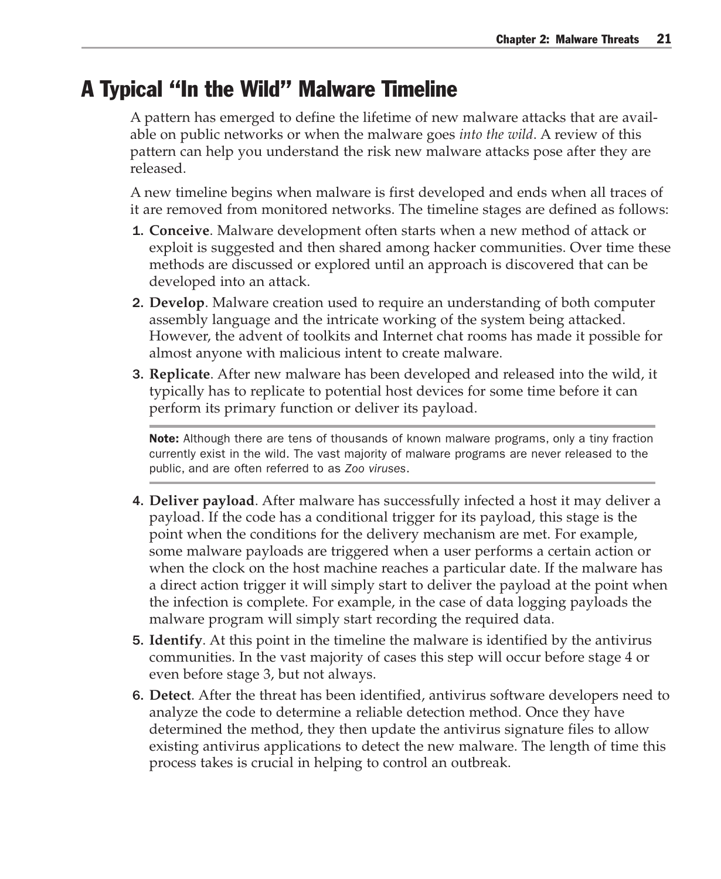## A Typical "In the Wild" Malware Timeline

A pattern has emerged to define the lifetime of new malware attacks that are available on public networks or when the malware goes *into the wild*. A review of this pattern can help you understand the risk new malware attacks pose after they are released.

A new timeline begins when malware is first developed and ends when all traces of it are removed from monitored networks. The timeline stages are defined as follows:

1. **Conceive**. Malware development often starts when a new method of attack or exploit is suggested and then shared among hacker communities. Over time these methods are discussed or explored until an approach is discovered that can be developed into an attack.
2. **Develop**. Malware creation used to require an understanding of both computer assembly language and the intricate working of the system being attacked. However, the advent of toolkits and Internet chat rooms has made it possible for almost anyone with malicious intent to create malware.
3. **Replicate**. After new malware has been developed and released into the wild, it typically has to replicate to potential host devices for some time before it can perform its primary function or deliver its payload.

> **Note:** Although there are tens of thousands of known malware programs, only a tiny fraction currently exist in the wild. The vast majority of malware programs are never released to the public, and are often referred to as *Zoo viruses*.

4. **Deliver payload**. After malware has successfully infected a host it may deliver a payload. If the code has a conditional trigger for its payload, this stage is the point when the conditions for the delivery mechanism are met. For example, some malware payloads are triggered when a user performs a certain action or when the clock on the host machine reaches a particular date. If the malware has a direct action trigger it will simply start to deliver the payload at the point when the infection is complete. For example, in the case of data logging payloads the malware program will simply start recording the required data.
5. **Identify**. At this point in the timeline the malware is identified by the antivirus communities. In the vast majority of cases this step will occur before stage 4 or even before stage 3, but not always.
6. **Detect**. After the threat has been identified, antivirus software developers need to analyze the code to determine a reliable detection method. Once they have determined the method, they then update the antivirus signature files to allow existing antivirus applications to detect the new malware. The length of time this process takes is crucial in helping to control an outbreak.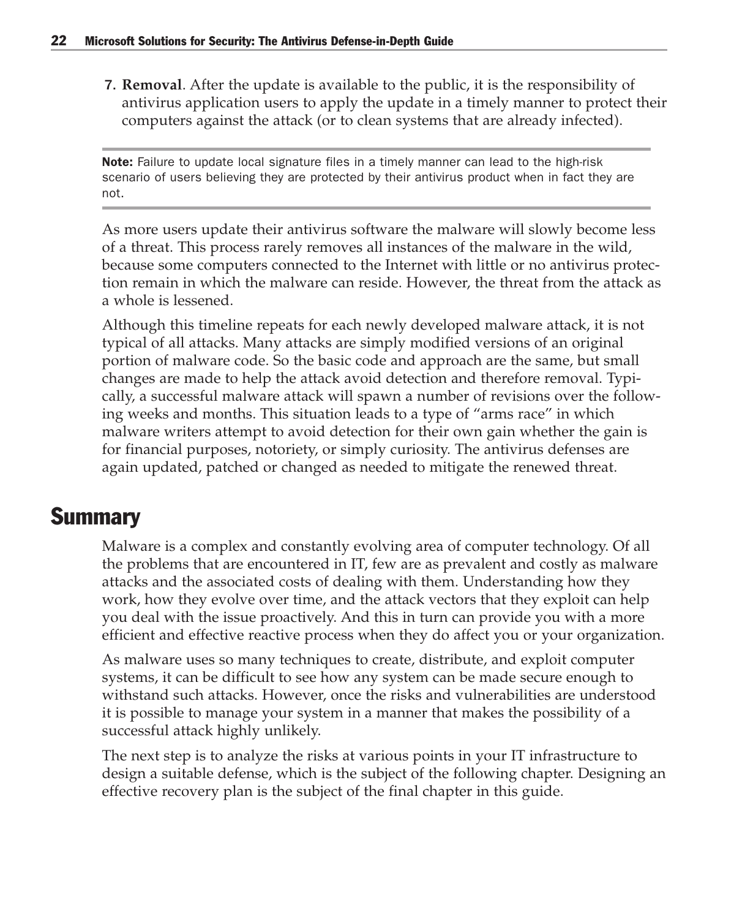7. **Removal**. After the update is available to the public, it is the responsibility of antivirus application users to apply the update in a timely manner to protect their computers against the attack (or to clean systems that are already infected).

**Note:** Failure to update local signature files in a timely manner can lead to the high-risk scenario of users believing they are protected by their antivirus product when in fact they are not.

As more users update their antivirus software the malware will slowly become less of a threat. This process rarely removes all instances of the malware in the wild, because some computers connected to the Internet with little or no antivirus protection remain in which the malware can reside. However, the threat from the attack as a whole is lessened.

Although this timeline repeats for each newly developed malware attack, it is not typical of all attacks. Many attacks are simply modified versions of an original portion of malware code. So the basic code and approach are the same, but small changes are made to help the attack avoid detection and therefore removal. Typically, a successful malware attack will spawn a number of revisions over the following weeks and months. This situation leads to a type of "arms race" in which malware writers attempt to avoid detection for their own gain whether the gain is for financial purposes, notoriety, or simply curiosity. The antivirus defenses are again updated, patched or changed as needed to mitigate the renewed threat.

## Summary

Malware is a complex and constantly evolving area of computer technology. Of all the problems that are encountered in IT, few are as prevalent and costly as malware attacks and the associated costs of dealing with them. Understanding how they work, how they evolve over time, and the attack vectors that they exploit can help you deal with the issue proactively. And this in turn can provide you with a more efficient and effective reactive process when they do affect you or your organization.

As malware uses so many techniques to create, distribute, and exploit computer systems, it can be difficult to see how any system can be made secure enough to withstand such attacks. However, once the risks and vulnerabilities are understood it is possible to manage your system in a manner that makes the possibility of a successful attack highly unlikely.

The next step is to analyze the risks at various points in your IT infrastructure to design a suitable defense, which is the subject of the following chapter. Designing an effective recovery plan is the subject of the final chapter in this guide.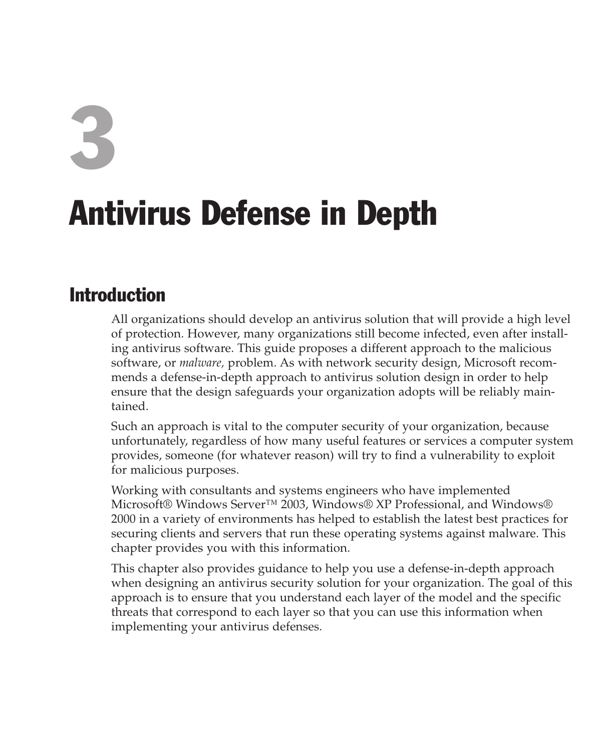# 3

# Antivirus Defense in Depth

## Introduction

All organizations should develop an antivirus solution that will provide a high level of protection. However, many organizations still become infected, even after installing antivirus software. This guide proposes a different approach to the malicious software, or *malware,* problem. As with network security design, Microsoft recommends a defense-in-depth approach to antivirus solution design in order to help ensure that the design safeguards your organization adopts will be reliably maintained.

Such an approach is vital to the computer security of your organization, because unfortunately, regardless of how many useful features or services a computer system provides, someone (for whatever reason) will try to find a vulnerability to exploit for malicious purposes.

Working with consultants and systems engineers who have implemented Microsoft® Windows Server™ 2003, Windows® XP Professional, and Windows® 2000 in a variety of environments has helped to establish the latest best practices for securing clients and servers that run these operating systems against malware. This chapter provides you with this information.

This chapter also provides guidance to help you use a defense-in-depth approach when designing an antivirus security solution for your organization. The goal of this approach is to ensure that you understand each layer of the model and the specific threats that correspond to each layer so that you can use this information when implementing your antivirus defenses.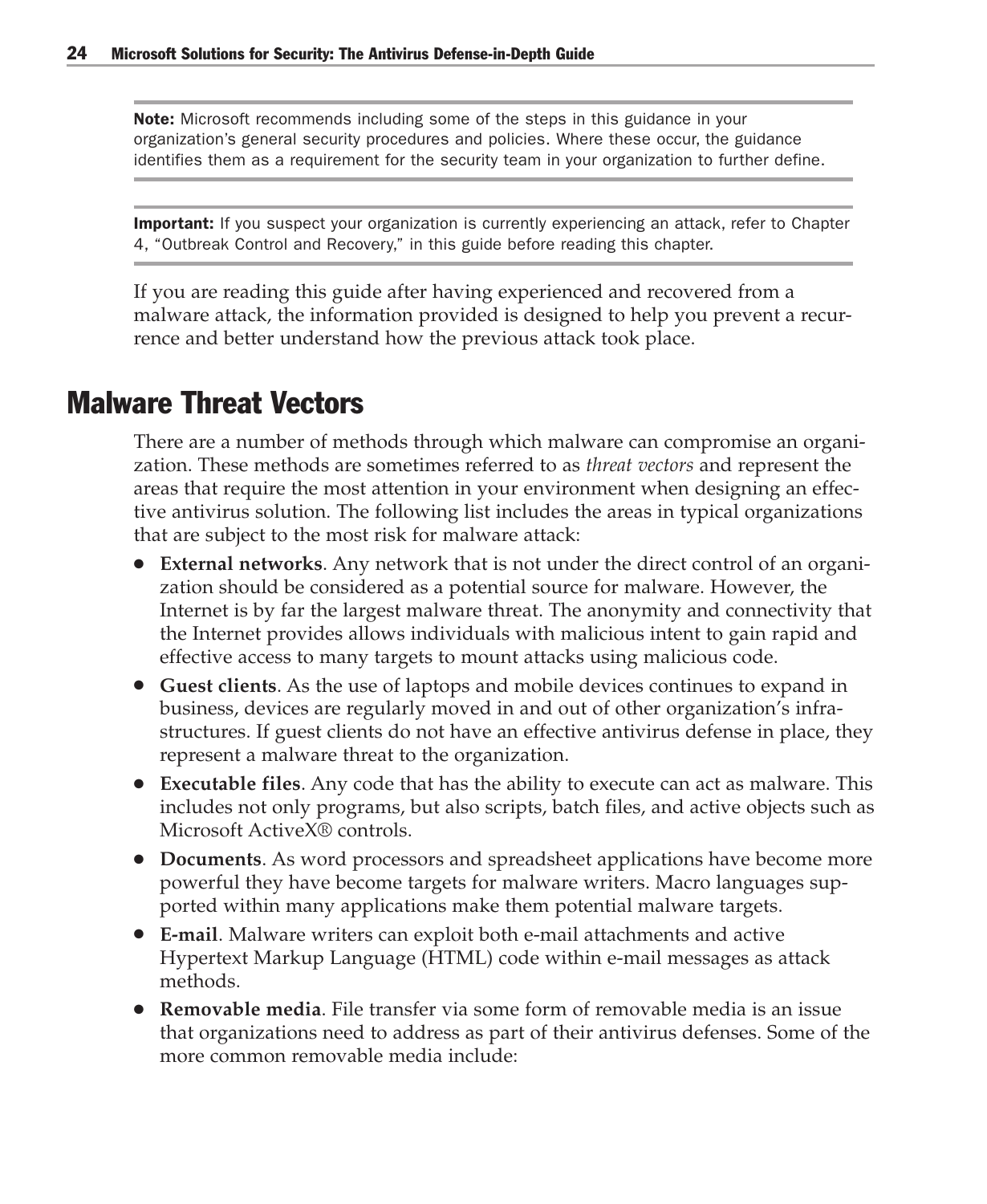**Note:** Microsoft recommends including some of the steps in this guidance in your organization's general security procedures and policies. Where these occur, the guidance identifies them as a requirement for the security team in your organization to further define.

**Important:** If you suspect your organization is currently experiencing an attack, refer to Chapter 4, "Outbreak Control and Recovery," in this guide before reading this chapter.

If you are reading this guide after having experienced and recovered from a malware attack, the information provided is designed to help you prevent a recurrence and better understand how the previous attack took place.

## Malware Threat Vectors

There are a number of methods through which malware can compromise an organization. These methods are sometimes referred to as *threat vectors* and represent the areas that require the most attention in your environment when designing an effective antivirus solution. The following list includes the areas in typical organizations that are subject to the most risk for malware attack:

- **External networks**. Any network that is not under the direct control of an organization should be considered as a potential source for malware. However, the Internet is by far the largest malware threat. The anonymity and connectivity that the Internet provides allows individuals with malicious intent to gain rapid and effective access to many targets to mount attacks using malicious code.
- **Guest clients**. As the use of laptops and mobile devices continues to expand in business, devices are regularly moved in and out of other organization's infrastructures. If guest clients do not have an effective antivirus defense in place, they represent a malware threat to the organization.
- **Executable files**. Any code that has the ability to execute can act as malware. This includes not only programs, but also scripts, batch files, and active objects such as Microsoft ActiveX® controls.
- **Documents**. As word processors and spreadsheet applications have become more powerful they have become targets for malware writers. Macro languages supported within many applications make them potential malware targets.
- **E-mail**. Malware writers can exploit both e-mail attachments and active Hypertext Markup Language (HTML) code within e-mail messages as attack methods.
- **Removable media**. File transfer via some form of removable media is an issue that organizations need to address as part of their antivirus defenses. Some of the more common removable media include: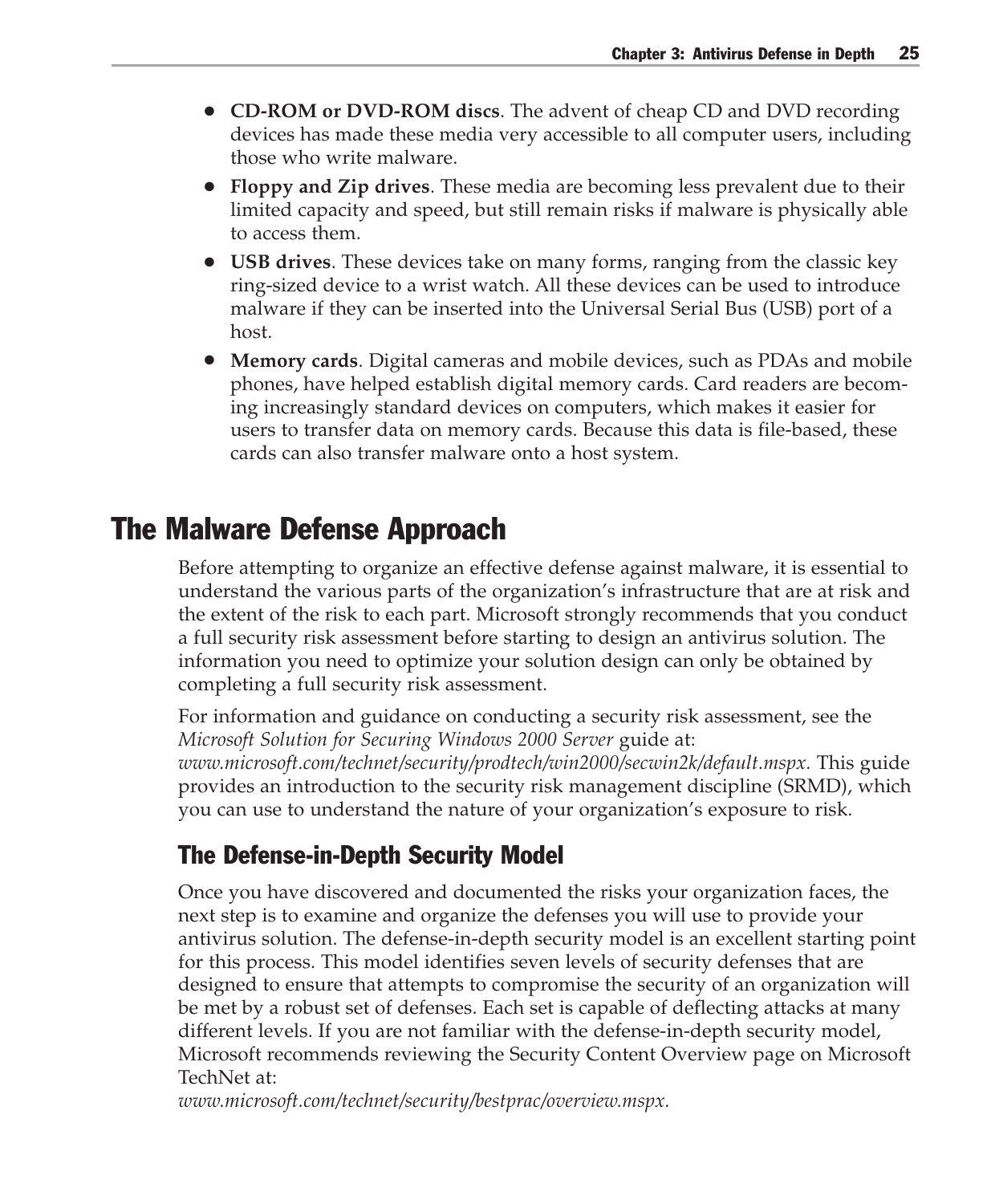- **CD-ROM or DVD-ROM discs**. The advent of cheap CD and DVD recording devices has made these media very accessible to all computer users, including those who write malware.
- **Floppy and Zip drives**. These media are becoming less prevalent due to their limited capacity and speed, but still remain risks if malware is physically able to access them.
- **USB drives**. These devices take on many forms, ranging from the classic key ring-sized device to a wrist watch. All these devices can be used to introduce malware if they can be inserted into the Universal Serial Bus (USB) port of a host.
- **Memory cards**. Digital cameras and mobile devices, such as PDAs and mobile phones, have helped establish digital memory cards. Card readers are becoming increasingly standard devices on computers, which makes it easier for users to transfer data on memory cards. Because this data is file-based, these cards can also transfer malware onto a host system.

# The Malware Defense Approach

Before attempting to organize an effective defense against malware, it is essential to understand the various parts of the organization's infrastructure that are at risk and the extent of the risk to each part. Microsoft strongly recommends that you conduct a full security risk assessment before starting to design an antivirus solution. The information you need to optimize your solution design can only be obtained by completing a full security risk assessment.

For information and guidance on conducting a security risk assessment, see the *Microsoft Solution for Securing Windows 2000 Server* guide at: *www.microsoft.com/technet/security/prodtech/win2000/secwin2k/default.mspx.* This guide provides an introduction to the security risk management discipline (SRMD), which you can use to understand the nature of your organization's exposure to risk.

## The Defense-in-Depth Security Model

Once you have discovered and documented the risks your organization faces, the next step is to examine and organize the defenses you will use to provide your antivirus solution. The defense-in-depth security model is an excellent starting point for this process. This model identifies seven levels of security defenses that are designed to ensure that attempts to compromise the security of an organization will be met by a robust set of defenses. Each set is capable of deflecting attacks at many different levels. If you are not familiar with the defense-in-depth security model, Microsoft recommends reviewing the Security Content Overview page on Microsoft TechNet at:
*www.microsoft.com/technet/security/bestprac/overview.mspx.*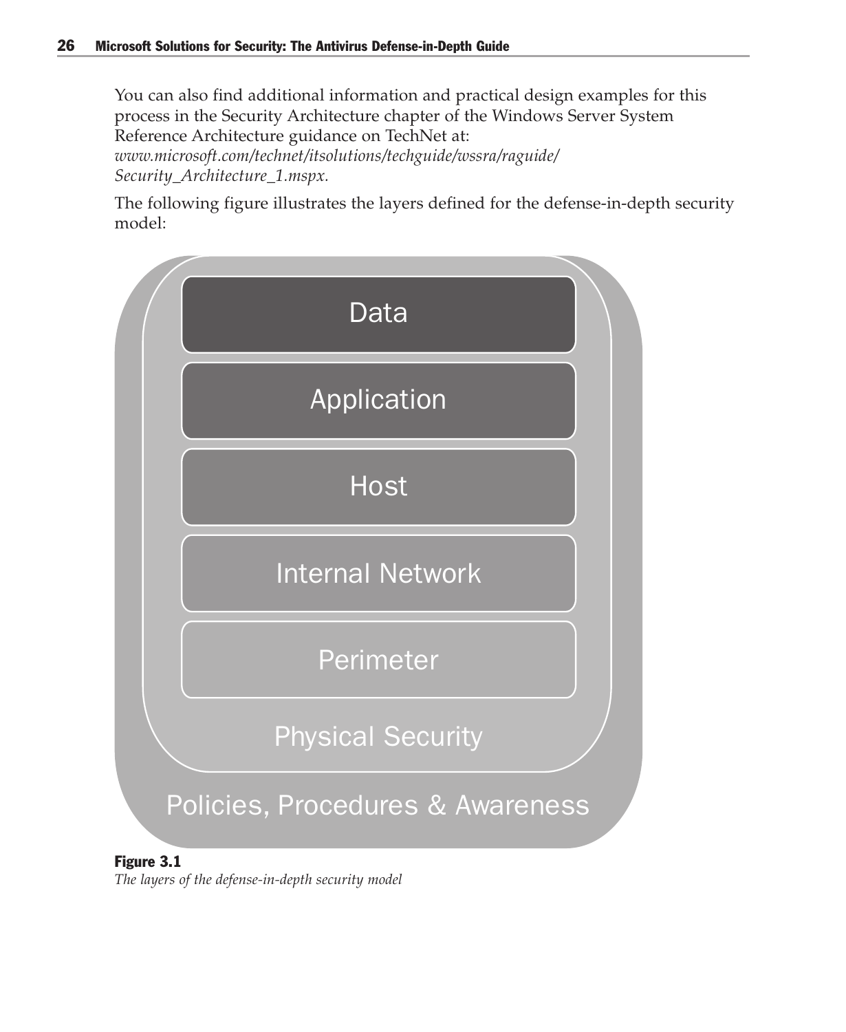You can also find additional information and practical design examples for this process in the Security Architecture chapter of the Windows Server System Reference Architecture guidance on TechNet at: *www.microsoft.com/technet/itsolutions/techguide/wssra/raguide/Security_Architecture_1.mspx.*

The following figure illustrates the layers defined for the defense-in-depth security model:

Data

Application

Host

Internal Network

Perimeter

Physical Security

Policies, Procedures & Awareness

**Figure 3.1**

*The layers of the defense-in-depth security model*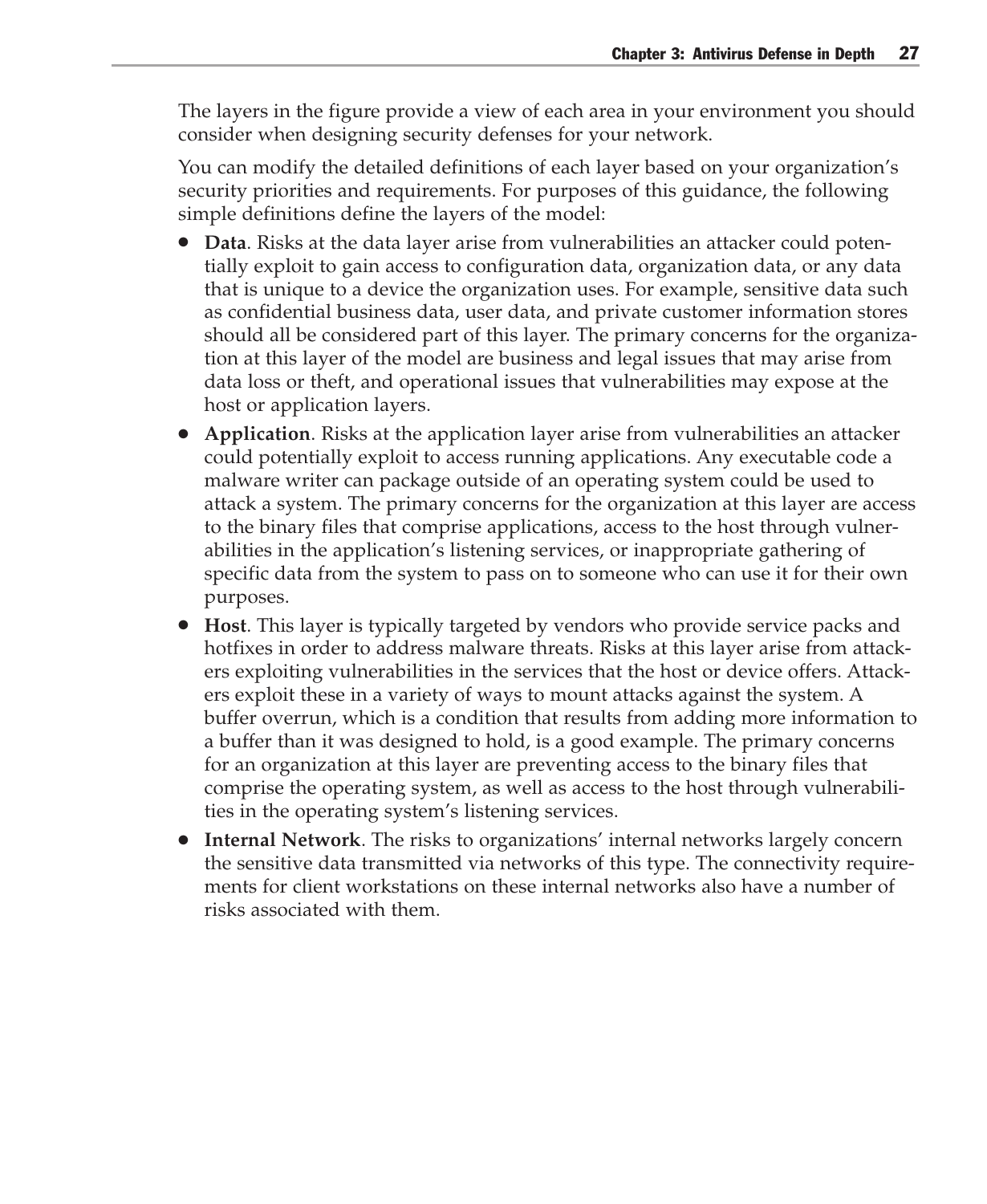The layers in the figure provide a view of each area in your environment you should consider when designing security defenses for your network.

You can modify the detailed definitions of each layer based on your organization's security priorities and requirements. For purposes of this guidance, the following simple definitions define the layers of the model:

- **Data**. Risks at the data layer arise from vulnerabilities an attacker could potentially exploit to gain access to configuration data, organization data, or any data that is unique to a device the organization uses. For example, sensitive data such as confidential business data, user data, and private customer information stores should all be considered part of this layer. The primary concerns for the organization at this layer of the model are business and legal issues that may arise from data loss or theft, and operational issues that vulnerabilities may expose at the host or application layers.
- **Application**. Risks at the application layer arise from vulnerabilities an attacker could potentially exploit to access running applications. Any executable code a malware writer can package outside of an operating system could be used to attack a system. The primary concerns for the organization at this layer are access to the binary files that comprise applications, access to the host through vulnerabilities in the application's listening services, or inappropriate gathering of specific data from the system to pass on to someone who can use it for their own purposes.
- **Host**. This layer is typically targeted by vendors who provide service packs and hotfixes in order to address malware threats. Risks at this layer arise from attackers exploiting vulnerabilities in the services that the host or device offers. Attackers exploit these in a variety of ways to mount attacks against the system. A buffer overrun, which is a condition that results from adding more information to a buffer than it was designed to hold, is a good example. The primary concerns for an organization at this layer are preventing access to the binary files that comprise the operating system, as well as access to the host through vulnerabilities in the operating system's listening services.
- **Internal Network**. The risks to organizations' internal networks largely concern the sensitive data transmitted via networks of this type. The connectivity requirements for client workstations on these internal networks also have a number of risks associated with them.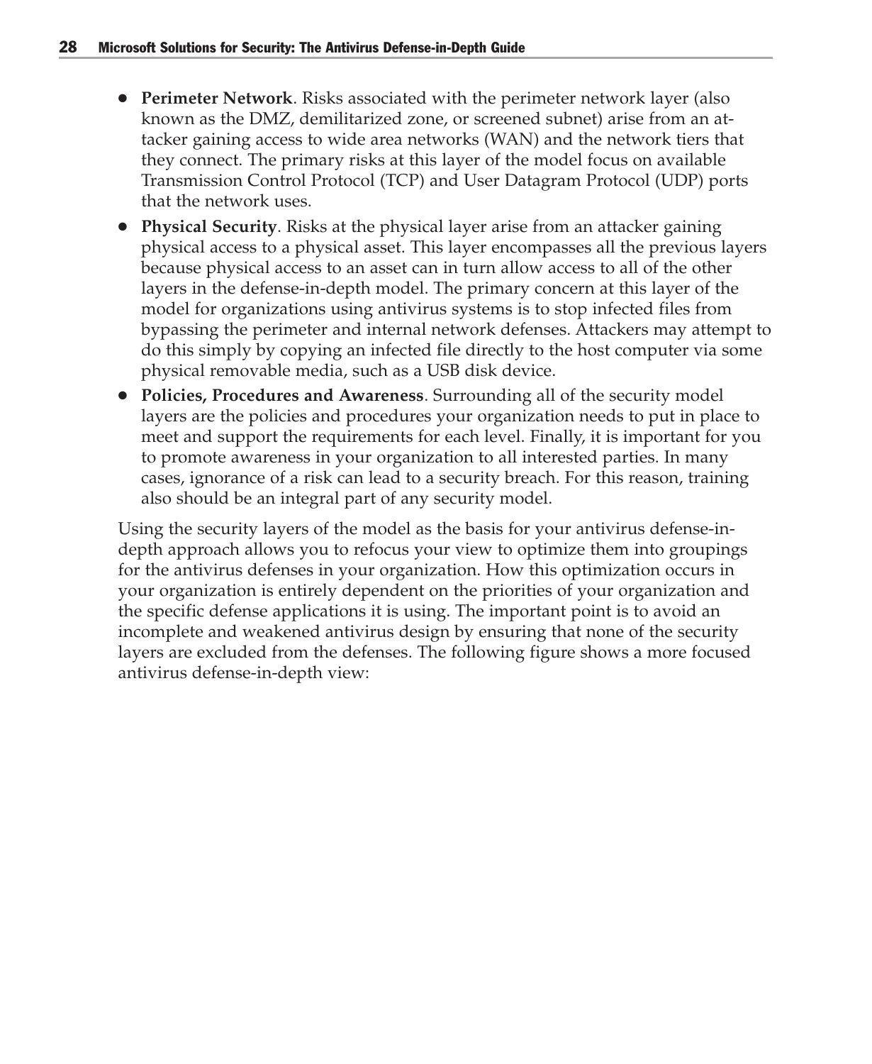- **Perimeter Network**. Risks associated with the perimeter network layer (also known as the DMZ, demilitarized zone, or screened subnet) arise from an attacker gaining access to wide area networks (WAN) and the network tiers that they connect. The primary risks at this layer of the model focus on available Transmission Control Protocol (TCP) and User Datagram Protocol (UDP) ports that the network uses.
- **Physical Security**. Risks at the physical layer arise from an attacker gaining physical access to a physical asset. This layer encompasses all the previous layers because physical access to an asset can in turn allow access to all of the other layers in the defense-in-depth model. The primary concern at this layer of the model for organizations using antivirus systems is to stop infected files from bypassing the perimeter and internal network defenses. Attackers may attempt to do this simply by copying an infected file directly to the host computer via some physical removable media, such as a USB disk device.
- **Policies, Procedures and Awareness**. Surrounding all of the security model layers are the policies and procedures your organization needs to put in place to meet and support the requirements for each level. Finally, it is important for you to promote awareness in your organization to all interested parties. In many cases, ignorance of a risk can lead to a security breach. For this reason, training also should be an integral part of any security model.

Using the security layers of the model as the basis for your antivirus defense-in-depth approach allows you to refocus your view to optimize them into groupings for the antivirus defenses in your organization. How this optimization occurs in your organization is entirely dependent on the priorities of your organization and the specific defense applications it is using. The important point is to avoid an incomplete and weakened antivirus design by ensuring that none of the security layers are excluded from the defenses. The following figure shows a more focused antivirus defense-in-depth view: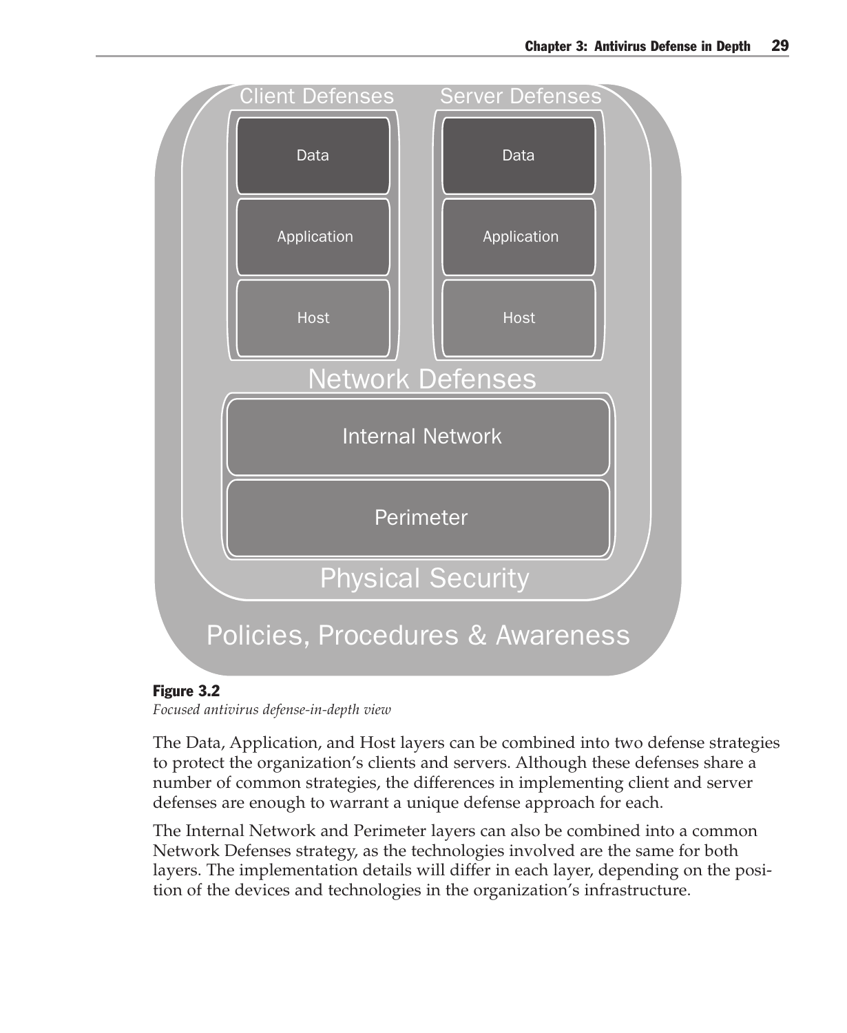**Figure 3.2**
*Focused antivirus defense-in-depth view*

The Data, Application, and Host layers can be combined into two defense strategies to protect the organization's clients and servers. Although these defenses share a number of common strategies, the differences in implementing client and server defenses are enough to warrant a unique defense approach for each.

The Internal Network and Perimeter layers can also be combined into a common Network Defenses strategy, as the technologies involved are the same for both layers. The implementation details will differ in each layer, depending on the position of the devices and technologies in the organization's infrastructure.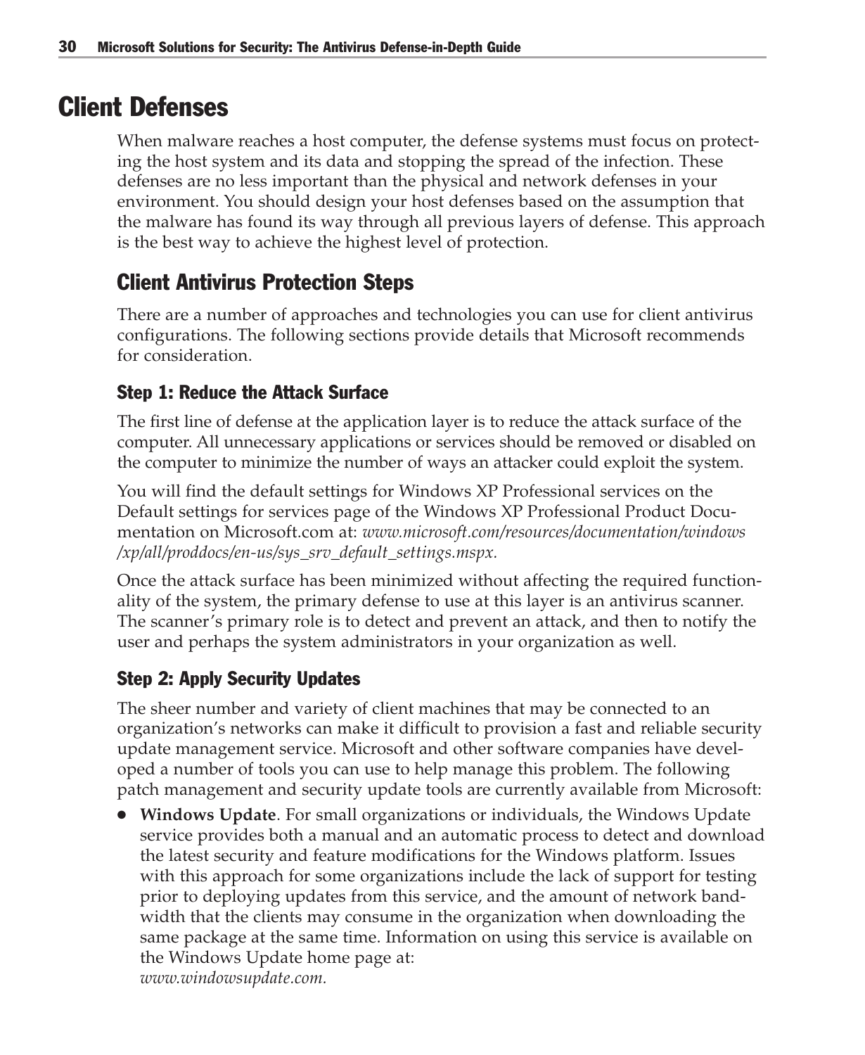# Client Defenses

When malware reaches a host computer, the defense systems must focus on protecting the host system and its data and stopping the spread of the infection. These defenses are no less important than the physical and network defenses in your environment. You should design your host defenses based on the assumption that the malware has found its way through all previous layers of defense. This approach is the best way to achieve the highest level of protection.

## Client Antivirus Protection Steps

There are a number of approaches and technologies you can use for client antivirus configurations. The following sections provide details that Microsoft recommends for consideration.

### Step 1: Reduce the Attack Surface

The first line of defense at the application layer is to reduce the attack surface of the computer. All unnecessary applications or services should be removed or disabled on the computer to minimize the number of ways an attacker could exploit the system.

You will find the default settings for Windows XP Professional services on the Default settings for services page of the Windows XP Professional Product Documentation on Microsoft.com at: *www.microsoft.com/resources/documentation/windows/xp/all/proddocs/en-us/sys_srv_default_settings.mspx.*

Once the attack surface has been minimized without affecting the required functionality of the system, the primary defense to use at this layer is an antivirus scanner. The scanner's primary role is to detect and prevent an attack, and then to notify the user and perhaps the system administrators in your organization as well.

### Step 2: Apply Security Updates

The sheer number and variety of client machines that may be connected to an organization's networks can make it difficult to provision a fast and reliable security update management service. Microsoft and other software companies have developed a number of tools you can use to help manage this problem. The following patch management and security update tools are currently available from Microsoft:

- **Windows Update**. For small organizations or individuals, the Windows Update service provides both a manual and an automatic process to detect and download the latest security and feature modifications for the Windows platform. Issues with this approach for some organizations include the lack of support for testing prior to deploying updates from this service, and the amount of network bandwidth that the clients may consume in the organization when downloading the same package at the same time. Information on using this service is available on the Windows Update home page at:
  *www.windowsupdate.com.*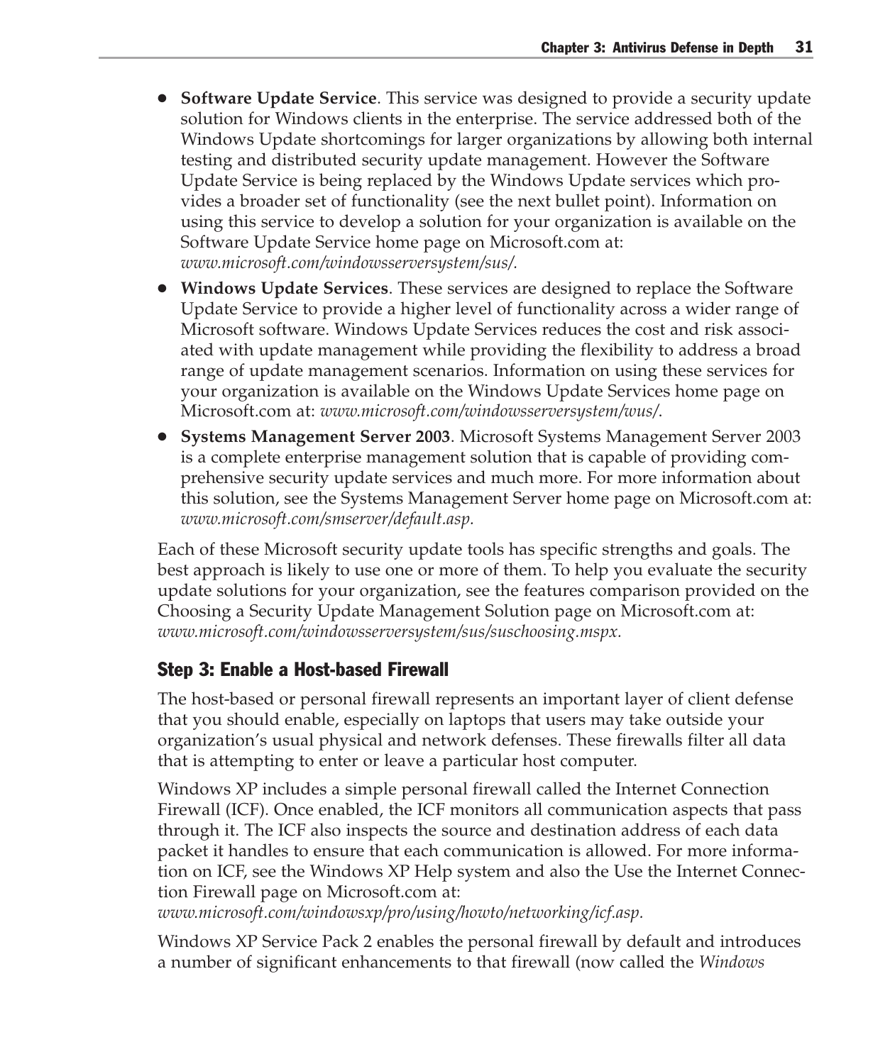- **Software Update Service**. This service was designed to provide a security update solution for Windows clients in the enterprise. The service addressed both of the Windows Update shortcomings for larger organizations by allowing both internal testing and distributed security update management. However the Software Update Service is being replaced by the Windows Update services which provides a broader set of functionality (see the next bullet point). Information on using this service to develop a solution for your organization is available on the Software Update Service home page on Microsoft.com at: *www.microsoft.com/windowsserversystem/sus/.*
- **Windows Update Services**. These services are designed to replace the Software Update Service to provide a higher level of functionality across a wider range of Microsoft software. Windows Update Services reduces the cost and risk associated with update management while providing the flexibility to address a broad range of update management scenarios. Information on using these services for your organization is available on the Windows Update Services home page on Microsoft.com at: *www.microsoft.com/windowsserversystem/wus/*.
- **Systems Management Server 2003**. Microsoft Systems Management Server 2003 is a complete enterprise management solution that is capable of providing comprehensive security update services and much more. For more information about this solution, see the Systems Management Server home page on Microsoft.com at: *www.microsoft.com/smserver/default.asp.*

Each of these Microsoft security update tools has specific strengths and goals. The best approach is likely to use one or more of them. To help you evaluate the security update solutions for your organization, see the features comparison provided on the Choosing a Security Update Management Solution page on Microsoft.com at: *www.microsoft.com/windowsserversystem/sus/suschoosing.mspx.*

### Step 3: Enable a Host-based Firewall

The host-based or personal firewall represents an important layer of client defense that you should enable, especially on laptops that users may take outside your organization's usual physical and network defenses. These firewalls filter all data that is attempting to enter or leave a particular host computer.

Windows XP includes a simple personal firewall called the Internet Connection Firewall (ICF). Once enabled, the ICF monitors all communication aspects that pass through it. The ICF also inspects the source and destination address of each data packet it handles to ensure that each communication is allowed. For more information on ICF, see the Windows XP Help system and also the Use the Internet Connection Firewall page on Microsoft.com at: *www.microsoft.com/windowsxp/pro/using/howto/networking/icf.asp.*

Windows XP Service Pack 2 enables the personal firewall by default and introduces a number of significant enhancements to that firewall (now called the *Windows*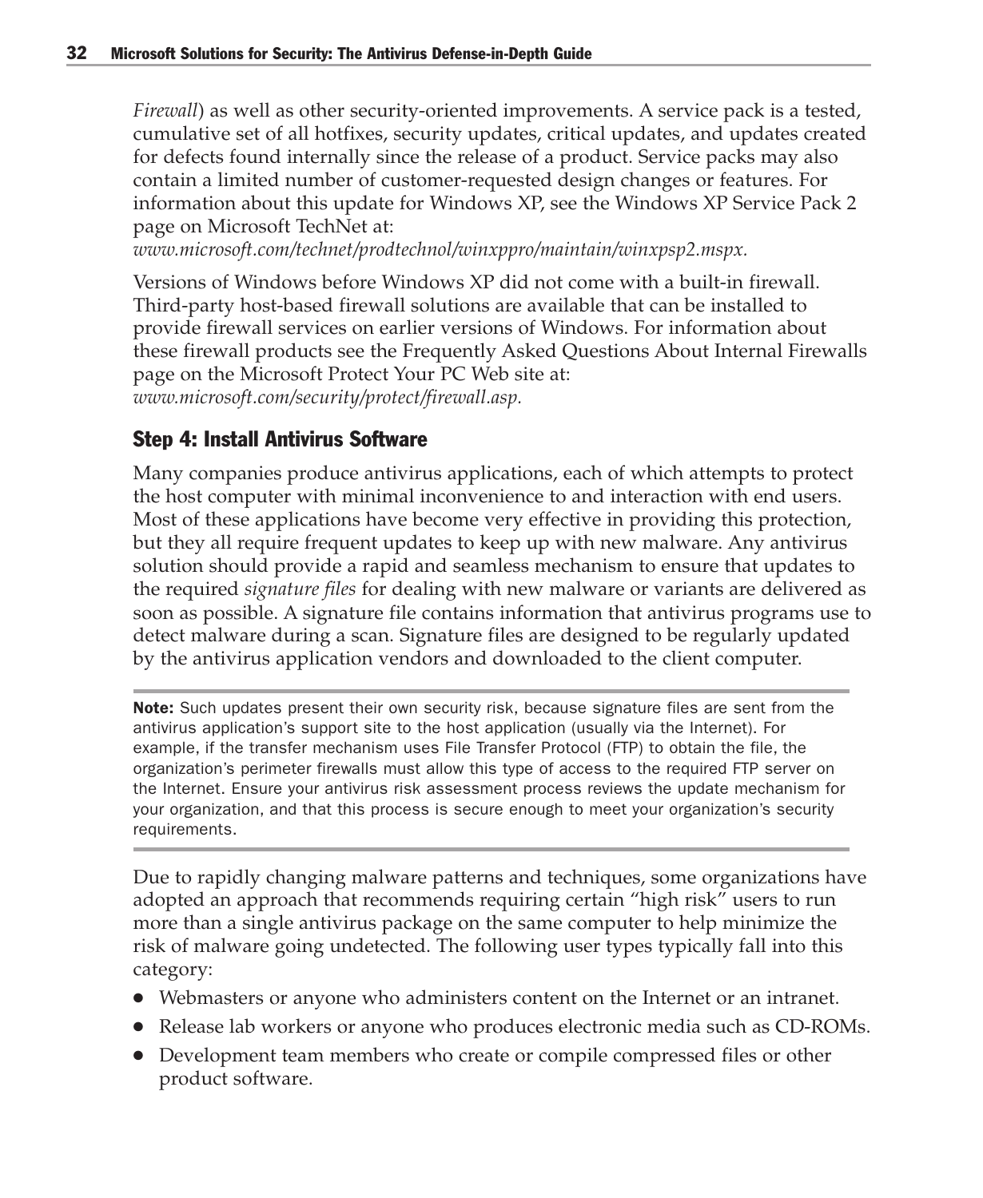*Firewall*) as well as other security-oriented improvements. A service pack is a tested, cumulative set of all hotfixes, security updates, critical updates, and updates created for defects found internally since the release of a product. Service packs may also contain a limited number of customer-requested design changes or features. For information about this update for Windows XP, see the Windows XP Service Pack 2 page on Microsoft TechNet at:
*www.microsoft.com/technet/prodtechnol/winxppro/maintain/winxpsp2.mspx.*

Versions of Windows before Windows XP did not come with a built-in firewall. Third-party host-based firewall solutions are available that can be installed to provide firewall services on earlier versions of Windows. For information about these firewall products see the Frequently Asked Questions About Internal Firewalls page on the Microsoft Protect Your PC Web site at:
*www.microsoft.com/security/protect/firewall.asp.*

### Step 4: Install Antivirus Software

Many companies produce antivirus applications, each of which attempts to protect the host computer with minimal inconvenience to and interaction with end users. Most of these applications have become very effective in providing this protection, but they all require frequent updates to keep up with new malware. Any antivirus solution should provide a rapid and seamless mechanism to ensure that updates to the required *signature files* for dealing with new malware or variants are delivered as soon as possible. A signature file contains information that antivirus programs use to detect malware during a scan. Signature files are designed to be regularly updated by the antivirus application vendors and downloaded to the client computer.

**Note:** Such updates present their own security risk, because signature files are sent from the antivirus application's support site to the host application (usually via the Internet). For example, if the transfer mechanism uses File Transfer Protocol (FTP) to obtain the file, the organization's perimeter firewalls must allow this type of access to the required FTP server on the Internet. Ensure your antivirus risk assessment process reviews the update mechanism for your organization, and that this process is secure enough to meet your organization's security requirements.

Due to rapidly changing malware patterns and techniques, some organizations have adopted an approach that recommends requiring certain "high risk" users to run more than a single antivirus package on the same computer to help minimize the risk of malware going undetected. The following user types typically fall into this category:

- Webmasters or anyone who administers content on the Internet or an intranet.
- Release lab workers or anyone who produces electronic media such as CD-ROMs.
- Development team members who create or compile compressed files or other product software.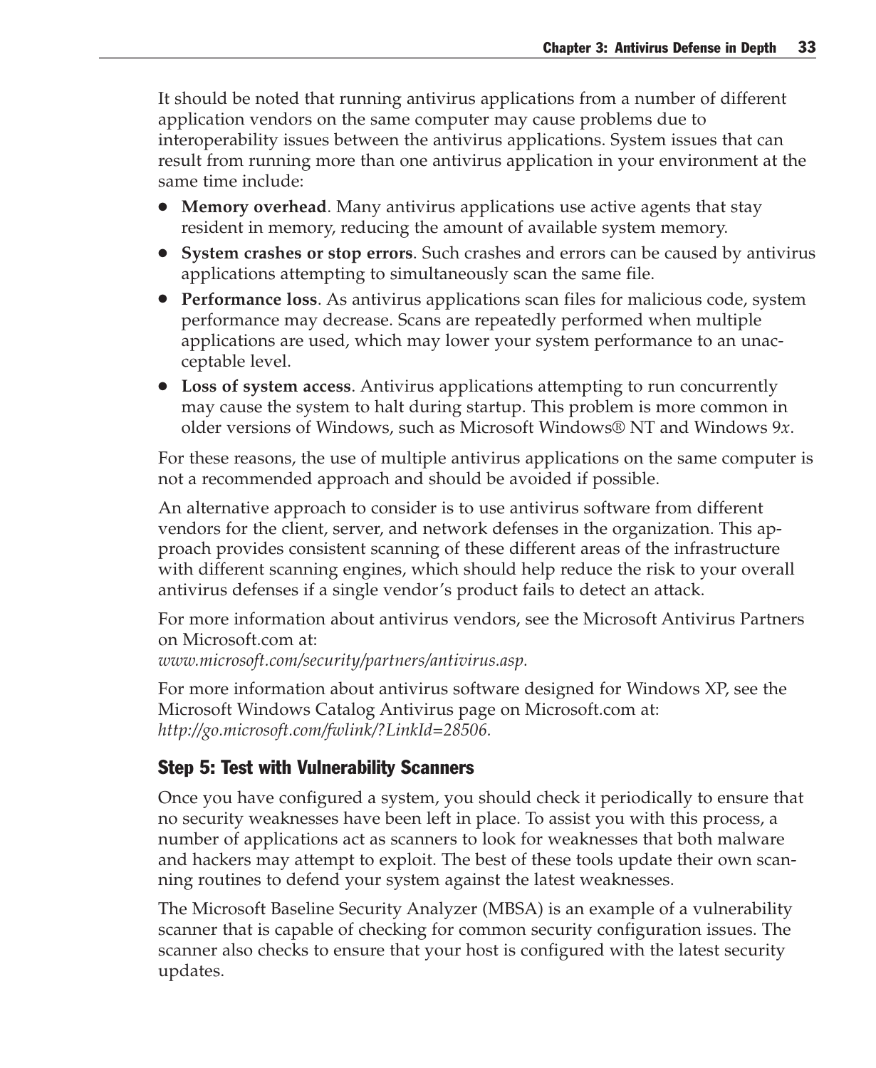It should be noted that running antivirus applications from a number of different application vendors on the same computer may cause problems due to interoperability issues between the antivirus applications. System issues that can result from running more than one antivirus application in your environment at the same time include:

- **Memory overhead**. Many antivirus applications use active agents that stay resident in memory, reducing the amount of available system memory.
- **System crashes or stop errors**. Such crashes and errors can be caused by antivirus applications attempting to simultaneously scan the same file.
- **Performance loss**. As antivirus applications scan files for malicious code, system performance may decrease. Scans are repeatedly performed when multiple applications are used, which may lower your system performance to an unacceptable level.
- **Loss of system access**. Antivirus applications attempting to run concurrently may cause the system to halt during startup. This problem is more common in older versions of Windows, such as Microsoft Windows® NT and Windows 9*x*.

For these reasons, the use of multiple antivirus applications on the same computer is not a recommended approach and should be avoided if possible.

An alternative approach to consider is to use antivirus software from different vendors for the client, server, and network defenses in the organization. This approach provides consistent scanning of these different areas of the infrastructure with different scanning engines, which should help reduce the risk to your overall antivirus defenses if a single vendor's product fails to detect an attack.

For more information about antivirus vendors, see the Microsoft Antivirus Partners on Microsoft.com at:
*www.microsoft.com/security/partners/antivirus.asp.*

For more information about antivirus software designed for Windows XP, see the Microsoft Windows Catalog Antivirus page on Microsoft.com at:
*http://go.microsoft.com/fwlink/?LinkId=28506.*

### Step 5: Test with Vulnerability Scanners

Once you have configured a system, you should check it periodically to ensure that no security weaknesses have been left in place. To assist you with this process, a number of applications act as scanners to look for weaknesses that both malware and hackers may attempt to exploit. The best of these tools update their own scanning routines to defend your system against the latest weaknesses.

The Microsoft Baseline Security Analyzer (MBSA) is an example of a vulnerability scanner that is capable of checking for common security configuration issues. The scanner also checks to ensure that your host is configured with the latest security updates.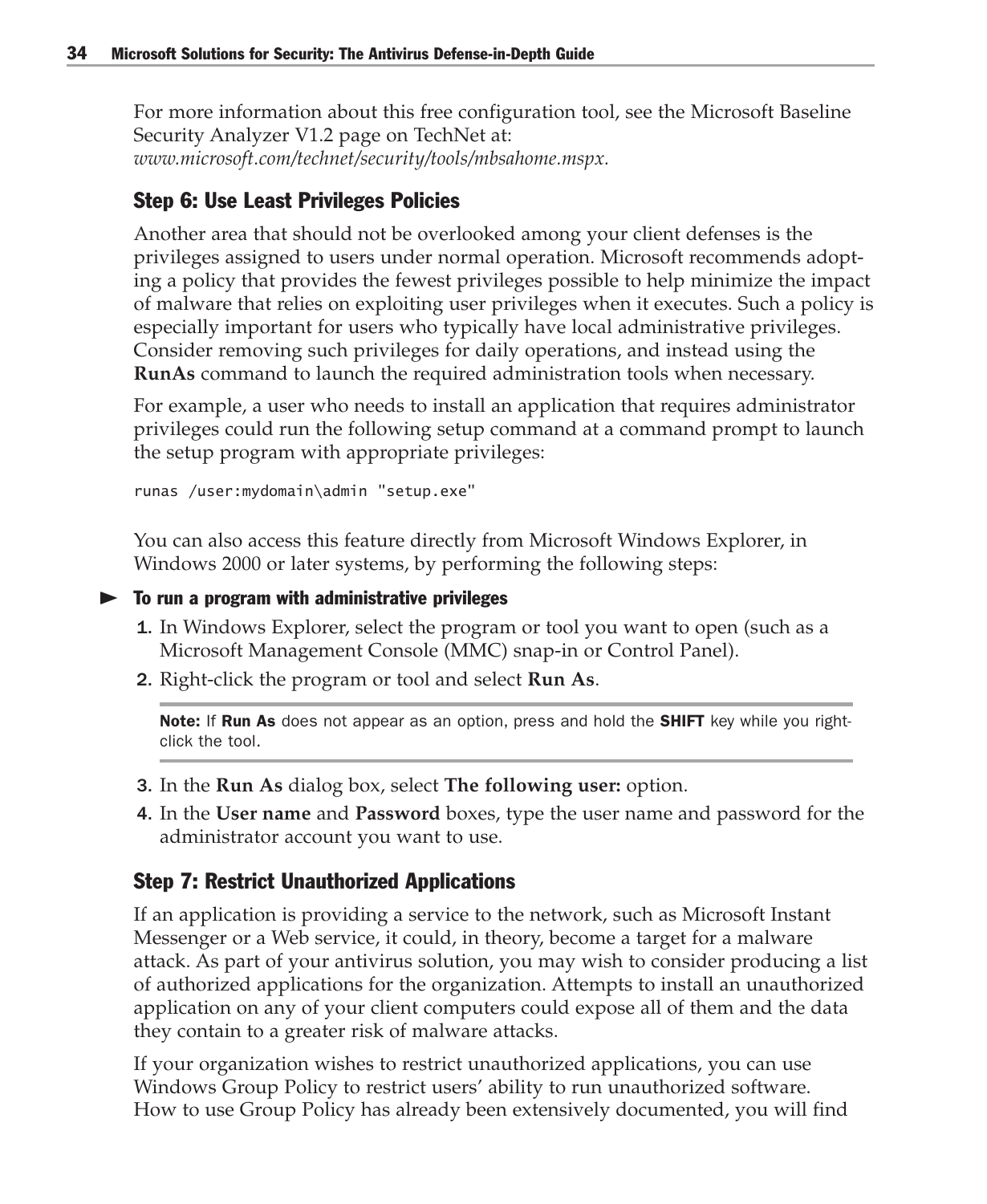For more information about this free configuration tool, see the Microsoft Baseline Security Analyzer V1.2 page on TechNet at:
*www.microsoft.com/technet/security/tools/mbsahome.mspx.*

### Step 6: Use Least Privileges Policies

Another area that should not be overlooked among your client defenses is the privileges assigned to users under normal operation. Microsoft recommends adopting a policy that provides the fewest privileges possible to help minimize the impact of malware that relies on exploiting user privileges when it executes. Such a policy is especially important for users who typically have local administrative privileges. Consider removing such privileges for daily operations, and instead using the **RunAs** command to launch the required administration tools when necessary.

For example, a user who needs to install an application that requires administrator privileges could run the following setup command at a command prompt to launch the setup program with appropriate privileges:

```
runas /user:mydomain\admin "setup.exe"
```

You can also access this feature directly from Microsoft Windows Explorer, in Windows 2000 or later systems, by performing the following steps:

**To run a program with administrative privileges**

1. In Windows Explorer, select the program or tool you want to open (such as a Microsoft Management Console (MMC) snap-in or Control Panel).
2. Right-click the program or tool and select **Run As**.

   **Note:** If **Run As** does not appear as an option, press and hold the **SHIFT** key while you right-click the tool.

3. In the **Run As** dialog box, select **The following user:** option.
4. In the **User name** and **Password** boxes, type the user name and password for the administrator account you want to use.

### Step 7: Restrict Unauthorized Applications

If an application is providing a service to the network, such as Microsoft Instant Messenger or a Web service, it could, in theory, become a target for a malware attack. As part of your antivirus solution, you may wish to consider producing a list of authorized applications for the organization. Attempts to install an unauthorized application on any of your client computers could expose all of them and the data they contain to a greater risk of malware attacks.

If your organization wishes to restrict unauthorized applications, you can use Windows Group Policy to restrict users' ability to run unauthorized software. How to use Group Policy has already been extensively documented, you will find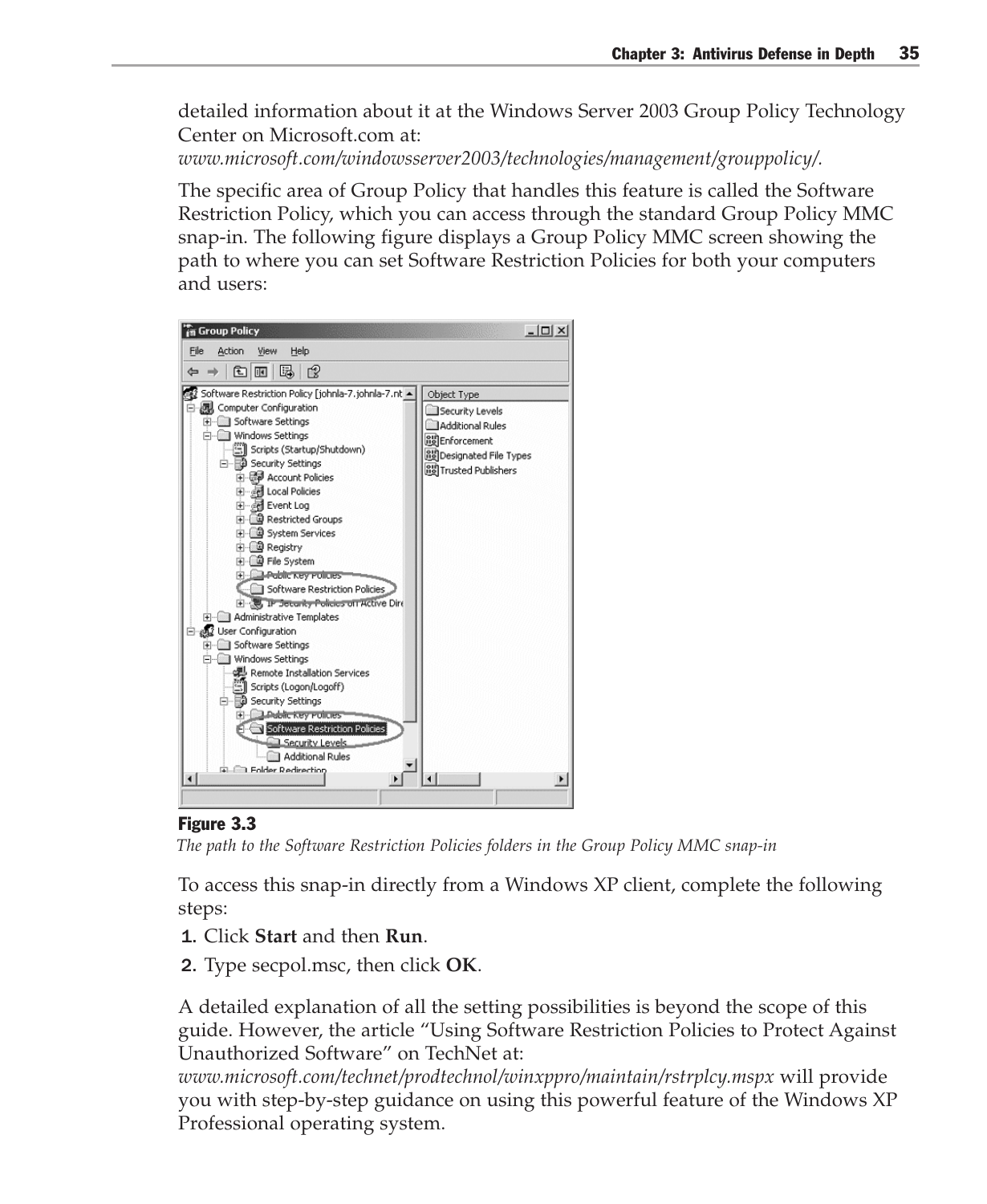detailed information about it at the Windows Server 2003 Group Policy Technology Center on Microsoft.com at:
*www.microsoft.com/windowsserver2003/technologies/management/grouppolicy/.*

The specific area of Group Policy that handles this feature is called the Software Restriction Policy, which you can access through the standard Group Policy MMC snap-in. The following figure displays a Group Policy MMC screen showing the path to where you can set Software Restriction Policies for both your computers and users:

**Figure 3.3**
*The path to the Software Restriction Policies folders in the Group Policy MMC snap-in*

To access this snap-in directly from a Windows XP client, complete the following steps:

1. Click **Start** and then **Run**.
2. Type secpol.msc, then click **OK**.

A detailed explanation of all the setting possibilities is beyond the scope of this guide. However, the article "Using Software Restriction Policies to Protect Against Unauthorized Software" on TechNet at:
*www.microsoft.com/technet/prodtechnol/winxppro/maintain/rstrplcy.mspx* will provide you with step-by-step guidance on using this powerful feature of the Windows XP Professional operating system.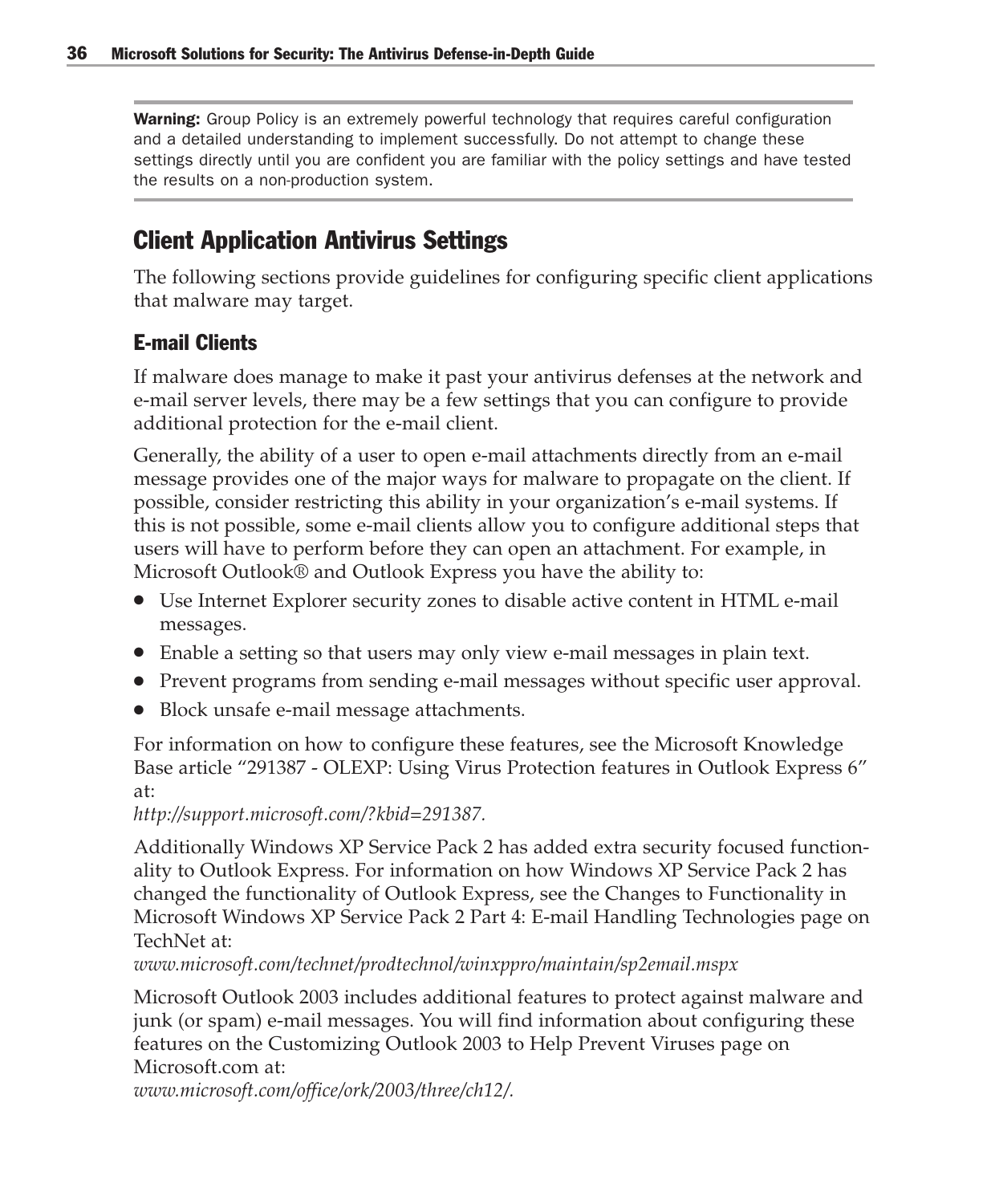**Warning:** Group Policy is an extremely powerful technology that requires careful configuration and a detailed understanding to implement successfully. Do not attempt to change these settings directly until you are confident you are familiar with the policy settings and have tested the results on a non-production system.

## Client Application Antivirus Settings

The following sections provide guidelines for configuring specific client applications that malware may target.

### E-mail Clients

If malware does manage to make it past your antivirus defenses at the network and e-mail server levels, there may be a few settings that you can configure to provide additional protection for the e-mail client.

Generally, the ability of a user to open e-mail attachments directly from an e-mail message provides one of the major ways for malware to propagate on the client. If possible, consider restricting this ability in your organization's e-mail systems. If this is not possible, some e-mail clients allow you to configure additional steps that users will have to perform before they can open an attachment. For example, in Microsoft Outlook® and Outlook Express you have the ability to:

- Use Internet Explorer security zones to disable active content in HTML e-mail messages.
- Enable a setting so that users may only view e-mail messages in plain text.
- Prevent programs from sending e-mail messages without specific user approval.
- Block unsafe e-mail message attachments.

For information on how to configure these features, see the Microsoft Knowledge Base article "291387 - OLEXP: Using Virus Protection features in Outlook Express 6" at:
*http://support.microsoft.com/?kbid=291387.*

Additionally Windows XP Service Pack 2 has added extra security focused functionality to Outlook Express. For information on how Windows XP Service Pack 2 has changed the functionality of Outlook Express, see the Changes to Functionality in Microsoft Windows XP Service Pack 2 Part 4: E-mail Handling Technologies page on TechNet at:
*www.microsoft.com/technet/prodtechnol/winxppro/maintain/sp2email.mspx*

Microsoft Outlook 2003 includes additional features to protect against malware and junk (or spam) e-mail messages. You will find information about configuring these features on the Customizing Outlook 2003 to Help Prevent Viruses page on Microsoft.com at:
*www.microsoft.com/office/ork/2003/three/ch12/.*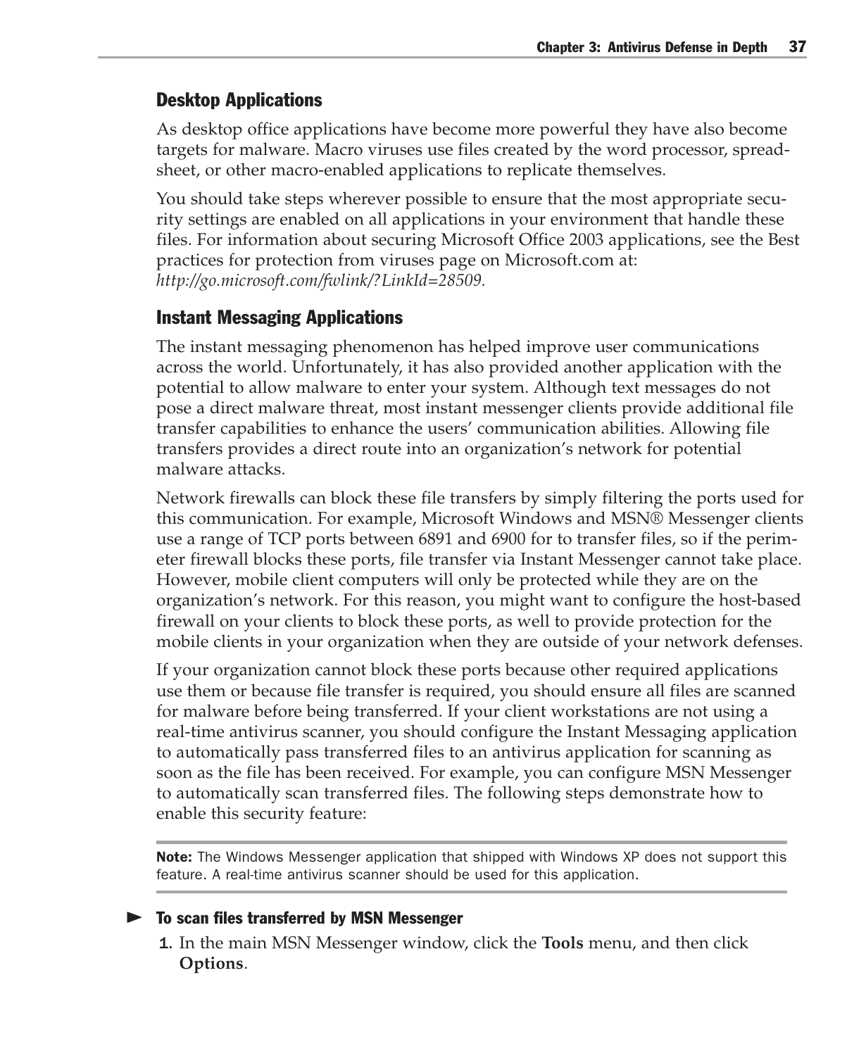### Desktop Applications

As desktop office applications have become more powerful they have also become targets for malware. Macro viruses use files created by the word processor, spreadsheet, or other macro-enabled applications to replicate themselves.

You should take steps wherever possible to ensure that the most appropriate security settings are enabled on all applications in your environment that handle these files. For information about securing Microsoft Office 2003 applications, see the Best practices for protection from viruses page on Microsoft.com at: *http://go.microsoft.com/fwlink/?LinkId=28509.*

### Instant Messaging Applications

The instant messaging phenomenon has helped improve user communications across the world. Unfortunately, it has also provided another application with the potential to allow malware to enter your system. Although text messages do not pose a direct malware threat, most instant messenger clients provide additional file transfer capabilities to enhance the users' communication abilities. Allowing file transfers provides a direct route into an organization's network for potential malware attacks.

Network firewalls can block these file transfers by simply filtering the ports used for this communication. For example, Microsoft Windows and MSN® Messenger clients use a range of TCP ports between 6891 and 6900 for to transfer files, so if the perimeter firewall blocks these ports, file transfer via Instant Messenger cannot take place. However, mobile client computers will only be protected while they are on the organization's network. For this reason, you might want to configure the host-based firewall on your clients to block these ports, as well to provide protection for the mobile clients in your organization when they are outside of your network defenses.

If your organization cannot block these ports because other required applications use them or because file transfer is required, you should ensure all files are scanned for malware before being transferred. If your client workstations are not using a real-time antivirus scanner, you should configure the Instant Messaging application to automatically pass transferred files to an antivirus application for scanning as soon as the file has been received. For example, you can configure MSN Messenger to automatically scan transferred files. The following steps demonstrate how to enable this security feature:

---

**Note:** The Windows Messenger application that shipped with Windows XP does not support this feature. A real-time antivirus scanner should be used for this application.

---

**To scan files transferred by MSN Messenger**

1. In the main MSN Messenger window, click the **Tools** menu, and then click **Options**.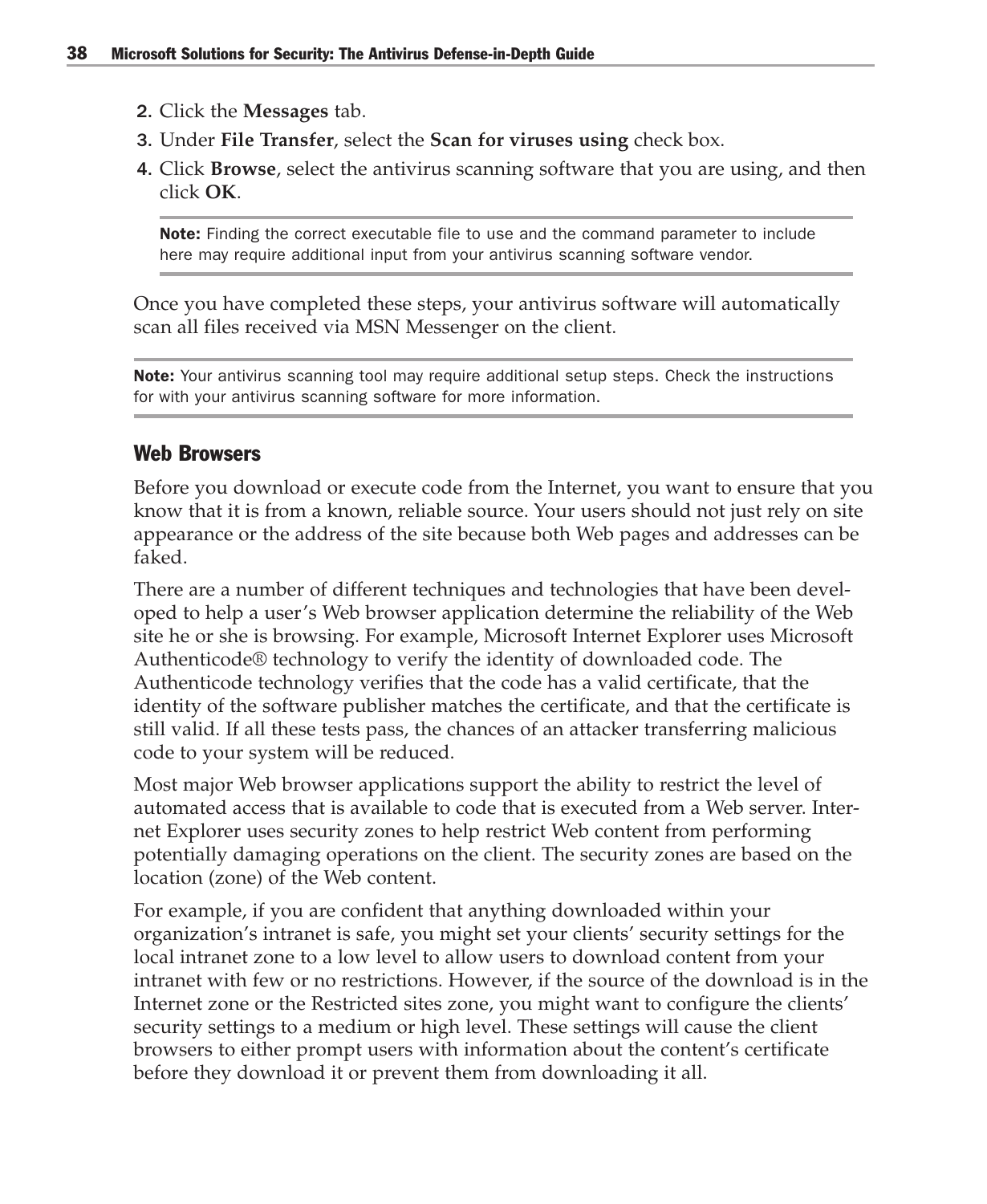2. Click the **Messages** tab.
3. Under **File Transfer**, select the **Scan for viruses using** check box.
4. Click **Browse**, select the antivirus scanning software that you are using, and then click **OK**.

> **Note:** Finding the correct executable file to use and the command parameter to include here may require additional input from your antivirus scanning software vendor.

Once you have completed these steps, your antivirus software will automatically scan all files received via MSN Messenger on the client.

> **Note:** Your antivirus scanning tool may require additional setup steps. Check the instructions for with your antivirus scanning software for more information.

### Web Browsers

Before you download or execute code from the Internet, you want to ensure that you know that it is from a known, reliable source. Your users should not just rely on site appearance or the address of the site because both Web pages and addresses can be faked.

There are a number of different techniques and technologies that have been developed to help a user's Web browser application determine the reliability of the Web site he or she is browsing. For example, Microsoft Internet Explorer uses Microsoft Authenticode® technology to verify the identity of downloaded code. The Authenticode technology verifies that the code has a valid certificate, that the identity of the software publisher matches the certificate, and that the certificate is still valid. If all these tests pass, the chances of an attacker transferring malicious code to your system will be reduced.

Most major Web browser applications support the ability to restrict the level of automated access that is available to code that is executed from a Web server. Internet Explorer uses security zones to help restrict Web content from performing potentially damaging operations on the client. The security zones are based on the location (zone) of the Web content.

For example, if you are confident that anything downloaded within your organization's intranet is safe, you might set your clients' security settings for the local intranet zone to a low level to allow users to download content from your intranet with few or no restrictions. However, if the source of the download is in the Internet zone or the Restricted sites zone, you might want to configure the clients' security settings to a medium or high level. These settings will cause the client browsers to either prompt users with information about the content's certificate before they download it or prevent them from downloading it all.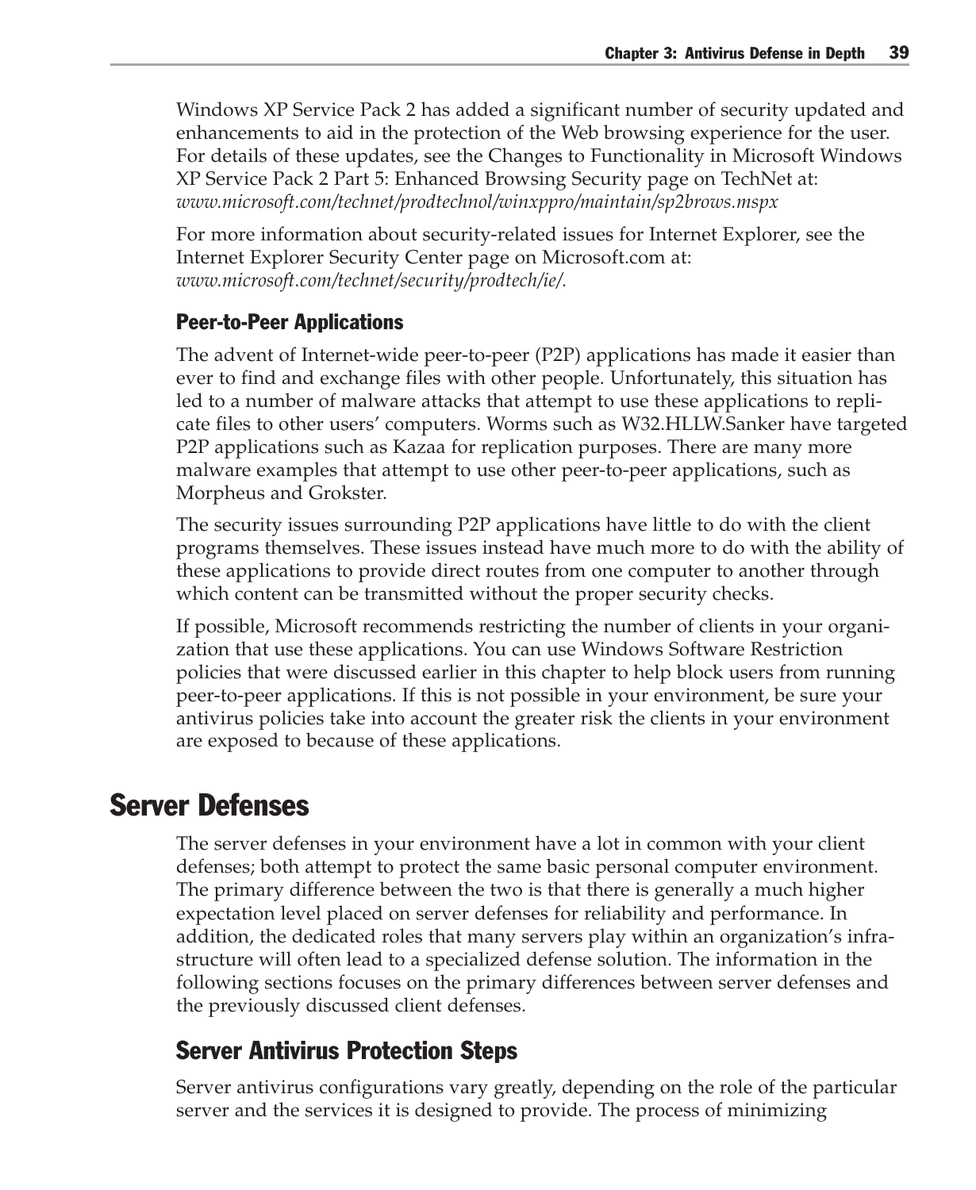Windows XP Service Pack 2 has added a significant number of security updated and enhancements to aid in the protection of the Web browsing experience for the user. For details of these updates, see the Changes to Functionality in Microsoft Windows XP Service Pack 2 Part 5: Enhanced Browsing Security page on TechNet at: *www.microsoft.com/technet/prodtechnol/winxppro/maintain/sp2brows.mspx*

For more information about security-related issues for Internet Explorer, see the Internet Explorer Security Center page on Microsoft.com at: *www.microsoft.com/technet/security/prodtech/ie/.*

### Peer-to-Peer Applications

The advent of Internet-wide peer-to-peer (P2P) applications has made it easier than ever to find and exchange files with other people. Unfortunately, this situation has led to a number of malware attacks that attempt to use these applications to replicate files to other users' computers. Worms such as W32.HLLW.Sanker have targeted P2P applications such as Kazaa for replication purposes. There are many more malware examples that attempt to use other peer-to-peer applications, such as Morpheus and Grokster.

The security issues surrounding P2P applications have little to do with the client programs themselves. These issues instead have much more to do with the ability of these applications to provide direct routes from one computer to another through which content can be transmitted without the proper security checks.

If possible, Microsoft recommends restricting the number of clients in your organization that use these applications. You can use Windows Software Restriction policies that were discussed earlier in this chapter to help block users from running peer-to-peer applications. If this is not possible in your environment, be sure your antivirus policies take into account the greater risk the clients in your environment are exposed to because of these applications.

# Server Defenses

The server defenses in your environment have a lot in common with your client defenses; both attempt to protect the same basic personal computer environment. The primary difference between the two is that there is generally a much higher expectation level placed on server defenses for reliability and performance. In addition, the dedicated roles that many servers play within an organization's infrastructure will often lead to a specialized defense solution. The information in the following sections focuses on the primary differences between server defenses and the previously discussed client defenses.

## Server Antivirus Protection Steps

Server antivirus configurations vary greatly, depending on the role of the particular server and the services it is designed to provide. The process of minimizing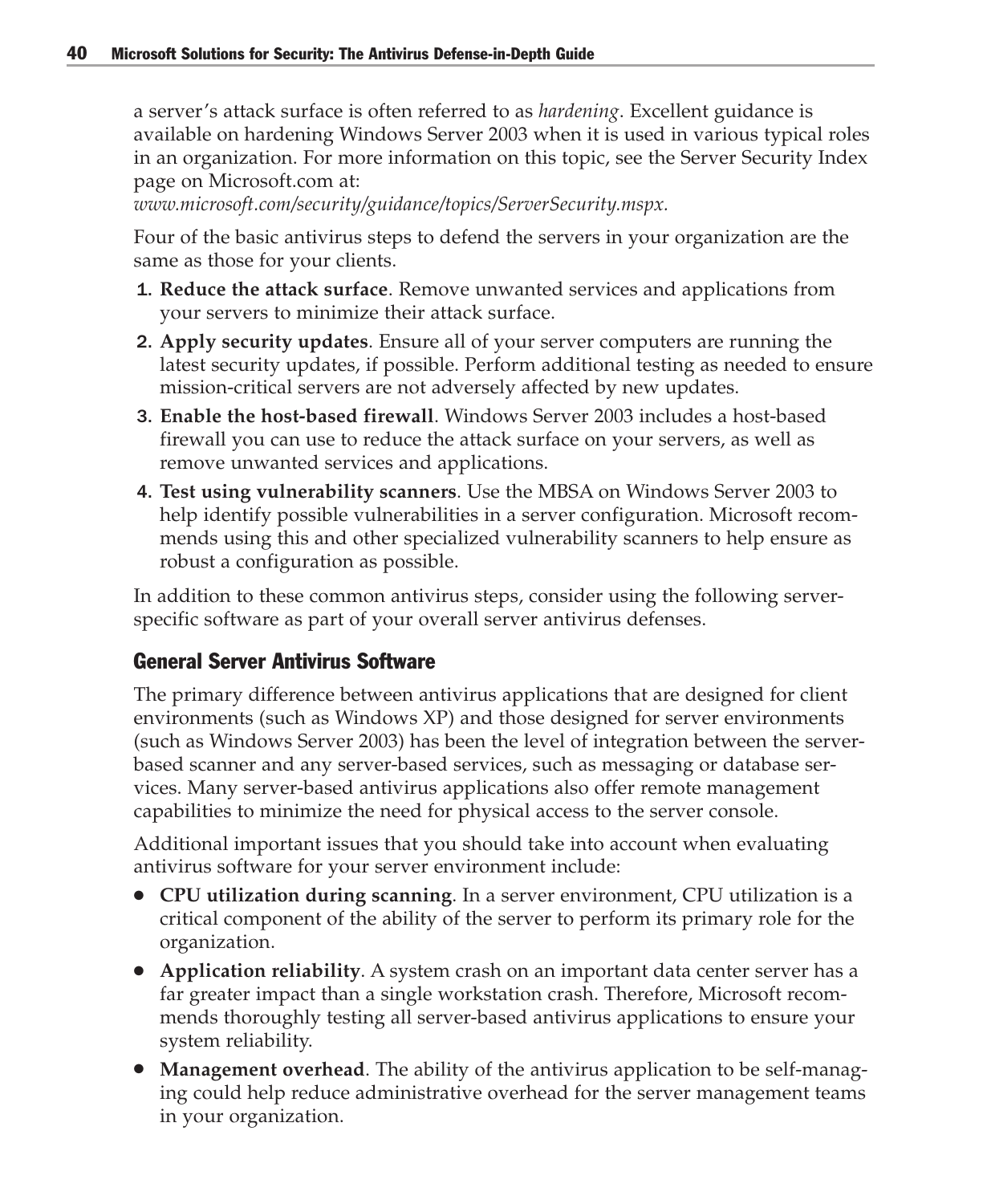a server's attack surface is often referred to as *hardening*. Excellent guidance is available on hardening Windows Server 2003 when it is used in various typical roles in an organization. For more information on this topic, see the Server Security Index page on Microsoft.com at:
*www.microsoft.com/security/guidance/topics/ServerSecurity.mspx.*

Four of the basic antivirus steps to defend the servers in your organization are the same as those for your clients.

1. **Reduce the attack surface**. Remove unwanted services and applications from your servers to minimize their attack surface.
2. **Apply security updates**. Ensure all of your server computers are running the latest security updates, if possible. Perform additional testing as needed to ensure mission-critical servers are not adversely affected by new updates.
3. **Enable the host-based firewall**. Windows Server 2003 includes a host-based firewall you can use to reduce the attack surface on your servers, as well as remove unwanted services and applications.
4. **Test using vulnerability scanners**. Use the MBSA on Windows Server 2003 to help identify possible vulnerabilities in a server configuration. Microsoft recommends using this and other specialized vulnerability scanners to help ensure as robust a configuration as possible.

In addition to these common antivirus steps, consider using the following server-specific software as part of your overall server antivirus defenses.

### General Server Antivirus Software

The primary difference between antivirus applications that are designed for client environments (such as Windows XP) and those designed for server environments (such as Windows Server 2003) has been the level of integration between the server-based scanner and any server-based services, such as messaging or database services. Many server-based antivirus applications also offer remote management capabilities to minimize the need for physical access to the server console.

Additional important issues that you should take into account when evaluating antivirus software for your server environment include:

- **CPU utilization during scanning**. In a server environment, CPU utilization is a critical component of the ability of the server to perform its primary role for the organization.
- **Application reliability**. A system crash on an important data center server has a far greater impact than a single workstation crash. Therefore, Microsoft recommends thoroughly testing all server-based antivirus applications to ensure your system reliability.
- **Management overhead**. The ability of the antivirus application to be self-managing could help reduce administrative overhead for the server management teams in your organization.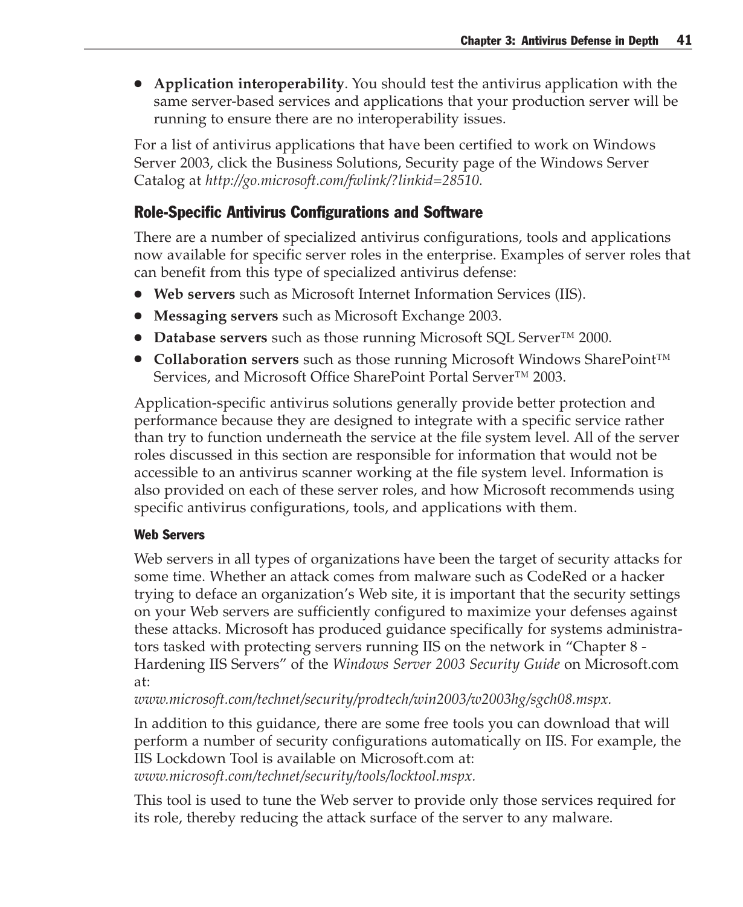- **Application interoperability**. You should test the antivirus application with the same server-based services and applications that your production server will be running to ensure there are no interoperability issues.

For a list of antivirus applications that have been certified to work on Windows Server 2003, click the Business Solutions, Security page of the Windows Server Catalog at *http://go.microsoft.com/fwlink/?linkid=28510.*

### Role-Specific Antivirus Configurations and Software

There are a number of specialized antivirus configurations, tools and applications now available for specific server roles in the enterprise. Examples of server roles that can benefit from this type of specialized antivirus defense:

- **Web servers** such as Microsoft Internet Information Services (IIS).
- **Messaging servers** such as Microsoft Exchange 2003.
- **Database servers** such as those running Microsoft SQL Server™ 2000.
- **Collaboration servers** such as those running Microsoft Windows SharePoint™ Services, and Microsoft Office SharePoint Portal Server™ 2003.

Application-specific antivirus solutions generally provide better protection and performance because they are designed to integrate with a specific service rather than try to function underneath the service at the file system level. All of the server roles discussed in this section are responsible for information that would not be accessible to an antivirus scanner working at the file system level. Information is also provided on each of these server roles, and how Microsoft recommends using specific antivirus configurations, tools, and applications with them.

#### Web Servers

Web servers in all types of organizations have been the target of security attacks for some time. Whether an attack comes from malware such as CodeRed or a hacker trying to deface an organization's Web site, it is important that the security settings on your Web servers are sufficiently configured to maximize your defenses against these attacks. Microsoft has produced guidance specifically for systems administrators tasked with protecting servers running IIS on the network in "Chapter 8 - Hardening IIS Servers" of the *Windows Server 2003 Security Guide* on Microsoft.com at:
*www.microsoft.com/technet/security/prodtech/win2003/w2003hg/sgch08.mspx.*

In addition to this guidance, there are some free tools you can download that will perform a number of security configurations automatically on IIS. For example, the IIS Lockdown Tool is available on Microsoft.com at:
*www.microsoft.com/technet/security/tools/locktool.mspx.*

This tool is used to tune the Web server to provide only those services required for its role, thereby reducing the attack surface of the server to any malware.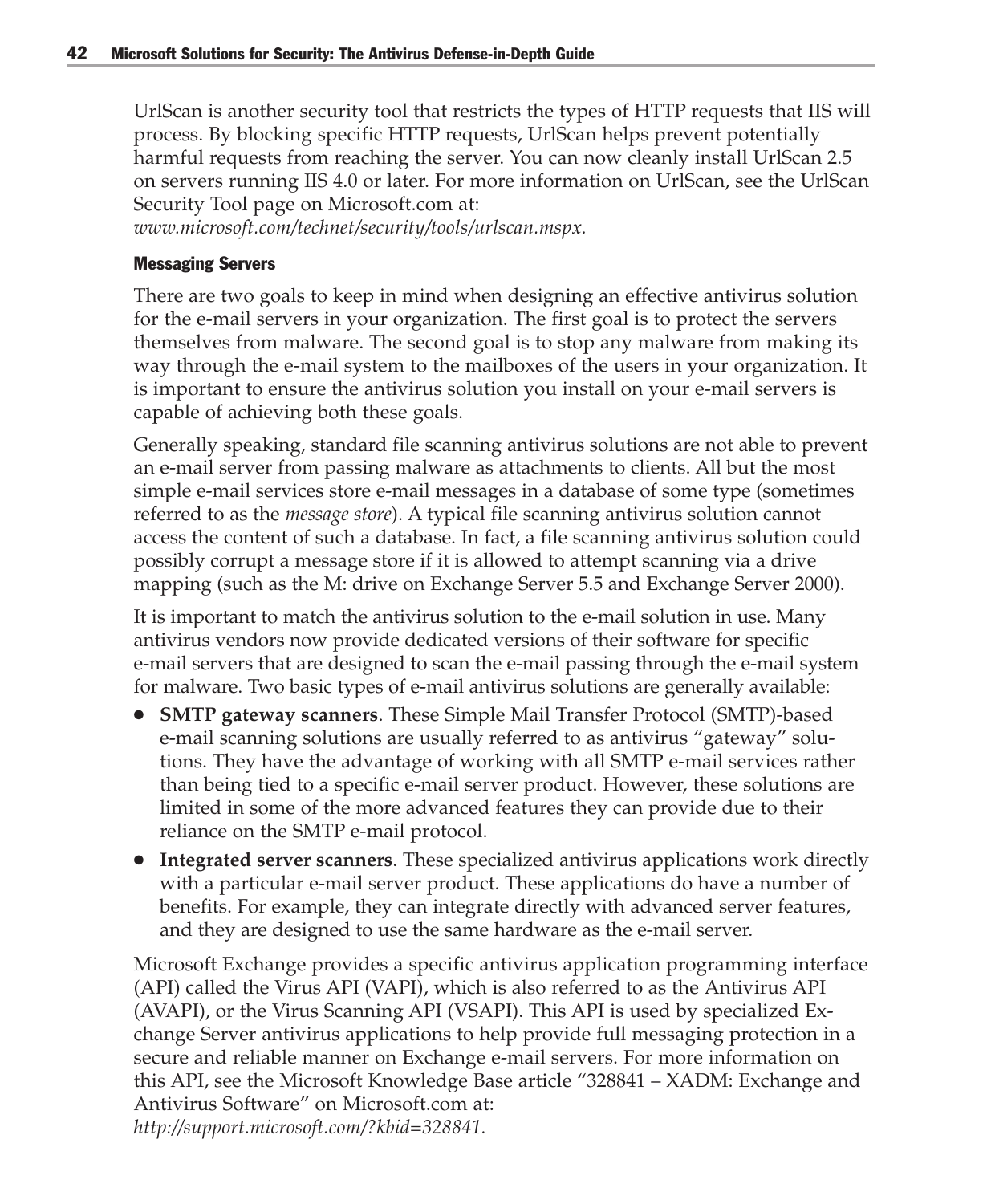UrlScan is another security tool that restricts the types of HTTP requests that IIS will process. By blocking specific HTTP requests, UrlScan helps prevent potentially harmful requests from reaching the server. You can now cleanly install UrlScan 2.5 on servers running IIS 4.0 or later. For more information on UrlScan, see the UrlScan Security Tool page on Microsoft.com at:
*www.microsoft.com/technet/security/tools/urlscan.mspx.*

#### Messaging Servers

There are two goals to keep in mind when designing an effective antivirus solution for the e-mail servers in your organization. The first goal is to protect the servers themselves from malware. The second goal is to stop any malware from making its way through the e-mail system to the mailboxes of the users in your organization. It is important to ensure the antivirus solution you install on your e-mail servers is capable of achieving both these goals.

Generally speaking, standard file scanning antivirus solutions are not able to prevent an e-mail server from passing malware as attachments to clients. All but the most simple e-mail services store e-mail messages in a database of some type (sometimes referred to as the *message store*). A typical file scanning antivirus solution cannot access the content of such a database. In fact, a file scanning antivirus solution could possibly corrupt a message store if it is allowed to attempt scanning via a drive mapping (such as the M: drive on Exchange Server 5.5 and Exchange Server 2000).

It is important to match the antivirus solution to the e-mail solution in use. Many antivirus vendors now provide dedicated versions of their software for specific e-mail servers that are designed to scan the e-mail passing through the e-mail system for malware. Two basic types of e-mail antivirus solutions are generally available:

- **SMTP gateway scanners**. These Simple Mail Transfer Protocol (SMTP)-based e-mail scanning solutions are usually referred to as antivirus "gateway" solutions. They have the advantage of working with all SMTP e-mail services rather than being tied to a specific e-mail server product. However, these solutions are limited in some of the more advanced features they can provide due to their reliance on the SMTP e-mail protocol.
- **Integrated server scanners**. These specialized antivirus applications work directly with a particular e-mail server product. These applications do have a number of benefits. For example, they can integrate directly with advanced server features, and they are designed to use the same hardware as the e-mail server.

Microsoft Exchange provides a specific antivirus application programming interface (API) called the Virus API (VAPI), which is also referred to as the Antivirus API (AVAPI), or the Virus Scanning API (VSAPI). This API is used by specialized Exchange Server antivirus applications to help provide full messaging protection in a secure and reliable manner on Exchange e-mail servers. For more information on this API, see the Microsoft Knowledge Base article "328841 – XADM: Exchange and Antivirus Software" on Microsoft.com at:
*http://support.microsoft.com/?kbid=328841.*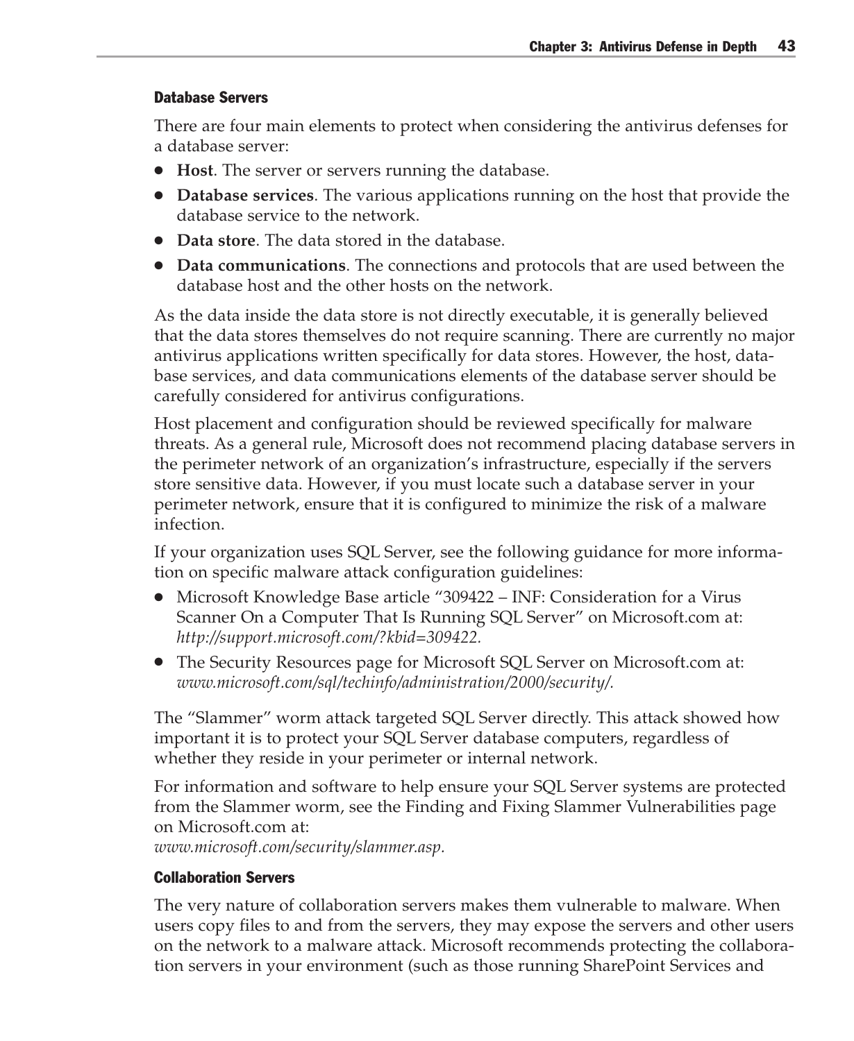### Database Servers

There are four main elements to protect when considering the antivirus defenses for a database server:

- **Host**. The server or servers running the database.
- **Database services**. The various applications running on the host that provide the database service to the network.
- **Data store**. The data stored in the database.
- **Data communications**. The connections and protocols that are used between the database host and the other hosts on the network.

As the data inside the data store is not directly executable, it is generally believed that the data stores themselves do not require scanning. There are currently no major antivirus applications written specifically for data stores. However, the host, database services, and data communications elements of the database server should be carefully considered for antivirus configurations.

Host placement and configuration should be reviewed specifically for malware threats. As a general rule, Microsoft does not recommend placing database servers in the perimeter network of an organization's infrastructure, especially if the servers store sensitive data. However, if you must locate such a database server in your perimeter network, ensure that it is configured to minimize the risk of a malware infection.

If your organization uses SQL Server, see the following guidance for more information on specific malware attack configuration guidelines:

- Microsoft Knowledge Base article "309422 – INF: Consideration for a Virus Scanner On a Computer That Is Running SQL Server" on Microsoft.com at: *http://support.microsoft.com/?kbid=309422.*
- The Security Resources page for Microsoft SQL Server on Microsoft.com at: *www.microsoft.com/sql/techinfo/administration/2000/security/.*

The "Slammer" worm attack targeted SQL Server directly. This attack showed how important it is to protect your SQL Server database computers, regardless of whether they reside in your perimeter or internal network.

For information and software to help ensure your SQL Server systems are protected from the Slammer worm, see the Finding and Fixing Slammer Vulnerabilities page on Microsoft.com at:
*www.microsoft.com/security/slammer.asp.*

### Collaboration Servers

The very nature of collaboration servers makes them vulnerable to malware. When users copy files to and from the servers, they may expose the servers and other users on the network to a malware attack. Microsoft recommends protecting the collaboration servers in your environment (such as those running SharePoint Services and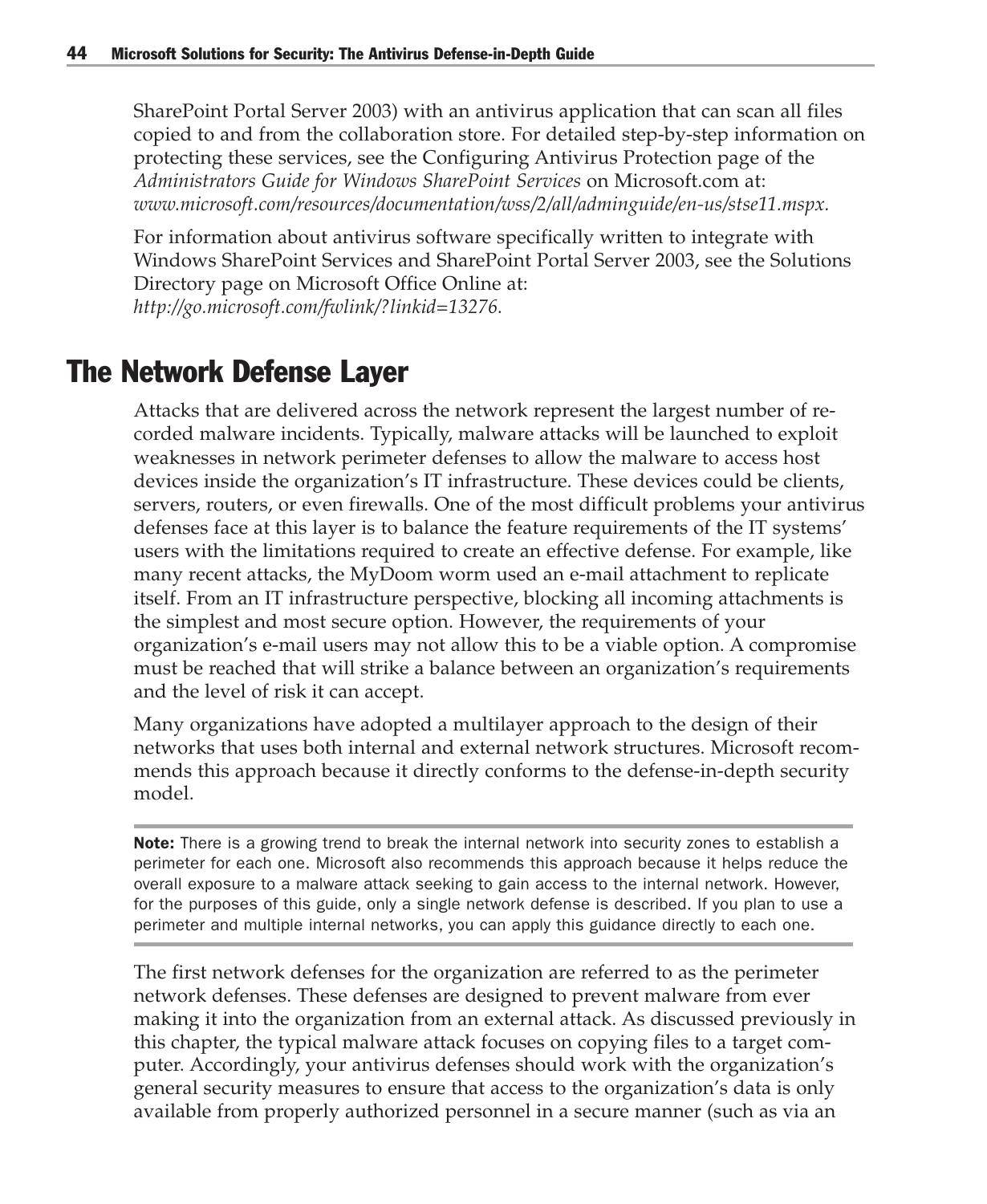SharePoint Portal Server 2003) with an antivirus application that can scan all files copied to and from the collaboration store. For detailed step-by-step information on protecting these services, see the Configuring Antivirus Protection page of the *Administrators Guide for Windows SharePoint Services* on Microsoft.com at: *www.microsoft.com/resources/documentation/wss/2/all/adminguide/en-us/stse11.mspx.*

For information about antivirus software specifically written to integrate with Windows SharePoint Services and SharePoint Portal Server 2003, see the Solutions Directory page on Microsoft Office Online at: *http://go.microsoft.com/fwlink/?linkid=13276.*

## The Network Defense Layer

Attacks that are delivered across the network represent the largest number of recorded malware incidents. Typically, malware attacks will be launched to exploit weaknesses in network perimeter defenses to allow the malware to access host devices inside the organization's IT infrastructure. These devices could be clients, servers, routers, or even firewalls. One of the most difficult problems your antivirus defenses face at this layer is to balance the feature requirements of the IT systems' users with the limitations required to create an effective defense. For example, like many recent attacks, the MyDoom worm used an e-mail attachment to replicate itself. From an IT infrastructure perspective, blocking all incoming attachments is the simplest and most secure option. However, the requirements of your organization's e-mail users may not allow this to be a viable option. A compromise must be reached that will strike a balance between an organization's requirements and the level of risk it can accept.

Many organizations have adopted a multilayer approach to the design of their networks that uses both internal and external network structures. Microsoft recommends this approach because it directly conforms to the defense-in-depth security model.

**Note:** There is a growing trend to break the internal network into security zones to establish a perimeter for each one. Microsoft also recommends this approach because it helps reduce the overall exposure to a malware attack seeking to gain access to the internal network. However, for the purposes of this guide, only a single network defense is described. If you plan to use a perimeter and multiple internal networks, you can apply this guidance directly to each one.

The first network defenses for the organization are referred to as the perimeter network defenses. These defenses are designed to prevent malware from ever making it into the organization from an external attack. As discussed previously in this chapter, the typical malware attack focuses on copying files to a target computer. Accordingly, your antivirus defenses should work with the organization's general security measures to ensure that access to the organization's data is only available from properly authorized personnel in a secure manner (such as via an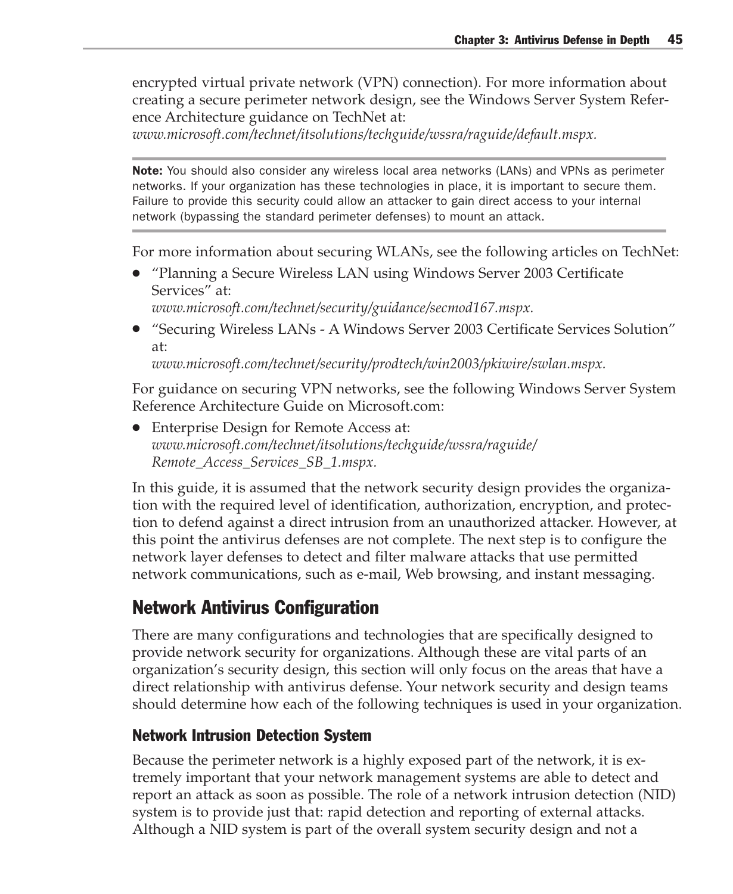encrypted virtual private network (VPN) connection). For more information about creating a secure perimeter network design, see the Windows Server System Reference Architecture guidance on TechNet at:
*www.microsoft.com/technet/itsolutions/techguide/wssra/raguide/default.mspx.*

**Note:** You should also consider any wireless local area networks (LANs) and VPNs as perimeter networks. If your organization has these technologies in place, it is important to secure them. Failure to provide this security could allow an attacker to gain direct access to your internal network (bypassing the standard perimeter defenses) to mount an attack.

For more information about securing WLANs, see the following articles on TechNet:

- "Planning a Secure Wireless LAN using Windows Server 2003 Certificate Services" at:
  *www.microsoft.com/technet/security/guidance/secmod167.mspx.*
- "Securing Wireless LANs - A Windows Server 2003 Certificate Services Solution" at:
  *www.microsoft.com/technet/security/prodtech/win2003/pkiwire/swlan.mspx.*

For guidance on securing VPN networks, see the following Windows Server System Reference Architecture Guide on Microsoft.com:

- Enterprise Design for Remote Access at:
  *www.microsoft.com/technet/itsolutions/techguide/wssra/raguide/Remote_Access_Services_SB_1.mspx.*

In this guide, it is assumed that the network security design provides the organization with the required level of identification, authorization, encryption, and protection to defend against a direct intrusion from an unauthorized attacker. However, at this point the antivirus defenses are not complete. The next step is to configure the network layer defenses to detect and filter malware attacks that use permitted network communications, such as e-mail, Web browsing, and instant messaging.

## Network Antivirus Configuration

There are many configurations and technologies that are specifically designed to provide network security for organizations. Although these are vital parts of an organization's security design, this section will only focus on the areas that have a direct relationship with antivirus defense. Your network security and design teams should determine how each of the following techniques is used in your organization.

### Network Intrusion Detection System

Because the perimeter network is a highly exposed part of the network, it is extremely important that your network management systems are able to detect and report an attack as soon as possible. The role of a network intrusion detection (NID) system is to provide just that: rapid detection and reporting of external attacks. Although a NID system is part of the overall system security design and not a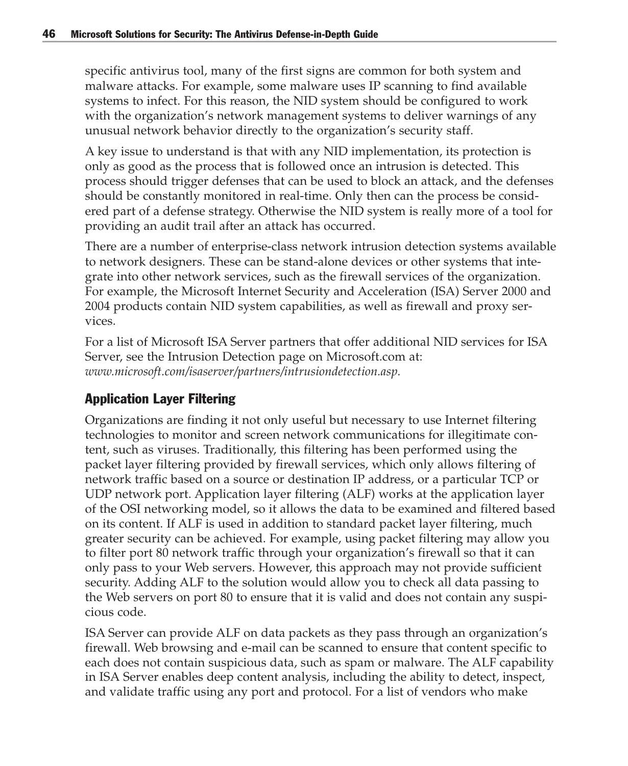specific antivirus tool, many of the first signs are common for both system and malware attacks. For example, some malware uses IP scanning to find available systems to infect. For this reason, the NID system should be configured to work with the organization's network management systems to deliver warnings of any unusual network behavior directly to the organization's security staff.

A key issue to understand is that with any NID implementation, its protection is only as good as the process that is followed once an intrusion is detected. This process should trigger defenses that can be used to block an attack, and the defenses should be constantly monitored in real-time. Only then can the process be considered part of a defense strategy. Otherwise the NID system is really more of a tool for providing an audit trail after an attack has occurred.

There are a number of enterprise-class network intrusion detection systems available to network designers. These can be stand-alone devices or other systems that integrate into other network services, such as the firewall services of the organization. For example, the Microsoft Internet Security and Acceleration (ISA) Server 2000 and 2004 products contain NID system capabilities, as well as firewall and proxy services.

For a list of Microsoft ISA Server partners that offer additional NID services for ISA Server, see the Intrusion Detection page on Microsoft.com at: *www.microsoft.com/isaserver/partners/intrusiondetection.asp*.

### Application Layer Filtering

Organizations are finding it not only useful but necessary to use Internet filtering technologies to monitor and screen network communications for illegitimate content, such as viruses. Traditionally, this filtering has been performed using the packet layer filtering provided by firewall services, which only allows filtering of network traffic based on a source or destination IP address, or a particular TCP or UDP network port. Application layer filtering (ALF) works at the application layer of the OSI networking model, so it allows the data to be examined and filtered based on its content. If ALF is used in addition to standard packet layer filtering, much greater security can be achieved. For example, using packet filtering may allow you to filter port 80 network traffic through your organization's firewall so that it can only pass to your Web servers. However, this approach may not provide sufficient security. Adding ALF to the solution would allow you to check all data passing to the Web servers on port 80 to ensure that it is valid and does not contain any suspicious code.

ISA Server can provide ALF on data packets as they pass through an organization's firewall. Web browsing and e-mail can be scanned to ensure that content specific to each does not contain suspicious data, such as spam or malware. The ALF capability in ISA Server enables deep content analysis, including the ability to detect, inspect, and validate traffic using any port and protocol. For a list of vendors who make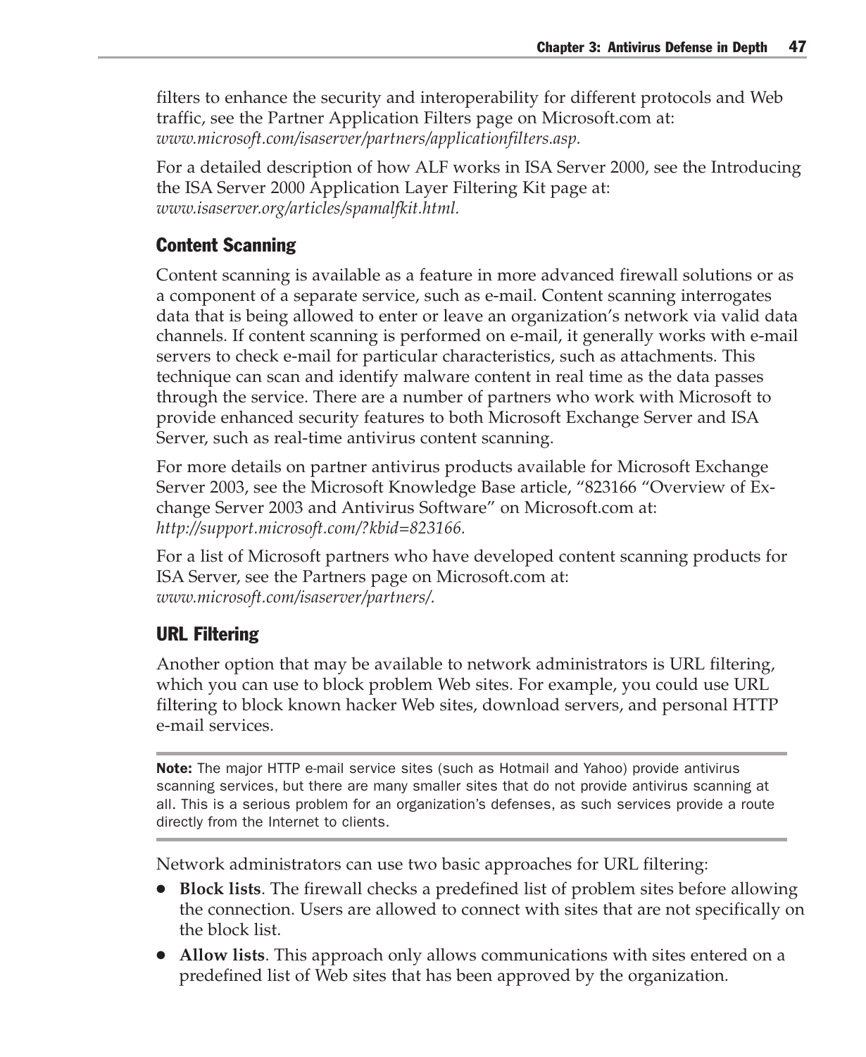filters to enhance the security and interoperability for different protocols and Web traffic, see the Partner Application Filters page on Microsoft.com at: *www.microsoft.com/isaserver/partners/applicationfilters.asp.*

For a detailed description of how ALF works in ISA Server 2000, see the Introducing the ISA Server 2000 Application Layer Filtering Kit page at: *www.isaserver.org/articles/spamalfkit.html.*

### Content Scanning

Content scanning is available as a feature in more advanced firewall solutions or as a component of a separate service, such as e-mail. Content scanning interrogates data that is being allowed to enter or leave an organization's network via valid data channels. If content scanning is performed on e-mail, it generally works with e-mail servers to check e-mail for particular characteristics, such as attachments. This technique can scan and identify malware content in real time as the data passes through the service. There are a number of partners who work with Microsoft to provide enhanced security features to both Microsoft Exchange Server and ISA Server, such as real-time antivirus content scanning.

For more details on partner antivirus products available for Microsoft Exchange Server 2003, see the Microsoft Knowledge Base article, "823166 "Overview of Exchange Server 2003 and Antivirus Software" on Microsoft.com at: *http://support.microsoft.com/?kbid=823166.*

For a list of Microsoft partners who have developed content scanning products for ISA Server, see the Partners page on Microsoft.com at: *www.microsoft.com/isaserver/partners/.*

### URL Filtering

Another option that may be available to network administrators is URL filtering, which you can use to block problem Web sites. For example, you could use URL filtering to block known hacker Web sites, download servers, and personal HTTP e-mail services.

**Note:** The major HTTP e-mail service sites (such as Hotmail and Yahoo) provide antivirus scanning services, but there are many smaller sites that do not provide antivirus scanning at all. This is a serious problem for an organization's defenses, as such services provide a route directly from the Internet to clients.

Network administrators can use two basic approaches for URL filtering:

- **Block lists**. The firewall checks a predefined list of problem sites before allowing the connection. Users are allowed to connect with sites that are not specifically on the block list.
- **Allow lists**. This approach only allows communications with sites entered on a predefined list of Web sites that has been approved by the organization.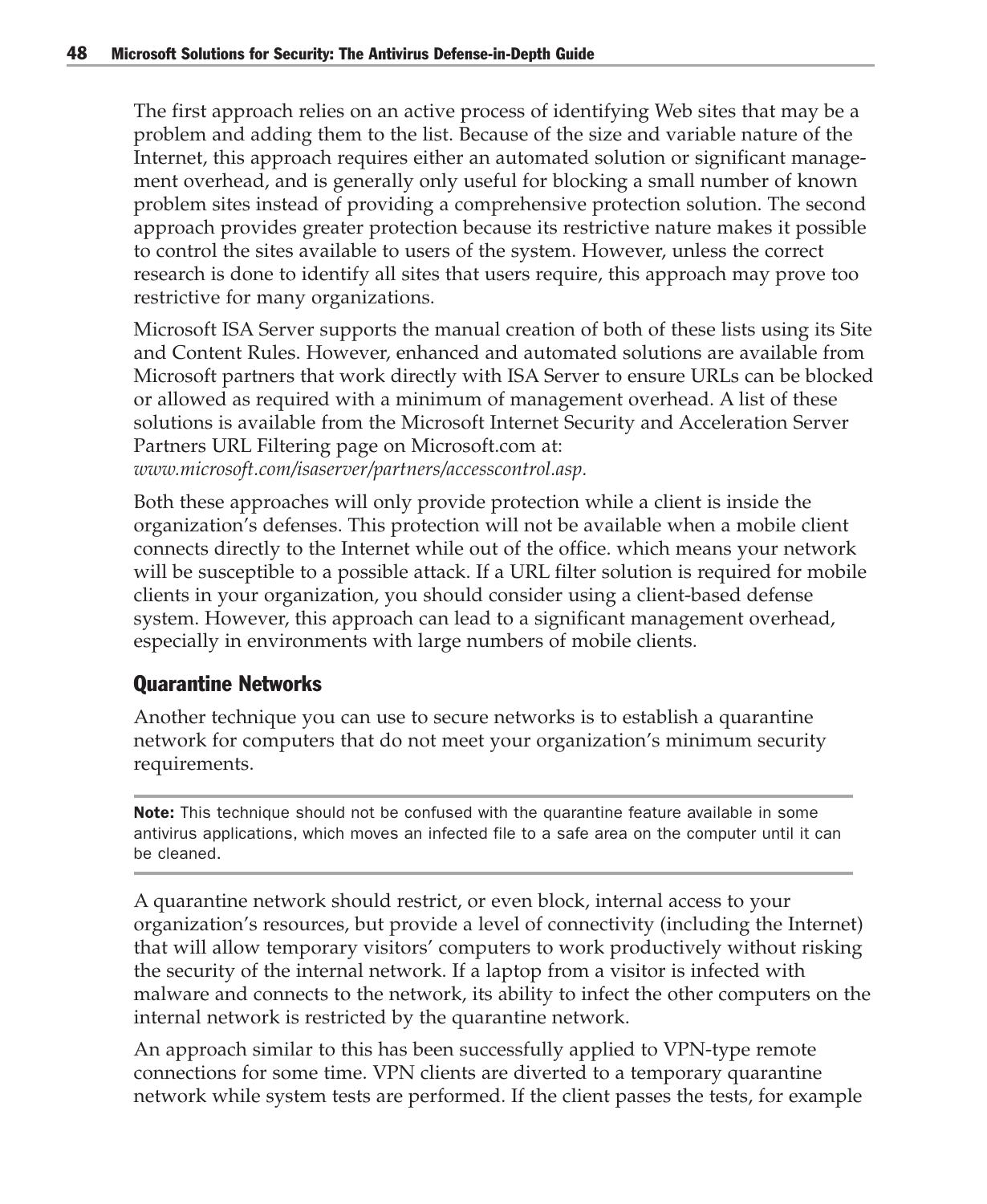The first approach relies on an active process of identifying Web sites that may be a problem and adding them to the list. Because of the size and variable nature of the Internet, this approach requires either an automated solution or significant management overhead, and is generally only useful for blocking a small number of known problem sites instead of providing a comprehensive protection solution. The second approach provides greater protection because its restrictive nature makes it possible to control the sites available to users of the system. However, unless the correct research is done to identify all sites that users require, this approach may prove too restrictive for many organizations.

Microsoft ISA Server supports the manual creation of both of these lists using its Site and Content Rules. However, enhanced and automated solutions are available from Microsoft partners that work directly with ISA Server to ensure URLs can be blocked or allowed as required with a minimum of management overhead. A list of these solutions is available from the Microsoft Internet Security and Acceleration Server Partners URL Filtering page on Microsoft.com at:
*www.microsoft.com/isaserver/partners/accesscontrol.asp*.

Both these approaches will only provide protection while a client is inside the organization's defenses. This protection will not be available when a mobile client connects directly to the Internet while out of the office. which means your network will be susceptible to a possible attack. If a URL filter solution is required for mobile clients in your organization, you should consider using a client-based defense system. However, this approach can lead to a significant management overhead, especially in environments with large numbers of mobile clients.

### Quarantine Networks

Another technique you can use to secure networks is to establish a quarantine network for computers that do not meet your organization's minimum security requirements.

---

**Note:** This technique should not be confused with the quarantine feature available in some antivirus applications, which moves an infected file to a safe area on the computer until it can be cleaned.

---

A quarantine network should restrict, or even block, internal access to your organization's resources, but provide a level of connectivity (including the Internet) that will allow temporary visitors' computers to work productively without risking the security of the internal network. If a laptop from a visitor is infected with malware and connects to the network, its ability to infect the other computers on the internal network is restricted by the quarantine network.

An approach similar to this has been successfully applied to VPN-type remote connections for some time. VPN clients are diverted to a temporary quarantine network while system tests are performed. If the client passes the tests, for example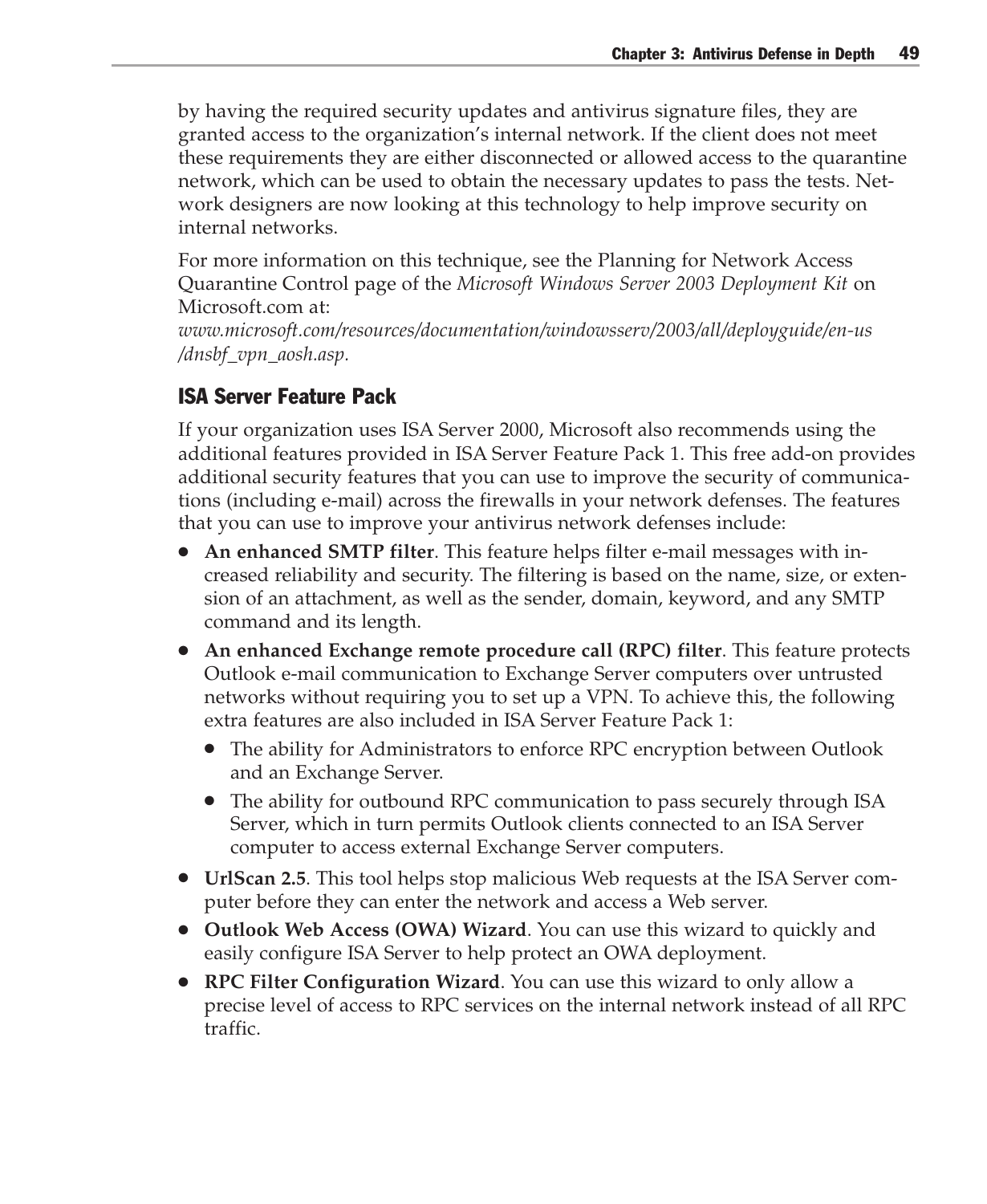by having the required security updates and antivirus signature files, they are granted access to the organization's internal network. If the client does not meet these requirements they are either disconnected or allowed access to the quarantine network, which can be used to obtain the necessary updates to pass the tests. Network designers are now looking at this technology to help improve security on internal networks.

For more information on this technique, see the Planning for Network Access Quarantine Control page of the *Microsoft Windows Server 2003 Deployment Kit* on Microsoft.com at:
*www.microsoft.com/resources/documentation/windowsserv/2003/all/deployguide/en-us/dnsbf_vpn_aosh.asp.*

### ISA Server Feature Pack

If your organization uses ISA Server 2000, Microsoft also recommends using the additional features provided in ISA Server Feature Pack 1. This free add-on provides additional security features that you can use to improve the security of communications (including e-mail) across the firewalls in your network defenses. The features that you can use to improve your antivirus network defenses include:

- **An enhanced SMTP filter**. This feature helps filter e-mail messages with increased reliability and security. The filtering is based on the name, size, or extension of an attachment, as well as the sender, domain, keyword, and any SMTP command and its length.
- **An enhanced Exchange remote procedure call (RPC) filter**. This feature protects Outlook e-mail communication to Exchange Server computers over untrusted networks without requiring you to set up a VPN. To achieve this, the following extra features are also included in ISA Server Feature Pack 1:
  - The ability for Administrators to enforce RPC encryption between Outlook and an Exchange Server.
  - The ability for outbound RPC communication to pass securely through ISA Server, which in turn permits Outlook clients connected to an ISA Server computer to access external Exchange Server computers.
- **UrlScan 2.5**. This tool helps stop malicious Web requests at the ISA Server computer before they can enter the network and access a Web server.
- **Outlook Web Access (OWA) Wizard**. You can use this wizard to quickly and easily configure ISA Server to help protect an OWA deployment.
- **RPC Filter Configuration Wizard**. You can use this wizard to only allow a precise level of access to RPC services on the internal network instead of all RPC traffic.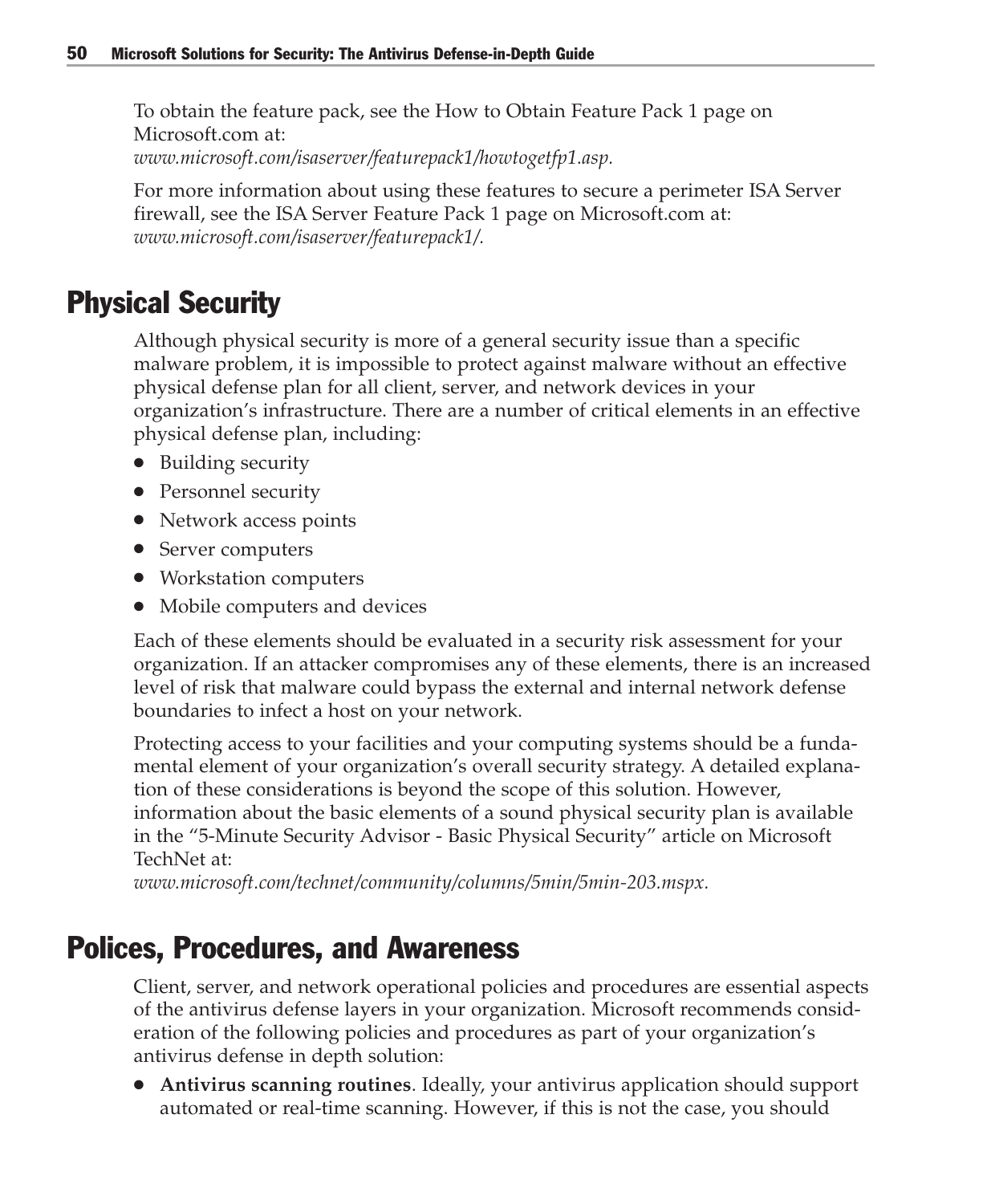To obtain the feature pack, see the How to Obtain Feature Pack 1 page on Microsoft.com at:
*www.microsoft.com/isaserver/featurepack1/howtogetfp1.asp.*

For more information about using these features to secure a perimeter ISA Server firewall, see the ISA Server Feature Pack 1 page on Microsoft.com at:
*www.microsoft.com/isaserver/featurepack1/.*

## Physical Security

Although physical security is more of a general security issue than a specific malware problem, it is impossible to protect against malware without an effective physical defense plan for all client, server, and network devices in your organization's infrastructure. There are a number of critical elements in an effective physical defense plan, including:

- Building security
- Personnel security
- Network access points
- Server computers
- Workstation computers
- Mobile computers and devices

Each of these elements should be evaluated in a security risk assessment for your organization. If an attacker compromises any of these elements, there is an increased level of risk that malware could bypass the external and internal network defense boundaries to infect a host on your network.

Protecting access to your facilities and your computing systems should be a fundamental element of your organization's overall security strategy. A detailed explanation of these considerations is beyond the scope of this solution. However, information about the basic elements of a sound physical security plan is available in the "5-Minute Security Advisor - Basic Physical Security" article on Microsoft TechNet at:
*www.microsoft.com/technet/community/columns/5min/5min-203.mspx.*

## Polices, Procedures, and Awareness

Client, server, and network operational policies and procedures are essential aspects of the antivirus defense layers in your organization. Microsoft recommends consideration of the following policies and procedures as part of your organization's antivirus defense in depth solution:

- **Antivirus scanning routines**. Ideally, your antivirus application should support automated or real-time scanning. However, if this is not the case, you should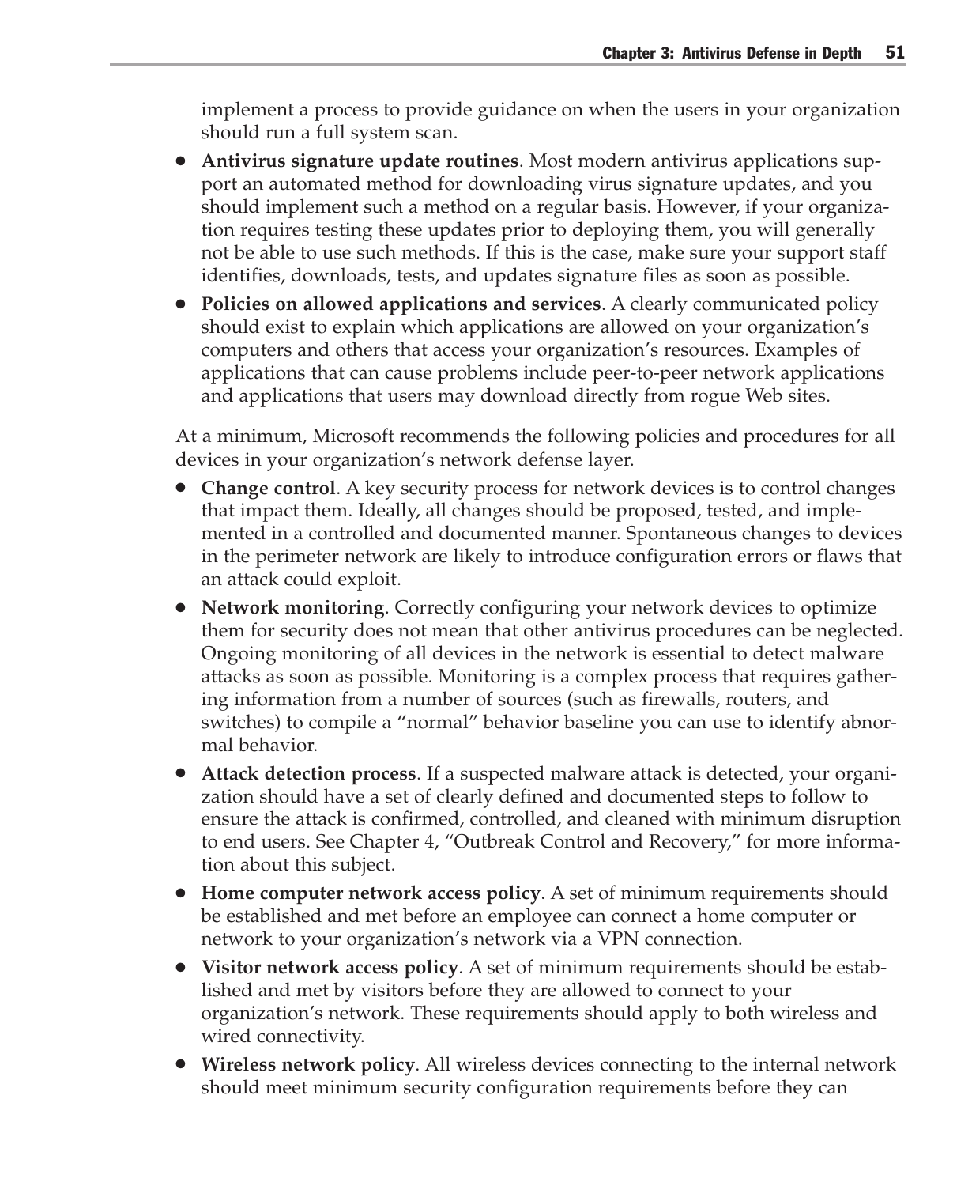implement a process to provide guidance on when the users in your organization should run a full system scan.

- **Antivirus signature update routines**. Most modern antivirus applications support an automated method for downloading virus signature updates, and you should implement such a method on a regular basis. However, if your organization requires testing these updates prior to deploying them, you will generally not be able to use such methods. If this is the case, make sure your support staff identifies, downloads, tests, and updates signature files as soon as possible.
- **Policies on allowed applications and services**. A clearly communicated policy should exist to explain which applications are allowed on your organization's computers and others that access your organization's resources. Examples of applications that can cause problems include peer-to-peer network applications and applications that users may download directly from rogue Web sites.

At a minimum, Microsoft recommends the following policies and procedures for all devices in your organization's network defense layer.

- **Change control**. A key security process for network devices is to control changes that impact them. Ideally, all changes should be proposed, tested, and implemented in a controlled and documented manner. Spontaneous changes to devices in the perimeter network are likely to introduce configuration errors or flaws that an attack could exploit.
- **Network monitoring**. Correctly configuring your network devices to optimize them for security does not mean that other antivirus procedures can be neglected. Ongoing monitoring of all devices in the network is essential to detect malware attacks as soon as possible. Monitoring is a complex process that requires gathering information from a number of sources (such as firewalls, routers, and switches) to compile a "normal" behavior baseline you can use to identify abnormal behavior.
- **Attack detection process**. If a suspected malware attack is detected, your organization should have a set of clearly defined and documented steps to follow to ensure the attack is confirmed, controlled, and cleaned with minimum disruption to end users. See Chapter 4, "Outbreak Control and Recovery," for more information about this subject.
- **Home computer network access policy**. A set of minimum requirements should be established and met before an employee can connect a home computer or network to your organization's network via a VPN connection.
- **Visitor network access policy**. A set of minimum requirements should be established and met by visitors before they are allowed to connect to your organization's network. These requirements should apply to both wireless and wired connectivity.
- **Wireless network policy**. All wireless devices connecting to the internal network should meet minimum security configuration requirements before they can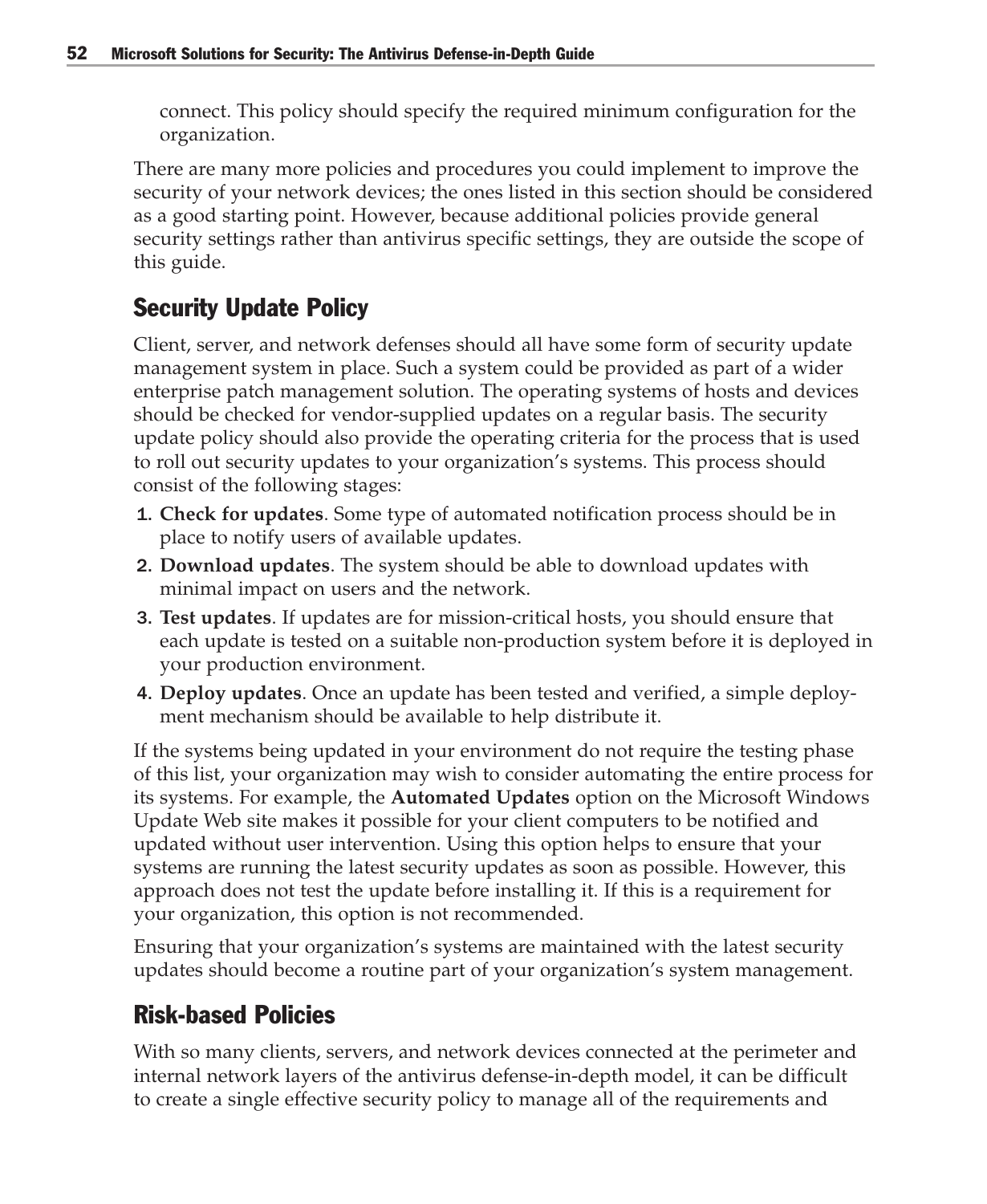connect. This policy should specify the required minimum configuration for the organization.

There are many more policies and procedures you could implement to improve the security of your network devices; the ones listed in this section should be considered as a good starting point. However, because additional policies provide general security settings rather than antivirus specific settings, they are outside the scope of this guide.

## Security Update Policy

Client, server, and network defenses should all have some form of security update management system in place. Such a system could be provided as part of a wider enterprise patch management solution. The operating systems of hosts and devices should be checked for vendor-supplied updates on a regular basis. The security update policy should also provide the operating criteria for the process that is used to roll out security updates to your organization's systems. This process should consist of the following stages:

1. **Check for updates**. Some type of automated notification process should be in place to notify users of available updates.
2. **Download updates**. The system should be able to download updates with minimal impact on users and the network.
3. **Test updates**. If updates are for mission-critical hosts, you should ensure that each update is tested on a suitable non-production system before it is deployed in your production environment.
4. **Deploy updates**. Once an update has been tested and verified, a simple deployment mechanism should be available to help distribute it.

If the systems being updated in your environment do not require the testing phase of this list, your organization may wish to consider automating the entire process for its systems. For example, the **Automated Updates** option on the Microsoft Windows Update Web site makes it possible for your client computers to be notified and updated without user intervention. Using this option helps to ensure that your systems are running the latest security updates as soon as possible. However, this approach does not test the update before installing it. If this is a requirement for your organization, this option is not recommended.

Ensuring that your organization's systems are maintained with the latest security updates should become a routine part of your organization's system management.

## Risk-based Policies

With so many clients, servers, and network devices connected at the perimeter and internal network layers of the antivirus defense-in-depth model, it can be difficult to create a single effective security policy to manage all of the requirements and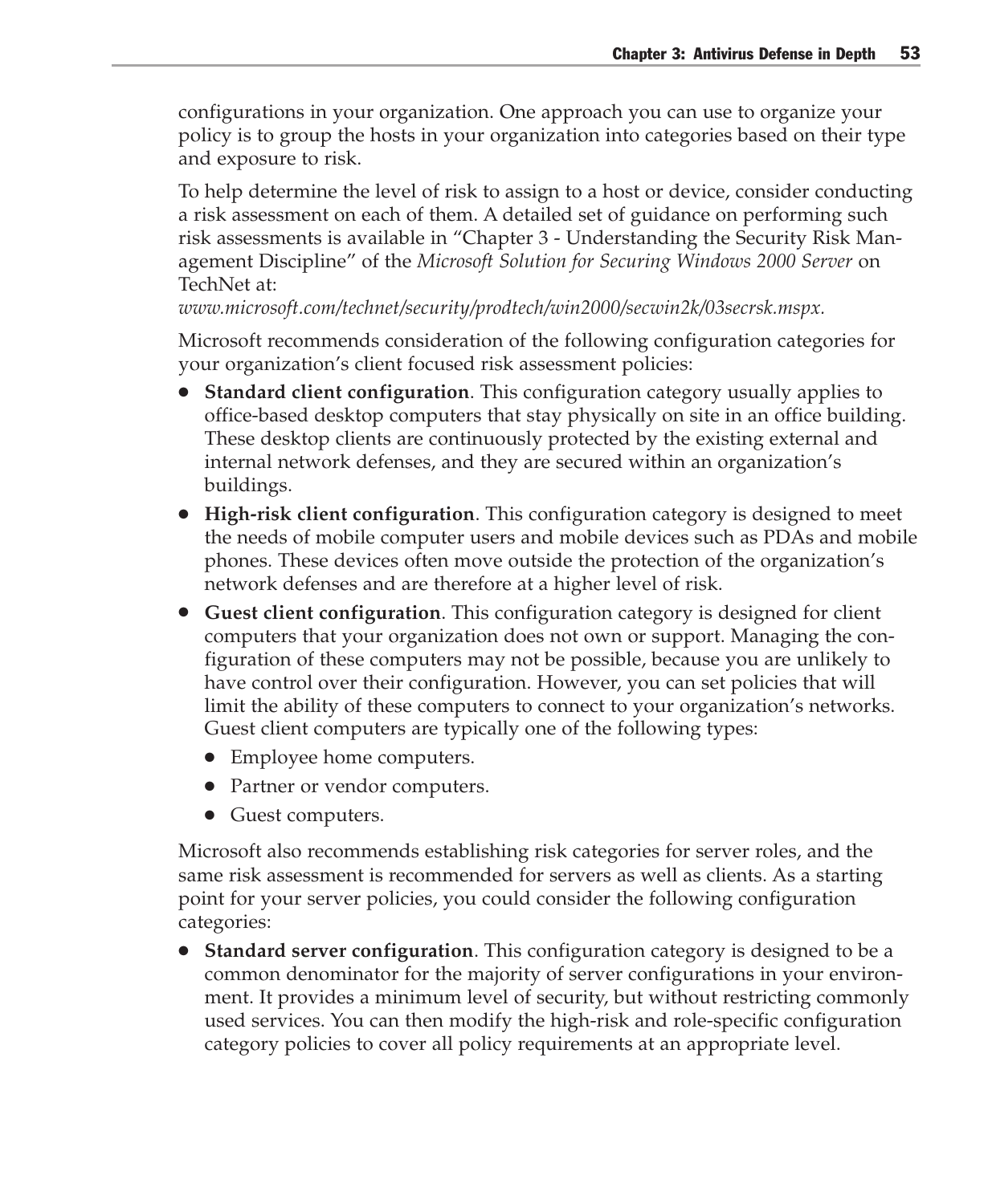configurations in your organization. One approach you can use to organize your policy is to group the hosts in your organization into categories based on their type and exposure to risk.

To help determine the level of risk to assign to a host or device, consider conducting a risk assessment on each of them. A detailed set of guidance on performing such risk assessments is available in "Chapter 3 - Understanding the Security Risk Management Discipline" of the *Microsoft Solution for Securing Windows 2000 Server* on TechNet at:
*www.microsoft.com/technet/security/prodtech/win2000/secwin2k/03secrsk.mspx.*

Microsoft recommends consideration of the following configuration categories for your organization's client focused risk assessment policies:

- **Standard client configuration**. This configuration category usually applies to office-based desktop computers that stay physically on site in an office building. These desktop clients are continuously protected by the existing external and internal network defenses, and they are secured within an organization's buildings.
- **High-risk client configuration**. This configuration category is designed to meet the needs of mobile computer users and mobile devices such as PDAs and mobile phones. These devices often move outside the protection of the organization's network defenses and are therefore at a higher level of risk.
- **Guest client configuration**. This configuration category is designed for client computers that your organization does not own or support. Managing the configuration of these computers may not be possible, because you are unlikely to have control over their configuration. However, you can set policies that will limit the ability of these computers to connect to your organization's networks. Guest client computers are typically one of the following types:
  - Employee home computers.
  - Partner or vendor computers.
  - Guest computers.

Microsoft also recommends establishing risk categories for server roles, and the same risk assessment is recommended for servers as well as clients. As a starting point for your server policies, you could consider the following configuration categories:

- **Standard server configuration**. This configuration category is designed to be a common denominator for the majority of server configurations in your environment. It provides a minimum level of security, but without restricting commonly used services. You can then modify the high-risk and role-specific configuration category policies to cover all policy requirements at an appropriate level.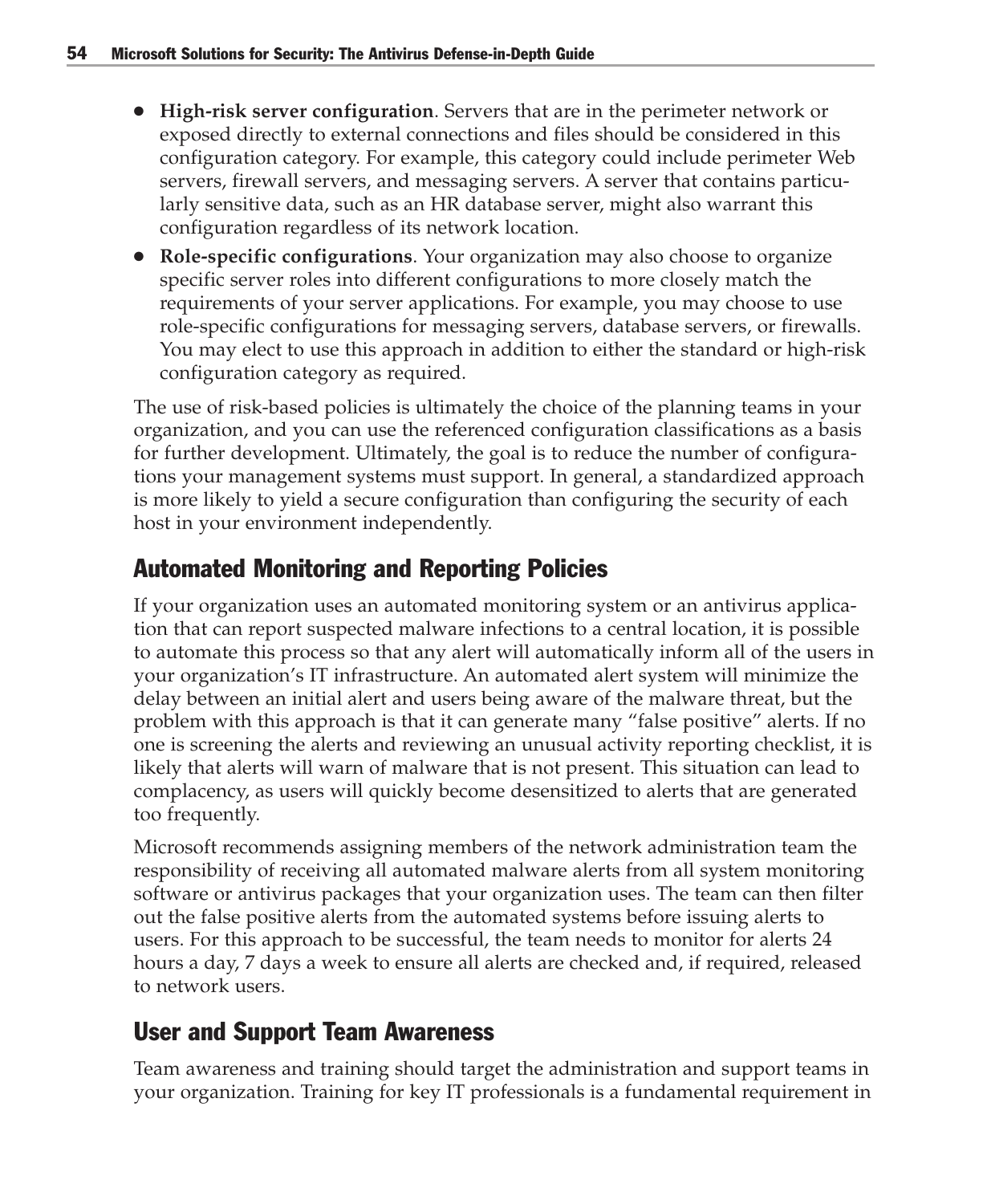- **High-risk server configuration**. Servers that are in the perimeter network or exposed directly to external connections and files should be considered in this configuration category. For example, this category could include perimeter Web servers, firewall servers, and messaging servers. A server that contains particularly sensitive data, such as an HR database server, might also warrant this configuration regardless of its network location.
- **Role-specific configurations**. Your organization may also choose to organize specific server roles into different configurations to more closely match the requirements of your server applications. For example, you may choose to use role-specific configurations for messaging servers, database servers, or firewalls. You may elect to use this approach in addition to either the standard or high-risk configuration category as required.

The use of risk-based policies is ultimately the choice of the planning teams in your organization, and you can use the referenced configuration classifications as a basis for further development. Ultimately, the goal is to reduce the number of configurations your management systems must support. In general, a standardized approach is more likely to yield a secure configuration than configuring the security of each host in your environment independently.

## Automated Monitoring and Reporting Policies

If your organization uses an automated monitoring system or an antivirus application that can report suspected malware infections to a central location, it is possible to automate this process so that any alert will automatically inform all of the users in your organization's IT infrastructure. An automated alert system will minimize the delay between an initial alert and users being aware of the malware threat, but the problem with this approach is that it can generate many "false positive" alerts. If no one is screening the alerts and reviewing an unusual activity reporting checklist, it is likely that alerts will warn of malware that is not present. This situation can lead to complacency, as users will quickly become desensitized to alerts that are generated too frequently.

Microsoft recommends assigning members of the network administration team the responsibility of receiving all automated malware alerts from all system monitoring software or antivirus packages that your organization uses. The team can then filter out the false positive alerts from the automated systems before issuing alerts to users. For this approach to be successful, the team needs to monitor for alerts 24 hours a day, 7 days a week to ensure all alerts are checked and, if required, released to network users.

## User and Support Team Awareness

Team awareness and training should target the administration and support teams in your organization. Training for key IT professionals is a fundamental requirement in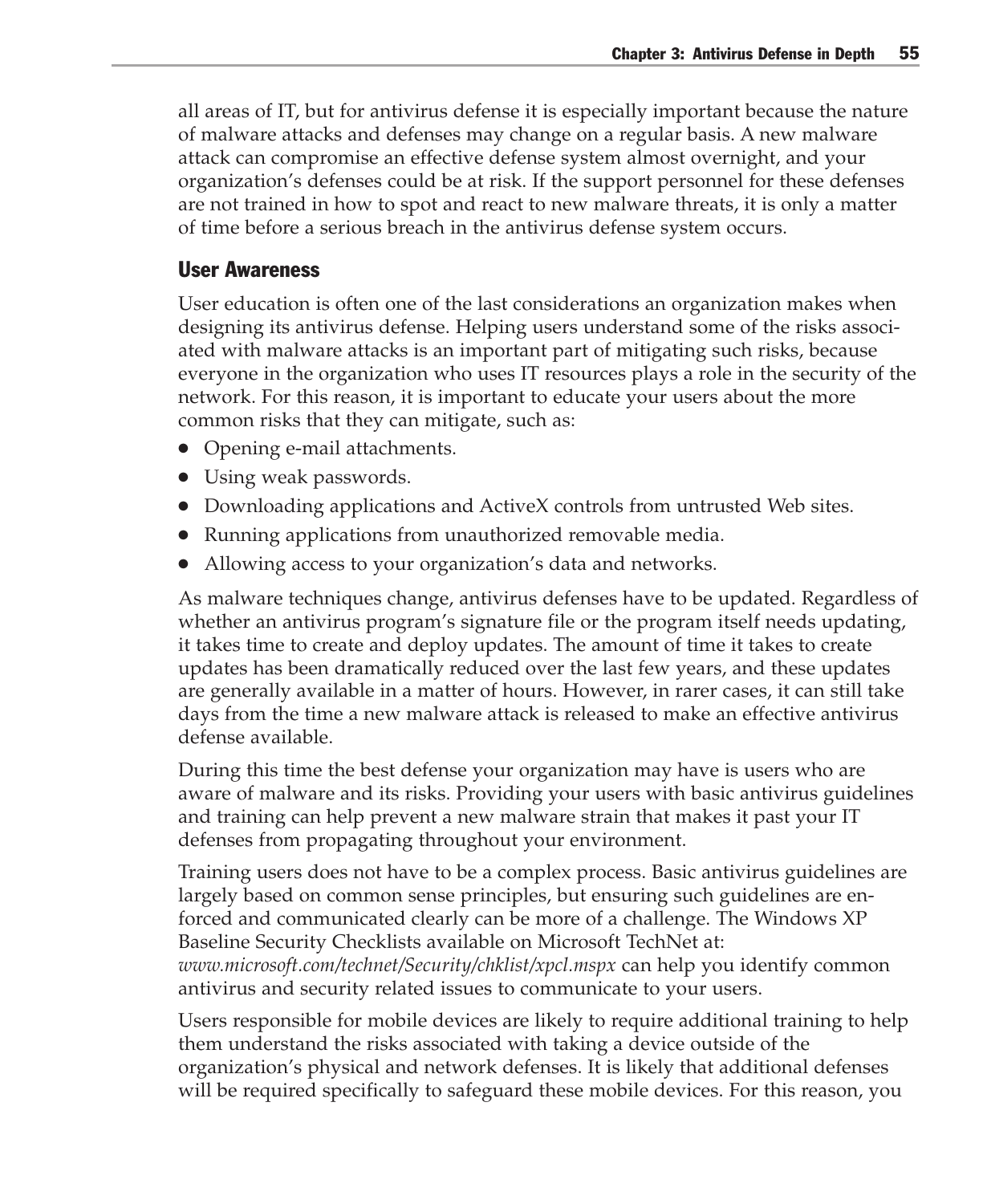all areas of IT, but for antivirus defense it is especially important because the nature of malware attacks and defenses may change on a regular basis. A new malware attack can compromise an effective defense system almost overnight, and your organization's defenses could be at risk. If the support personnel for these defenses are not trained in how to spot and react to new malware threats, it is only a matter of time before a serious breach in the antivirus defense system occurs.

### User Awareness

User education is often one of the last considerations an organization makes when designing its antivirus defense. Helping users understand some of the risks associated with malware attacks is an important part of mitigating such risks, because everyone in the organization who uses IT resources plays a role in the security of the network. For this reason, it is important to educate your users about the more common risks that they can mitigate, such as:

- Opening e-mail attachments.
- Using weak passwords.
- Downloading applications and ActiveX controls from untrusted Web sites.
- Running applications from unauthorized removable media.
- Allowing access to your organization's data and networks.

As malware techniques change, antivirus defenses have to be updated. Regardless of whether an antivirus program's signature file or the program itself needs updating, it takes time to create and deploy updates. The amount of time it takes to create updates has been dramatically reduced over the last few years, and these updates are generally available in a matter of hours. However, in rarer cases, it can still take days from the time a new malware attack is released to make an effective antivirus defense available.

During this time the best defense your organization may have is users who are aware of malware and its risks. Providing your users with basic antivirus guidelines and training can help prevent a new malware strain that makes it past your IT defenses from propagating throughout your environment.

Training users does not have to be a complex process. Basic antivirus guidelines are largely based on common sense principles, but ensuring such guidelines are enforced and communicated clearly can be more of a challenge. The Windows XP Baseline Security Checklists available on Microsoft TechNet at: *www.microsoft.com/technet/Security/chklist/xpcl.mspx* can help you identify common antivirus and security related issues to communicate to your users.

Users responsible for mobile devices are likely to require additional training to help them understand the risks associated with taking a device outside of the organization's physical and network defenses. It is likely that additional defenses will be required specifically to safeguard these mobile devices. For this reason, you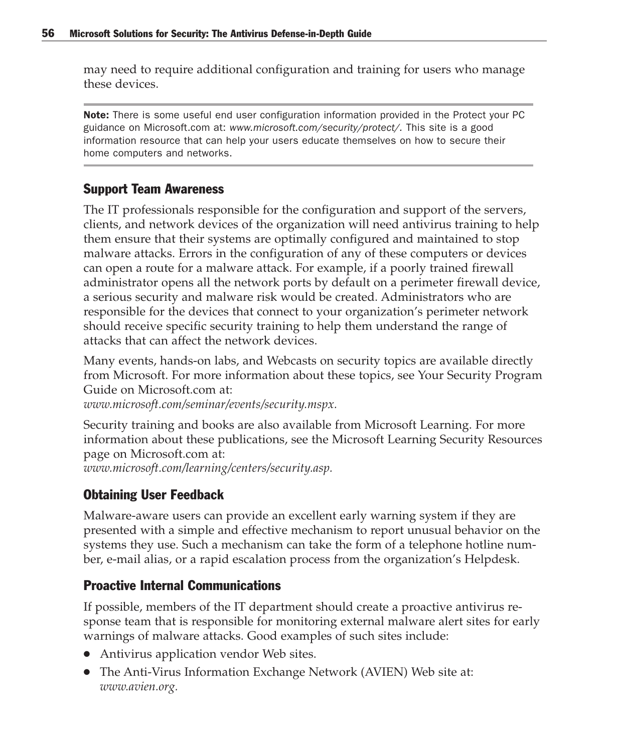may need to require additional configuration and training for users who manage these devices.

---

**Note:** There is some useful end user configuration information provided in the Protect your PC guidance on Microsoft.com at: *www.microsoft.com/security/protect/*. This site is a good information resource that can help your users educate themselves on how to secure their home computers and networks.

---

### Support Team Awareness

The IT professionals responsible for the configuration and support of the servers, clients, and network devices of the organization will need antivirus training to help them ensure that their systems are optimally configured and maintained to stop malware attacks. Errors in the configuration of any of these computers or devices can open a route for a malware attack. For example, if a poorly trained firewall administrator opens all the network ports by default on a perimeter firewall device, a serious security and malware risk would be created. Administrators who are responsible for the devices that connect to your organization's perimeter network should receive specific security training to help them understand the range of attacks that can affect the network devices.

Many events, hands-on labs, and Webcasts on security topics are available directly from Microsoft. For more information about these topics, see Your Security Program Guide on Microsoft.com at:
*www.microsoft.com/seminar/events/security.mspx.*

Security training and books are also available from Microsoft Learning. For more information about these publications, see the Microsoft Learning Security Resources page on Microsoft.com at:
*www.microsoft.com/learning/centers/security.asp.*

### Obtaining User Feedback

Malware-aware users can provide an excellent early warning system if they are presented with a simple and effective mechanism to report unusual behavior on the systems they use. Such a mechanism can take the form of a telephone hotline number, e-mail alias, or a rapid escalation process from the organization's Helpdesk.

### Proactive Internal Communications

If possible, members of the IT department should create a proactive antivirus response team that is responsible for monitoring external malware alert sites for early warnings of malware attacks. Good examples of such sites include:

- Antivirus application vendor Web sites.
- The Anti-Virus Information Exchange Network (AVIEN) Web site at: *www.avien.org.*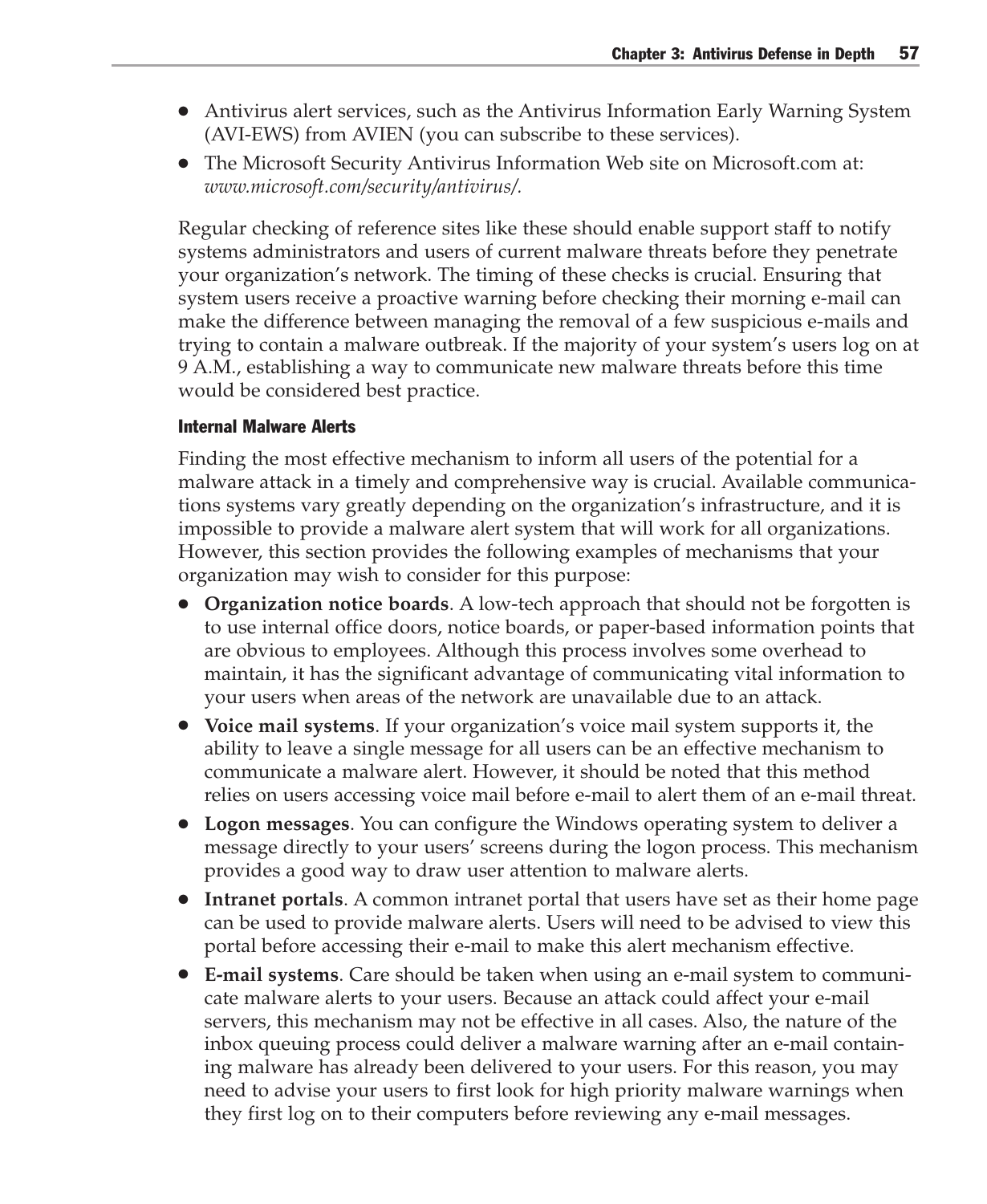- Antivirus alert services, such as the Antivirus Information Early Warning System (AVI-EWS) from AVIEN (you can subscribe to these services).
- The Microsoft Security Antivirus Information Web site on Microsoft.com at: *www.microsoft.com/security/antivirus/*.

Regular checking of reference sites like these should enable support staff to notify systems administrators and users of current malware threats before they penetrate your organization's network. The timing of these checks is crucial. Ensuring that system users receive a proactive warning before checking their morning e-mail can make the difference between managing the removal of a few suspicious e-mails and trying to contain a malware outbreak. If the majority of your system's users log on at 9 A.M., establishing a way to communicate new malware threats before this time would be considered best practice.

#### Internal Malware Alerts

Finding the most effective mechanism to inform all users of the potential for a malware attack in a timely and comprehensive way is crucial. Available communications systems vary greatly depending on the organization's infrastructure, and it is impossible to provide a malware alert system that will work for all organizations. However, this section provides the following examples of mechanisms that your organization may wish to consider for this purpose:

- **Organization notice boards**. A low-tech approach that should not be forgotten is to use internal office doors, notice boards, or paper-based information points that are obvious to employees. Although this process involves some overhead to maintain, it has the significant advantage of communicating vital information to your users when areas of the network are unavailable due to an attack.
- **Voice mail systems**. If your organization's voice mail system supports it, the ability to leave a single message for all users can be an effective mechanism to communicate a malware alert. However, it should be noted that this method relies on users accessing voice mail before e-mail to alert them of an e-mail threat.
- **Logon messages**. You can configure the Windows operating system to deliver a message directly to your users' screens during the logon process. This mechanism provides a good way to draw user attention to malware alerts.
- **Intranet portals**. A common intranet portal that users have set as their home page can be used to provide malware alerts. Users will need to be advised to view this portal before accessing their e-mail to make this alert mechanism effective.
- **E-mail systems**. Care should be taken when using an e-mail system to communicate malware alerts to your users. Because an attack could affect your e-mail servers, this mechanism may not be effective in all cases. Also, the nature of the inbox queuing process could deliver a malware warning after an e-mail containing malware has already been delivered to your users. For this reason, you may need to advise your users to first look for high priority malware warnings when they first log on to their computers before reviewing any e-mail messages.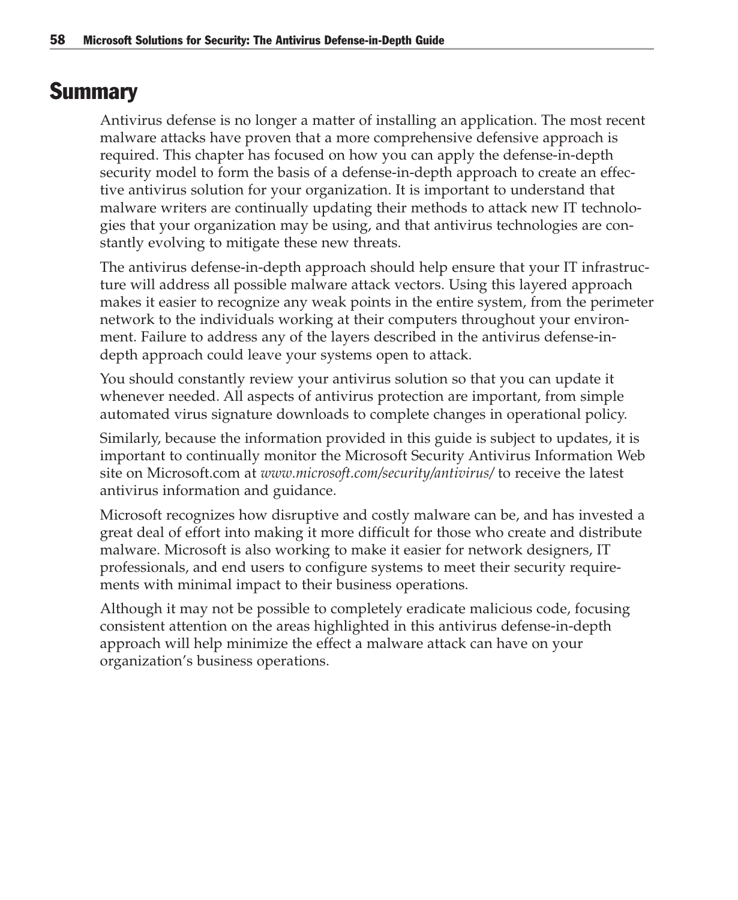# Summary

Antivirus defense is no longer a matter of installing an application. The most recent malware attacks have proven that a more comprehensive defensive approach is required. This chapter has focused on how you can apply the defense-in-depth security model to form the basis of a defense-in-depth approach to create an effective antivirus solution for your organization. It is important to understand that malware writers are continually updating their methods to attack new IT technologies that your organization may be using, and that antivirus technologies are constantly evolving to mitigate these new threats.

The antivirus defense-in-depth approach should help ensure that your IT infrastructure will address all possible malware attack vectors. Using this layered approach makes it easier to recognize any weak points in the entire system, from the perimeter network to the individuals working at their computers throughout your environment. Failure to address any of the layers described in the antivirus defense-in-depth approach could leave your systems open to attack.

You should constantly review your antivirus solution so that you can update it whenever needed. All aspects of antivirus protection are important, from simple automated virus signature downloads to complete changes in operational policy.

Similarly, because the information provided in this guide is subject to updates, it is important to continually monitor the Microsoft Security Antivirus Information Web site on Microsoft.com at *www.microsoft.com/security/antivirus/* to receive the latest antivirus information and guidance.

Microsoft recognizes how disruptive and costly malware can be, and has invested a great deal of effort into making it more difficult for those who create and distribute malware. Microsoft is also working to make it easier for network designers, IT professionals, and end users to configure systems to meet their security requirements with minimal impact to their business operations.

Although it may not be possible to completely eradicate malicious code, focusing consistent attention on the areas highlighted in this antivirus defense-in-depth approach will help minimize the effect a malware attack can have on your organization's business operations.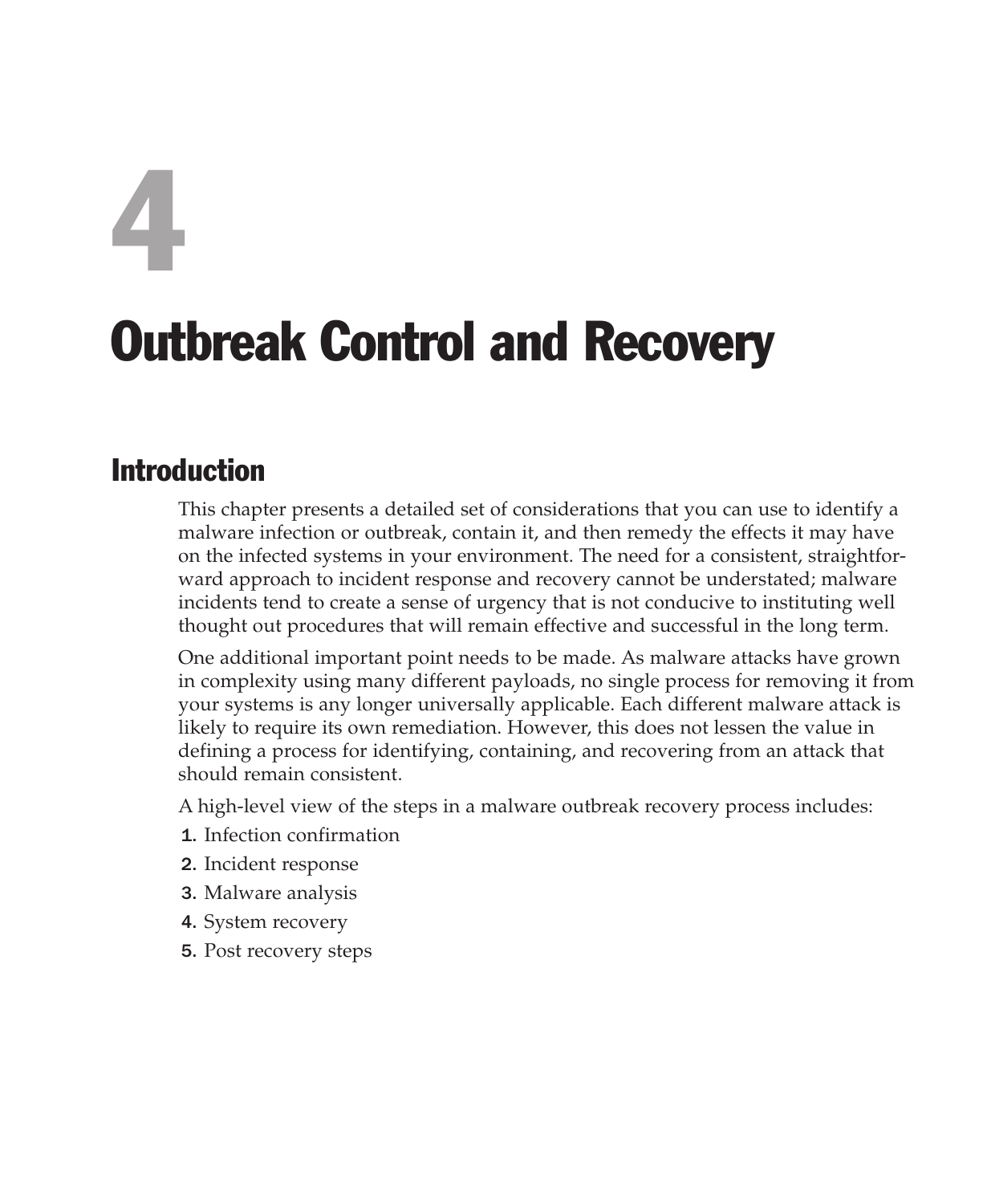# 4

# Outbreak Control and Recovery

## Introduction

This chapter presents a detailed set of considerations that you can use to identify a malware infection or outbreak, contain it, and then remedy the effects it may have on the infected systems in your environment. The need for a consistent, straightforward approach to incident response and recovery cannot be understated; malware incidents tend to create a sense of urgency that is not conducive to instituting well thought out procedures that will remain effective and successful in the long term.

One additional important point needs to be made. As malware attacks have grown in complexity using many different payloads, no single process for removing it from your systems is any longer universally applicable. Each different malware attack is likely to require its own remediation. However, this does not lessen the value in defining a process for identifying, containing, and recovering from an attack that should remain consistent.

A high-level view of the steps in a malware outbreak recovery process includes:

1. Infection confirmation
2. Incident response
3. Malware analysis
4. System recovery
5. Post recovery steps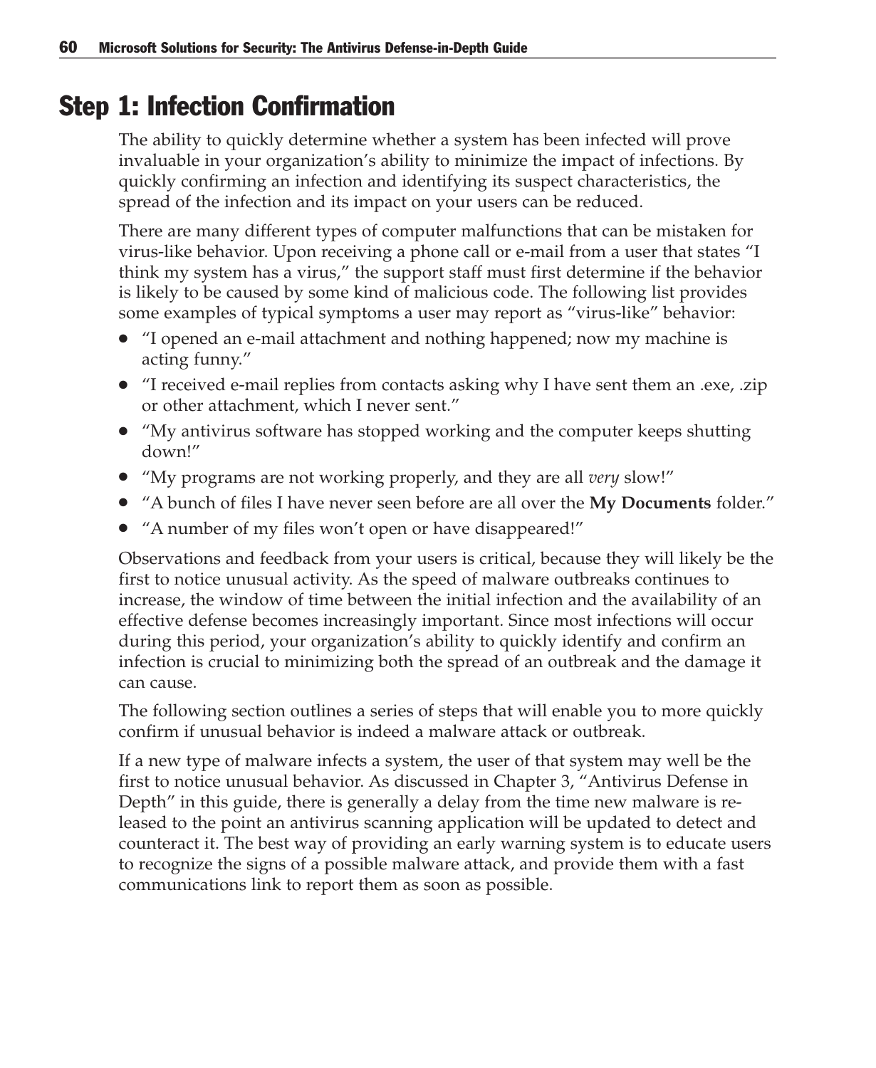## Step 1: Infection Confirmation

The ability to quickly determine whether a system has been infected will prove invaluable in your organization's ability to minimize the impact of infections. By quickly confirming an infection and identifying its suspect characteristics, the spread of the infection and its impact on your users can be reduced.

There are many different types of computer malfunctions that can be mistaken for virus-like behavior. Upon receiving a phone call or e-mail from a user that states "I think my system has a virus," the support staff must first determine if the behavior is likely to be caused by some kind of malicious code. The following list provides some examples of typical symptoms a user may report as "virus-like" behavior:

- "I opened an e-mail attachment and nothing happened; now my machine is acting funny."
- "I received e-mail replies from contacts asking why I have sent them an .exe, .zip or other attachment, which I never sent."
- "My antivirus software has stopped working and the computer keeps shutting down!"
- "My programs are not working properly, and they are all *very* slow!"
- "A bunch of files I have never seen before are all over the **My Documents** folder."
- "A number of my files won't open or have disappeared!"

Observations and feedback from your users is critical, because they will likely be the first to notice unusual activity. As the speed of malware outbreaks continues to increase, the window of time between the initial infection and the availability of an effective defense becomes increasingly important. Since most infections will occur during this period, your organization's ability to quickly identify and confirm an infection is crucial to minimizing both the spread of an outbreak and the damage it can cause.

The following section outlines a series of steps that will enable you to more quickly confirm if unusual behavior is indeed a malware attack or outbreak.

If a new type of malware infects a system, the user of that system may well be the first to notice unusual behavior. As discussed in Chapter 3, "Antivirus Defense in Depth" in this guide, there is generally a delay from the time new malware is released to the point an antivirus scanning application will be updated to detect and counteract it. The best way of providing an early warning system is to educate users to recognize the signs of a possible malware attack, and provide them with a fast communications link to report them as soon as possible.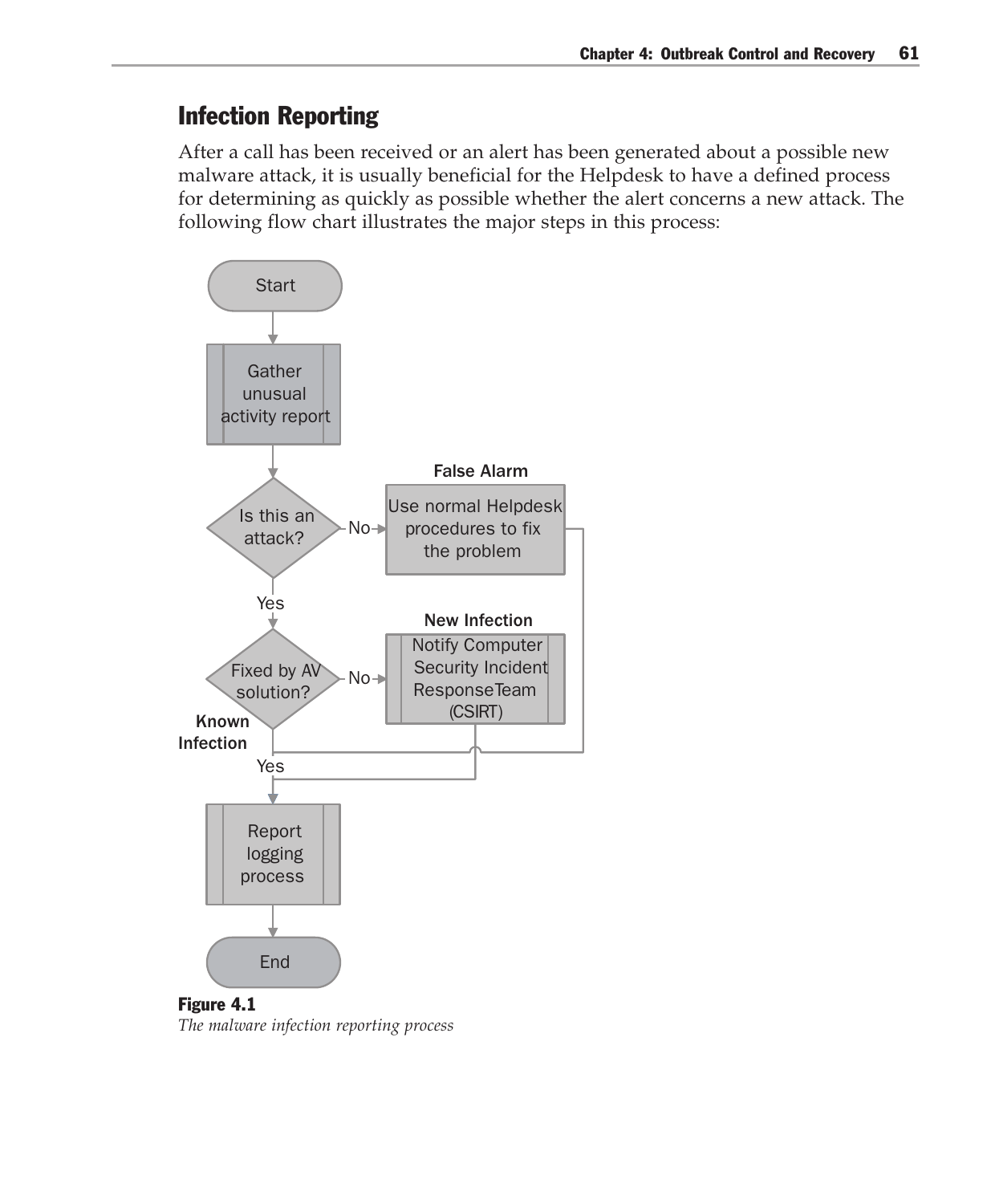## Infection Reporting

After a call has been received or an alert has been generated about a possible new malware attack, it is usually beneficial for the Helpdesk to have a defined process for determining as quickly as possible whether the alert concerns a new attack. The following flow chart illustrates the major steps in this process:

**Figure 4.1**
*The malware infection reporting process*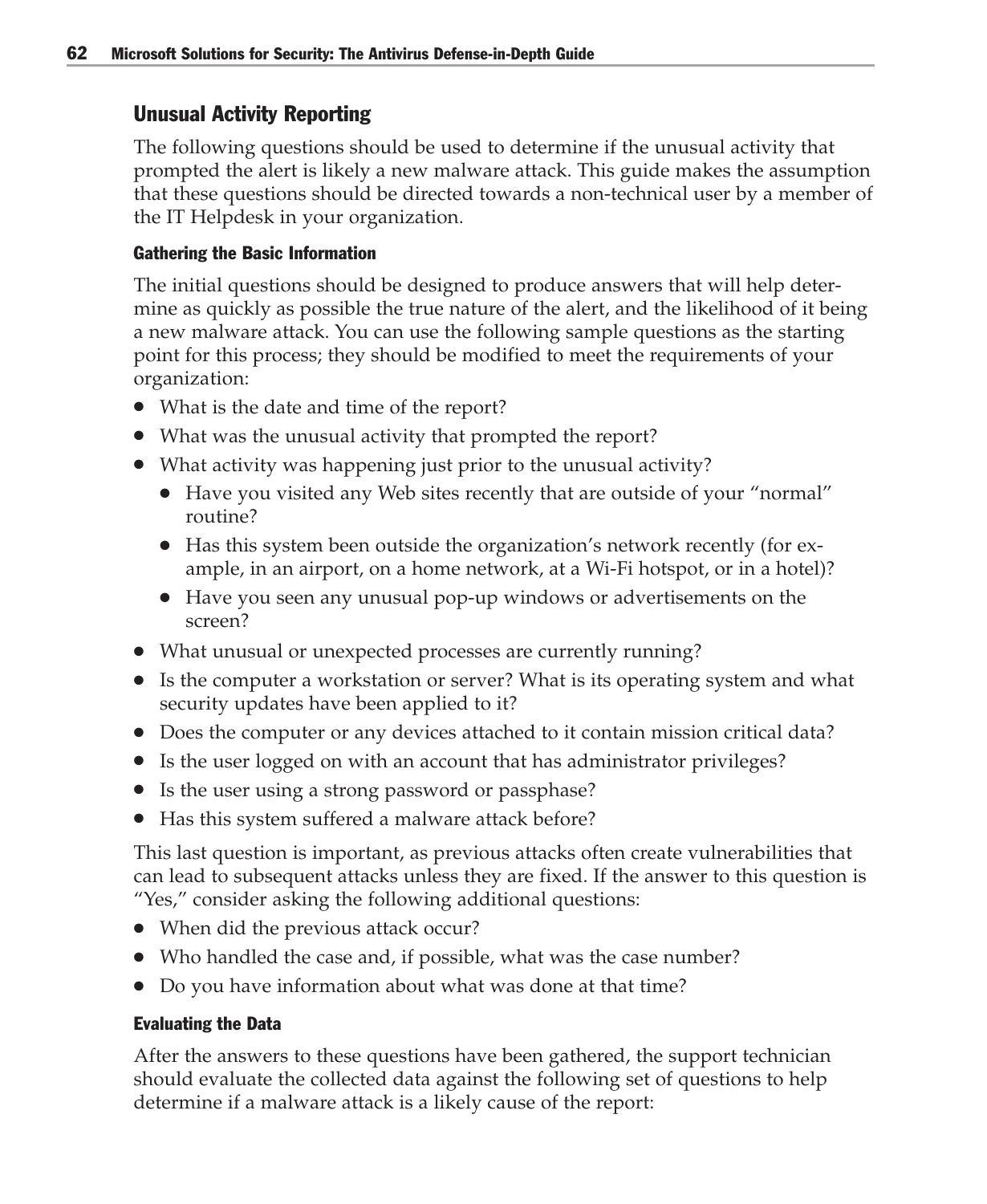## Unusual Activity Reporting

The following questions should be used to determine if the unusual activity that prompted the alert is likely a new malware attack. This guide makes the assumption that these questions should be directed towards a non-technical user by a member of the IT Helpdesk in your organization.

### Gathering the Basic Information

The initial questions should be designed to produce answers that will help determine as quickly as possible the true nature of the alert, and the likelihood of it being a new malware attack. You can use the following sample questions as the starting point for this process; they should be modified to meet the requirements of your organization:

- What is the date and time of the report?
- What was the unusual activity that prompted the report?
- What activity was happening just prior to the unusual activity?
  - Have you visited any Web sites recently that are outside of your "normal" routine?
  - Has this system been outside the organization's network recently (for example, in an airport, on a home network, at a Wi-Fi hotspot, or in a hotel)?
  - Have you seen any unusual pop-up windows or advertisements on the screen?
- What unusual or unexpected processes are currently running?
- Is the computer a workstation or server? What is its operating system and what security updates have been applied to it?
- Does the computer or any devices attached to it contain mission critical data?
- Is the user logged on with an account that has administrator privileges?
- Is the user using a strong password or passphase?
- Has this system suffered a malware attack before?

This last question is important, as previous attacks often create vulnerabilities that can lead to subsequent attacks unless they are fixed. If the answer to this question is "Yes," consider asking the following additional questions:

- When did the previous attack occur?
- Who handled the case and, if possible, what was the case number?
- Do you have information about what was done at that time?

### Evaluating the Data

After the answers to these questions have been gathered, the support technician should evaluate the collected data against the following set of questions to help determine if a malware attack is a likely cause of the report: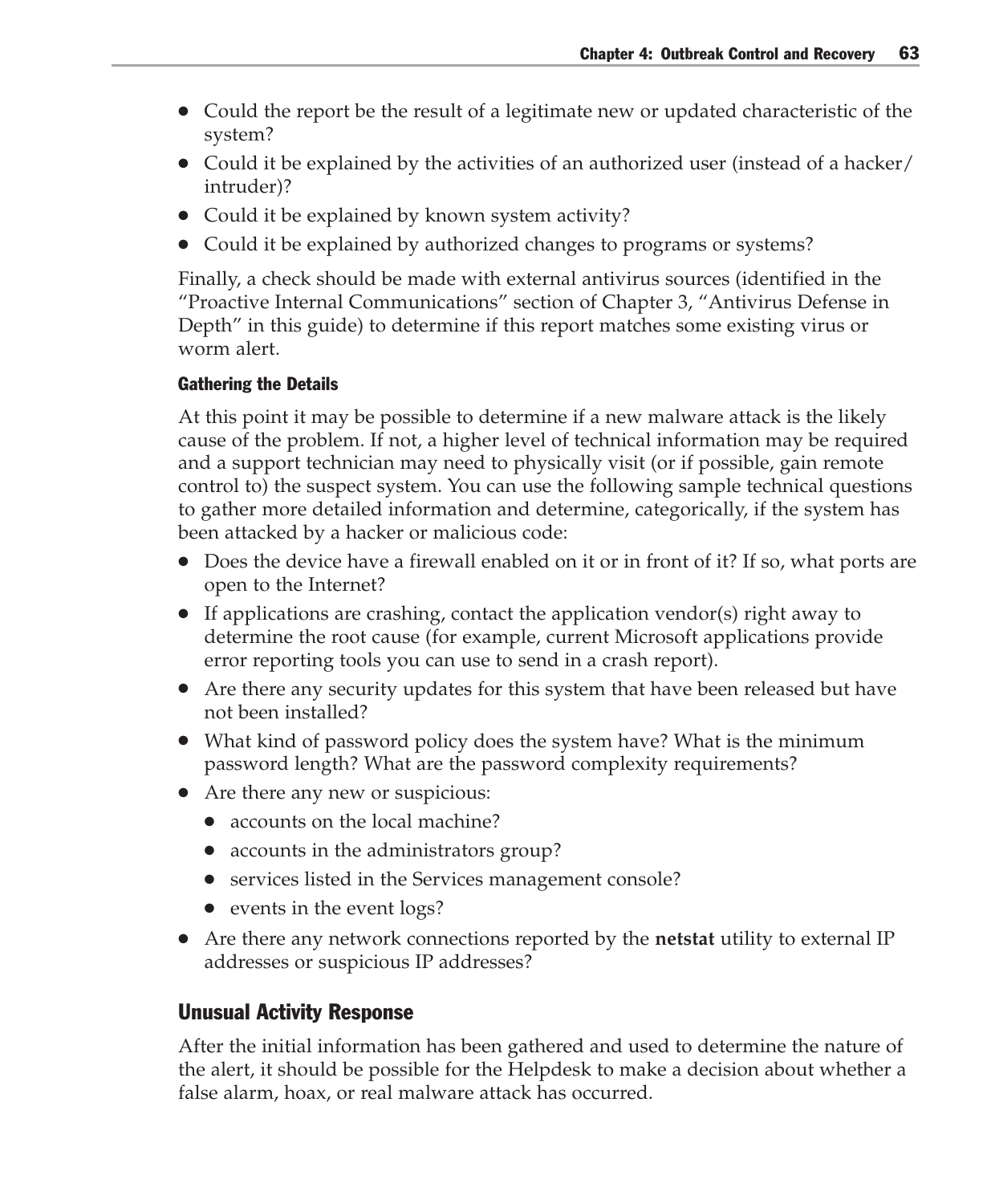- Could the report be the result of a legitimate new or updated characteristic of the system?
- Could it be explained by the activities of an authorized user (instead of a hacker/intruder)?
- Could it be explained by known system activity?
- Could it be explained by authorized changes to programs or systems?

Finally, a check should be made with external antivirus sources (identified in the "Proactive Internal Communications" section of Chapter 3, "Antivirus Defense in Depth" in this guide) to determine if this report matches some existing virus or worm alert.

#### Gathering the Details

At this point it may be possible to determine if a new malware attack is the likely cause of the problem. If not, a higher level of technical information may be required and a support technician may need to physically visit (or if possible, gain remote control to) the suspect system. You can use the following sample technical questions to gather more detailed information and determine, categorically, if the system has been attacked by a hacker or malicious code:

- Does the device have a firewall enabled on it or in front of it? If so, what ports are open to the Internet?
- If applications are crashing, contact the application vendor(s) right away to determine the root cause (for example, current Microsoft applications provide error reporting tools you can use to send in a crash report).
- Are there any security updates for this system that have been released but have not been installed?
- What kind of password policy does the system have? What is the minimum password length? What are the password complexity requirements?
- Are there any new or suspicious:
  - accounts on the local machine?
  - accounts in the administrators group?
  - services listed in the Services management console?
  - events in the event logs?
- Are there any network connections reported by the **netstat** utility to external IP addresses or suspicious IP addresses?

### Unusual Activity Response

After the initial information has been gathered and used to determine the nature of the alert, it should be possible for the Helpdesk to make a decision about whether a false alarm, hoax, or real malware attack has occurred.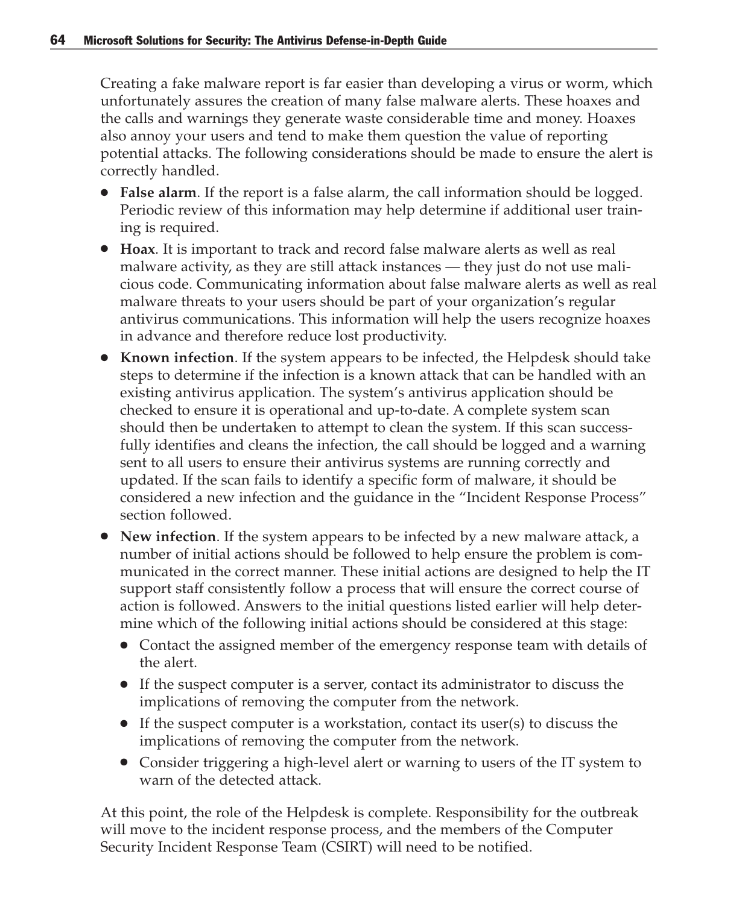Creating a fake malware report is far easier than developing a virus or worm, which unfortunately assures the creation of many false malware alerts. These hoaxes and the calls and warnings they generate waste considerable time and money. Hoaxes also annoy your users and tend to make them question the value of reporting potential attacks. The following considerations should be made to ensure the alert is correctly handled.

- **False alarm**. If the report is a false alarm, the call information should be logged. Periodic review of this information may help determine if additional user training is required.
- **Hoax**. It is important to track and record false malware alerts as well as real malware activity, as they are still attack instances — they just do not use malicious code. Communicating information about false malware alerts as well as real malware threats to your users should be part of your organization's regular antivirus communications. This information will help the users recognize hoaxes in advance and therefore reduce lost productivity.
- **Known infection**. If the system appears to be infected, the Helpdesk should take steps to determine if the infection is a known attack that can be handled with an existing antivirus application. The system's antivirus application should be checked to ensure it is operational and up-to-date. A complete system scan should then be undertaken to attempt to clean the system. If this scan successfully identifies and cleans the infection, the call should be logged and a warning sent to all users to ensure their antivirus systems are running correctly and updated. If the scan fails to identify a specific form of malware, it should be considered a new infection and the guidance in the "Incident Response Process" section followed.
- **New infection**. If the system appears to be infected by a new malware attack, a number of initial actions should be followed to help ensure the problem is communicated in the correct manner. These initial actions are designed to help the IT support staff consistently follow a process that will ensure the correct course of action is followed. Answers to the initial questions listed earlier will help determine which of the following initial actions should be considered at this stage:
  - Contact the assigned member of the emergency response team with details of the alert.
  - If the suspect computer is a server, contact its administrator to discuss the implications of removing the computer from the network.
  - If the suspect computer is a workstation, contact its user(s) to discuss the implications of removing the computer from the network.
  - Consider triggering a high-level alert or warning to users of the IT system to warn of the detected attack.

At this point, the role of the Helpdesk is complete. Responsibility for the outbreak will move to the incident response process, and the members of the Computer Security Incident Response Team (CSIRT) will need to be notified.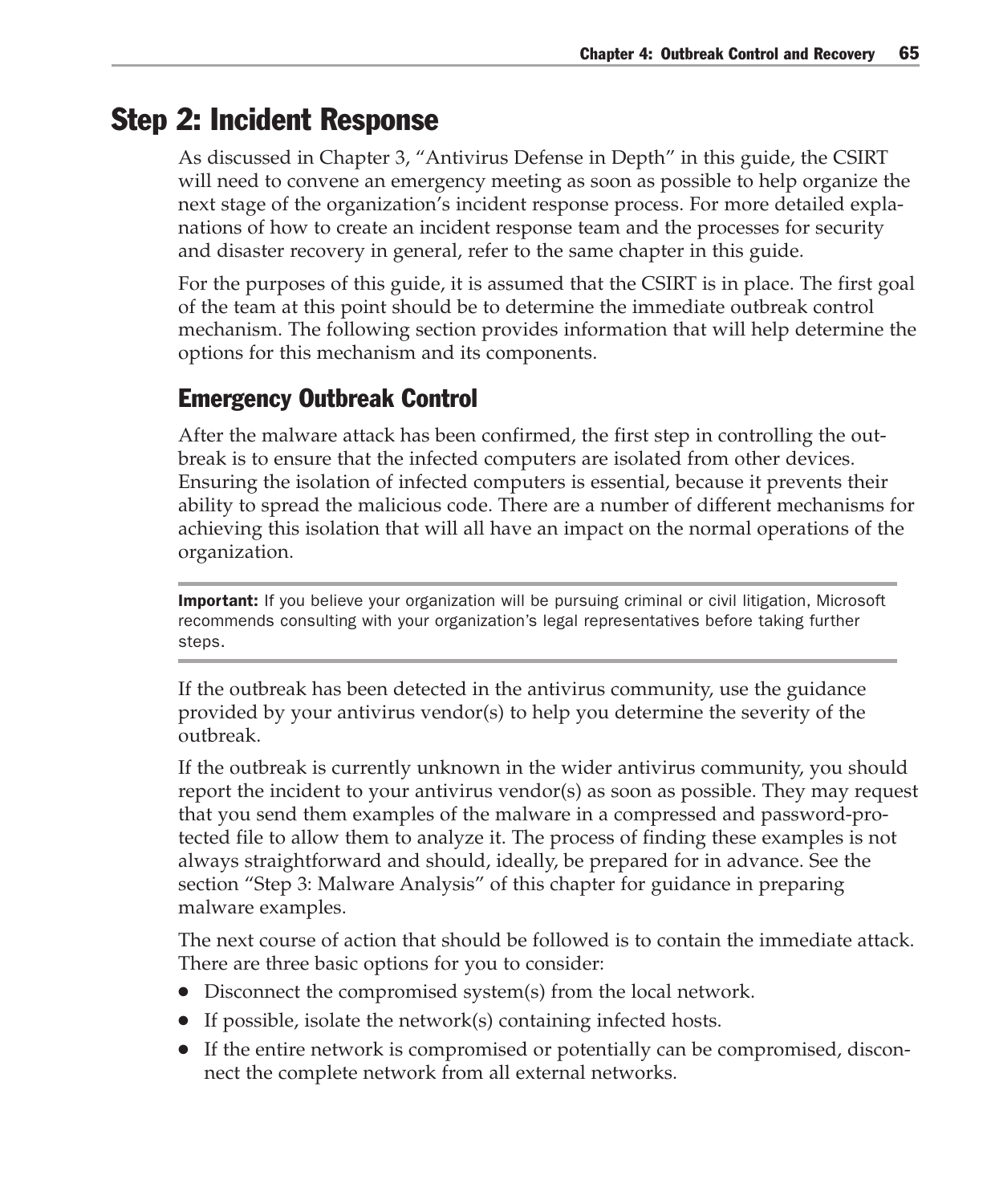## Step 2: Incident Response

As discussed in Chapter 3, "Antivirus Defense in Depth" in this guide, the CSIRT will need to convene an emergency meeting as soon as possible to help organize the next stage of the organization's incident response process. For more detailed explanations of how to create an incident response team and the processes for security and disaster recovery in general, refer to the same chapter in this guide.

For the purposes of this guide, it is assumed that the CSIRT is in place. The first goal of the team at this point should be to determine the immediate outbreak control mechanism. The following section provides information that will help determine the options for this mechanism and its components.

### Emergency Outbreak Control

After the malware attack has been confirmed, the first step in controlling the outbreak is to ensure that the infected computers are isolated from other devices. Ensuring the isolation of infected computers is essential, because it prevents their ability to spread the malicious code. There are a number of different mechanisms for achieving this isolation that will all have an impact on the normal operations of the organization.

**Important:** If you believe your organization will be pursuing criminal or civil litigation, Microsoft recommends consulting with your organization's legal representatives before taking further steps.

If the outbreak has been detected in the antivirus community, use the guidance provided by your antivirus vendor(s) to help you determine the severity of the outbreak.

If the outbreak is currently unknown in the wider antivirus community, you should report the incident to your antivirus vendor(s) as soon as possible. They may request that you send them examples of the malware in a compressed and password-protected file to allow them to analyze it. The process of finding these examples is not always straightforward and should, ideally, be prepared for in advance. See the section "Step 3: Malware Analysis" of this chapter for guidance in preparing malware examples.

The next course of action that should be followed is to contain the immediate attack. There are three basic options for you to consider:

- Disconnect the compromised system(s) from the local network.
- If possible, isolate the network(s) containing infected hosts.
- If the entire network is compromised or potentially can be compromised, disconnect the complete network from all external networks.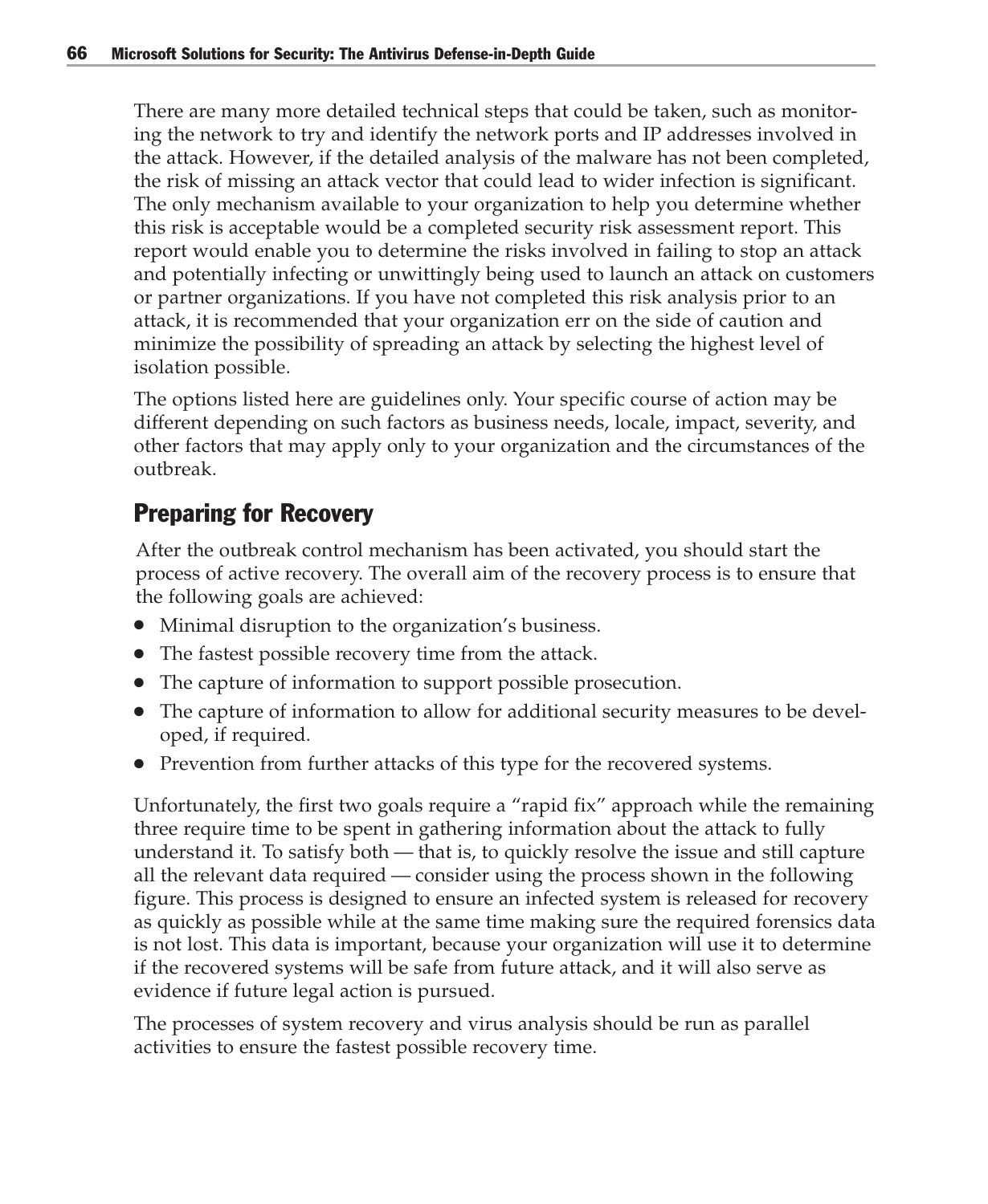There are many more detailed technical steps that could be taken, such as monitoring the network to try and identify the network ports and IP addresses involved in the attack. However, if the detailed analysis of the malware has not been completed, the risk of missing an attack vector that could lead to wider infection is significant. The only mechanism available to your organization to help you determine whether this risk is acceptable would be a completed security risk assessment report. This report would enable you to determine the risks involved in failing to stop an attack and potentially infecting or unwittingly being used to launch an attack on customers or partner organizations. If you have not completed this risk analysis prior to an attack, it is recommended that your organization err on the side of caution and minimize the possibility of spreading an attack by selecting the highest level of isolation possible.

The options listed here are guidelines only. Your specific course of action may be different depending on such factors as business needs, locale, impact, severity, and other factors that may apply only to your organization and the circumstances of the outbreak.

## Preparing for Recovery

After the outbreak control mechanism has been activated, you should start the process of active recovery. The overall aim of the recovery process is to ensure that the following goals are achieved:

- Minimal disruption to the organization's business.
- The fastest possible recovery time from the attack.
- The capture of information to support possible prosecution.
- The capture of information to allow for additional security measures to be developed, if required.
- Prevention from further attacks of this type for the recovered systems.

Unfortunately, the first two goals require a "rapid fix" approach while the remaining three require time to be spent in gathering information about the attack to fully understand it. To satisfy both — that is, to quickly resolve the issue and still capture all the relevant data required — consider using the process shown in the following figure. This process is designed to ensure an infected system is released for recovery as quickly as possible while at the same time making sure the required forensics data is not lost. This data is important, because your organization will use it to determine if the recovered systems will be safe from future attack, and it will also serve as evidence if future legal action is pursued.

The processes of system recovery and virus analysis should be run as parallel activities to ensure the fastest possible recovery time.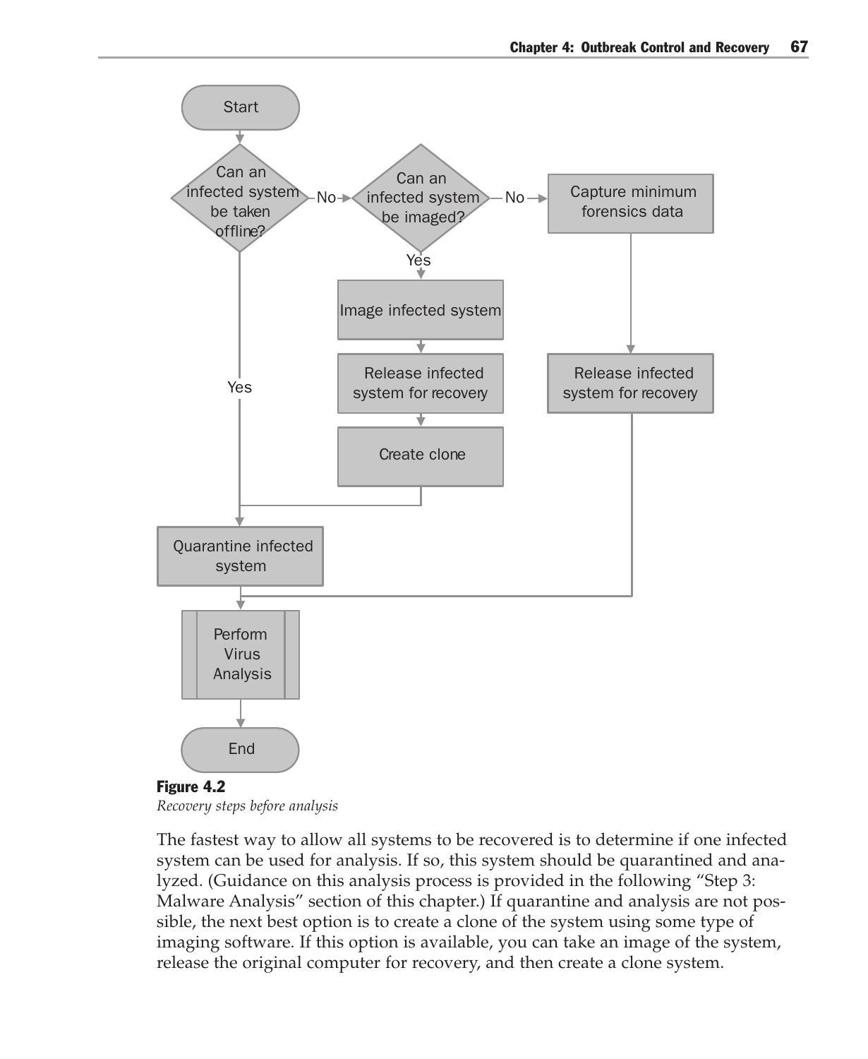**Figure 4.2**
*Recovery steps before analysis*

The fastest way to allow all systems to be recovered is to determine if one infected system can be used for analysis. If so, this system should be quarantined and analyzed. (Guidance on this analysis process is provided in the following "Step 3: Malware Analysis" section of this chapter.) If quarantine and analysis are not possible, the next best option is to create a clone of the system using some type of imaging software. If this option is available, you can take an image of the system, release the original computer for recovery, and then create a clone system.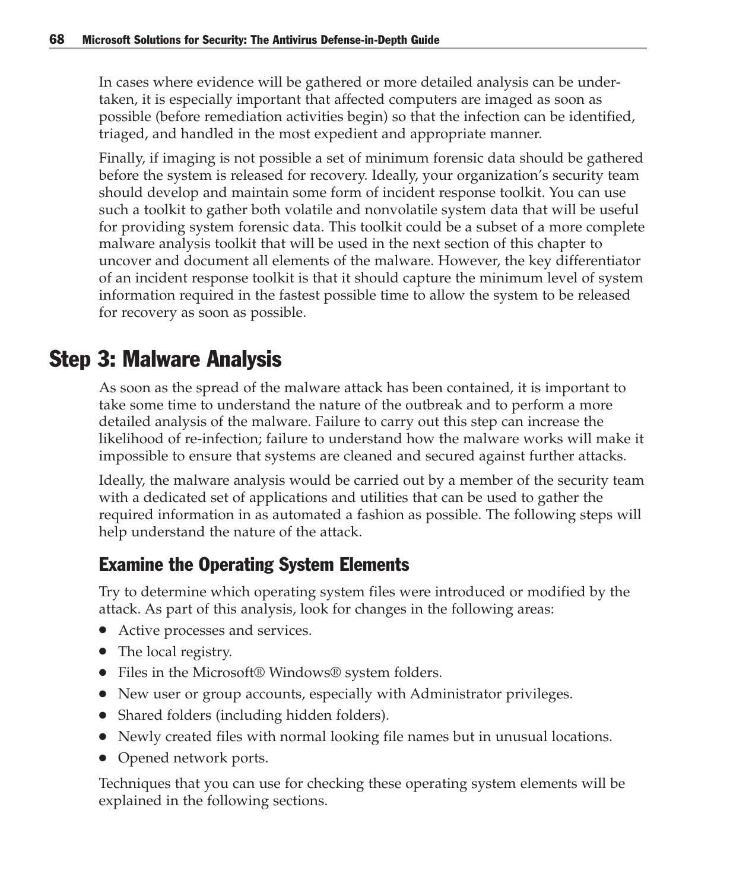In cases where evidence will be gathered or more detailed analysis can be undertaken, it is especially important that affected computers are imaged as soon as possible (before remediation activities begin) so that the infection can be identified, triaged, and handled in the most expedient and appropriate manner.

Finally, if imaging is not possible a set of minimum forensic data should be gathered before the system is released for recovery. Ideally, your organization's security team should develop and maintain some form of incident response toolkit. You can use such a toolkit to gather both volatile and nonvolatile system data that will be useful for providing system forensic data. This toolkit could be a subset of a more complete malware analysis toolkit that will be used in the next section of this chapter to uncover and document all elements of the malware. However, the key differentiator of an incident response toolkit is that it should capture the minimum level of system information required in the fastest possible time to allow the system to be released for recovery as soon as possible.

## Step 3: Malware Analysis

As soon as the spread of the malware attack has been contained, it is important to take some time to understand the nature of the outbreak and to perform a more detailed analysis of the malware. Failure to carry out this step can increase the likelihood of re-infection; failure to understand how the malware works will make it impossible to ensure that systems are cleaned and secured against further attacks.

Ideally, the malware analysis would be carried out by a member of the security team with a dedicated set of applications and utilities that can be used to gather the required information in as automated a fashion as possible. The following steps will help understand the nature of the attack.

### Examine the Operating System Elements

Try to determine which operating system files were introduced or modified by the attack. As part of this analysis, look for changes in the following areas:

- Active processes and services.
- The local registry.
- Files in the Microsoft® Windows® system folders.
- New user or group accounts, especially with Administrator privileges.
- Shared folders (including hidden folders).
- Newly created files with normal looking file names but in unusual locations.
- Opened network ports.

Techniques that you can use for checking these operating system elements will be explained in the following sections.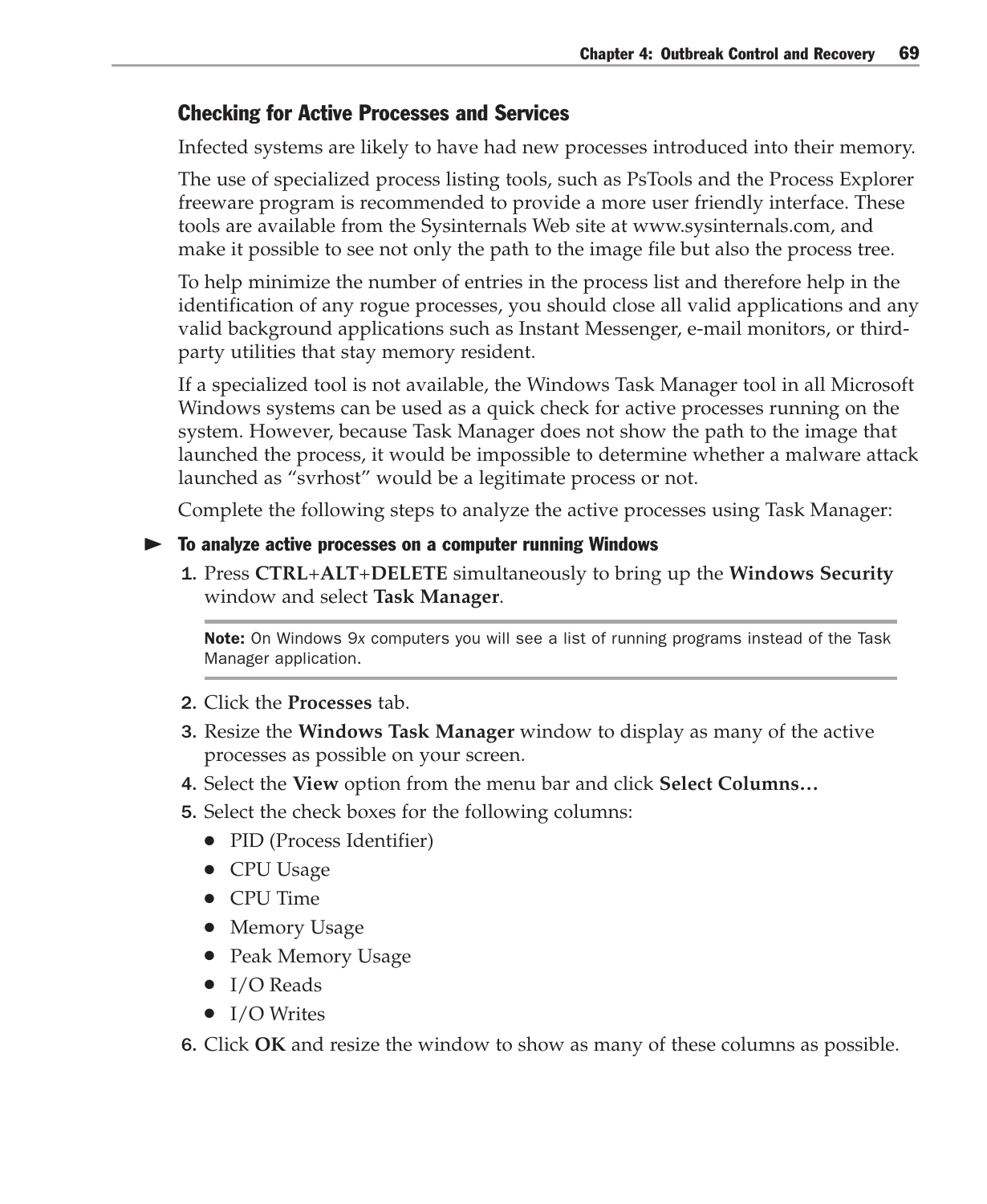## Checking for Active Processes and Services

Infected systems are likely to have had new processes introduced into their memory.

The use of specialized process listing tools, such as PsTools and the Process Explorer freeware program is recommended to provide a more user friendly interface. These tools are available from the Sysinternals Web site at www.sysinternals.com, and make it possible to see not only the path to the image file but also the process tree.

To help minimize the number of entries in the process list and therefore help in the identification of any rogue processes, you should close all valid applications and any valid background applications such as Instant Messenger, e-mail monitors, or third-party utilities that stay memory resident.

If a specialized tool is not available, the Windows Task Manager tool in all Microsoft Windows systems can be used as a quick check for active processes running on the system. However, because Task Manager does not show the path to the image that launched the process, it would be impossible to determine whether a malware attack launched as “svrhost” would be a legitimate process or not.

Complete the following steps to analyze the active processes using Task Manager:

### ► To analyze active processes on a computer running Windows

1. Press **CTRL**+**ALT**+**DELETE** simultaneously to bring up the **Windows Security** window and select **Task Manager**.

   **Note:** On Windows 9*x* computers you will see a list of running programs instead of the Task Manager application.

2. Click the **Processes** tab.
3. Resize the **Windows Task Manager** window to display as many of the active processes as possible on your screen.
4. Select the **View** option from the menu bar and click **Select Columns…**
5. Select the check boxes for the following columns:
   - PID (Process Identifier)
   - CPU Usage
   - CPU Time
   - Memory Usage
   - Peak Memory Usage
   - I/O Reads
   - I/O Writes
6. Click **OK** and resize the window to show as many of these columns as possible.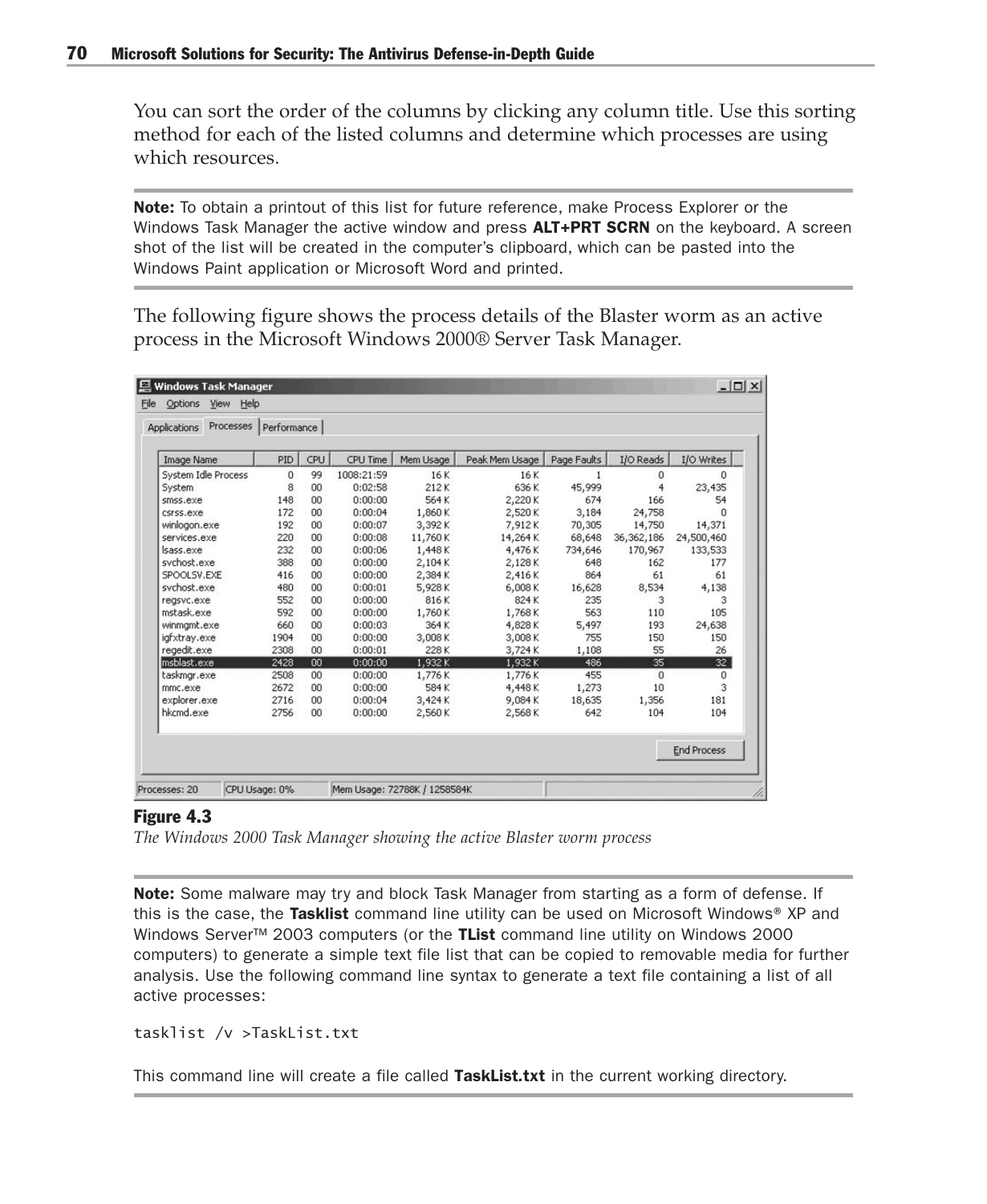You can sort the order of the columns by clicking any column title. Use this sorting method for each of the listed columns and determine which processes are using which resources.

**Note:** To obtain a printout of this list for future reference, make Process Explorer or the Windows Task Manager the active window and press **ALT+PRT SCRN** on the keyboard. A screen shot of the list will be created in the computer's clipboard, which can be pasted into the Windows Paint application or Microsoft Word and printed.

The following figure shows the process details of the Blaster worm as an active process in the Microsoft Windows 2000® Server Task Manager.

| Image Name | PID | CPU | CPU Time | Mem Usage | Peak Mem Usage | Page Faults | I/O Reads | I/O Writes |
|---|---|---|---|---|---|---|---|---|
| System Idle Process | 0 | 99 | 1008:21:59 | 16 K | 16 K | 1 | 0 | 0 |
| System | 8 | 00 | 0:02:58 | 212 K | 636 K | 45,999 | 4 | 23,435 |
| smss.exe | 148 | 00 | 0:00:00 | 564 K | 2,220 K | 674 | 166 | 54 |
| csrss.exe | 172 | 00 | 0:00:04 | 1,860 K | 2,520 K | 3,184 | 24,758 | 0 |
| winlogon.exe | 192 | 00 | 0:00:07 | 3,392 K | 7,912 K | 70,305 | 14,750 | 14,371 |
| services.exe | 220 | 00 | 0:00:08 | 11,760 K | 14,264 K | 68,648 | 36,362,186 | 24,500,460 |
| lsass.exe | 232 | 00 | 0:00:06 | 1,448 K | 4,476 K | 734,646 | 170,967 | 133,533 |
| svchost.exe | 388 | 00 | 0:00:00 | 2,104 K | 2,128 K | 648 | 162 | 177 |
| SPOOLSV.EXE | 416 | 00 | 0:00:00 | 2,384 K | 2,416 K | 864 | 61 | 61 |
| svchost.exe | 480 | 00 | 0:00:01 | 5,928 K | 6,008 K | 16,628 | 8,534 | 4,138 |
| regsvc.exe | 552 | 00 | 0:00:00 | 816 K | 824 K | 235 | 3 | 3 |
| mstask.exe | 592 | 00 | 0:00:00 | 1,760 K | 1,768 K | 563 | 110 | 105 |
| winmgmt.exe | 660 | 00 | 0:00:03 | 364 K | 4,828 K | 5,497 | 193 | 24,638 |
| igfxtray.exe | 1904 | 00 | 0:00:00 | 3,008 K | 3,008 K | 755 | 150 | 150 |
| regedit.exe | 2308 | 00 | 0:00:01 | 228 K | 3,724 K | 1,108 | 55 | 26 |
| msblast.exe | 2428 | 00 | 0:00:00 | 1,932 K | 1,932 K | 486 | 35 | 32 |
| taskmgr.exe | 2508 | 00 | 0:00:00 | 1,776 K | 1,776 K | 455 | 0 | 0 |
| mmc.exe | 2672 | 00 | 0:00:00 | 584 K | 4,448 K | 1,273 | 10 | 3 |
| explorer.exe | 2716 | 00 | 0:00:04 | 3,424 K | 9,084 K | 18,635 | 1,356 | 181 |
| hkcmd.exe | 2756 | 00 | 0:00:00 | 2,560 K | 2,568 K | 642 | 104 | 104 |

Processes: 20 | CPU Usage: 0% | Mem Usage: 72788K / 1258584K

**Figure 4.3**

*The Windows 2000 Task Manager showing the active Blaster worm process*

**Note:** Some malware may try and block Task Manager from starting as a form of defense. If this is the case, the **Tasklist** command line utility can be used on Microsoft Windows® XP and Windows Server™ 2003 computers (or the **TList** command line utility on Windows 2000 computers) to generate a simple text file list that can be copied to removable media for further analysis. Use the following command line syntax to generate a text file containing a list of all active processes:

```
tasklist /v >TaskList.txt
```

This command line will create a file called **TaskList.txt** in the current working directory.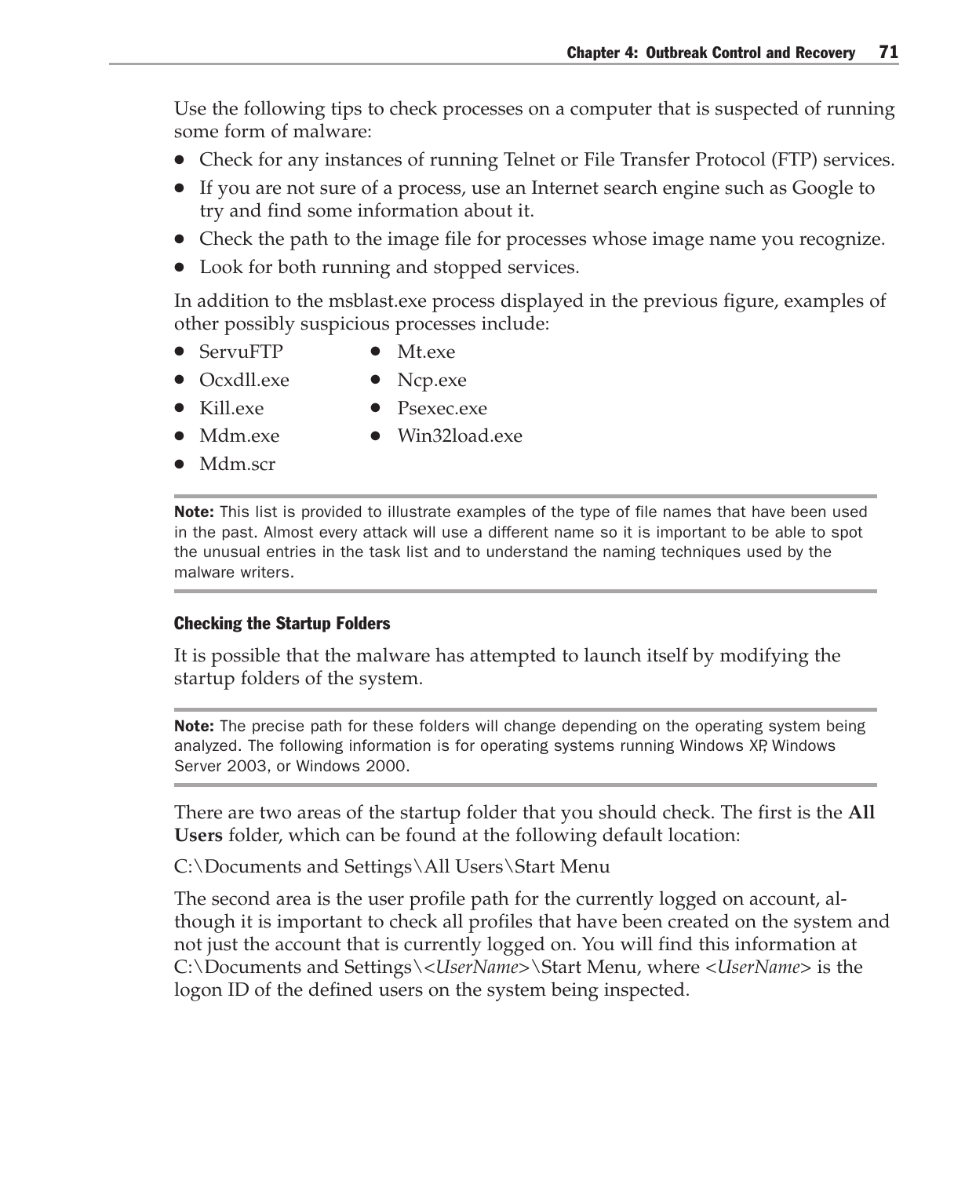Use the following tips to check processes on a computer that is suspected of running some form of malware:

- Check for any instances of running Telnet or File Transfer Protocol (FTP) services.
- If you are not sure of a process, use an Internet search engine such as Google to try and find some information about it.
- Check the path to the image file for processes whose image name you recognize.
- Look for both running and stopped services.

In addition to the msblast.exe process displayed in the previous figure, examples of other possibly suspicious processes include:

- ServuFTP
- Ocxdll.exe
- Kill.exe
- Mdm.exe
- Mdm.scr
- Mt.exe
- Ncp.exe
- Psexec.exe
- Win32load.exe

**Note:** This list is provided to illustrate examples of the type of file names that have been used in the past. Almost every attack will use a different name so it is important to be able to spot the unusual entries in the task list and to understand the naming techniques used by the malware writers.

#### Checking the Startup Folders

It is possible that the malware has attempted to launch itself by modifying the startup folders of the system.

**Note:** The precise path for these folders will change depending on the operating system being analyzed. The following information is for operating systems running Windows XP, Windows Server 2003, or Windows 2000.

There are two areas of the startup folder that you should check. The first is the **All Users** folder, which can be found at the following default location:

C:\Documents and Settings\All Users\Start Menu

The second area is the user profile path for the currently logged on account, although it is important to check all profiles that have been created on the system and not just the account that is currently logged on. You will find this information at C:\Documents and Settings\<*UserName*>\Start Menu, where <*UserName*> is the logon ID of the defined users on the system being inspected.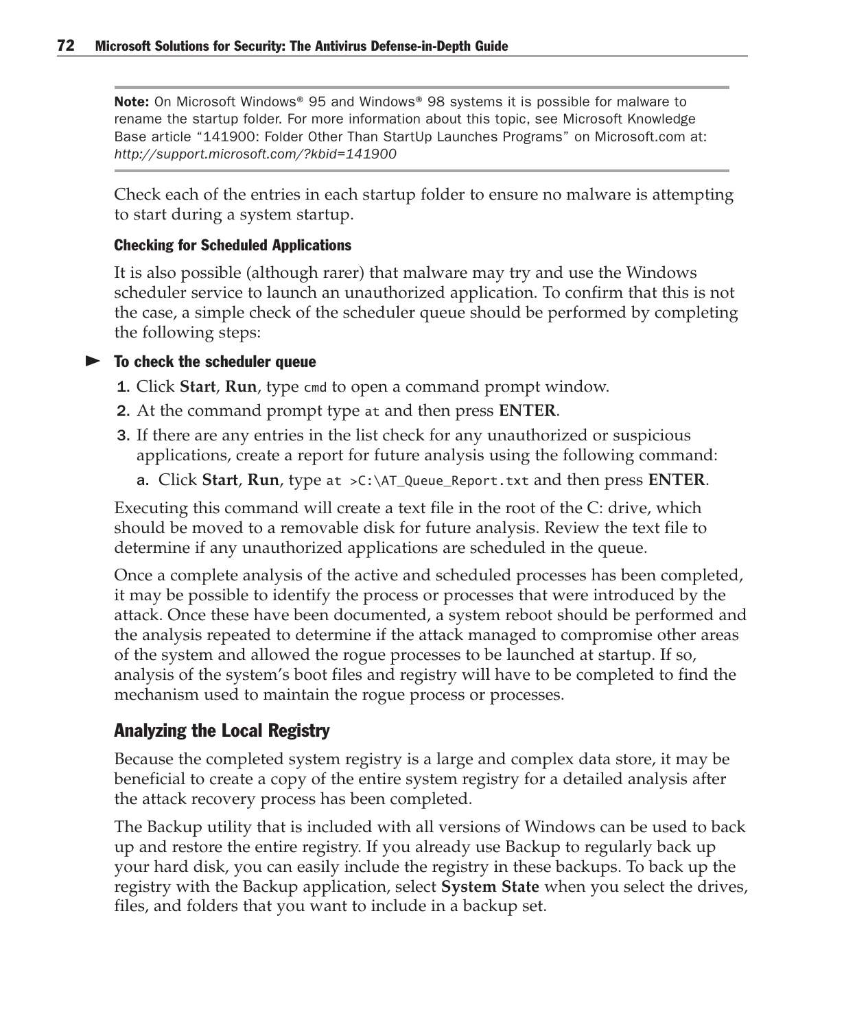**Note:** On Microsoft Windows® 95 and Windows® 98 systems it is possible for malware to rename the startup folder. For more information about this topic, see Microsoft Knowledge Base article "141900: Folder Other Than StartUp Launches Programs" on Microsoft.com at: *http://support.microsoft.com/?kbid=141900*

Check each of the entries in each startup folder to ensure no malware is attempting to start during a system startup.

#### Checking for Scheduled Applications

It is also possible (although rarer) that malware may try and use the Windows scheduler service to launch an unauthorized application. To confirm that this is not the case, a simple check of the scheduler queue should be performed by completing the following steps:

**To check the scheduler queue**

1. Click **Start**, **Run**, type `cmd` to open a command prompt window.
2. At the command prompt type `at` and then press **ENTER**.
3. If there are any entries in the list check for any unauthorized or suspicious applications, create a report for future analysis using the following command:
   a. Click **Start**, **Run**, type `at >C:\AT_Queue_Report.txt` and then press **ENTER**.

Executing this command will create a text file in the root of the C: drive, which should be moved to a removable disk for future analysis. Review the text file to determine if any unauthorized applications are scheduled in the queue.

Once a complete analysis of the active and scheduled processes has been completed, it may be possible to identify the process or processes that were introduced by the attack. Once these have been documented, a system reboot should be performed and the analysis repeated to determine if the attack managed to compromise other areas of the system and allowed the rogue processes to be launched at startup. If so, analysis of the system's boot files and registry will have to be completed to find the mechanism used to maintain the rogue process or processes.

### Analyzing the Local Registry

Because the completed system registry is a large and complex data store, it may be beneficial to create a copy of the entire system registry for a detailed analysis after the attack recovery process has been completed.

The Backup utility that is included with all versions of Windows can be used to back up and restore the entire registry. If you already use Backup to regularly back up your hard disk, you can easily include the registry in these backups. To back up the registry with the Backup application, select **System State** when you select the drives, files, and folders that you want to include in a backup set.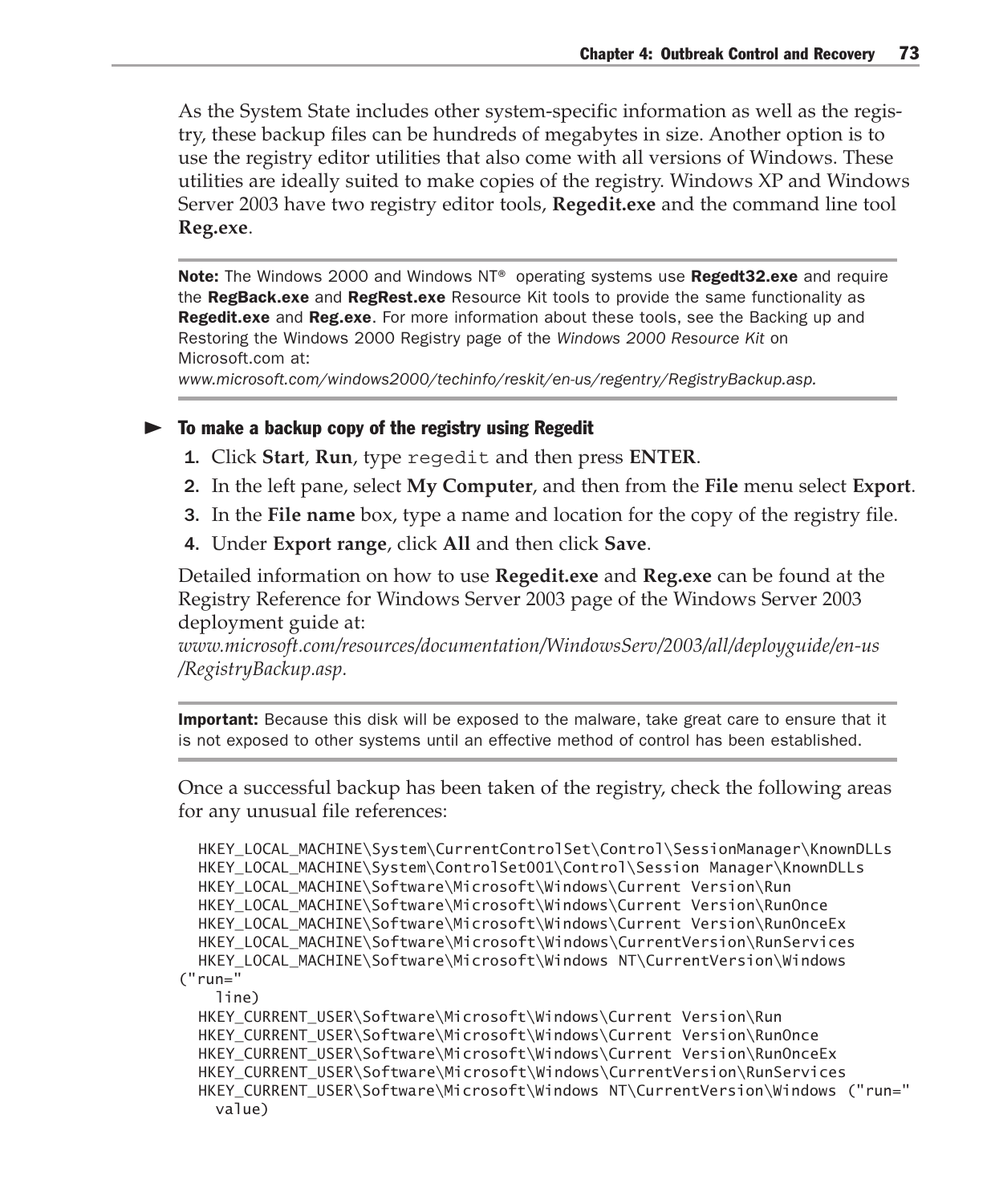As the System State includes other system-specific information as well as the registry, these backup files can be hundreds of megabytes in size. Another option is to use the registry editor utilities that also come with all versions of Windows. These utilities are ideally suited to make copies of the registry. Windows XP and Windows Server 2003 have two registry editor tools, **Regedit.exe** and the command line tool **Reg.exe**.

---

**Note:** The Windows 2000 and Windows NT® operating systems use **Regedt32.exe** and require the **RegBack.exe** and **RegRest.exe** Resource Kit tools to provide the same functionality as **Regedit.exe** and **Reg.exe**. For more information about these tools, see the Backing up and Restoring the Windows 2000 Registry page of the *Windows 2000 Resource Kit* on Microsoft.com at:
*www.microsoft.com/windows2000/techinfo/reskit/en-us/regentry/RegistryBackup.asp.*

---

### ► To make a backup copy of the registry using Regedit

1. Click **Start**, **Run**, type `regedit` and then press **ENTER**.
2. In the left pane, select **My Computer**, and then from the **File** menu select **Export**.
3. In the **File name** box, type a name and location for the copy of the registry file.
4. Under **Export range**, click **All** and then click **Save**.

Detailed information on how to use **Regedit.exe** and **Reg.exe** can be found at the Registry Reference for Windows Server 2003 page of the Windows Server 2003 deployment guide at:
*www.microsoft.com/resources/documentation/WindowsServ/2003/all/deployguide/en-us/RegistryBackup.asp*.

---

**Important:** Because this disk will be exposed to the malware, take great care to ensure that it is not exposed to other systems until an effective method of control has been established.

---

Once a successful backup has been taken of the registry, check the following areas for any unusual file references:

```
HKEY_LOCAL_MACHINE\System\CurrentControlSet\Control\SessionManager\KnownDLLs
HKEY_LOCAL_MACHINE\System\ControlSet001\Control\Session Manager\KnownDLLs
HKEY_LOCAL_MACHINE\Software\Microsoft\Windows\Current Version\Run
HKEY_LOCAL_MACHINE\Software\Microsoft\Windows\Current Version\RunOnce
HKEY_LOCAL_MACHINE\Software\Microsoft\Windows\Current Version\RunOnceEx
HKEY_LOCAL_MACHINE\Software\Microsoft\Windows\CurrentVersion\RunServices
HKEY_LOCAL_MACHINE\Software\Microsoft\Windows NT\CurrentVersion\Windows ("run="
  line)
HKEY_CURRENT_USER\Software\Microsoft\Windows\Current Version\Run
HKEY_CURRENT_USER\Software\Microsoft\Windows\Current Version\RunOnce
HKEY_CURRENT_USER\Software\Microsoft\Windows\Current Version\RunOnceEx
HKEY_CURRENT_USER\Software\Microsoft\Windows\CurrentVersion\RunServices
HKEY_CURRENT_USER\Software\Microsoft\Windows NT\CurrentVersion\Windows ("run="
  value)
```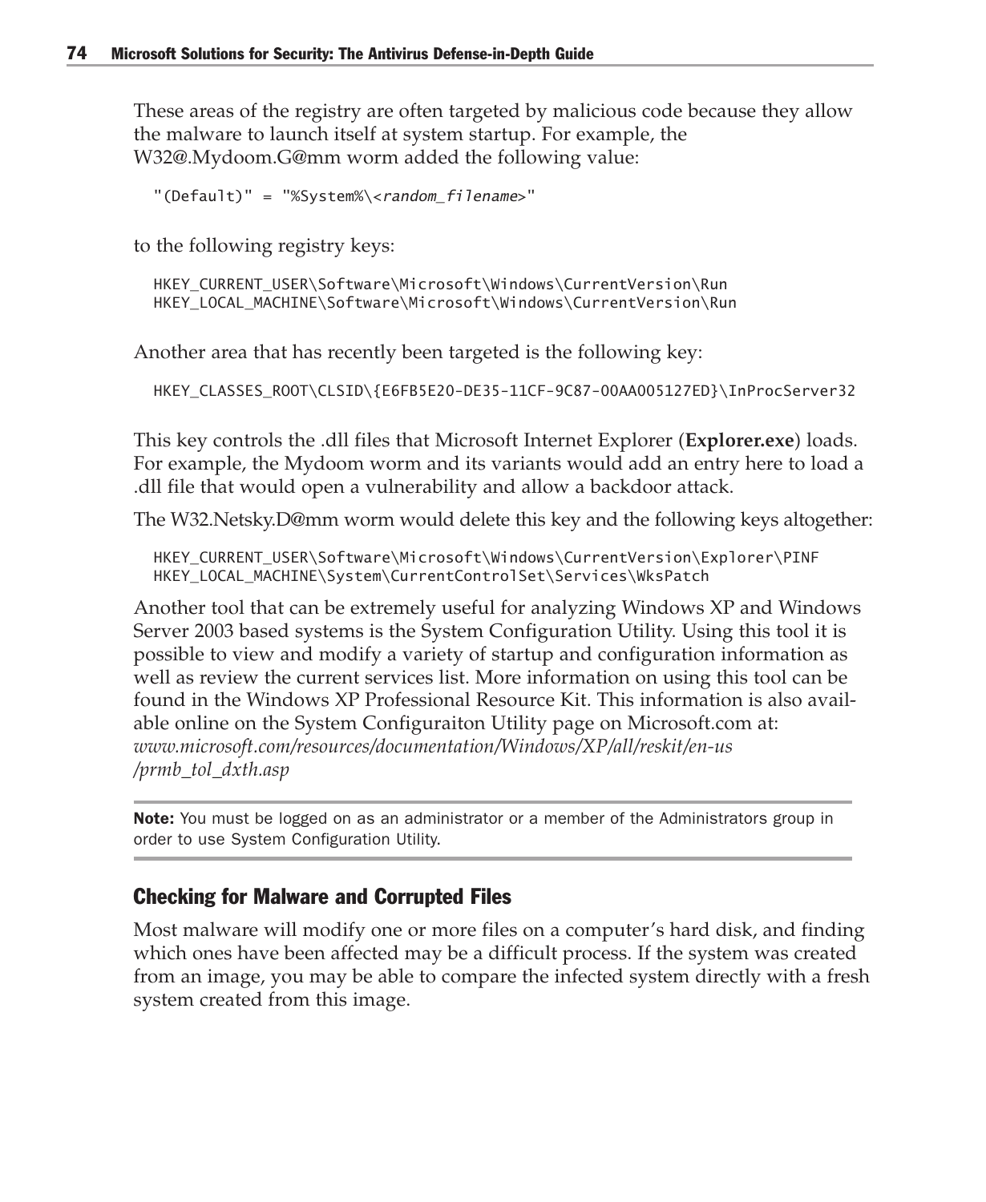These areas of the registry are often targeted by malicious code because they allow the malware to launch itself at system startup. For example, the W32@.Mydoom.G@mm worm added the following value:

```
"(Default)" = "%System%\<random_filename>"
```

to the following registry keys:

```
HKEY_CURRENT_USER\Software\Microsoft\Windows\CurrentVersion\Run
HKEY_LOCAL_MACHINE\Software\Microsoft\Windows\CurrentVersion\Run
```

Another area that has recently been targeted is the following key:

```
HKEY_CLASSES_ROOT\CLSID\{E6FB5E20-DE35-11CF-9C87-00AA005127ED}\InProcServer32
```

This key controls the .dll files that Microsoft Internet Explorer (**Explorer.exe**) loads. For example, the Mydoom worm and its variants would add an entry here to load a .dll file that would open a vulnerability and allow a backdoor attack.

The W32.Netsky.D@mm worm would delete this key and the following keys altogether:

```
HKEY_CURRENT_USER\Software\Microsoft\Windows\CurrentVersion\Explorer\PINF
HKEY_LOCAL_MACHINE\System\CurrentControlSet\Services\WksPatch
```

Another tool that can be extremely useful for analyzing Windows XP and Windows Server 2003 based systems is the System Configuration Utility. Using this tool it is possible to view and modify a variety of startup and configuration information as well as review the current services list. More information on using this tool can be found in the Windows XP Professional Resource Kit. This information is also available online on the System Configuraiton Utility page on Microsoft.com at: *www.microsoft.com/resources/documentation/Windows/XP/all/reskit/en-us/prmb_tol_dxth.asp*

**Note:** You must be logged on as an administrator or a member of the Administrators group in order to use System Configuration Utility.

### Checking for Malware and Corrupted Files

Most malware will modify one or more files on a computer's hard disk, and finding which ones have been affected may be a difficult process. If the system was created from an image, you may be able to compare the infected system directly with a fresh system created from this image.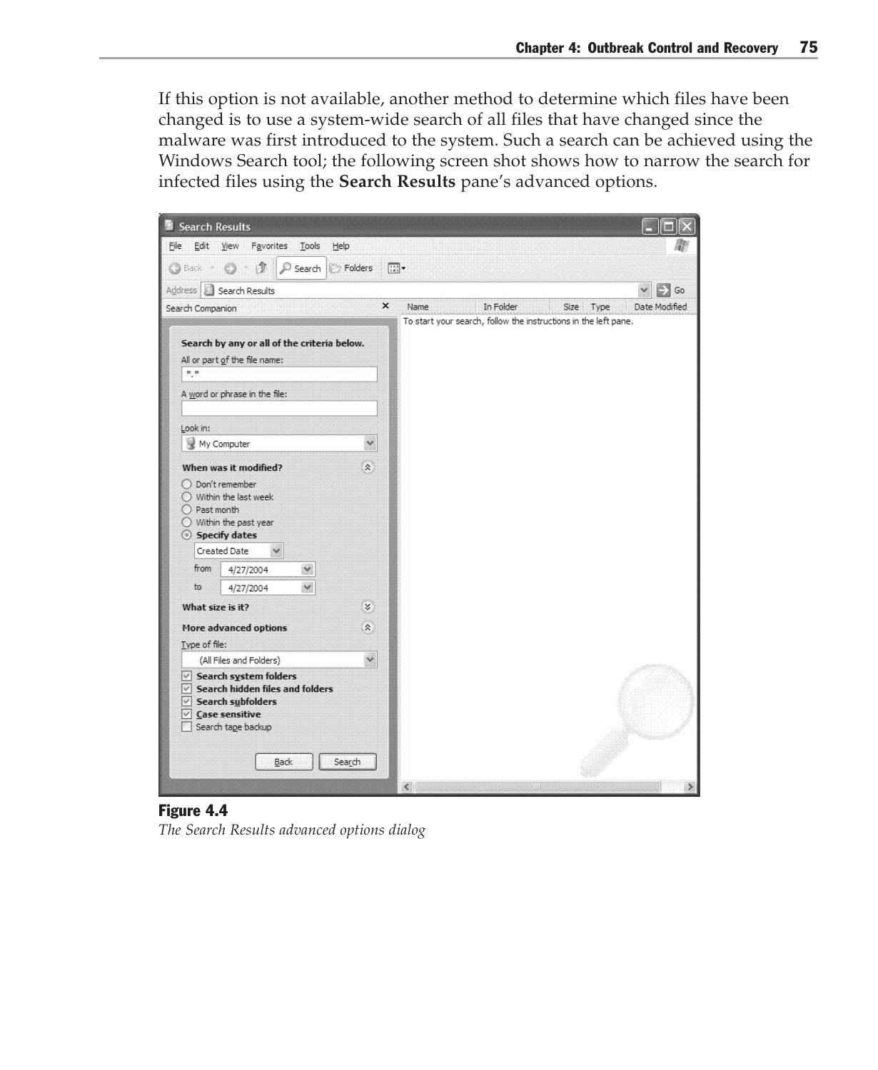If this option is not available, another method to determine which files have been changed is to use a system-wide search of all files that have changed since the malware was first introduced to the system. Such a search can be achieved using the Windows Search tool; the following screen shot shows how to narrow the search for infected files using the **Search Results** pane's advanced options.

**Figure 4.4**

*The Search Results advanced options dialog*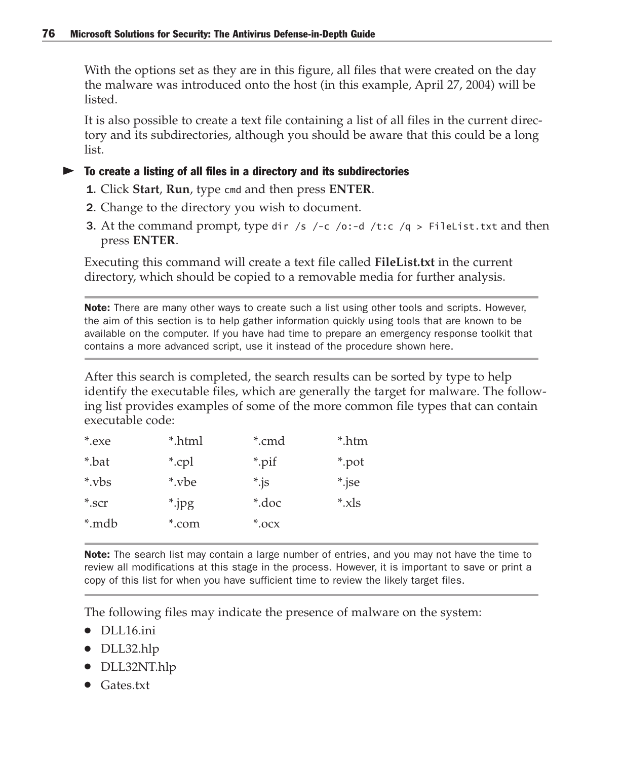With the options set as they are in this figure, all files that were created on the day the malware was introduced onto the host (in this example, April 27, 2004) will be listed.

It is also possible to create a text file containing a list of all files in the current directory and its subdirectories, although you should be aware that this could be a long list.

### ► To create a listing of all files in a directory and its subdirectories

1. Click **Start**, **Run**, type `cmd` and then press **ENTER**.
2. Change to the directory you wish to document.
3. At the command prompt, type `dir /s /-c /o:-d /t:c /q > FileList.txt` and then press **ENTER**.

Executing this command will create a text file called **FileList.txt** in the current directory, which should be copied to a removable media for further analysis.

---

**Note:** There are many other ways to create such a list using other tools and scripts. However, the aim of this section is to help gather information quickly using tools that are known to be available on the computer. If you have had time to prepare an emergency response toolkit that contains a more advanced script, use it instead of the procedure shown here.

---

After this search is completed, the search results can be sorted by type to help identify the executable files, which are generally the target for malware. The following list provides examples of some of the more common file types that can contain executable code:

| | | | |
|---|---|---|---|
| *.exe | *.html | *.cmd | *.htm |
| *.bat | *.cpl | *.pif | *.pot |
| *.vbs | *.vbe | *.js | *.jse |
| *.scr | *.jpg | *.doc | *.xls |
| *.mdb | *.com | *.ocx | |

---

**Note:** The search list may contain a large number of entries, and you may not have the time to review all modifications at this stage in the process. However, it is important to save or print a copy of this list for when you have sufficient time to review the likely target files.

---

The following files may indicate the presence of malware on the system:

- DLL16.ini
- DLL32.hlp
- DLL32NT.hlp
- Gates.txt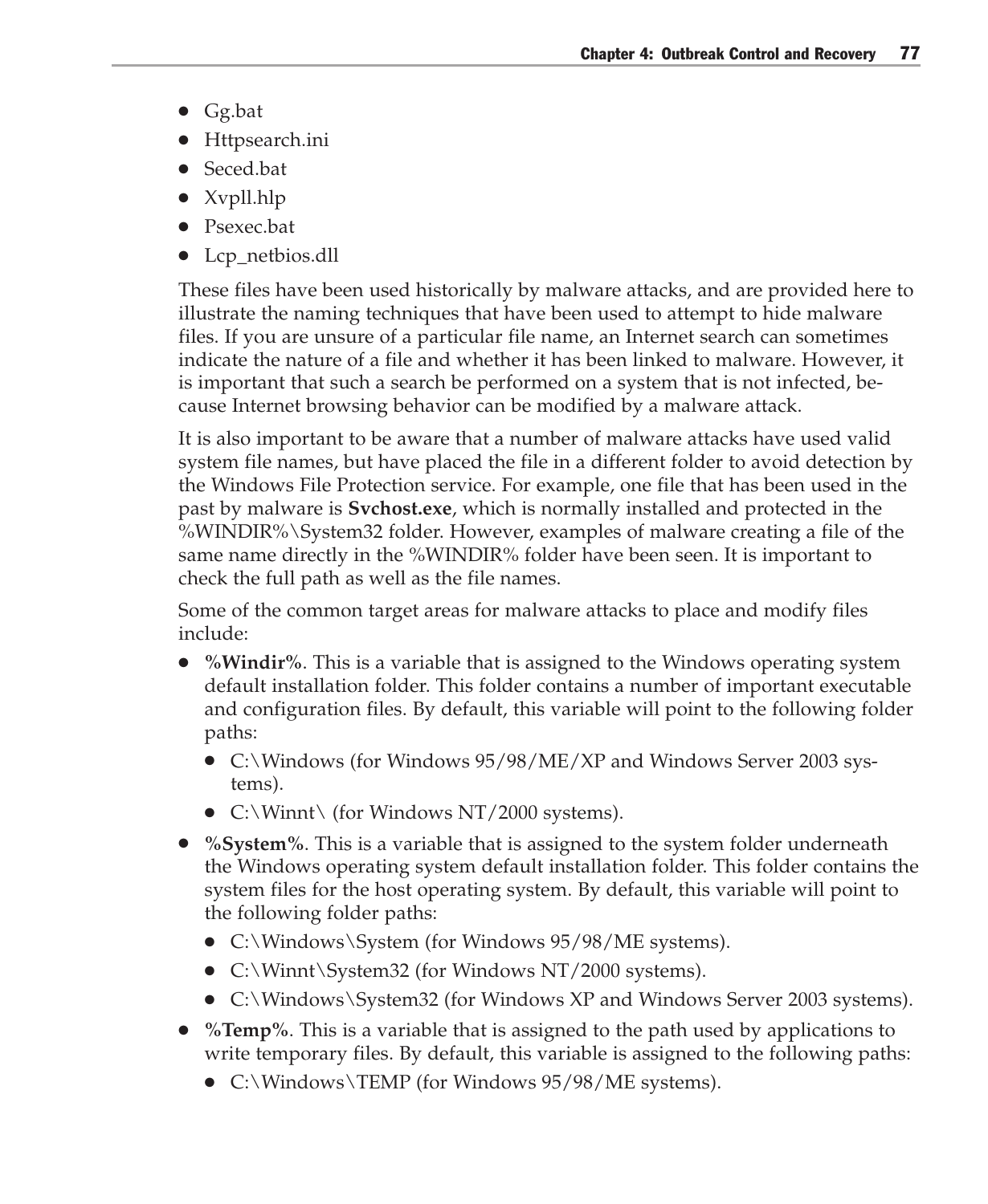- Gg.bat
- Httpsearch.ini
- Seced.bat
- Xvpll.hlp
- Psexec.bat
- Lcp_netbios.dll

These files have been used historically by malware attacks, and are provided here to illustrate the naming techniques that have been used to attempt to hide malware files. If you are unsure of a particular file name, an Internet search can sometimes indicate the nature of a file and whether it has been linked to malware. However, it is important that such a search be performed on a system that is not infected, because Internet browsing behavior can be modified by a malware attack.

It is also important to be aware that a number of malware attacks have used valid system file names, but have placed the file in a different folder to avoid detection by the Windows File Protection service. For example, one file that has been used in the past by malware is **Svchost.exe**, which is normally installed and protected in the %WINDIR%\System32 folder. However, examples of malware creating a file of the same name directly in the %WINDIR% folder have been seen. It is important to check the full path as well as the file names.

Some of the common target areas for malware attacks to place and modify files include:

- **%Windir%**. This is a variable that is assigned to the Windows operating system default installation folder. This folder contains a number of important executable and configuration files. By default, this variable will point to the following folder paths:
  - C:\Windows (for Windows 95/98/ME/XP and Windows Server 2003 systems).
  - C:\Winnt\ (for Windows NT/2000 systems).
- **%System%**. This is a variable that is assigned to the system folder underneath the Windows operating system default installation folder. This folder contains the system files for the host operating system. By default, this variable will point to the following folder paths:
  - C:\Windows\System (for Windows 95/98/ME systems).
  - C:\Winnt\System32 (for Windows NT/2000 systems).
  - C:\Windows\System32 (for Windows XP and Windows Server 2003 systems).
- **%Temp%**. This is a variable that is assigned to the path used by applications to write temporary files. By default, this variable is assigned to the following paths:
  - C:\Windows\TEMP (for Windows 95/98/ME systems).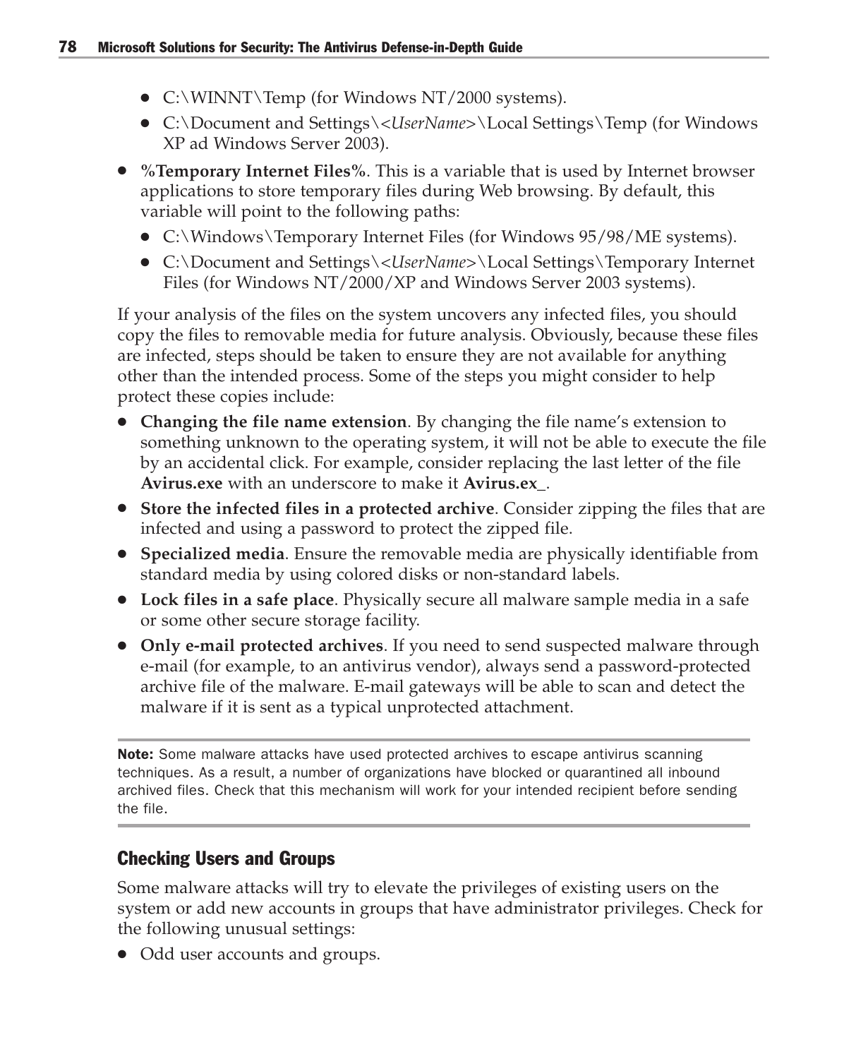- C:\WINNT\Temp (for Windows NT/2000 systems).
- C:\Document and Settings\<*UserName*>\Local Settings\Temp (for Windows XP ad Windows Server 2003).

- **%Temporary Internet Files%**. This is a variable that is used by Internet browser applications to store temporary files during Web browsing. By default, this variable will point to the following paths:
  - C:\Windows\Temporary Internet Files (for Windows 95/98/ME systems).
  - C:\Document and Settings\<*UserName*>\Local Settings\Temporary Internet Files (for Windows NT/2000/XP and Windows Server 2003 systems).

If your analysis of the files on the system uncovers any infected files, you should copy the files to removable media for future analysis. Obviously, because these files are infected, steps should be taken to ensure they are not available for anything other than the intended process. Some of the steps you might consider to help protect these copies include:

- **Changing the file name extension**. By changing the file name's extension to something unknown to the operating system, it will not be able to execute the file by an accidental click. For example, consider replacing the last letter of the file **Avirus.exe** with an underscore to make it **Avirus.ex_**.
- **Store the infected files in a protected archive**. Consider zipping the files that are infected and using a password to protect the zipped file.
- **Specialized media**. Ensure the removable media are physically identifiable from standard media by using colored disks or non-standard labels.
- **Lock files in a safe place**. Physically secure all malware sample media in a safe or some other secure storage facility.
- **Only e-mail protected archives**. If you need to send suspected malware through e-mail (for example, to an antivirus vendor), always send a password-protected archive file of the malware. E-mail gateways will be able to scan and detect the malware if it is sent as a typical unprotected attachment.

**Note:** Some malware attacks have used protected archives to escape antivirus scanning techniques. As a result, a number of organizations have blocked or quarantined all inbound archived files. Check that this mechanism will work for your intended recipient before sending the file.

### Checking Users and Groups

Some malware attacks will try to elevate the privileges of existing users on the system or add new accounts in groups that have administrator privileges. Check for the following unusual settings:

- Odd user accounts and groups.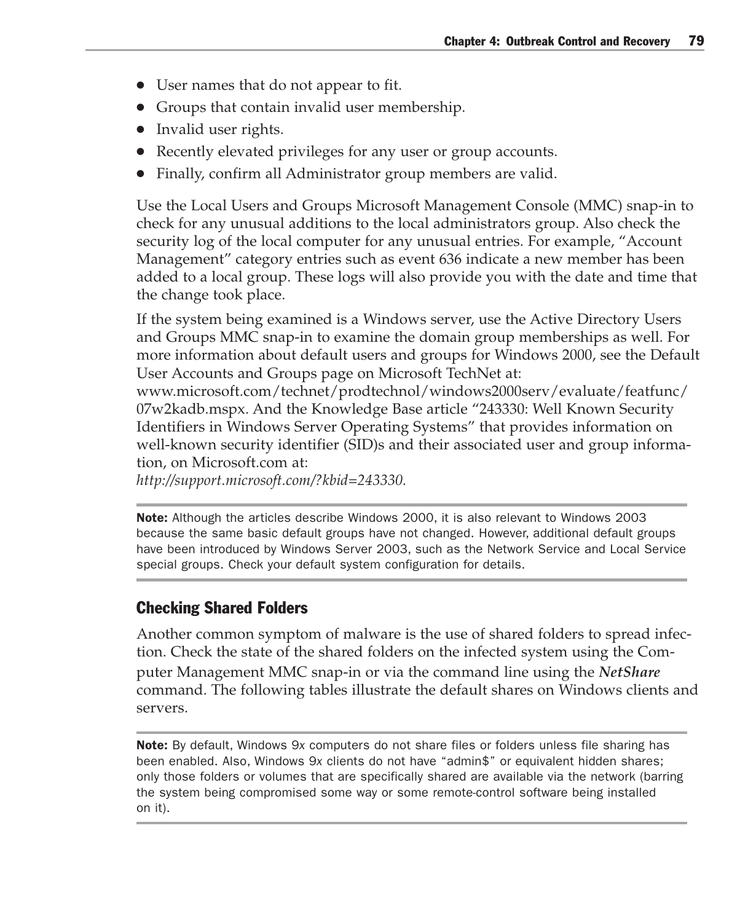- User names that do not appear to fit.
- Groups that contain invalid user membership.
- Invalid user rights.
- Recently elevated privileges for any user or group accounts.
- Finally, confirm all Administrator group members are valid.

Use the Local Users and Groups Microsoft Management Console (MMC) snap-in to check for any unusual additions to the local administrators group. Also check the security log of the local computer for any unusual entries. For example, "Account Management" category entries such as event 636 indicate a new member has been added to a local group. These logs will also provide you with the date and time that the change took place.

If the system being examined is a Windows server, use the Active Directory Users and Groups MMC snap-in to examine the domain group memberships as well. For more information about default users and groups for Windows 2000, see the Default User Accounts and Groups page on Microsoft TechNet at: www.microsoft.com/technet/prodtechnol/windows2000serv/evaluate/featfunc/07w2kadb.mspx. And the Knowledge Base article "243330: Well Known Security Identifiers in Windows Server Operating Systems" that provides information on well-known security identifier (SID)s and their associated user and group information, on Microsoft.com at:
*http://support.microsoft.com/?kbid=243330.*

**Note:** Although the articles describe Windows 2000, it is also relevant to Windows 2003 because the same basic default groups have not changed. However, additional default groups have been introduced by Windows Server 2003, such as the Network Service and Local Service special groups. Check your default system configuration for details.

## Checking Shared Folders

Another common symptom of malware is the use of shared folders to spread infection. Check the state of the shared folders on the infected system using the Computer Management MMC snap-in or via the command line using the ***NetShare*** command. The following tables illustrate the default shares on Windows clients and servers.

**Note:** By default, Windows 9*x* computers do not share files or folders unless file sharing has been enabled. Also, Windows 9*x* clients do not have "admin$" or equivalent hidden shares; only those folders or volumes that are specifically shared are available via the network (barring the system being compromised some way or some remote-control software being installed on it).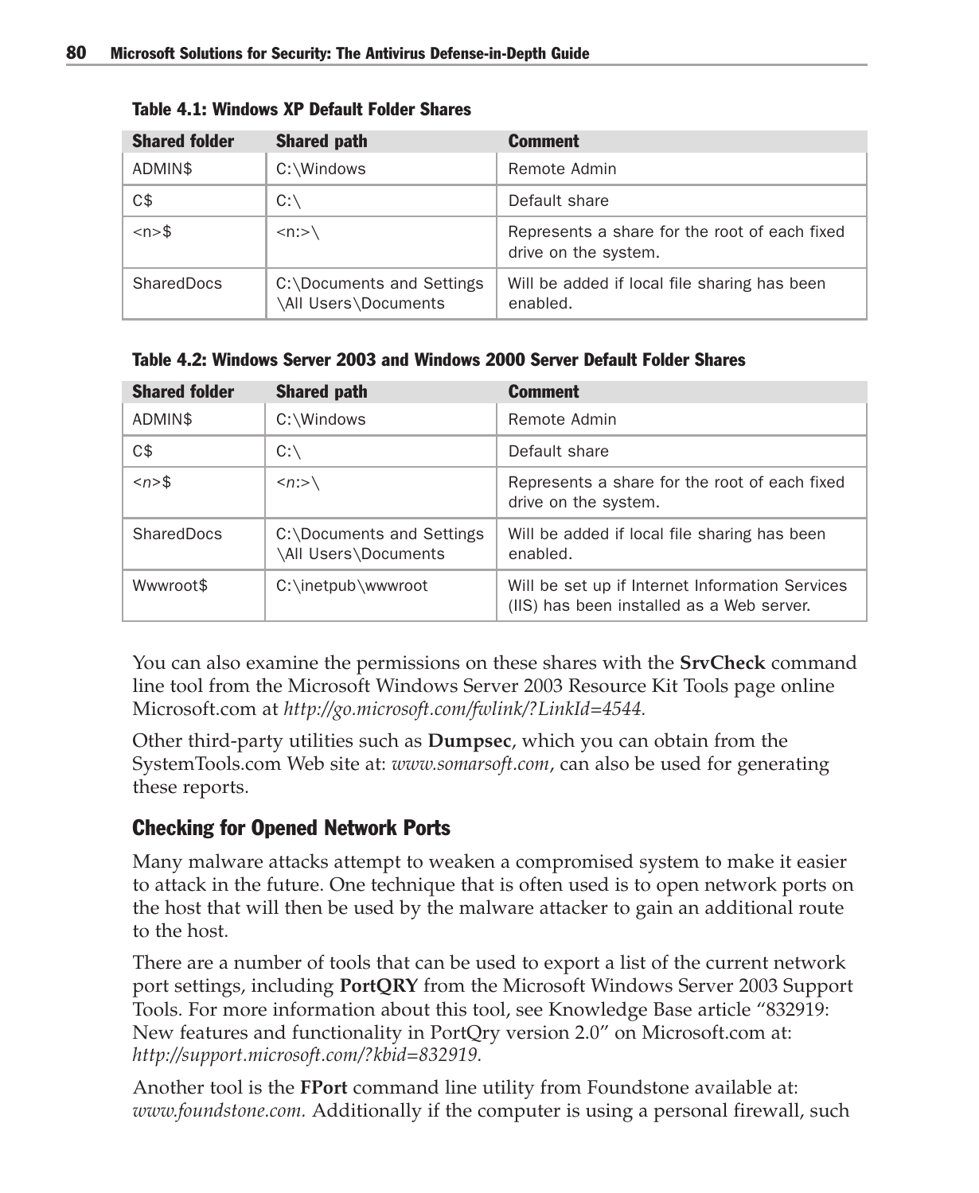**Table 4.1: Windows XP Default Folder Shares**

| Shared folder | Shared path | Comment |
|---|---|---|
| ADMIN$ | C:\Windows | Remote Admin |
| C$ | C:\ | Default share |
| <n>$ | <n:>\ | Represents a share for the root of each fixed drive on the system. |
| SharedDocs | C:\Documents and Settings \All Users\Documents | Will be added if local file sharing has been enabled. |

**Table 4.2: Windows Server 2003 and Windows 2000 Server Default Folder Shares**

| Shared folder | Shared path | Comment |
|---|---|---|
| ADMIN$ | C:\Windows | Remote Admin |
| C$ | C:\ | Default share |
| <*n*>$ | <*n*:>\ | Represents a share for the root of each fixed drive on the system. |
| SharedDocs | C:\Documents and Settings \All Users\Documents | Will be added if local file sharing has been enabled. |
| Wwwroot$ | C:\inetpub\wwwroot | Will be set up if Internet Information Services (IIS) has been installed as a Web server. |

You can also examine the permissions on these shares with the **SrvCheck** command line tool from the Microsoft Windows Server 2003 Resource Kit Tools page online Microsoft.com at *http://go.microsoft.com/fwlink/?LinkId=4544.*

Other third-party utilities such as **Dumpsec**, which you can obtain from the SystemTools.com Web site at: *www.somarsoft.com*, can also be used for generating these reports.

### Checking for Opened Network Ports

Many malware attacks attempt to weaken a compromised system to make it easier to attack in the future. One technique that is often used is to open network ports on the host that will then be used by the malware attacker to gain an additional route to the host.

There are a number of tools that can be used to export a list of the current network port settings, including **PortQRY** from the Microsoft Windows Server 2003 Support Tools. For more information about this tool, see Knowledge Base article "832919: New features and functionality in PortQry version 2.0" on Microsoft.com at: *http://support.microsoft.com/?kbid=832919.*

Another tool is the **FPort** command line utility from Foundstone available at: *www.foundstone.com.* Additionally if the computer is using a personal firewall, such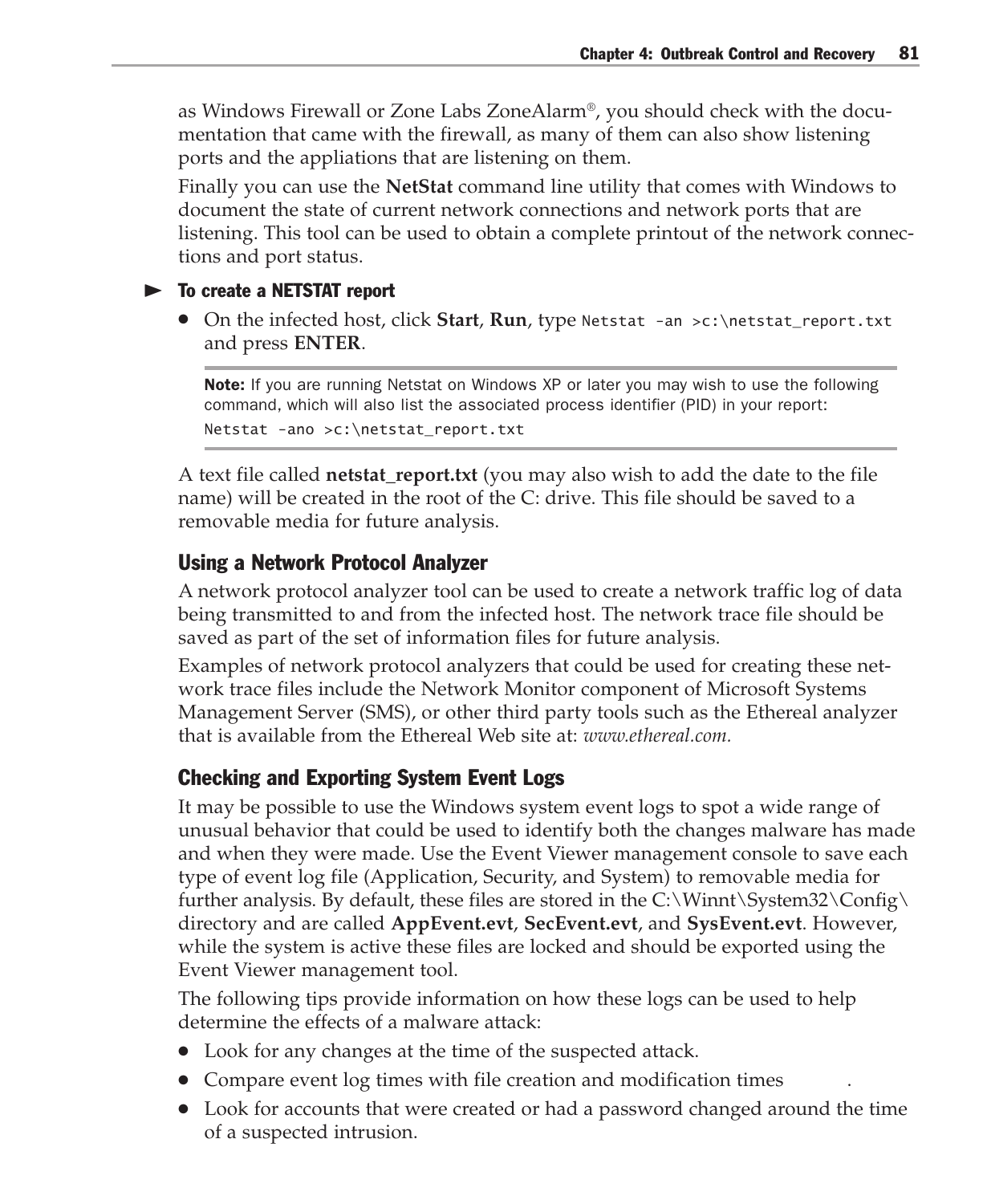as Windows Firewall or Zone Labs ZoneAlarm®, you should check with the documentation that came with the firewall, as many of them can also show listening ports and the appliations that are listening on them.

Finally you can use the **NetStat** command line utility that comes with Windows to document the state of current network connections and network ports that are listening. This tool can be used to obtain a complete printout of the network connections and port status.

**To create a NETSTAT report**

- On the infected host, click **Start**, **Run**, type `Netstat -an >c:\netstat_report.txt` and press **ENTER**.

> **Note:** If you are running Netstat on Windows XP or later you may wish to use the following command, which will also list the associated process identifier (PID) in your report:
>
> `Netstat -ano >c:\netstat_report.txt`

A text file called **netstat_report.txt** (you may also wish to add the date to the file name) will be created in the root of the C: drive. This file should be saved to a removable media for future analysis.

### Using a Network Protocol Analyzer

A network protocol analyzer tool can be used to create a network traffic log of data being transmitted to and from the infected host. The network trace file should be saved as part of the set of information files for future analysis.

Examples of network protocol analyzers that could be used for creating these network trace files include the Network Monitor component of Microsoft Systems Management Server (SMS), or other third party tools such as the Ethereal analyzer that is available from the Ethereal Web site at: *www.ethereal.com.*

### Checking and Exporting System Event Logs

It may be possible to use the Windows system event logs to spot a wide range of unusual behavior that could be used to identify both the changes malware has made and when they were made. Use the Event Viewer management console to save each type of event log file (Application, Security, and System) to removable media for further analysis. By default, these files are stored in the C:\Winnt\System32\Config\ directory and are called **AppEvent.evt**, **SecEvent.evt**, and **SysEvent.evt**. However, while the system is active these files are locked and should be exported using the Event Viewer management tool.

The following tips provide information on how these logs can be used to help determine the effects of a malware attack:

- Look for any changes at the time of the suspected attack.
- Compare event log times with file creation and modification times.
- Look for accounts that were created or had a password changed around the time of a suspected intrusion.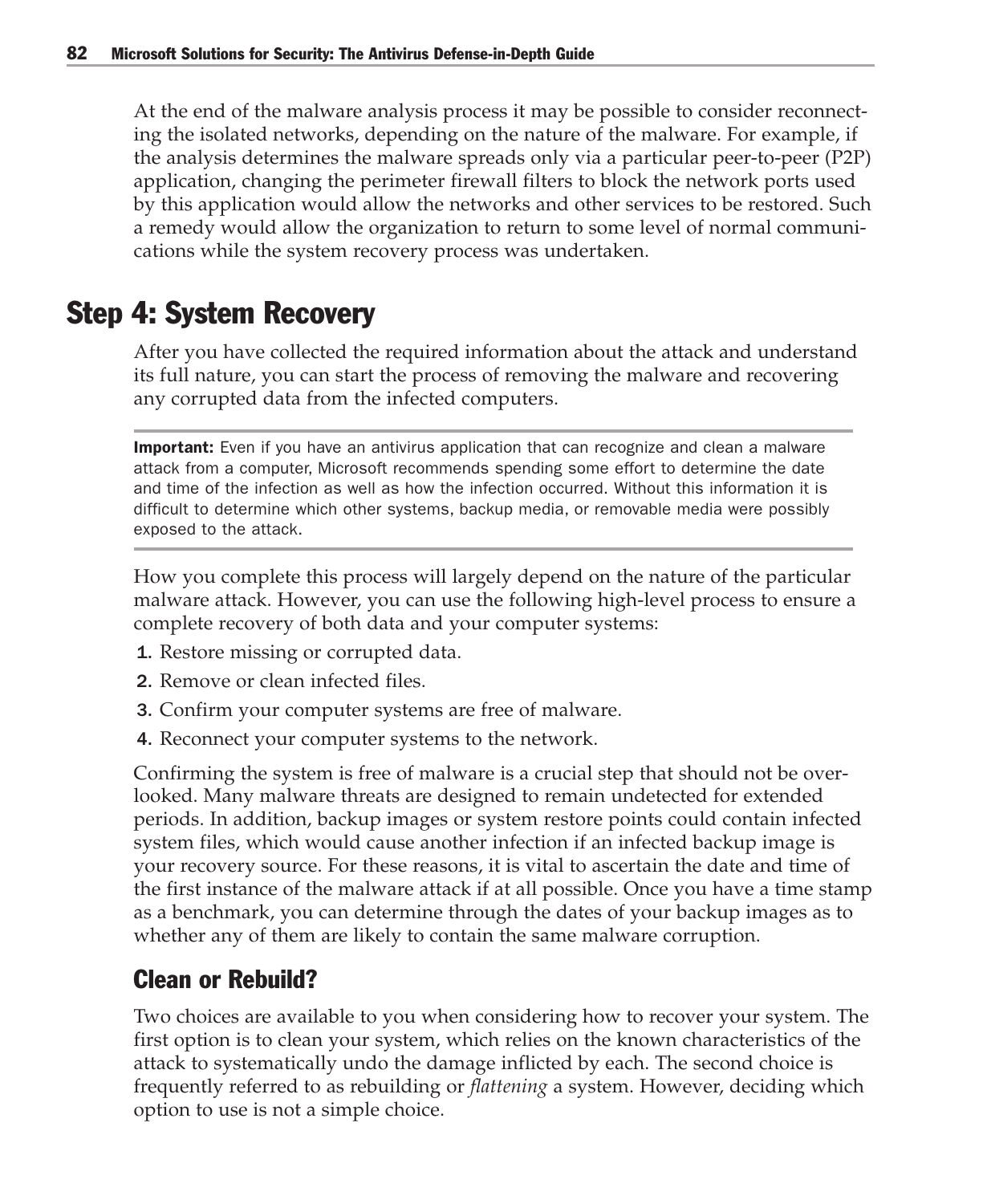At the end of the malware analysis process it may be possible to consider reconnecting the isolated networks, depending on the nature of the malware. For example, if the analysis determines the malware spreads only via a particular peer-to-peer (P2P) application, changing the perimeter firewall filters to block the network ports used by this application would allow the networks and other services to be restored. Such a remedy would allow the organization to return to some level of normal communications while the system recovery process was undertaken.

## Step 4: System Recovery

After you have collected the required information about the attack and understand its full nature, you can start the process of removing the malware and recovering any corrupted data from the infected computers.

---

**Important:** Even if you have an antivirus application that can recognize and clean a malware attack from a computer, Microsoft recommends spending some effort to determine the date and time of the infection as well as how the infection occurred. Without this information it is difficult to determine which other systems, backup media, or removable media were possibly exposed to the attack.

---

How you complete this process will largely depend on the nature of the particular malware attack. However, you can use the following high-level process to ensure a complete recovery of both data and your computer systems:

1. Restore missing or corrupted data.
2. Remove or clean infected files.
3. Confirm your computer systems are free of malware.
4. Reconnect your computer systems to the network.

Confirming the system is free of malware is a crucial step that should not be overlooked. Many malware threats are designed to remain undetected for extended periods. In addition, backup images or system restore points could contain infected system files, which would cause another infection if an infected backup image is your recovery source. For these reasons, it is vital to ascertain the date and time of the first instance of the malware attack if at all possible. Once you have a time stamp as a benchmark, you can determine through the dates of your backup images as to whether any of them are likely to contain the same malware corruption.

### Clean or Rebuild?

Two choices are available to you when considering how to recover your system. The first option is to clean your system, which relies on the known characteristics of the attack to systematically undo the damage inflicted by each. The second choice is frequently referred to as rebuilding or *flattening* a system. However, deciding which option to use is not a simple choice.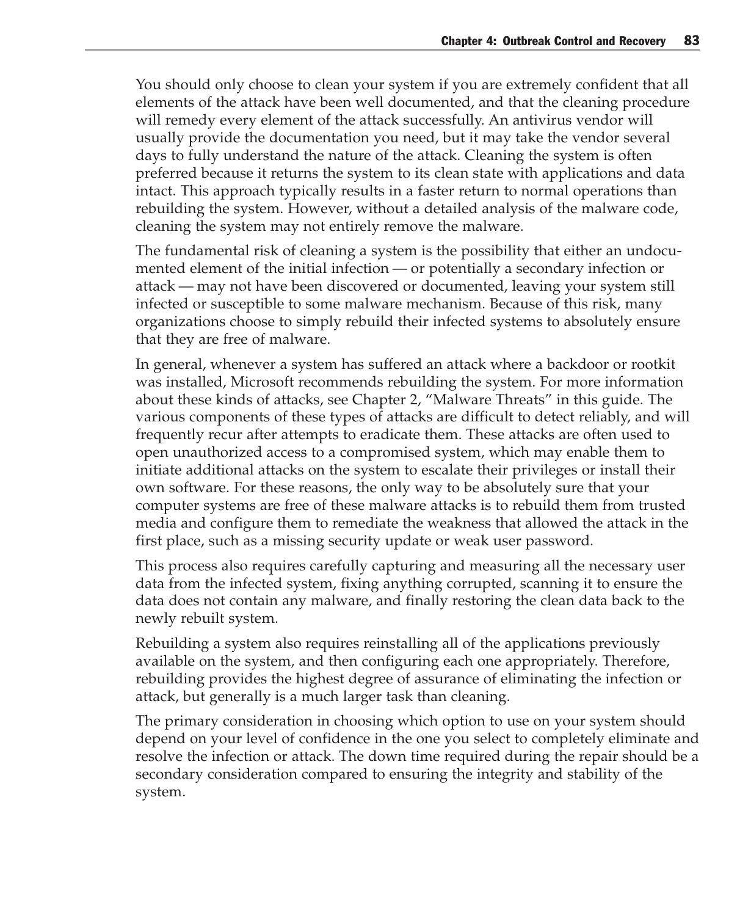You should only choose to clean your system if you are extremely confident that all elements of the attack have been well documented, and that the cleaning procedure will remedy every element of the attack successfully. An antivirus vendor will usually provide the documentation you need, but it may take the vendor several days to fully understand the nature of the attack. Cleaning the system is often preferred because it returns the system to its clean state with applications and data intact. This approach typically results in a faster return to normal operations than rebuilding the system. However, without a detailed analysis of the malware code, cleaning the system may not entirely remove the malware.

The fundamental risk of cleaning a system is the possibility that either an undocumented element of the initial infection — or potentially a secondary infection or attack — may not have been discovered or documented, leaving your system still infected or susceptible to some malware mechanism. Because of this risk, many organizations choose to simply rebuild their infected systems to absolutely ensure that they are free of malware.

In general, whenever a system has suffered an attack where a backdoor or rootkit was installed, Microsoft recommends rebuilding the system. For more information about these kinds of attacks, see Chapter 2, "Malware Threats" in this guide. The various components of these types of attacks are difficult to detect reliably, and will frequently recur after attempts to eradicate them. These attacks are often used to open unauthorized access to a compromised system, which may enable them to initiate additional attacks on the system to escalate their privileges or install their own software. For these reasons, the only way to be absolutely sure that your computer systems are free of these malware attacks is to rebuild them from trusted media and configure them to remediate the weakness that allowed the attack in the first place, such as a missing security update or weak user password.

This process also requires carefully capturing and measuring all the necessary user data from the infected system, fixing anything corrupted, scanning it to ensure the data does not contain any malware, and finally restoring the clean data back to the newly rebuilt system.

Rebuilding a system also requires reinstalling all of the applications previously available on the system, and then configuring each one appropriately. Therefore, rebuilding provides the highest degree of assurance of eliminating the infection or attack, but generally is a much larger task than cleaning.

The primary consideration in choosing which option to use on your system should depend on your level of confidence in the one you select to completely eliminate and resolve the infection or attack. The down time required during the repair should be a secondary consideration compared to ensuring the integrity and stability of the system.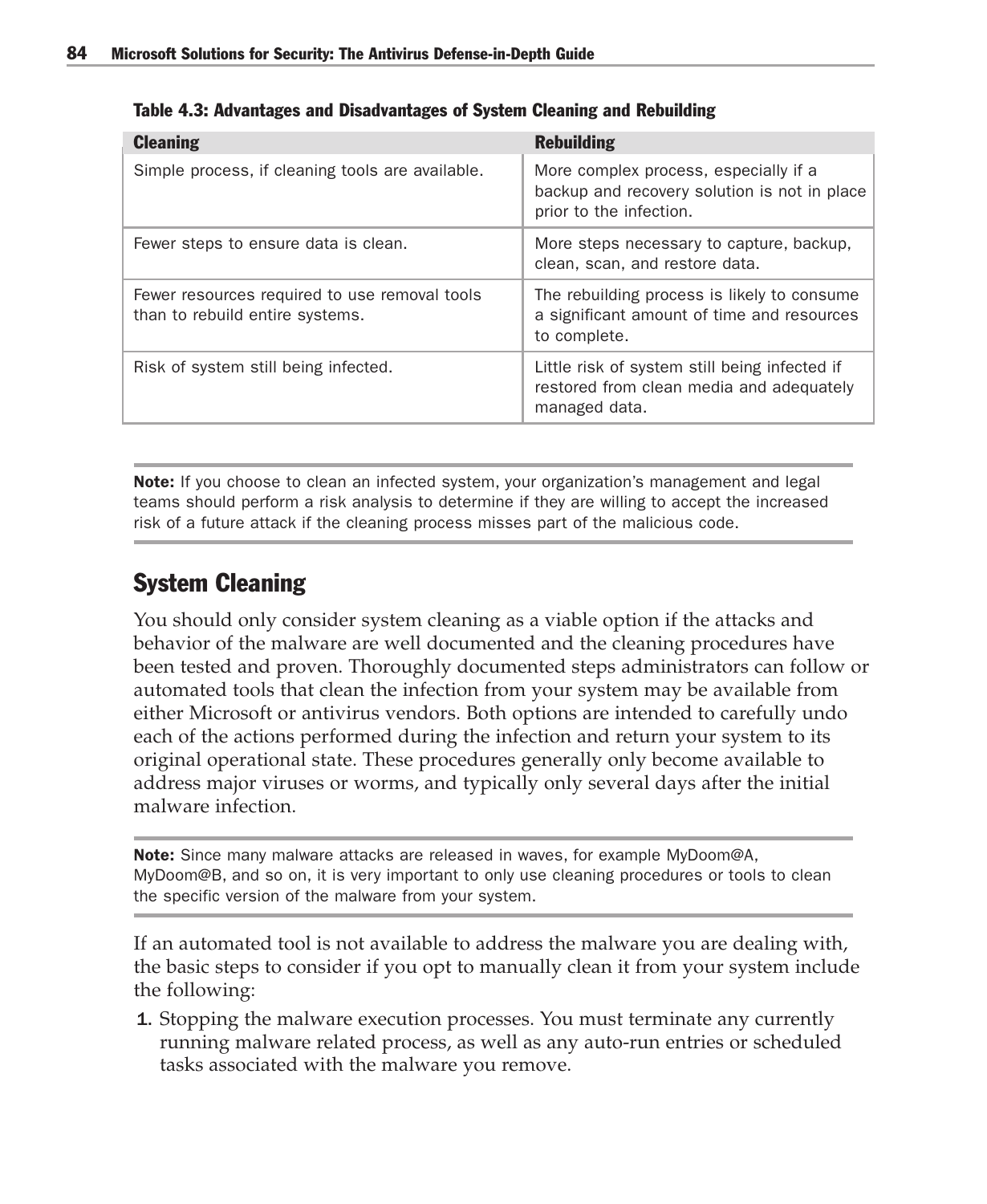**Table 4.3: Advantages and Disadvantages of System Cleaning and Rebuilding**

| Cleaning | Rebuilding |
|---|---|
| Simple process, if cleaning tools are available. | More complex process, especially if a backup and recovery solution is not in place prior to the infection. |
| Fewer steps to ensure data is clean. | More steps necessary to capture, backup, clean, scan, and restore data. |
| Fewer resources required to use removal tools than to rebuild entire systems. | The rebuilding process is likely to consume a significant amount of time and resources to complete. |
| Risk of system still being infected. | Little risk of system still being infected if restored from clean media and adequately managed data. |

**Note:** If you choose to clean an infected system, your organization's management and legal teams should perform a risk analysis to determine if they are willing to accept the increased risk of a future attack if the cleaning process misses part of the malicious code.

## System Cleaning

You should only consider system cleaning as a viable option if the attacks and behavior of the malware are well documented and the cleaning procedures have been tested and proven. Thoroughly documented steps administrators can follow or automated tools that clean the infection from your system may be available from either Microsoft or antivirus vendors. Both options are intended to carefully undo each of the actions performed during the infection and return your system to its original operational state. These procedures generally only become available to address major viruses or worms, and typically only several days after the initial malware infection.

**Note:** Since many malware attacks are released in waves, for example MyDoom@A, MyDoom@B, and so on, it is very important to only use cleaning procedures or tools to clean the specific version of the malware from your system.

If an automated tool is not available to address the malware you are dealing with, the basic steps to consider if you opt to manually clean it from your system include the following:

1. Stopping the malware execution processes. You must terminate any currently running malware related process, as well as any auto-run entries or scheduled tasks associated with the malware you remove.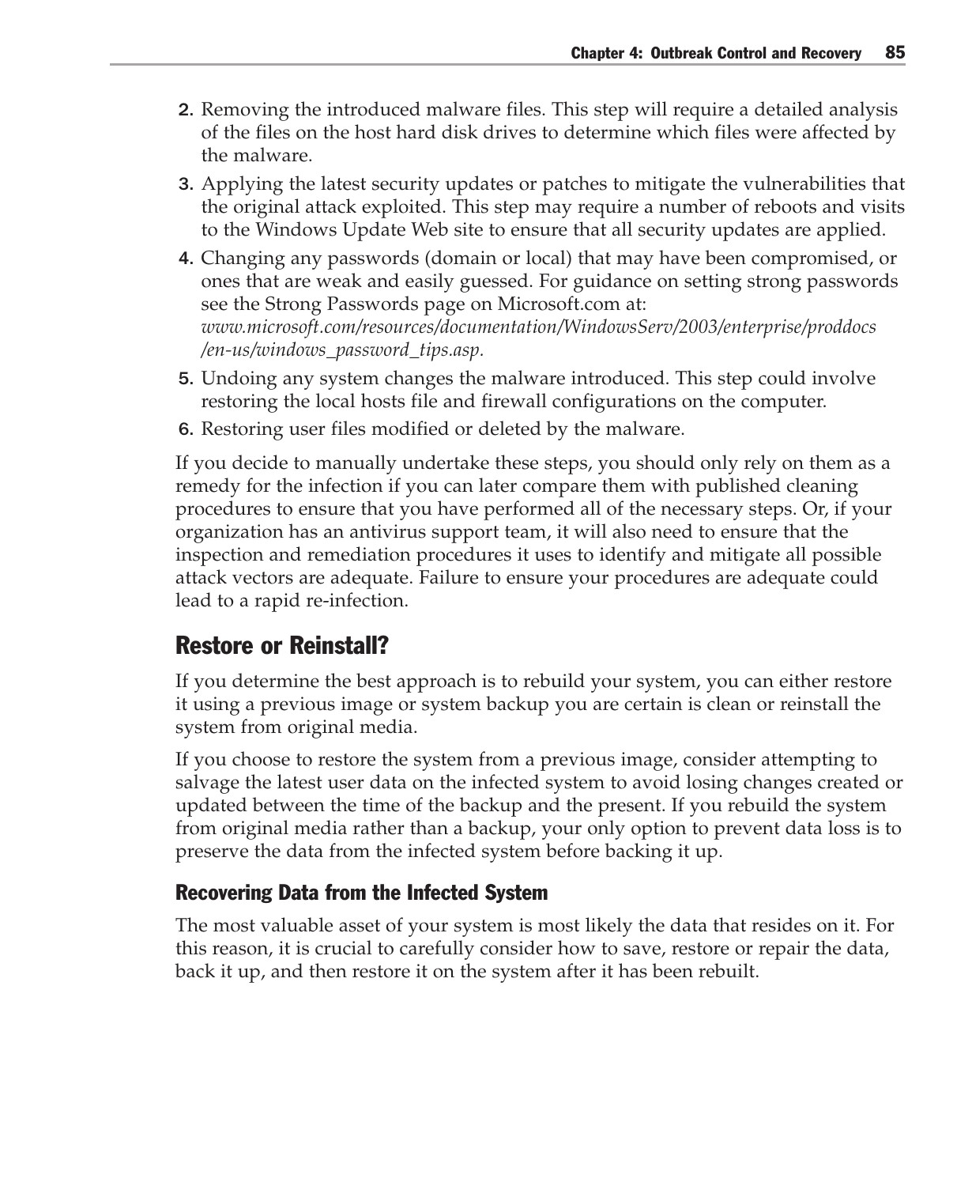2. Removing the introduced malware files. This step will require a detailed analysis of the files on the host hard disk drives to determine which files were affected by the malware.
3. Applying the latest security updates or patches to mitigate the vulnerabilities that the original attack exploited. This step may require a number of reboots and visits to the Windows Update Web site to ensure that all security updates are applied.
4. Changing any passwords (domain or local) that may have been compromised, or ones that are weak and easily guessed. For guidance on setting strong passwords see the Strong Passwords page on Microsoft.com at: *www.microsoft.com/resources/documentation/WindowsServ/2003/enterprise/proddocs/en-us/windows_password_tips.asp*.
5. Undoing any system changes the malware introduced. This step could involve restoring the local hosts file and firewall configurations on the computer.
6. Restoring user files modified or deleted by the malware.

If you decide to manually undertake these steps, you should only rely on them as a remedy for the infection if you can later compare them with published cleaning procedures to ensure that you have performed all of the necessary steps. Or, if your organization has an antivirus support team, it will also need to ensure that the inspection and remediation procedures it uses to identify and mitigate all possible attack vectors are adequate. Failure to ensure your procedures are adequate could lead to a rapid re-infection.

## Restore or Reinstall?

If you determine the best approach is to rebuild your system, you can either restore it using a previous image or system backup you are certain is clean or reinstall the system from original media.

If you choose to restore the system from a previous image, consider attempting to salvage the latest user data on the infected system to avoid losing changes created or updated between the time of the backup and the present. If you rebuild the system from original media rather than a backup, your only option to prevent data loss is to preserve the data from the infected system before backing it up.

### Recovering Data from the Infected System

The most valuable asset of your system is most likely the data that resides on it. For this reason, it is crucial to carefully consider how to save, restore or repair the data, back it up, and then restore it on the system after it has been rebuilt.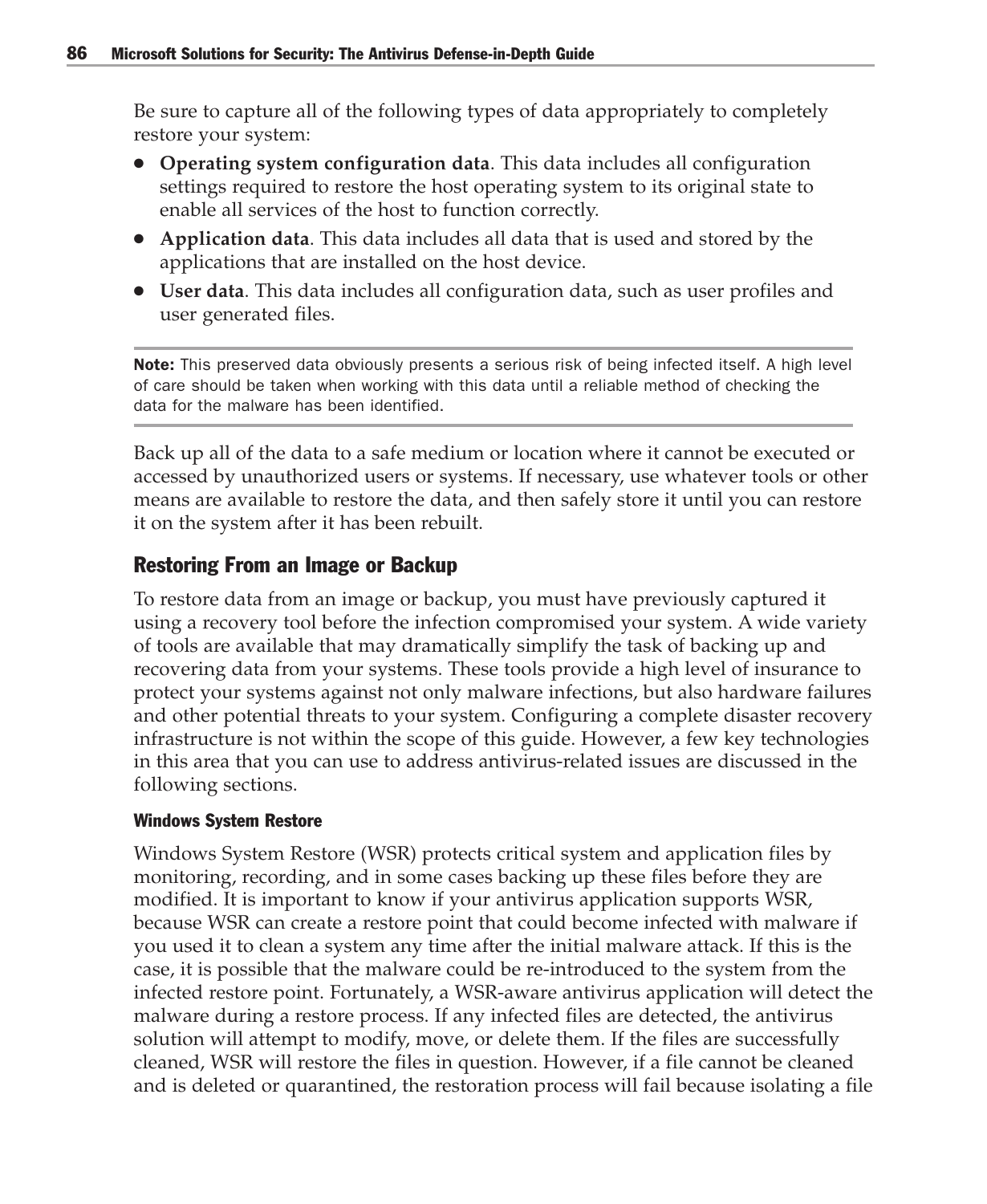Be sure to capture all of the following types of data appropriately to completely restore your system:

- **Operating system configuration data**. This data includes all configuration settings required to restore the host operating system to its original state to enable all services of the host to function correctly.
- **Application data**. This data includes all data that is used and stored by the applications that are installed on the host device.
- **User data**. This data includes all configuration data, such as user profiles and user generated files.

**Note:** This preserved data obviously presents a serious risk of being infected itself. A high level of care should be taken when working with this data until a reliable method of checking the data for the malware has been identified.

Back up all of the data to a safe medium or location where it cannot be executed or accessed by unauthorized users or systems. If necessary, use whatever tools or other means are available to restore the data, and then safely store it until you can restore it on the system after it has been rebuilt.

## Restoring From an Image or Backup

To restore data from an image or backup, you must have previously captured it using a recovery tool before the infection compromised your system. A wide variety of tools are available that may dramatically simplify the task of backing up and recovering data from your systems. These tools provide a high level of insurance to protect your systems against not only malware infections, but also hardware failures and other potential threats to your system. Configuring a complete disaster recovery infrastructure is not within the scope of this guide. However, a few key technologies in this area that you can use to address antivirus-related issues are discussed in the following sections.

### Windows System Restore

Windows System Restore (WSR) protects critical system and application files by monitoring, recording, and in some cases backing up these files before they are modified. It is important to know if your antivirus application supports WSR, because WSR can create a restore point that could become infected with malware if you used it to clean a system any time after the initial malware attack. If this is the case, it is possible that the malware could be re-introduced to the system from the infected restore point. Fortunately, a WSR-aware antivirus application will detect the malware during a restore process. If any infected files are detected, the antivirus solution will attempt to modify, move, or delete them. If the files are successfully cleaned, WSR will restore the files in question. However, if a file cannot be cleaned and is deleted or quarantined, the restoration process will fail because isolating a file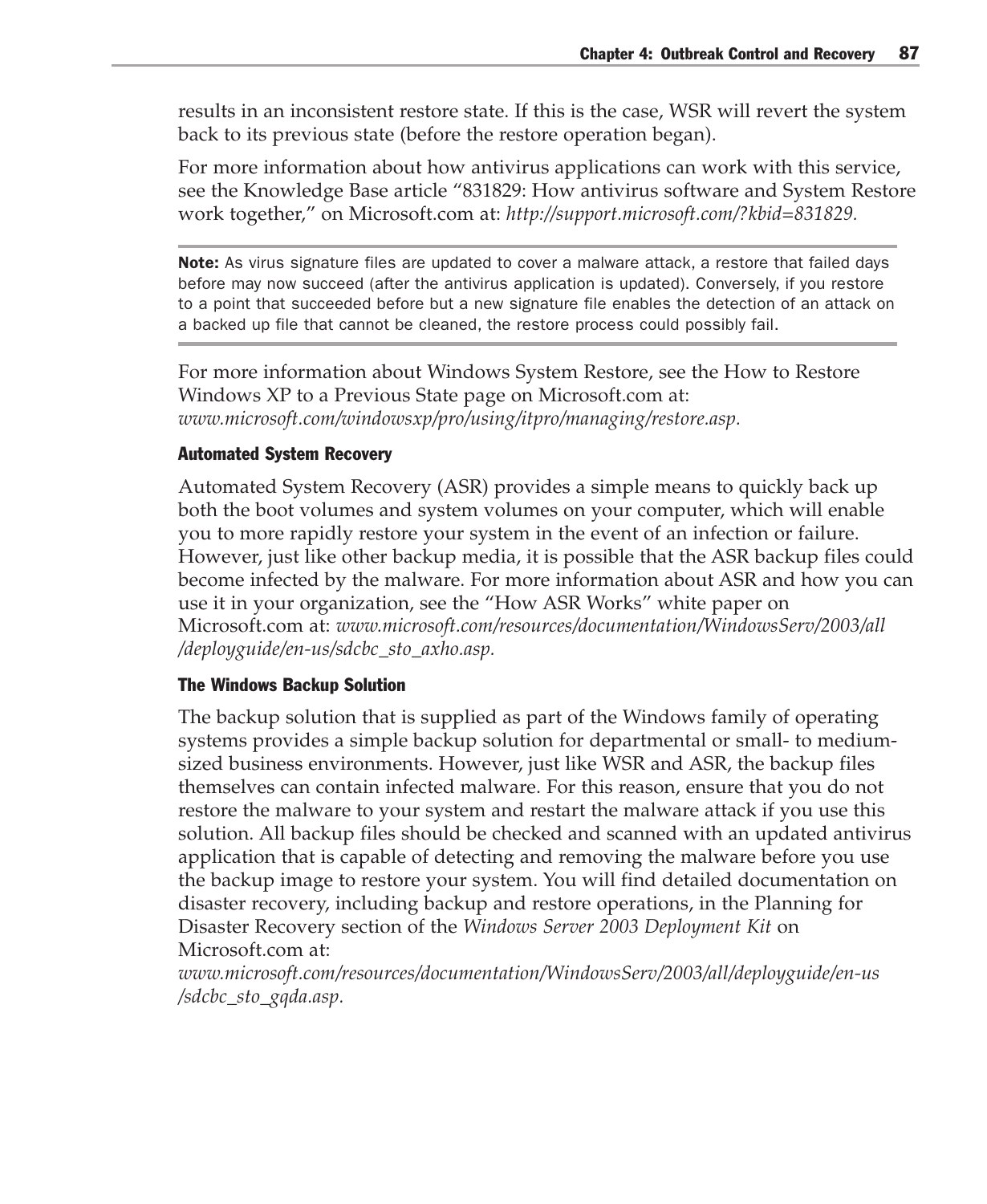results in an inconsistent restore state. If this is the case, WSR will revert the system back to its previous state (before the restore operation began).

For more information about how antivirus applications can work with this service, see the Knowledge Base article "831829: How antivirus software and System Restore work together," on Microsoft.com at: *http://support.microsoft.com/?kbid=831829.*

---

**Note:** As virus signature files are updated to cover a malware attack, a restore that failed days before may now succeed (after the antivirus application is updated). Conversely, if you restore to a point that succeeded before but a new signature file enables the detection of an attack on a backed up file that cannot be cleaned, the restore process could possibly fail.

---

For more information about Windows System Restore, see the How to Restore Windows XP to a Previous State page on Microsoft.com at: *www.microsoft.com/windowsxp/pro/using/itpro/managing/restore.asp.*

#### Automated System Recovery

Automated System Recovery (ASR) provides a simple means to quickly back up both the boot volumes and system volumes on your computer, which will enable you to more rapidly restore your system in the event of an infection or failure. However, just like other backup media, it is possible that the ASR backup files could become infected by the malware. For more information about ASR and how you can use it in your organization, see the "How ASR Works" white paper on Microsoft.com at: *www.microsoft.com/resources/documentation/WindowsServ/2003/all/deployguide/en-us/sdcbc_sto_axho.asp.*

#### The Windows Backup Solution

The backup solution that is supplied as part of the Windows family of operating systems provides a simple backup solution for departmental or small- to medium-sized business environments. However, just like WSR and ASR, the backup files themselves can contain infected malware. For this reason, ensure that you do not restore the malware to your system and restart the malware attack if you use this solution. All backup files should be checked and scanned with an updated antivirus application that is capable of detecting and removing the malware before you use the backup image to restore your system. You will find detailed documentation on disaster recovery, including backup and restore operations, in the Planning for Disaster Recovery section of the *Windows Server 2003 Deployment Kit* on Microsoft.com at: *www.microsoft.com/resources/documentation/WindowsServ/2003/all/deployguide/en-us/sdcbc_sto_gqda.asp.*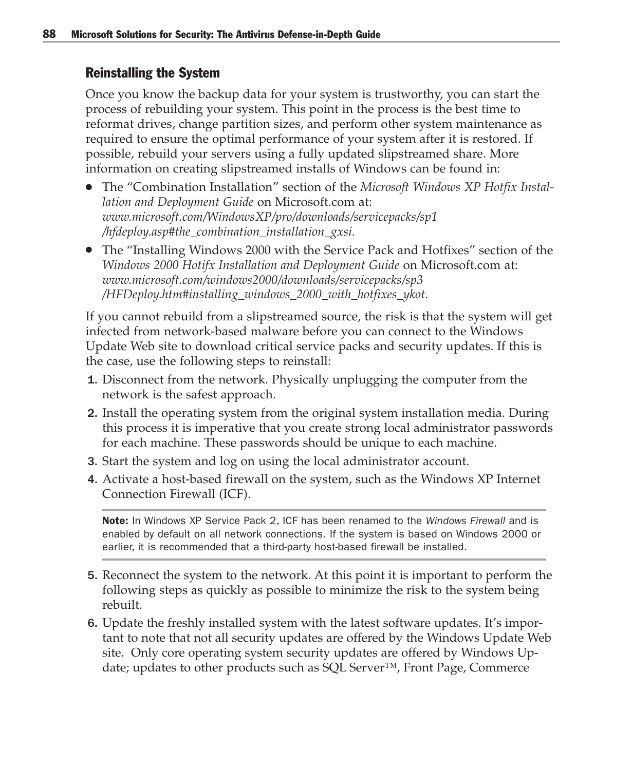### Reinstalling the System

Once you know the backup data for your system is trustworthy, you can start the process of rebuilding your system. This point in the process is the best time to reformat drives, change partition sizes, and perform other system maintenance as required to ensure the optimal performance of your system after it is restored. If possible, rebuild your servers using a fully updated slipstreamed share. More information on creating slipstreamed installs of Windows can be found in:

- The "Combination Installation" section of the *Microsoft Windows XP Hotfix Installation and Deployment Guide* on Microsoft.com at: *www.microsoft.com/WindowsXP/pro/downloads/servicepacks/sp1/hfdeploy.asp#the_combination_installation_gxsi.*
- The "Installing Windows 2000 with the Service Pack and Hotfixes" section of the *Windows 2000 Hotifx Installation and Deployment Guide* on Microsoft.com at: *www.microsoft.com/windows2000/downloads/servicepacks/sp3/HFDeploy.htm#installing_windows_2000_with_hotfixes_ykot.*

If you cannot rebuild from a slipstreamed source, the risk is that the system will get infected from network-based malware before you can connect to the Windows Update Web site to download critical service packs and security updates. If this is the case, use the following steps to reinstall:

1. Disconnect from the network. Physically unplugging the computer from the network is the safest approach.
2. Install the operating system from the original system installation media. During this process it is imperative that you create strong local administrator passwords for each machine. These passwords should be unique to each machine.
3. Start the system and log on using the local administrator account.
4. Activate a host-based firewall on the system, such as the Windows XP Internet Connection Firewall (ICF).

**Note:** In Windows XP Service Pack 2, ICF has been renamed to the *Windows Firewall* and is enabled by default on all network connections. If the system is based on Windows 2000 or earlier, it is recommended that a third-party host-based firewall be installed.

5. Reconnect the system to the network. At this point it is important to perform the following steps as quickly as possible to minimize the risk to the system being rebuilt.
6. Update the freshly installed system with the latest software updates. It's important to note that not all security updates are offered by the Windows Update Web site. Only core operating system security updates are offered by Windows Update; updates to other products such as SQL Server™, Front Page, Commerce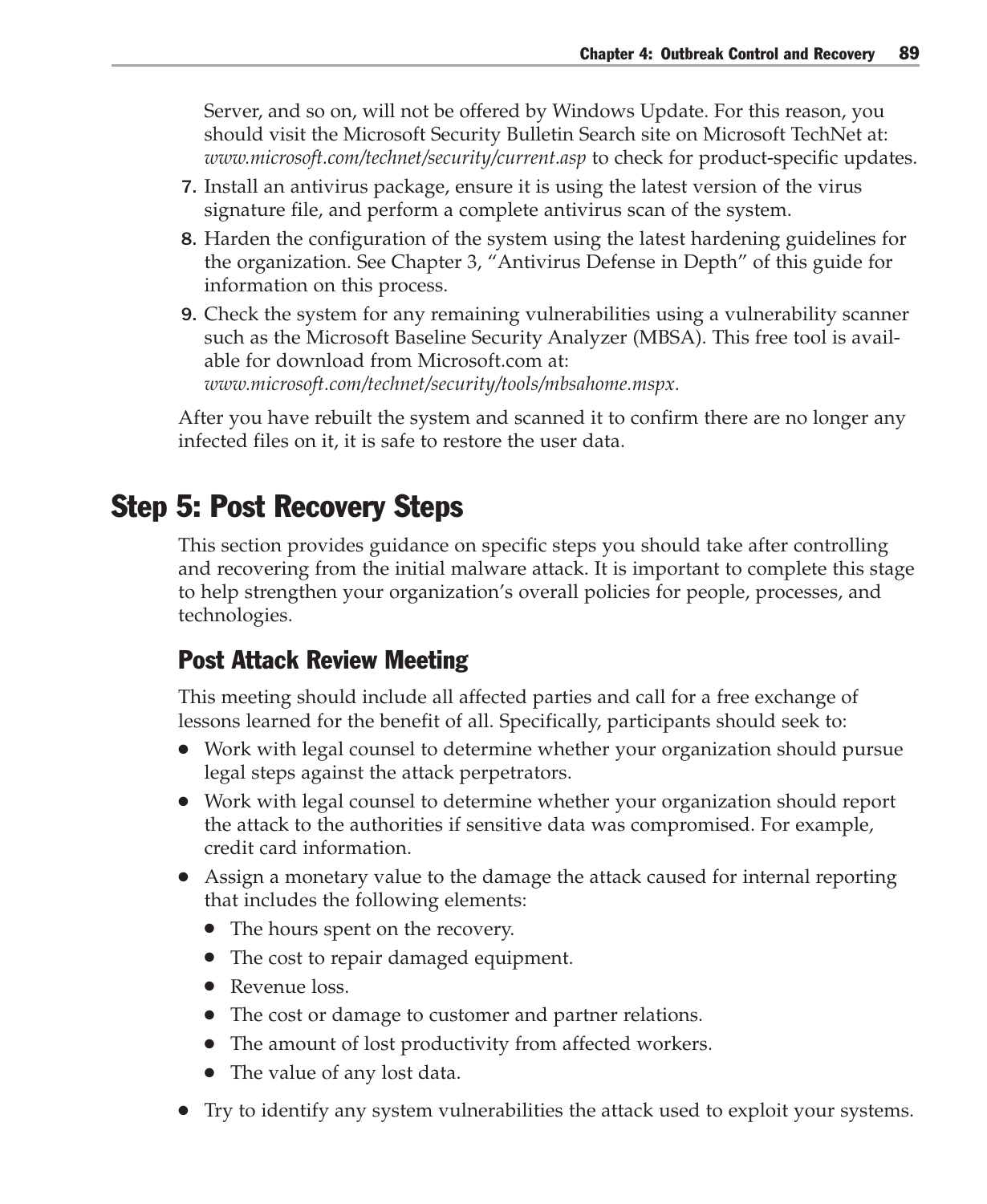Server, and so on, will not be offered by Windows Update. For this reason, you should visit the Microsoft Security Bulletin Search site on Microsoft TechNet at: *www.microsoft.com/technet/security/current.asp* to check for product-specific updates.

7. Install an antivirus package, ensure it is using the latest version of the virus signature file, and perform a complete antivirus scan of the system.
8. Harden the configuration of the system using the latest hardening guidelines for the organization. See Chapter 3, "Antivirus Defense in Depth" of this guide for information on this process.
9. Check the system for any remaining vulnerabilities using a vulnerability scanner such as the Microsoft Baseline Security Analyzer (MBSA). This free tool is available for download from Microsoft.com at: *www.microsoft.com/technet/security/tools/mbsahome.mspx.*

After you have rebuilt the system and scanned it to confirm there are no longer any infected files on it, it is safe to restore the user data.

## Step 5: Post Recovery Steps

This section provides guidance on specific steps you should take after controlling and recovering from the initial malware attack. It is important to complete this stage to help strengthen your organization's overall policies for people, processes, and technologies.

### Post Attack Review Meeting

This meeting should include all affected parties and call for a free exchange of lessons learned for the benefit of all. Specifically, participants should seek to:

- Work with legal counsel to determine whether your organization should pursue legal steps against the attack perpetrators.
- Work with legal counsel to determine whether your organization should report the attack to the authorities if sensitive data was compromised. For example, credit card information.
- Assign a monetary value to the damage the attack caused for internal reporting that includes the following elements:
  - The hours spent on the recovery.
  - The cost to repair damaged equipment.
  - Revenue loss.
  - The cost or damage to customer and partner relations.
  - The amount of lost productivity from affected workers.
  - The value of any lost data.
- Try to identify any system vulnerabilities the attack used to exploit your systems.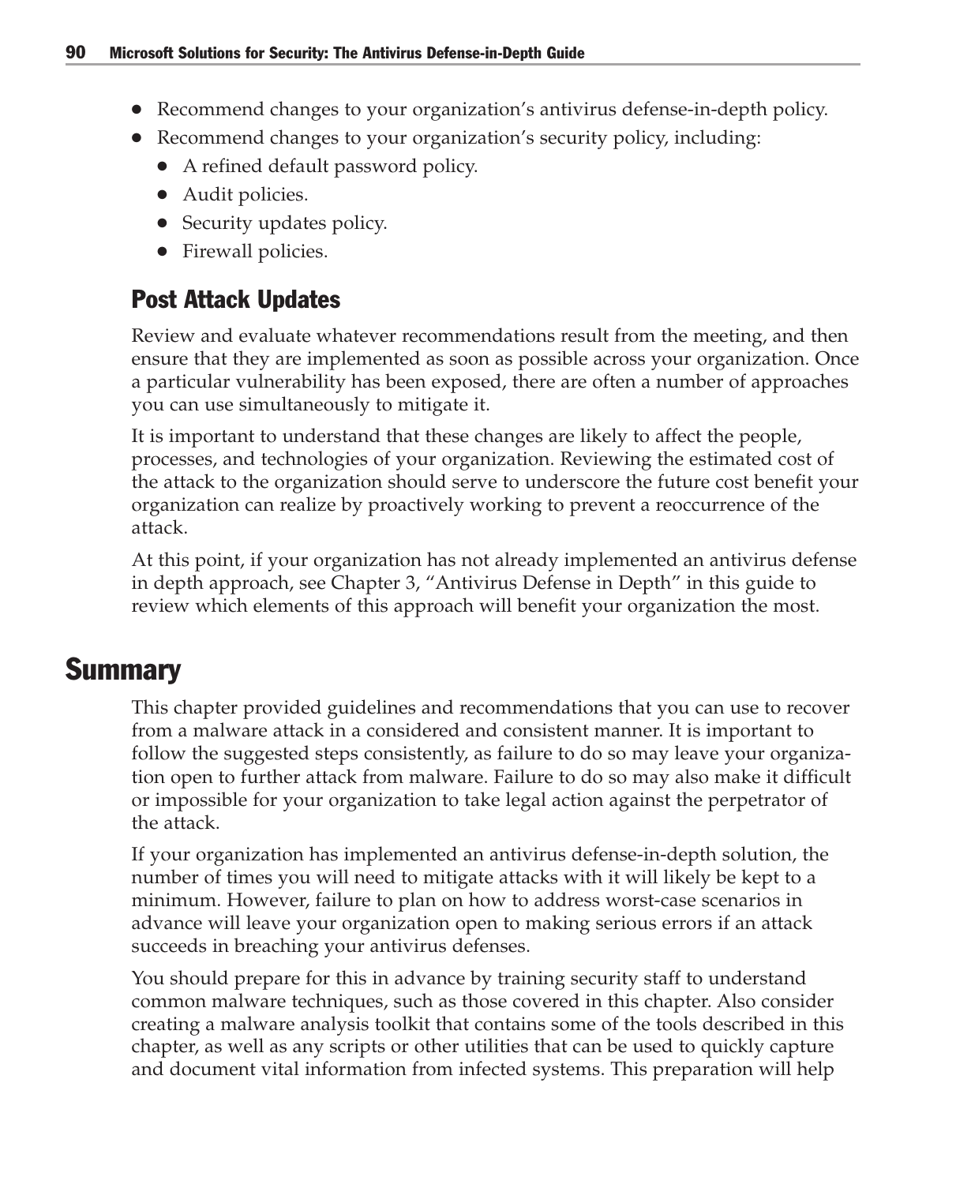- Recommend changes to your organization's antivirus defense-in-depth policy.
- Recommend changes to your organization's security policy, including:
  - A refined default password policy.
  - Audit policies.
  - Security updates policy.
  - Firewall policies.

### Post Attack Updates

Review and evaluate whatever recommendations result from the meeting, and then ensure that they are implemented as soon as possible across your organization. Once a particular vulnerability has been exposed, there are often a number of approaches you can use simultaneously to mitigate it.

It is important to understand that these changes are likely to affect the people, processes, and technologies of your organization. Reviewing the estimated cost of the attack to the organization should serve to underscore the future cost benefit your organization can realize by proactively working to prevent a reoccurrence of the attack.

At this point, if your organization has not already implemented an antivirus defense in depth approach, see Chapter 3, "Antivirus Defense in Depth" in this guide to review which elements of this approach will benefit your organization the most.

## Summary

This chapter provided guidelines and recommendations that you can use to recover from a malware attack in a considered and consistent manner. It is important to follow the suggested steps consistently, as failure to do so may leave your organization open to further attack from malware. Failure to do so may also make it difficult or impossible for your organization to take legal action against the perpetrator of the attack.

If your organization has implemented an antivirus defense-in-depth solution, the number of times you will need to mitigate attacks with it will likely be kept to a minimum. However, failure to plan on how to address worst-case scenarios in advance will leave your organization open to making serious errors if an attack succeeds in breaching your antivirus defenses.

You should prepare for this in advance by training security staff to understand common malware techniques, such as those covered in this chapter. Also consider creating a malware analysis toolkit that contains some of the tools described in this chapter, as well as any scripts or other utilities that can be used to quickly capture and document vital information from infected systems. This preparation will help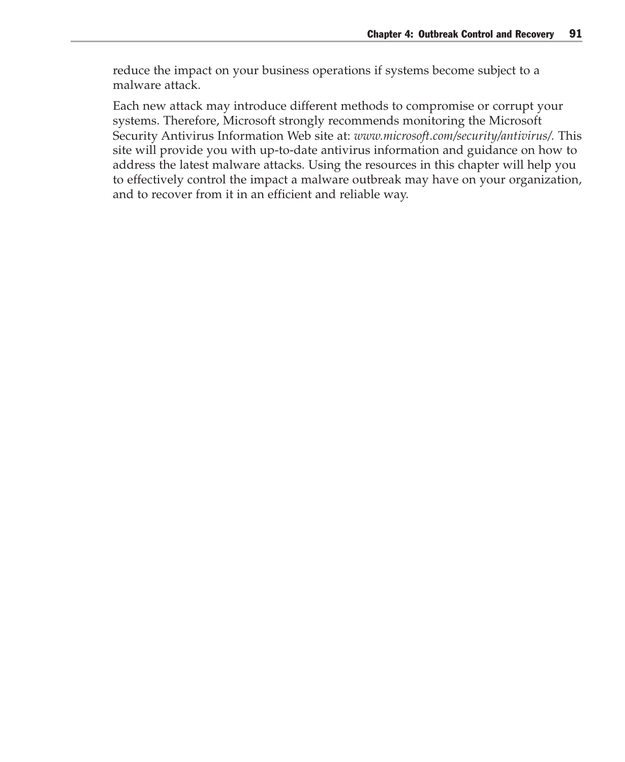reduce the impact on your business operations if systems become subject to a malware attack.

Each new attack may introduce different methods to compromise or corrupt your systems. Therefore, Microsoft strongly recommends monitoring the Microsoft Security Antivirus Information Web site at: *www.microsoft.com/security/antivirus/.* This site will provide you with up-to-date antivirus information and guidance on how to address the latest malware attacks. Using the resources in this chapter will help you to effectively control the impact a malware outbreak may have on your organization, and to recover from it in an efficient and reliable way.